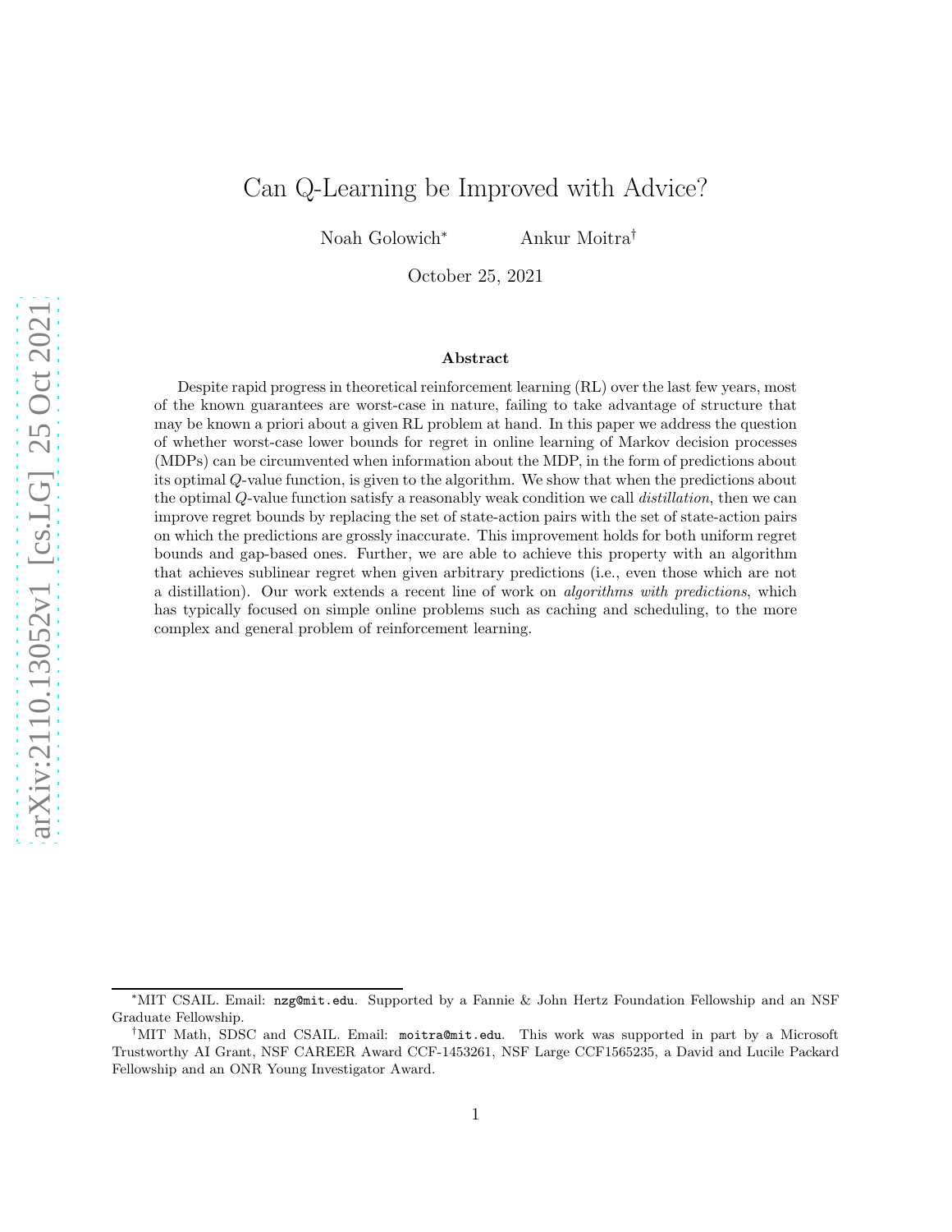# Can Q-Learning be Improved with Advice?

Noah Golowich[*] Ankur Moitra[†]

October 25, 2021

### Abstract

Despite rapid progress in theoretical reinforcement learning (RL) over the last few years, most of the known guarantees are worst-case in nature, failing to take advantage of structure that may be known a priori about a given RL problem at hand. In this paper we address the question of whether worst-case lower bounds for regret in online learning of Markov decision processes (MDPs) can be circumvented when information about the MDP, in the form of predictions about its optimal $Q$-value function, is given to the algorithm. We show that when the predictions about the optimal $Q$-value function satisfy a reasonably weak condition we call *distillation*, then we can improve regret bounds by replacing the set of state-action pairs with the set of state-action pairs on which the predictions are grossly inaccurate. This improvement holds for both uniform regret bounds and gap-based ones. Further, we are able to achieve this property with an algorithm that achieves sublinear regret when given arbitrary predictions (i.e., even those which are not a distillation). Our work extends a recent line of work on *algorithms with predictions*, which has typically focused on simple online problems such as caching and scheduling, to the more complex and general problem of reinforcement learning.

---

[*]MIT CSAIL. Email: `nzg@mit.edu`. Supported by a Fannie & John Hertz Foundation Fellowship and an NSF Graduate Fellowship.

[†]MIT Math, SDSC and CSAIL. Email: `moitra@mit.edu`. This work was supported in part by a Microsoft Trustworthy AI Grant, NSF CAREER Award CCF-1453261, NSF Large CCF1565235, a David and Lucile Packard Fellowship and an ONR Young Investigator Award.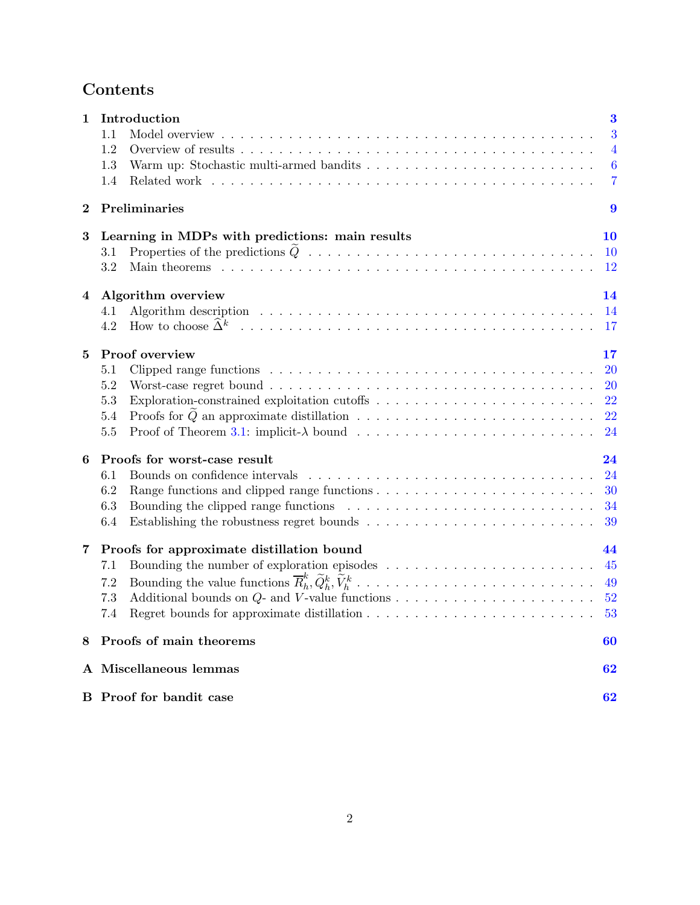# Contents

**1 Introduction** — 3
- 1.1 Model overview — 3
- 1.2 Overview of results — 4
- 1.3 Warm up: Stochastic multi-armed bandits — 6
- 1.4 Related work — 7

**2 Preliminaries** — 9

**3 Learning in MDPs with predictions: main results** — 10
- 3.1 Properties of the predictions $\widetilde{Q}$ — 10
- 3.2 Main theorems — 12

**4 Algorithm overview** — 14
- 4.1 Algorithm description — 14
- 4.2 How to choose $\widehat{\Delta}^k$ — 17

**5 Proof overview** — 17
- 5.1 Clipped range functions — 20
- 5.2 Worst-case regret bound — 20
- 5.3 Exploration-constrained exploitation cutoffs — 22
- 5.4 Proofs for $\widetilde{Q}$ an approximate distillation — 22
- 5.5 Proof of Theorem 3.1: implicit-$\lambda$ bound — 24

**6 Proofs for worst-case result** — 24
- 6.1 Bounds on confidence intervals — 24
- 6.2 Range functions and clipped range functions — 30
- 6.3 Bounding the clipped range functions — 34
- 6.4 Establishing the robustness regret bounds — 39

**7 Proofs for approximate distillation bound** — 44
- 7.1 Bounding the number of exploration episodes — 45
- 7.2 Bounding the value functions $\overline{R}_h^k, \widetilde{Q}_h^k, \widetilde{V}_h^k$ — 49
- 7.3 Additional bounds on $Q$- and $V$-value functions — 52
- 7.4 Regret bounds for approximate distillation — 53

**8 Proofs of main theorems** — 60

**A Miscellaneous lemmas** — 62

**B Proof for bandit case** — 62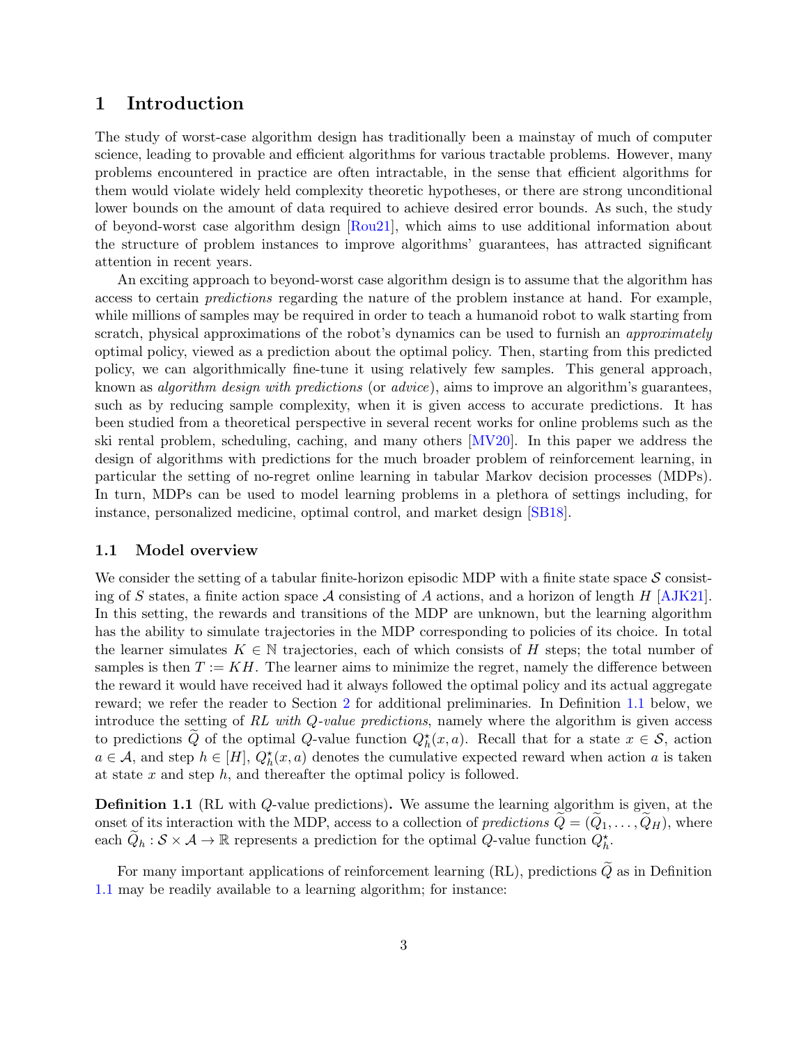## 1 Introduction

The study of worst-case algorithm design has traditionally been a mainstay of much of computer science, leading to provable and efficient algorithms for various tractable problems. However, many problems encountered in practice are often intractable, in the sense that efficient algorithms for them would violate widely held complexity theoretic hypotheses, or there are strong unconditional lower bounds on the amount of data required to achieve desired error bounds. As such, the study of beyond-worst case algorithm design [Rou21], which aims to use additional information about the structure of problem instances to improve algorithms' guarantees, has attracted significant attention in recent years.

An exciting approach to beyond-worst case algorithm design is to assume that the algorithm has access to certain *predictions* regarding the nature of the problem instance at hand. For example, while millions of samples may be required in order to teach a humanoid robot to walk starting from scratch, physical approximations of the robot's dynamics can be used to furnish an *approximately* optimal policy, viewed as a prediction about the optimal policy. Then, starting from this predicted policy, we can algorithmically fine-tune it using relatively few samples. This general approach, known as *algorithm design with predictions* (or *advice*), aims to improve an algorithm's guarantees, such as by reducing sample complexity, when it is given access to accurate predictions. It has been studied from a theoretical perspective in several recent works for online problems such as the ski rental problem, scheduling, caching, and many others [MV20]. In this paper we address the design of algorithms with predictions for the much broader problem of reinforcement learning, in particular the setting of no-regret online learning in tabular Markov decision processes (MDPs). In turn, MDPs can be used to model learning problems in a plethora of settings including, for instance, personalized medicine, optimal control, and market design [SB18].

### 1.1 Model overview

We consider the setting of a tabular finite-horizon episodic MDP with a finite state space $\mathcal{S}$ consisting of $S$ states, a finite action space $\mathcal{A}$ consisting of $A$ actions, and a horizon of length $H$ [AJK21]. In this setting, the rewards and transitions of the MDP are unknown, but the learning algorithm has the ability to simulate trajectories in the MDP corresponding to policies of its choice. In total the learner simulates $K \in \mathbb{N}$ trajectories, each of which consists of $H$ steps; the total number of samples is then $T := KH$. The learner aims to minimize the regret, namely the difference between the reward it would have received had it always followed the optimal policy and its actual aggregate reward; we refer the reader to Section 2 for additional preliminaries. In Definition 1.1 below, we introduce the setting of *RL with Q-value predictions*, namely where the algorithm is given access to predictions $\widetilde{Q}$ of the optimal $Q$-value function $Q^\star_h(x, a)$. Recall that for a state $x \in \mathcal{S}$, action $a \in \mathcal{A}$, and step $h \in [H]$, $Q^\star_h(x, a)$ denotes the cumulative expected reward when action $a$ is taken at state $x$ and step $h$, and thereafter the optimal policy is followed.

**Definition 1.1** (RL with $Q$-value predictions)**.** We assume the learning algorithm is given, at the onset of its interaction with the MDP, access to a collection of *predictions* $\widetilde{Q} = (\widetilde{Q}_1, \ldots, \widetilde{Q}_H)$, where each $\widetilde{Q}_h : \mathcal{S} \times \mathcal{A} \to \mathbb{R}$ represents a prediction for the optimal $Q$-value function $Q^\star_h$.

For many important applications of reinforcement learning (RL), predictions $\widetilde{Q}$ as in Definition 1.1 may be readily available to a learning algorithm; for instance: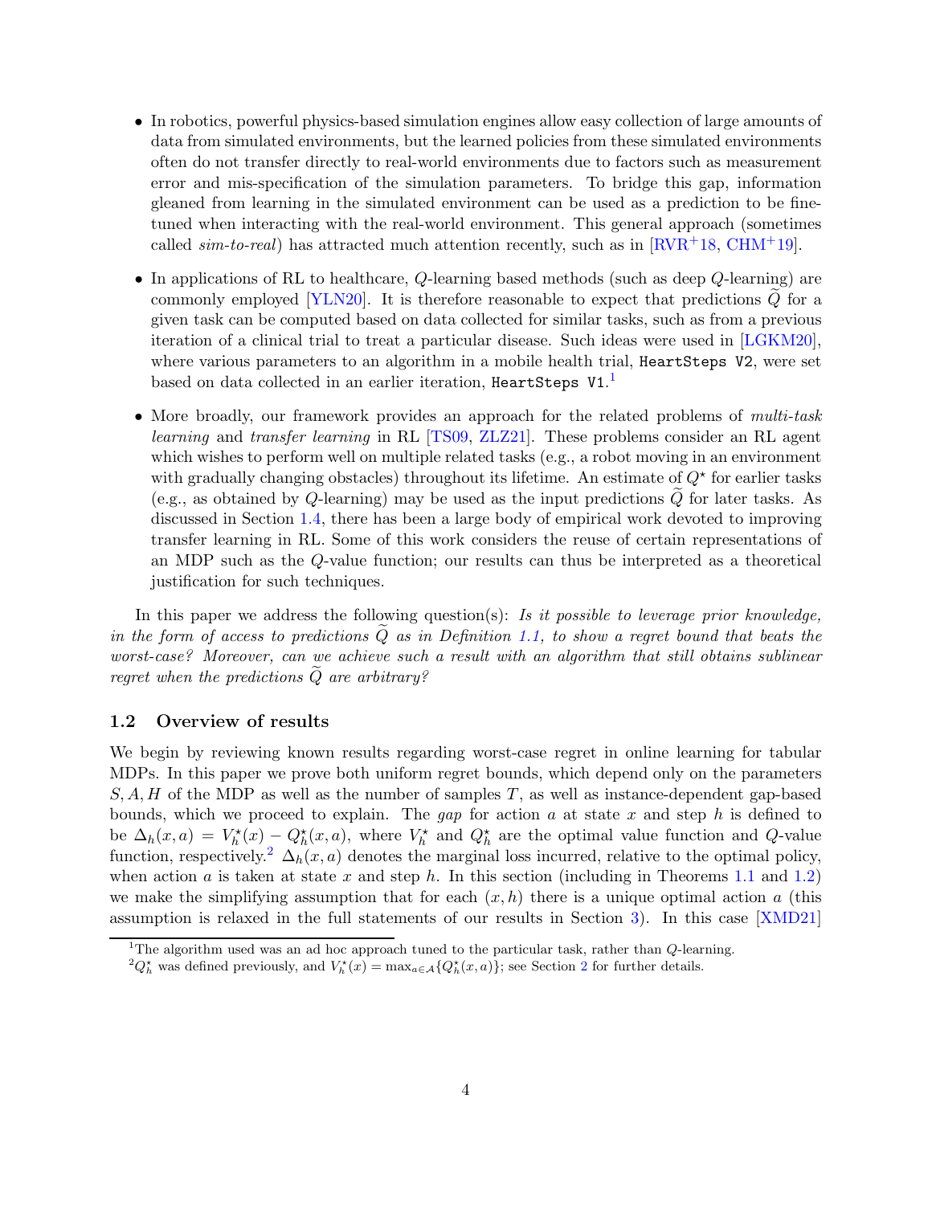- In robotics, powerful physics-based simulation engines allow easy collection of large amounts of data from simulated environments, but the learned policies from these simulated environments often do not transfer directly to real-world environments due to factors such as measurement error and mis-specification of the simulation parameters. To bridge this gap, information gleaned from learning in the simulated environment can be used as a prediction to be fine-tuned when interacting with the real-world environment. This general approach (sometimes called *sim-to-real*) has attracted much attention recently, such as in [RVR+18, CHM+19].

- In applications of RL to healthcare, $Q$-learning based methods (such as deep $Q$-learning) are commonly employed [YLN20]. It is therefore reasonable to expect that predictions $\widetilde{Q}$ for a given task can be computed based on data collected for similar tasks, such as from a previous iteration of a clinical trial to treat a particular disease. Such ideas were used in [LGKM20], where various parameters to an algorithm in a mobile health trial, `HeartSteps V2`, were set based on data collected in an earlier iteration, `HeartSteps V1`.[1]

- More broadly, our framework provides an approach for the related problems of *multi-task learning* and *transfer learning* in RL [TS09, ZLZ21]. These problems consider an RL agent which wishes to perform well on multiple related tasks (e.g., a robot moving in an environment with gradually changing obstacles) throughout its lifetime. An estimate of $Q^\star$ for earlier tasks (e.g., as obtained by $Q$-learning) may be used as the input predictions $\widetilde{Q}$ for later tasks. As discussed in Section 1.4, there has been a large body of empirical work devoted to improving transfer learning in RL. Some of this work considers the reuse of certain representations of an MDP such as the $Q$-value function; our results can thus be interpreted as a theoretical justification for such techniques.

In this paper we address the following question(s): *Is it possible to leverage prior knowledge, in the form of access to predictions $\widetilde{Q}$ as in Definition 1.1, to show a regret bound that beats the worst-case? Moreover, can we achieve such a result with an algorithm that still obtains sublinear regret when the predictions $\widetilde{Q}$ are arbitrary?*

### 1.2 Overview of results

We begin by reviewing known results regarding worst-case regret in online learning for tabular MDPs. In this paper we prove both uniform regret bounds, which depend only on the parameters $S, A, H$ of the MDP as well as the number of samples $T$, as well as instance-dependent gap-based bounds, which we proceed to explain. The *gap* for action $a$ at state $x$ and step $h$ is defined to be $\Delta_h(x, a) = V_h^\star(x) - Q_h^\star(x, a)$, where $V_h^\star$ and $Q_h^\star$ are the optimal value function and $Q$-value function, respectively.[2] $\Delta_h(x, a)$ denotes the marginal loss incurred, relative to the optimal policy, when action $a$ is taken at state $x$ and step $h$. In this section (including in Theorems 1.1 and 1.2) we make the simplifying assumption that for each $(x, h)$ there is a unique optimal action $a$ (this assumption is relaxed in the full statements of our results in Section 3). In this case [XMD21]

[1] The algorithm used was an ad hoc approach tuned to the particular task, rather than $Q$-learning.

[2] $Q_h^\star$ was defined previously, and $V_h^\star(x) = \max_{a \in \mathcal{A}}\{Q_h^\star(x, a)\}$; see Section 2 for further details.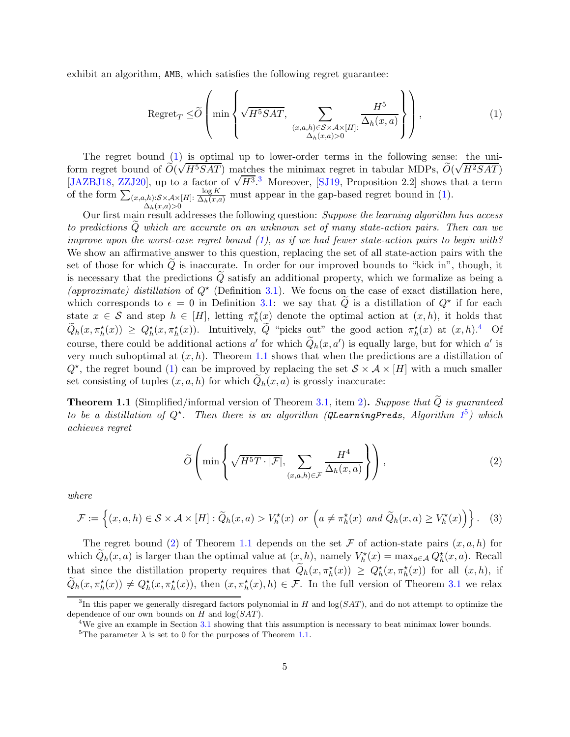exhibit an algorithm, AMB, which satisfies the following regret guarantee:

$$\text{Regret}_T \leq \widetilde{O}\left( \min\left\{ \sqrt{H^5 SAT}, \sum_{\substack{(x,a,h)\in\mathcal{S}\times\mathcal{A}\times[H]:\\ \Delta_h(x,a)>0}} \frac{H^5}{\Delta_h(x,a)} \right\} \right), \tag{1}$$

The regret bound (1) is optimal up to lower-order terms in the following sense: the uniform regret bound of $\widetilde{O}(\sqrt{H^5 SAT})$ matches the minimax regret in tabular MDPs, $\widetilde{O}(\sqrt{H^2 SAT})$ [JAZBJ18, ZZJ20], up to a factor of $\sqrt{H^3}$.[3] Moreover, [SJ19, Proposition 2.2] shows that a term of the form $\sum_{\substack{(x,a,h):\mathcal{S}\times\mathcal{A}\times[H]:\\ \Delta_h(x,a)>0}} \frac{\log K}{\Delta_h(x,a)}$ must appear in the gap-based regret bound in (1).

Our first main result addresses the following question: *Suppose the learning algorithm has access to predictions $\widetilde{Q}$ which are accurate on an unknown set of many state-action pairs. Then can we improve upon the worst-case regret bound (1), as if we had fewer state-action pairs to begin with?* We show an affirmative answer to this question, replacing the set of all state-action pairs with the set of those for which $\widetilde{Q}$ is inaccurate. In order for our improved bounds to "kick in", though, it is necessary that the predictions $\widetilde{Q}$ satisfy an additional property, which we formalize as being a *(approximate) distillation* of $Q^\star$ (Definition 3.1). We focus on the case of exact distillation here, which corresponds to $\epsilon = 0$ in Definition 3.1: we say that $\widetilde{Q}$ is a distillation of $Q^\star$ if for each state $x \in \mathcal{S}$ and step $h \in [H]$, letting $\pi^\star_h(x)$ denote the optimal action at $(x,h)$, it holds that $\widetilde{Q}_h(x, \pi^\star_h(x)) \geq Q^\star_h(x, \pi^\star_h(x))$. Intuitively, $\widetilde{Q}$ "picks out" the good action $\pi^\star_h(x)$ at $(x,h)$.[4] Of course, there could be additional actions $a'$ for which $\widetilde{Q}_h(x,a')$ is equally large, but for which $a'$ is very much suboptimal at $(x,h)$. Theorem 1.1 shows that when the predictions are a distillation of $Q^\star$, the regret bound (1) can be improved by replacing the set $\mathcal{S}\times\mathcal{A}\times[H]$ with a much smaller set consisting of tuples $(x,a,h)$ for which $\widetilde{Q}_h(x,a)$ is grossly inaccurate:

**Theorem 1.1** (Simplified/informal version of Theorem 3.1, item 2)**.** *Suppose that $\widetilde{Q}$ is guaranteed to be a distillation of $Q^\star$. Then there is an algorithm (QLearningPreds, Algorithm 1[5]) which achieves regret*

$$\widetilde{O}\left( \min\left\{ \sqrt{H^5 T \cdot |\mathcal{F}|}, \sum_{(x,a,h)\in\mathcal{F}} \frac{H^4}{\Delta_h(x,a)} \right\} \right), \tag{2}$$

*where*

$$\mathcal{F} := \left\{ (x,a,h) \in \mathcal{S}\times\mathcal{A}\times[H] : \widetilde{Q}_h(x,a) > V^\star_h(x) \text{ or } \left( a \neq \pi^\star_h(x) \text{ and } \widetilde{Q}_h(x,a) \geq V^\star_h(x) \right) \right\}. \tag{3}$$

The regret bound (2) of Theorem 1.1 depends on the set $\mathcal{F}$ of action-state pairs $(x,a,h)$ for which $\widetilde{Q}_h(x,a)$ is larger than the optimal value at $(x,h)$, namely $V^\star_h(x) = \max_{a\in\mathcal{A}} Q^\star_h(x,a)$. Recall that since the distillation property requires that $\widetilde{Q}_h(x,\pi^\star_h(x)) \geq Q^\star_h(x,\pi^\star_h(x))$ for all $(x,h)$, if $\widetilde{Q}_h(x,\pi^\star_h(x)) \neq Q^\star_h(x,\pi^\star_h(x))$, then $(x,\pi^\star_h(x),h) \in \mathcal{F}$. In the full version of Theorem 3.1 we relax

[3] In this paper we generally disregard factors polynomial in $H$ and $\log(SAT)$, and do not attempt to optimize the dependence of our own bounds on $H$ and $\log(SAT)$.

[4] We give an example in Section 3.1 showing that this assumption is necessary to beat minimax lower bounds.

[5] The parameter $\lambda$ is set to 0 for the purposes of Theorem 1.1.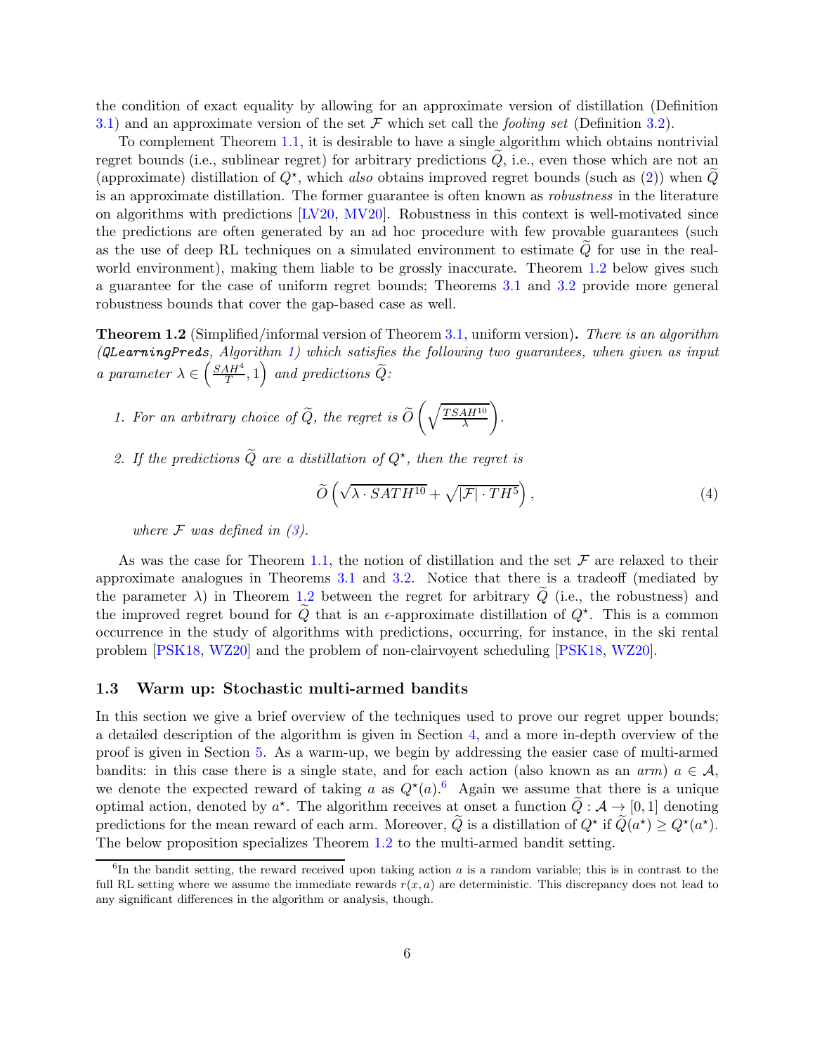the condition of exact equality by allowing for an approximate version of distillation (Definition 3.1) and an approximate version of the set $\mathcal{F}$ which set call the *fooling set* (Definition 3.2).

To complement Theorem 1.1, it is desirable to have a single algorithm which obtains nontrivial regret bounds (i.e., sublinear regret) for arbitrary predictions $\widetilde{Q}$, i.e., even those which are not an (approximate) distillation of $Q^\star$, which *also* obtains improved regret bounds (such as (2)) when $\widetilde{Q}$ is an approximate distillation. The former guarantee is often known as *robustness* in the literature on algorithms with predictions [LV20, MV20]. Robustness in this context is well-motivated since the predictions are often generated by an ad hoc procedure with few provable guarantees (such as the use of deep RL techniques on a simulated environment to estimate $\widetilde{Q}$ for use in the real-world environment), making them liable to be grossly inaccurate. Theorem 1.2 below gives such a guarantee for the case of uniform regret bounds; Theorems 3.1 and 3.2 provide more general robustness bounds that cover the gap-based case as well.

**Theorem 1.2** (Simplified/informal version of Theorem 3.1, uniform version)**.** *There is an algorithm (`QLearningPreds`, Algorithm 1) which satisfies the following two guarantees, when given as input a parameter $\lambda \in \left(\frac{SAH^4}{T}, 1\right)$ and predictions $\widetilde{Q}$:*

1. *For an arbitrary choice of $\widetilde{Q}$, the regret is $\widetilde{O}\left(\sqrt{\frac{TSAH^{10}}{\lambda}}\right)$.*
2. *If the predictions $\widetilde{Q}$ are a distillation of $Q^\star$, then the regret is*

$$\widetilde{O}\left(\sqrt{\lambda \cdot SATH^{10}} + \sqrt{|\mathcal{F}| \cdot TH^5}\right), \tag{4}$$

*where $\mathcal{F}$ was defined in (3).*

As was the case for Theorem 1.1, the notion of distillation and the set $\mathcal{F}$ are relaxed to their approximate analogues in Theorems 3.1 and 3.2. Notice that there is a tradeoff (mediated by the parameter $\lambda$) in Theorem 1.2 between the regret for arbitrary $\widetilde{Q}$ (i.e., the robustness) and the improved regret bound for $\widetilde{Q}$ that is an $\epsilon$-approximate distillation of $Q^\star$. This is a common occurrence in the study of algorithms with predictions, occurring, for instance, in the ski rental problem [PSK18, WZ20] and the problem of non-clairvoyent scheduling [PSK18, WZ20].

### 1.3 Warm up: Stochastic multi-armed bandits

In this section we give a brief overview of the techniques used to prove our regret upper bounds; a detailed description of the algorithm is given in Section 4, and a more in-depth overview of the proof is given in Section 5. As a warm-up, we begin by addressing the easier case of multi-armed bandits: in this case there is a single state, and for each action (also known as an *arm*) $a \in \mathcal{A}$, we denote the expected reward of taking $a$ as $Q^\star(a)$.[6] Again we assume that there is a unique optimal action, denoted by $a^\star$. The algorithm receives at onset a function $\widetilde{Q} : \mathcal{A} \to [0, 1]$ denoting predictions for the mean reward of each arm. Moreover, $\widetilde{Q}$ is a distillation of $Q^\star$ if $\widetilde{Q}(a^\star) \geq Q^\star(a^\star)$. The below proposition specializes Theorem 1.2 to the multi-armed bandit setting.

[6] In the bandit setting, the reward received upon taking action $a$ is a random variable; this is in contrast to the full RL setting where we assume the immediate rewards $r(x, a)$ are deterministic. This discrepancy does not lead to any significant differences in the algorithm or analysis, though.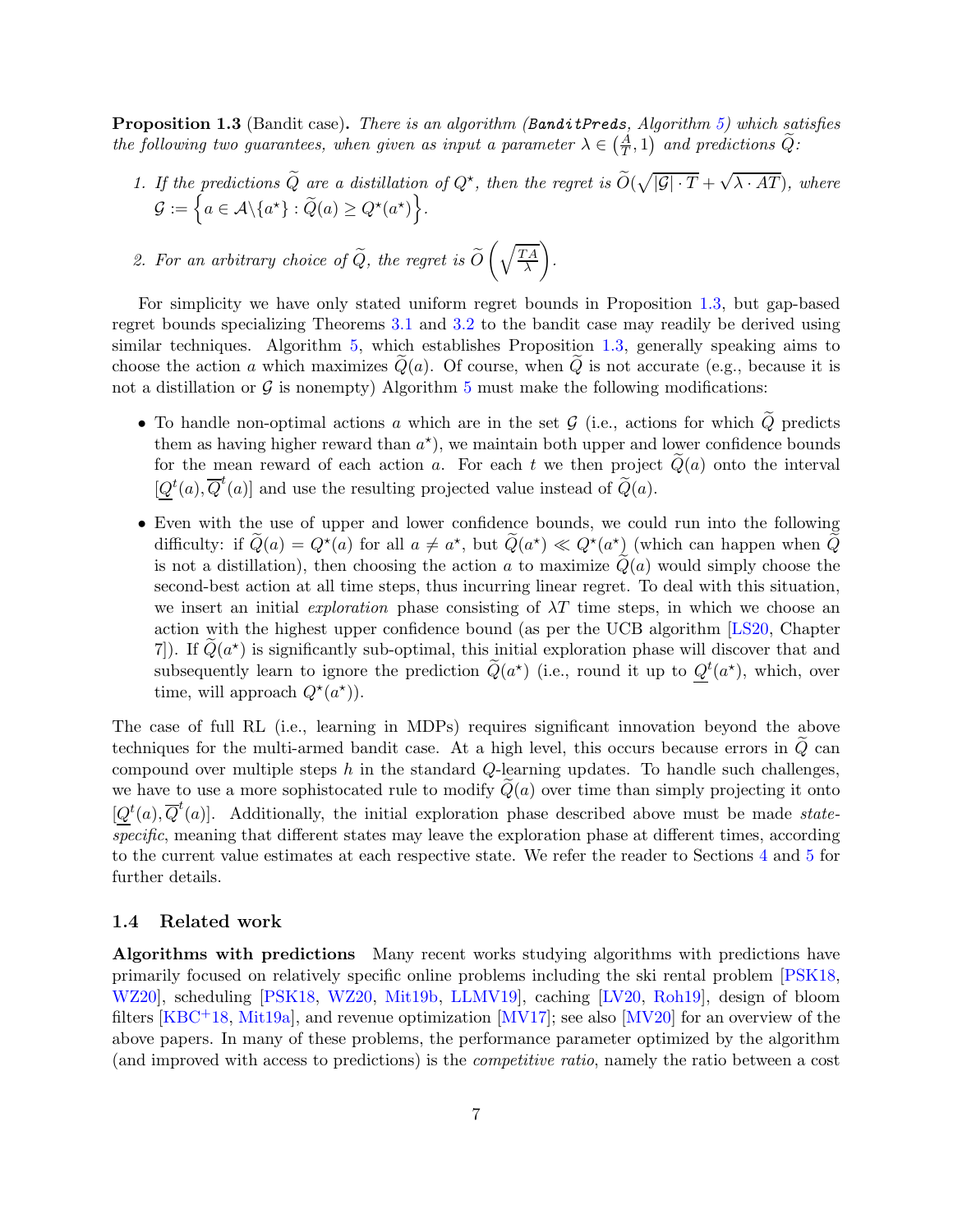**Proposition 1.3** (Bandit case)**.** *There is an algorithm (`BanditPreds`, Algorithm 5) which satisfies the following two guarantees, when given as input a parameter $\lambda \in \left(\frac{A}{T}, 1\right)$ and predictions $\widetilde{Q}$:*

1. *If the predictions $\widetilde{Q}$ are a distillation of $Q^\star$, then the regret is $\widetilde{O}(\sqrt{|\mathcal{G}| \cdot T} + \sqrt{\lambda \cdot AT})$, where $\mathcal{G} := \left\{ a \in \mathcal{A} \backslash \{a^\star\} : \widetilde{Q}(a) \geq Q^\star(a^\star) \right\}$.*

2. *For an arbitrary choice of $\widetilde{Q}$, the regret is $\widetilde{O}\left(\sqrt{\frac{TA}{\lambda}}\right)$.*

For simplicity we have only stated uniform regret bounds in Proposition 1.3, but gap-based regret bounds specializing Theorems 3.1 and 3.2 to the bandit case may readily be derived using similar techniques. Algorithm 5, which establishes Proposition 1.3, generally speaking aims to choose the action $a$ which maximizes $\widetilde{Q}(a)$. Of course, when $\widetilde{Q}$ is not accurate (e.g., because it is not a distillation or $\mathcal{G}$ is nonempty) Algorithm 5 must make the following modifications:

- To handle non-optimal actions $a$ which are in the set $\mathcal{G}$ (i.e., actions for which $\widetilde{Q}$ predicts them as having higher reward than $a^\star$), we maintain both upper and lower confidence bounds for the mean reward of each action $a$. For each $t$ we then project $\widetilde{Q}(a)$ onto the interval $[\underline{Q}^t(a), \overline{Q}^t(a)]$ and use the resulting projected value instead of $\widetilde{Q}(a)$.
- Even with the use of upper and lower confidence bounds, we could run into the following difficulty: if $\widetilde{Q}(a) = Q^\star(a)$ for all $a \neq a^\star$, but $\widetilde{Q}(a^\star) \ll Q^\star(a^\star)$ (which can happen when $\widetilde{Q}$ is not a distillation), then choosing the action $a$ to maximize $\widetilde{Q}(a)$ would simply choose the second-best action at all time steps, thus incurring linear regret. To deal with this situation, we insert an initial *exploration* phase consisting of $\lambda T$ time steps, in which we choose an action with the highest upper confidence bound (as per the UCB algorithm [LS20, Chapter 7]). If $\widetilde{Q}(a^\star)$ is significantly sub-optimal, this initial exploration phase will discover that and subsequently learn to ignore the prediction $\widetilde{Q}(a^\star)$ (i.e., round it up to $\underline{Q}^t(a^\star)$, which, over time, will approach $Q^\star(a^\star)$).

The case of full RL (i.e., learning in MDPs) requires significant innovation beyond the above techniques for the multi-armed bandit case. At a high level, this occurs because errors in $\widetilde{Q}$ can compound over multiple steps $h$ in the standard $Q$-learning updates. To handle such challenges, we have to use a more sophistocated rule to modify $\widetilde{Q}(a)$ over time than simply projecting it onto $[\underline{Q}^t(a), \overline{Q}^t(a)]$. Additionally, the initial exploration phase described above must be made *state-specific*, meaning that different states may leave the exploration phase at different times, according to the current value estimates at each respective state. We refer the reader to Sections 4 and 5 for further details.

## 1.4 Related work

**Algorithms with predictions** Many recent works studying algorithms with predictions have primarily focused on relatively specific online problems including the ski rental problem [PSK18, WZ20], scheduling [PSK18, WZ20, Mit19b, LLMV19], caching [LV20, Roh19], design of bloom filters [KBC+18, Mit19a], and revenue optimization [MV17]; see also [MV20] for an overview of the above papers. In many of these problems, the performance parameter optimized by the algorithm (and improved with access to predictions) is the *competitive ratio*, namely the ratio between a cost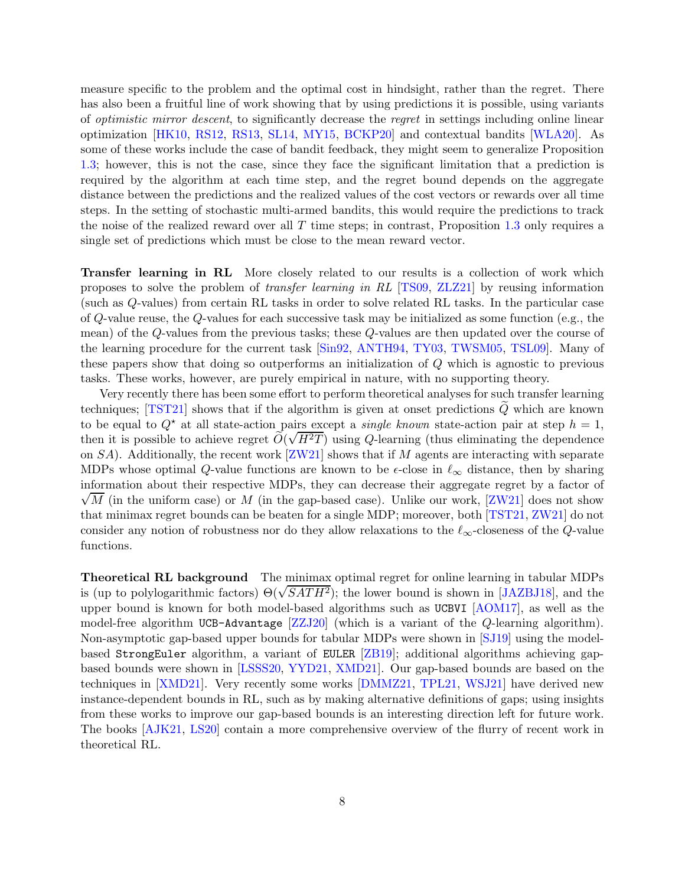measure specific to the problem and the optimal cost in hindsight, rather than the regret. There has also been a fruitful line of work showing that by using predictions it is possible, using variants of *optimistic mirror descent*, to significantly decrease the *regret* in settings including online linear optimization [HK10, RS12, RS13, SL14, MY15, BCKP20] and contextual bandits [WLA20]. As some of these works include the case of bandit feedback, they might seem to generalize Proposition 1.3; however, this is not the case, since they face the significant limitation that a prediction is required by the algorithm at each time step, and the regret bound depends on the aggregate distance between the predictions and the realized values of the cost vectors or rewards over all time steps. In the setting of stochastic multi-armed bandits, this would require the predictions to track the noise of the realized reward over all $T$ time steps; in contrast, Proposition 1.3 only requires a single set of predictions which must be close to the mean reward vector.

**Transfer learning in RL** More closely related to our results is a collection of work which proposes to solve the problem of *transfer learning in RL* [TS09, ZLZ21] by reusing information (such as $Q$-values) from certain RL tasks in order to solve related RL tasks. In the particular case of $Q$-value reuse, the $Q$-values for each successive task may be initialized as some function (e.g., the mean) of the $Q$-values from the previous tasks; these $Q$-values are then updated over the course of the learning procedure for the current task [Sin92, ANTH94, TY03, TWSM05, TSL09]. Many of these papers show that doing so outperforms an initialization of $Q$ which is agnostic to previous tasks. These works, however, are purely empirical in nature, with no supporting theory.

Very recently there has been some effort to perform theoretical analyses for such transfer learning techniques; [TST21] shows that if the algorithm is given at onset predictions $\widetilde{Q}$ which are known to be equal to $Q^\star$ at all state-action pairs except a *single known* state-action pair at step $h = 1$, then it is possible to achieve regret $\widetilde{O}(\sqrt{H^2 T})$ using $Q$-learning (thus eliminating the dependence on $SA$). Additionally, the recent work [ZW21] shows that if $M$ agents are interacting with separate MDPs whose optimal $Q$-value functions are known to be $\epsilon$-close in $\ell_\infty$ distance, then by sharing information about their respective MDPs, they can decrease their aggregate regret by a factor of $\sqrt{M}$ (in the uniform case) or $M$ (in the gap-based case). Unlike our work, [ZW21] does not show that minimax regret bounds can be beaten for a single MDP; moreover, both [TST21, ZW21] do not consider any notion of robustness nor do they allow relaxations to the $\ell_\infty$-closeness of the $Q$-value functions.

**Theoretical RL background** The minimax optimal regret for online learning in tabular MDPs is (up to polylogarithmic factors) $\Theta(\sqrt{SATH^2})$; the lower bound is shown in [JAZBJ18], and the upper bound is known for both model-based algorithms such as `UCBVI` [AOM17], as well as the model-free algorithm `UCB-Advantage` [ZZJ20] (which is a variant of the $Q$-learning algorithm). Non-asymptotic gap-based upper bounds for tabular MDPs were shown in [SJ19] using the model-based `StrongEuler` algorithm, a variant of `EULER` [ZB19]; additional algorithms achieving gap-based bounds were shown in [LSSS20, YYD21, XMD21]. Our gap-based bounds are based on the techniques in [XMD21]. Very recently some works [DMMZ21, TPL21, WSJ21] have derived new instance-dependent bounds in RL, such as by making alternative definitions of gaps; using insights from these works to improve our gap-based bounds is an interesting direction left for future work. The books [AJK21, LS20] contain a more comprehensive overview of the flurry of recent work in theoretical RL.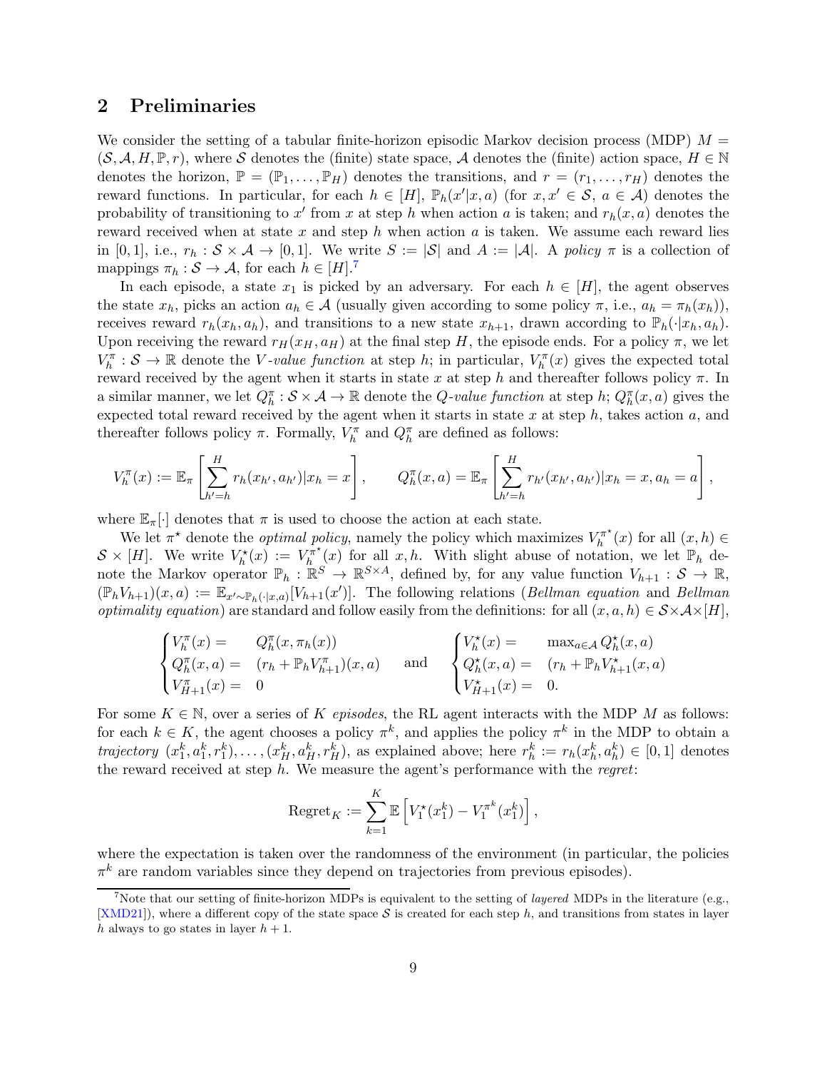## 2 Preliminaries

We consider the setting of a tabular finite-horizon episodic Markov decision process (MDP) $M = (\mathcal{S}, \mathcal{A}, H, \mathbb{P}, r)$, where $\mathcal{S}$ denotes the (finite) state space, $\mathcal{A}$ denotes the (finite) action space, $H \in \mathbb{N}$ denotes the horizon, $\mathbb{P} = (\mathbb{P}_1, \ldots, \mathbb{P}_H)$ denotes the transitions, and $r = (r_1, \ldots, r_H)$ denotes the reward functions. In particular, for each $h \in [H]$, $\mathbb{P}_h(x'|x, a)$ (for $x, x' \in \mathcal{S}$, $a \in \mathcal{A}$) denotes the probability of transitioning to $x'$ from $x$ at step $h$ when action $a$ is taken; and $r_h(x, a)$ denotes the reward received when at state $x$ and step $h$ when action $a$ is taken. We assume each reward lies in $[0, 1]$, i.e., $r_h : \mathcal{S} \times \mathcal{A} \to [0, 1]$. We write $S := |\mathcal{S}|$ and $A := |\mathcal{A}|$. A *policy* $\pi$ is a collection of mappings $\pi_h : \mathcal{S} \to \mathcal{A}$, for each $h \in [H]$.[7]

In each episode, a state $x_1$ is picked by an adversary. For each $h \in [H]$, the agent observes the state $x_h$, picks an action $a_h \in \mathcal{A}$ (usually given according to some policy $\pi$, i.e., $a_h = \pi_h(x_h)$), receives reward $r_h(x_h, a_h)$, and transitions to a new state $x_{h+1}$, drawn according to $\mathbb{P}_h(\cdot|x_h, a_h)$. Upon receiving the reward $r_H(x_H, a_H)$ at the final step $H$, the episode ends. For a policy $\pi$, we let $V_h^\pi : \mathcal{S} \to \mathbb{R}$ denote the *V-value function* at step $h$; in particular, $V_h^\pi(x)$ gives the expected total reward received by the agent when it starts in state $x$ at step $h$ and thereafter follows policy $\pi$. In a similar manner, we let $Q_h^\pi : \mathcal{S} \times \mathcal{A} \to \mathbb{R}$ denote the *Q-value function* at step $h$; $Q_h^\pi(x, a)$ gives the expected total reward received by the agent when it starts in state $x$ at step $h$, takes action $a$, and thereafter follows policy $\pi$. Formally, $V_h^\pi$ and $Q_h^\pi$ are defined as follows:

$$
V_h^\pi(x) := \mathbb{E}_\pi\left[\sum_{h'=h}^H r_h(x_{h'}, a_{h'}) | x_h = x\right], \qquad Q_h^\pi(x, a) = \mathbb{E}_\pi\left[\sum_{h'=h}^H r_{h'}(x_{h'}, a_{h'}) | x_h = x, a_h = a\right],
$$

where $\mathbb{E}_\pi[\cdot]$ denotes that $\pi$ is used to choose the action at each state.

We let $\pi^\star$ denote the *optimal policy*, namely the policy which maximizes $V_h^{\pi^\star}(x)$ for all $(x, h) \in \mathcal{S} \times [H]$. We write $V_h^\star(x) := V_h^{\pi^\star}(x)$ for all $x, h$. With slight abuse of notation, we let $\mathbb{P}_h$ denote the Markov operator $\mathbb{P}_h : \mathbb{R}^S \to \mathbb{R}^{S \times A}$, defined by, for any value function $V_{h+1} : \mathcal{S} \to \mathbb{R}$, $(\mathbb{P}_h V_{h+1})(x, a) := \mathbb{E}_{x' \sim \mathbb{P}_h(\cdot|x,a)}[V_{h+1}(x')]$. The following relations (*Bellman equation* and *Bellman optimality equation*) are standard and follow easily from the definitions: for all $(x, a, h) \in \mathcal{S} \times \mathcal{A} \times [H]$,

$$
\begin{cases}
V_h^\pi(x) = & Q_h^\pi(x, \pi_h(x)) \\
Q_h^\pi(x, a) = & (r_h + \mathbb{P}_h V_{h+1}^\pi)(x, a) \\
V_{H+1}^\pi(x) = & 0
\end{cases}
\quad \text{and} \quad
\begin{cases}
V_h^\star(x) = & \max_{a \in \mathcal{A}} Q_h^\star(x, a) \\
Q_h^\star(x, a) = & (r_h + \mathbb{P}_h V_{h+1}^\star(x, a) \\
V_{H+1}^\star(x) = & 0.
\end{cases}
$$

For some $K \in \mathbb{N}$, over a series of $K$ *episodes*, the RL agent interacts with the MDP $M$ as follows: for each $k \in K$, the agent chooses a policy $\pi^k$, and applies the policy $\pi^k$ in the MDP to obtain a *trajectory* $(x_1^k, a_1^k, r_1^k), \ldots, (x_H^k, a_H^k, r_H^k)$, as explained above; here $r_h^k := r_h(x_h^k, a_h^k) \in [0, 1]$ denotes the reward received at step $h$. We measure the agent's performance with the *regret*:

$$
\mathrm{Regret}_K := \sum_{k=1}^K \mathbb{E}\left[V_1^\star(x_1^k) - V_1^{\pi^k}(x_1^k)\right],
$$

where the expectation is taken over the randomness of the environment (in particular, the policies $\pi^k$ are random variables since they depend on trajectories from previous episodes).

[7]Note that our setting of finite-horizon MDPs is equivalent to the setting of *layered* MDPs in the literature (e.g., [XMD21]), where a different copy of the state space $\mathcal{S}$ is created for each step $h$, and transitions from states in layer $h$ always to go states in layer $h + 1$.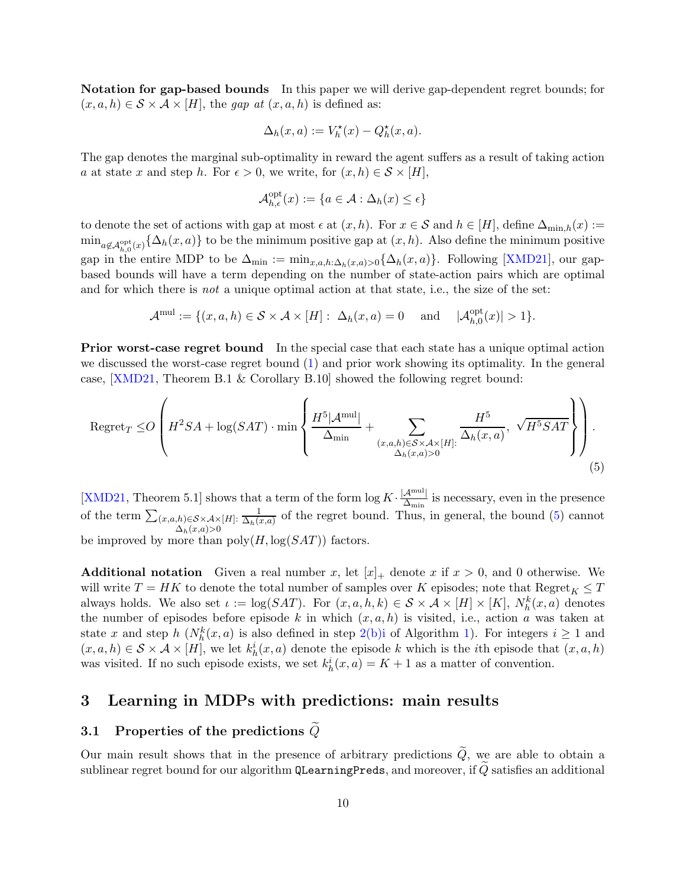**Notation for gap-based bounds** In this paper we will derive gap-dependent regret bounds; for $(x, a, h) \in \mathcal{S} \times \mathcal{A} \times [H]$, the *gap at* $(x, a, h)$ is defined as:

$$\Delta_h(x, a) := V_h^\star(x) - Q_h^\star(x, a).$$

The gap denotes the marginal sub-optimality in reward the agent suffers as a result of taking action $a$ at state $x$ and step $h$. For $\epsilon > 0$, we write, for $(x, h) \in \mathcal{S} \times [H]$,

$$\mathcal{A}_{h,\epsilon}^{\mathrm{opt}}(x) := \{a \in \mathcal{A} : \Delta_h(x) \leq \epsilon\}$$

to denote the set of actions with gap at most $\epsilon$ at $(x, h)$. For $x \in \mathcal{S}$ and $h \in [H]$, define $\Delta_{\min,h}(x) := \min_{a \notin \mathcal{A}_{h,0}^{\mathrm{opt}}(x)} \{\Delta_h(x, a)\}$ to be the minimum positive gap at $(x, h)$. Also define the minimum positive gap in the entire MDP to be $\Delta_{\min} := \min_{x,a,h:\Delta_h(x,a)>0}\{\Delta_h(x, a)\}$. Following [XMD21], our gap-based bounds will have a term depending on the number of state-action pairs which are optimal and for which there is *not* a unique optimal action at that state, i.e., the size of the set:

$$\mathcal{A}^{\mathrm{mul}} := \{(x, a, h) \in \mathcal{S} \times \mathcal{A} \times [H] : \ \Delta_h(x, a) = 0 \quad \text{and} \quad |\mathcal{A}_{h,0}^{\mathrm{opt}}(x)| > 1\}.$$

**Prior worst-case regret bound** In the special case that each state has a unique optimal action we discussed the worst-case regret bound (1) and prior work showing its optimality. In the general case, [XMD21, Theorem B.1 & Corollary B.10] showed the following regret bound:

$$\mathrm{Regret}_T \leq O\left(H^2SA + \log(SAT) \cdot \min\left\{\frac{H^5|\mathcal{A}^{\mathrm{mul}}|}{\Delta_{\min}} + \sum_{\substack{(x,a,h)\in\mathcal{S}\times\mathcal{A}\times[H]:\\ \Delta_h(x,a)>0}} \frac{H^5}{\Delta_h(x,a)},\ \sqrt{H^5SAT}\right\}\right). \tag{5}$$

[XMD21, Theorem 5.1] shows that a term of the form $\log K \cdot \frac{|\mathcal{A}^{\mathrm{mul}}|}{\Delta_{\min}}$ is necessary, even in the presence of the term $\sum_{\substack{(x,a,h)\in\mathcal{S}\times\mathcal{A}\times[H]:\\ \Delta_h(x,a)>0}} \frac{1}{\Delta_h(x,a)}$ of the regret bound. Thus, in general, the bound (5) cannot be improved by more than $\mathrm{poly}(H, \log(SAT))$ factors.

**Additional notation** Given a real number $x$, let $[x]_+$ denote $x$ if $x > 0$, and 0 otherwise. We will write $T = HK$ to denote the total number of samples over $K$ episodes; note that $\mathrm{Regret}_K \leq T$ always holds. We also set $\iota := \log(SAT)$. For $(x, a, h, k) \in \mathcal{S} \times \mathcal{A} \times [H] \times [K]$, $N_h^k(x, a)$ denotes the number of episodes before episode $k$ in which $(x, a, h)$ is visited, i.e., action $a$ was taken at state $x$ and step $h$ ($N_h^k(x, a)$ is also defined in step 2(b)i of Algorithm 1). For integers $i \geq 1$ and $(x, a, h) \in \mathcal{S} \times \mathcal{A} \times [H]$, we let $k_h^i(x, a)$ denote the episode $k$ which is the $i$th episode that $(x, a, h)$ was visited. If no such episode exists, we set $k_h^i(x, a) = K + 1$ as a matter of convention.

## 3 Learning in MDPs with predictions: main results

### 3.1 Properties of the predictions $\widetilde{Q}$

Our main result shows that in the presence of arbitrary predictions $\widetilde{Q}$, we are able to obtain a sublinear regret bound for our algorithm `QLearningPreds`, and moreover, if $\widetilde{Q}$ satisfies an additional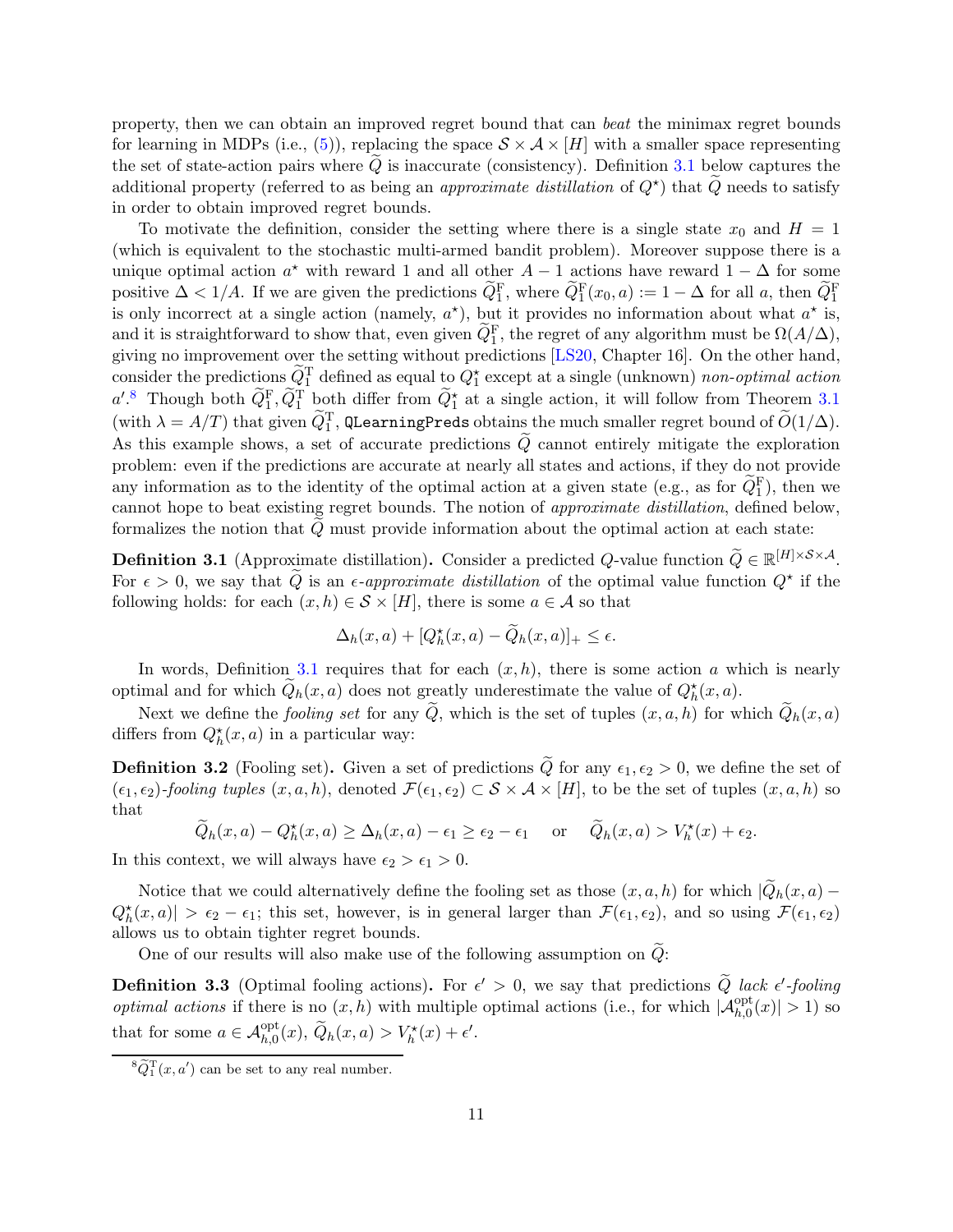property, then we can obtain an improved regret bound that can *beat* the minimax regret bounds for learning in MDPs (i.e., (5)), replacing the space $\mathcal{S} \times \mathcal{A} \times [H]$ with a smaller space representing the set of state-action pairs where $\widetilde{Q}$ is inaccurate (consistency). Definition 3.1 below captures the additional property (referred to as being an *approximate distillation* of $Q^\star$) that $\widetilde{Q}$ needs to satisfy in order to obtain improved regret bounds.

To motivate the definition, consider the setting where there is a single state $x_0$ and $H = 1$ (which is equivalent to the stochastic multi-armed bandit problem). Moreover suppose there is a unique optimal action $a^\star$ with reward 1 and all other $A - 1$ actions have reward $1 - \Delta$ for some positive $\Delta < 1/A$. If we are given the predictions $\widetilde{Q}_1^{\mathrm{F}}$, where $\widetilde{Q}_1^{\mathrm{F}}(x_0, a) := 1 - \Delta$ for all $a$, then $\widetilde{Q}_1^{\mathrm{F}}$ is only incorrect at a single action (namely, $a^\star$), but it provides no information about what $a^\star$ is, and it is straightforward to show that, even given $\widetilde{Q}_1^{\mathrm{F}}$, the regret of any algorithm must be $\Omega(A/\Delta)$, giving no improvement over the setting without predictions [LS20, Chapter 16]. On the other hand, consider the predictions $\widetilde{Q}_1^{\mathrm{T}}$ defined as equal to $Q_1^\star$ except at a single (unknown) *non-optimal action* $a'$.[8] Though both $\widetilde{Q}_1^{\mathrm{F}}, \widetilde{Q}_1^{\mathrm{T}}$ both differ from $\widetilde{Q}_1^\star$ at a single action, it will follow from Theorem 3.1 (with $\lambda = A/T$) that given $\widetilde{Q}_1^{\mathrm{T}}$, `QLearningPreds` obtains the much smaller regret bound of $\widetilde{O}(1/\Delta)$. As this example shows, a set of accurate predictions $\widetilde{Q}$ cannot entirely mitigate the exploration problem: even if the predictions are accurate at nearly all states and actions, if they do not provide any information as to the identity of the optimal action at a given state (e.g., as for $\widetilde{Q}_1^{\mathrm{F}}$), then we cannot hope to beat existing regret bounds. The notion of *approximate distillation*, defined below, formalizes the notion that $\widetilde{Q}$ must provide information about the optimal action at each state:

**Definition 3.1** (Approximate distillation)**.** Consider a predicted $Q$-value function $\widetilde{Q} \in \mathbb{R}^{[H] \times \mathcal{S} \times \mathcal{A}}$. For $\epsilon > 0$, we say that $\widetilde{Q}$ is an *$\epsilon$-approximate distillation* of the optimal value function $Q^\star$ if the following holds: for each $(x, h) \in \mathcal{S} \times [H]$, there is some $a \in \mathcal{A}$ so that

$$\Delta_h(x, a) + [Q_h^\star(x, a) - \widetilde{Q}_h(x, a)]_+ \leq \epsilon.$$

In words, Definition 3.1 requires that for each $(x, h)$, there is some action $a$ which is nearly optimal and for which $\widetilde{Q}_h(x, a)$ does not greatly underestimate the value of $Q_h^\star(x, a)$.

Next we define the *fooling set* for any $\widetilde{Q}$, which is the set of tuples $(x, a, h)$ for which $\widetilde{Q}_h(x, a)$ differs from $Q_h^\star(x, a)$ in a particular way:

**Definition 3.2** (Fooling set)**.** Given a set of predictions $\widetilde{Q}$ for any $\epsilon_1, \epsilon_2 > 0$, we define the set of *$(\epsilon_1, \epsilon_2)$-fooling tuples* $(x, a, h)$, denoted $\mathcal{F}(\epsilon_1, \epsilon_2) \subset \mathcal{S} \times \mathcal{A} \times [H]$, to be the set of tuples $(x, a, h)$ so that

$$\widetilde{Q}_h(x, a) - Q_h^\star(x, a) \geq \Delta_h(x, a) - \epsilon_1 \geq \epsilon_2 - \epsilon_1 \quad \text{ or } \quad \widetilde{Q}_h(x, a) > V_h^\star(x) + \epsilon_2.$$

In this context, we will always have $\epsilon_2 > \epsilon_1 > 0$.

Notice that we could alternatively define the fooling set as those $(x, a, h)$ for which $|\widetilde{Q}_h(x, a) - Q_h^\star(x, a)| > \epsilon_2 - \epsilon_1$; this set, however, is in general larger than $\mathcal{F}(\epsilon_1, \epsilon_2)$, and so using $\mathcal{F}(\epsilon_1, \epsilon_2)$ allows us to obtain tighter regret bounds.

One of our results will also make use of the following assumption on $\widetilde{Q}$:

**Definition 3.3** (Optimal fooling actions)**.** For $\epsilon' > 0$, we say that predictions $\widetilde{Q}$ *lack $\epsilon'$-fooling optimal actions* if there is no $(x, h)$ with multiple optimal actions (i.e., for which $|\mathcal{A}_{h,0}^{\mathrm{opt}}(x)| > 1$) so that for some $a \in \mathcal{A}_{h,0}^{\mathrm{opt}}(x)$, $\widetilde{Q}_h(x, a) > V_h^\star(x) + \epsilon'$.

[8] $\widetilde{Q}_1^{\mathrm{T}}(x, a')$ can be set to any real number.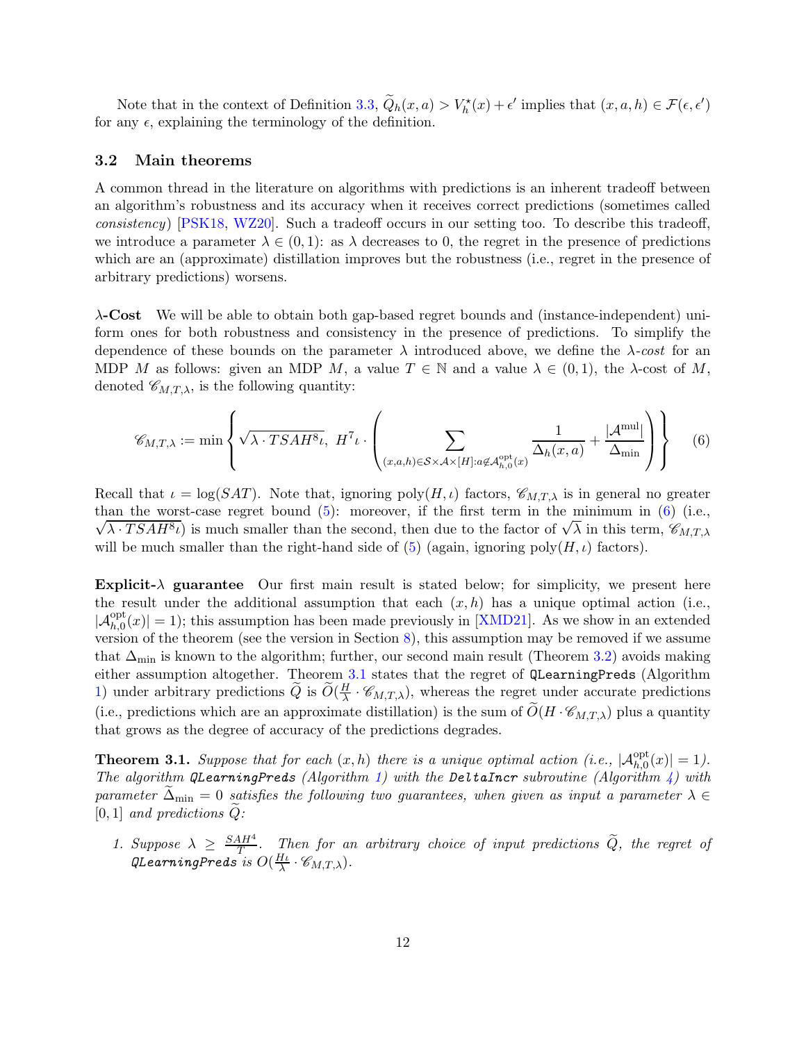Note that in the context of Definition 3.3, $\widetilde{Q}_h(x,a) > V_h^\star(x) + \epsilon'$ implies that $(x,a,h) \in \mathcal{F}(\epsilon,\epsilon')$ for any $\epsilon$, explaining the terminology of the definition.

### 3.2 Main theorems

A common thread in the literature on algorithms with predictions is an inherent tradeoff between an algorithm's robustness and its accuracy when it receives correct predictions (sometimes called *consistency*) [PSK18, WZ20]. Such a tradeoff occurs in our setting too. To describe this tradeoff, we introduce a parameter $\lambda \in (0,1)$: as $\lambda$ decreases to 0, the regret in the presence of predictions which are an (approximate) distillation improves but the robustness (i.e., regret in the presence of arbitrary predictions) worsens.

**$\lambda$-Cost** We will be able to obtain both gap-based regret bounds and (instance-independent) uniform ones for both robustness and consistency in the presence of predictions. To simplify the dependence of these bounds on the parameter $\lambda$ introduced above, we define the *$\lambda$-cost* for an MDP $M$ as follows: given an MDP $M$, a value $T \in \mathbb{N}$ and a value $\lambda \in (0,1)$, the $\lambda$-cost of $M$, denoted $\mathscr{C}_{M,T,\lambda}$, is the following quantity:

$$\mathscr{C}_{M,T,\lambda} := \min \left\{ \sqrt{\lambda \cdot TSAH^8}\iota,\ H^7\iota \cdot \left( \sum_{(x,a,h)\in\mathcal{S}\times\mathcal{A}\times[H]:a\notin\mathcal{A}^{\mathrm{opt}}_{h,0}(x)} \frac{1}{\Delta_h(x,a)} + \frac{|\mathcal{A}^{\mathrm{mul}}|}{\Delta_{\min}} \right) \right\} \tag{6}$$

Recall that $\iota = \log(SAT)$. Note that, ignoring $\mathrm{poly}(H,\iota)$ factors, $\mathscr{C}_{M,T,\lambda}$ is in general no greater than the worst-case regret bound (5): moreover, if the first term in the minimum in (6) (i.e., $\sqrt{\lambda \cdot TSAH^8\iota}$) is much smaller than the second, then due to the factor of $\sqrt{\lambda}$ in this term, $\mathscr{C}_{M,T,\lambda}$ will be much smaller than the right-hand side of (5) (again, ignoring $\mathrm{poly}(H,\iota)$ factors).

**Explicit-$\lambda$ guarantee** Our first main result is stated below; for simplicity, we present here the result under the additional assumption that each $(x,h)$ has a unique optimal action (i.e., $|\mathcal{A}^{\mathrm{opt}}_{h,0}(x)| = 1$); this assumption has been made previously in [XMD21]. As we show in an extended version of the theorem (see the version in Section 8), this assumption may be removed if we assume that $\Delta_{\min}$ is known to the algorithm; further, our second main result (Theorem 3.2) avoids making either assumption altogether. Theorem 3.1 states that the regret of `QLearningPreds` (Algorithm 1) under arbitrary predictions $\widetilde{Q}$ is $\widetilde{O}(\frac{H}{\lambda} \cdot \mathscr{C}_{M,T,\lambda})$, whereas the regret under accurate predictions (i.e., predictions which are an approximate distillation) is the sum of $\widetilde{O}(H \cdot \mathscr{C}_{M,T,\lambda})$ plus a quantity that grows as the degree of accuracy of the predictions degrades.

**Theorem 3.1.** *Suppose that for each $(x,h)$ there is a unique optimal action (i.e., $|\mathcal{A}^{\mathrm{opt}}_{h,0}(x)| = 1$). The algorithm `QLearningPreds` (Algorithm 1) with the `DeltaIncr` subroutine (Algorithm 4) with parameter $\widetilde{\Delta}_{\min} = 0$ satisfies the following two guarantees, when given as input a parameter $\lambda \in [0,1]$ and predictions $\widetilde{Q}$:*

1. *Suppose $\lambda \geq \frac{SAH^4}{T}$. Then for an arbitrary choice of input predictions $\widetilde{Q}$, the regret of `QLearningPreds` is $O(\frac{H\iota}{\lambda} \cdot \mathscr{C}_{M,T,\lambda})$.*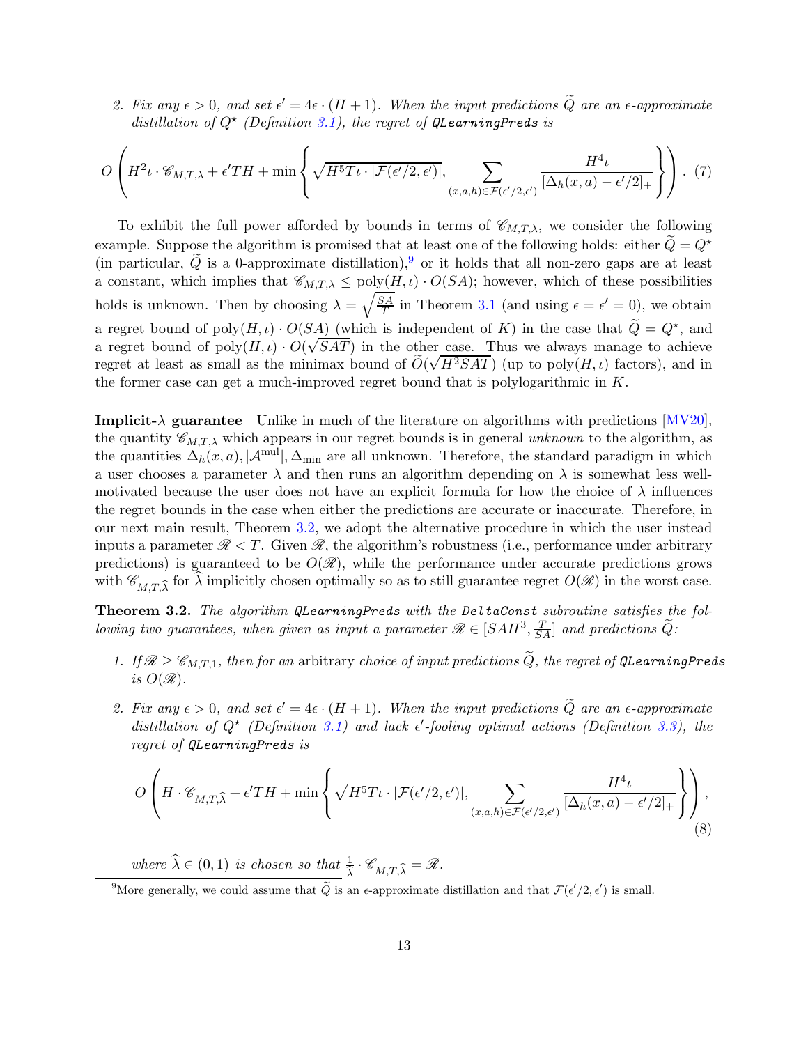2. *Fix any $\epsilon > 0$, and set $\epsilon' = 4\epsilon \cdot (H+1)$. When the input predictions $\widetilde{Q}$ are an $\epsilon$-approximate distillation of $Q^\star$ (Definition 3.1), the regret of* `QLearningPreds` *is*

$$O\left( H^2 \iota \cdot \mathscr{C}_{M,T,\lambda} + \epsilon' TH + \min\left\{ \sqrt{H^5 T \iota \cdot |\mathcal{F}(\epsilon'/2, \epsilon')|}, \sum_{(x,a,h) \in \mathcal{F}(\epsilon'/2,\epsilon')} \frac{H^4 \iota}{[\Delta_h(x,a) - \epsilon'/2]_+} \right\} \right). \quad (7)$$

To exhibit the full power afforded by bounds in terms of $\mathscr{C}_{M,T,\lambda}$, we consider the following example. Suppose the algorithm is promised that at least one of the following holds: either $\widetilde{Q} = Q^\star$ (in particular, $\widetilde{Q}$ is a 0-approximate distillation),[9] or it holds that all non-zero gaps are at least a constant, which implies that $\mathscr{C}_{M,T,\lambda} \leq \mathrm{poly}(H, \iota) \cdot O(SA)$; however, which of these possibilities holds is unknown. Then by choosing $\lambda = \sqrt{\frac{SA}{T}}$ in Theorem 3.1 (and using $\epsilon = \epsilon' = 0$), we obtain a regret bound of $\mathrm{poly}(H, \iota) \cdot O(SA)$ (which is independent of $K$) in the case that $\widetilde{Q} = Q^\star$, and a regret bound of $\mathrm{poly}(H, \iota) \cdot O(\sqrt{SAT})$ in the other case. Thus we always manage to achieve regret at least as small as the minimax bound of $\widetilde{O}(\sqrt{H^2 SAT})$ (up to $\mathrm{poly}(H, \iota)$ factors), and in the former case can get a much-improved regret bound that is polylogarithmic in $K$.

**Implicit-$\lambda$ guarantee** Unlike in much of the literature on algorithms with predictions [MV20], the quantity $\mathscr{C}_{M,T,\lambda}$ which appears in our regret bounds is in general *unknown* to the algorithm, as the quantities $\Delta_h(x,a), |\mathcal{A}^{\mathrm{mul}}|, \Delta_{\min}$ are all unknown. Therefore, the standard paradigm in which a user chooses a parameter $\lambda$ and then runs an algorithm depending on $\lambda$ is somewhat less well-motivated because the user does not have an explicit formula for how the choice of $\lambda$ influences the regret bounds in the case when either the predictions are accurate or inaccurate. Therefore, in our next main result, Theorem 3.2, we adopt the alternative procedure in which the user instead inputs a parameter $\mathscr{R} < T$. Given $\mathscr{R}$, the algorithm's robustness (i.e., performance under arbitrary predictions) is guaranteed to be $O(\mathscr{R})$, while the performance under accurate predictions grows with $\mathscr{C}_{M,T,\widehat{\lambda}}$ for $\widehat{\lambda}$ implicitly chosen optimally so as to still guarantee regret $O(\mathscr{R})$ in the worst case.

**Theorem 3.2.** *The algorithm* `QLearningPreds` *with the* `DeltaConst` *subroutine satisfies the following two guarantees, when given as input a parameter $\mathscr{R} \in [SAH^3, \frac{T}{SA}]$ and predictions $\widetilde{Q}$:*

1. *If $\mathscr{R} \geq \mathscr{C}_{M,T,1}$, then for an* arbitrary *choice of input predictions $\widetilde{Q}$, the regret of* `QLearningPreds` *is $O(\mathscr{R})$.*

2. *Fix any $\epsilon > 0$, and set $\epsilon' = 4\epsilon \cdot (H+1)$. When the input predictions $\widetilde{Q}$ are an $\epsilon$-approximate distillation of $Q^\star$ (Definition 3.1) and lack $\epsilon'$-fooling optimal actions (Definition 3.3), the regret of* `QLearningPreds` *is*

$$O\left( H \cdot \mathscr{C}_{M,T,\widehat{\lambda}} + \epsilon' TH + \min\left\{ \sqrt{H^5 T \iota \cdot |\mathcal{F}(\epsilon'/2, \epsilon')|}, \sum_{(x,a,h) \in \mathcal{F}(\epsilon'/2,\epsilon')} \frac{H^4 \iota}{[\Delta_h(x,a) - \epsilon'/2]_+} \right\} \right), \quad (8)$$

*where $\widehat{\lambda} \in (0,1)$ is chosen so that $\frac{1}{\widehat{\lambda}} \cdot \mathscr{C}_{M,T,\widehat{\lambda}} = \mathscr{R}$.*

[9] More generally, we could assume that $\widetilde{Q}$ is an $\epsilon$-approximate distillation and that $\mathcal{F}(\epsilon'/2, \epsilon')$ is small.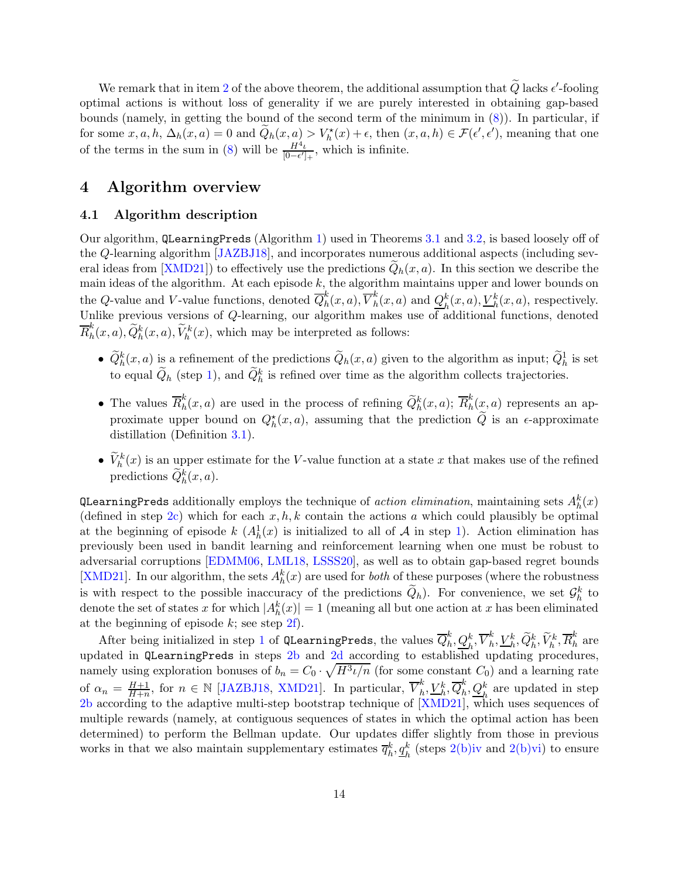We remark that in item 2 of the above theorem, the additional assumption that $\widetilde{Q}$ lacks $\epsilon'$-fooling optimal actions is without loss of generality if we are purely interested in obtaining gap-based bounds (namely, in getting the bound of the second term of the minimum in (8)). In particular, if for some $x, a, h$, $\Delta_h(x, a) = 0$ and $\widetilde{Q}_h(x, a) > V_h^\star(x) + \epsilon$, then $(x, a, h) \in \mathcal{F}(\epsilon', \epsilon')$, meaning that one of the terms in the sum in (8) will be $\frac{H^4 \iota}{[0-\epsilon']_+}$, which is infinite.

# 4 Algorithm overview

## 4.1 Algorithm description

Our algorithm, `QLearningPreds` (Algorithm 1) used in Theorems 3.1 and 3.2, is based loosely off of the $Q$-learning algorithm [JAZBJ18], and incorporates numerous additional aspects (including several ideas from [XMD21]) to effectively use the predictions $\widetilde{Q}_h(x, a)$. In this section we describe the main ideas of the algorithm. At each episode $k$, the algorithm maintains upper and lower bounds on the $Q$-value and $V$-value functions, denoted $\overline{Q}_h^k(x, a), \overline{V}_h^k(x, a)$ and $\underline{Q}_h^k(x, a), \underline{V}_h^k(x, a)$, respectively. Unlike previous versions of $Q$-learning, our algorithm makes use of additional functions, denoted $\overline{R}_h^k(x, a), \widetilde{Q}_h^k(x, a), \widetilde{V}_h^k(x)$, which may be interpreted as follows:

- $\widetilde{Q}_h^k(x, a)$ is a refinement of the predictions $\widetilde{Q}_h(x, a)$ given to the algorithm as input; $\widetilde{Q}_h^1$ is set to equal $\widetilde{Q}_h$ (step 1), and $\widetilde{Q}_h^k$ is refined over time as the algorithm collects trajectories.
- The values $\overline{R}_h^k(x, a)$ are used in the process of refining $\widetilde{Q}_h^k(x, a)$; $\overline{R}_h^k(x, a)$ represents an approximate upper bound on $Q_h^\star(x, a)$, assuming that the prediction $\widetilde{Q}$ is an $\epsilon$-approximate distillation (Definition 3.1).
- $\widetilde{V}_h^k(x)$ is an upper estimate for the $V$-value function at a state $x$ that makes use of the refined predictions $\widetilde{Q}_h^k(x, a)$.

`QLearningPreds` additionally employs the technique of *action elimination*, maintaining sets $A_h^k(x)$ (defined in step 2c) which for each $x, h, k$ contain the actions $a$ which could plausibly be optimal at the beginning of episode $k$ ($A_h^1(x)$ is initialized to all of $\mathcal{A}$ in step 1). Action elimination has previously been used in bandit learning and reinforcement learning when one must be robust to adversarial corruptions [EDMM06, LML18, LSSS20], as well as to obtain gap-based regret bounds [XMD21]. In our algorithm, the sets $A_h^k(x)$ are used for *both* of these purposes (where the robustness is with respect to the possible inaccuracy of the predictions $\widetilde{Q}_h$). For convenience, we set $\mathcal{G}_h^k$ to denote the set of states $x$ for which $|A_h^k(x)| = 1$ (meaning all but one action at $x$ has been eliminated at the beginning of episode $k$; see step 2f).

After being initialized in step 1 of `QLearningPreds`, the values $\overline{Q}_h^k, \underline{Q}_h^k, \overline{V}_h^k, \underline{V}_h^k, \widetilde{Q}_h^k, \widetilde{V}_h^k, \overline{R}_h^k$ are updated in `QLearningPreds` in steps 2b and 2d according to established updating procedures, namely using exploration bonuses of $b_n = C_0 \cdot \sqrt{H^3 \iota / n}$ (for some constant $C_0$) and a learning rate of $\alpha_n = \frac{H+1}{H+n}$, for $n \in \mathbb{N}$ [JAZBJ18, XMD21]. In particular, $\overline{V}_h^k, \underline{V}_h^k, \overline{Q}_h^k, \underline{Q}_h^k$ are updated in step 2b according to the adaptive multi-step bootstrap technique of [XMD21], which uses sequences of multiple rewards (namely, at contiguous sequences of states in which the optimal action has been determined) to perform the Bellman update. Our updates differ slightly from those in previous works in that we also maintain supplementary estimates $\overline{q}_h^k, \underline{q}_h^k$ (steps 2(b)iv and 2(b)vi) to ensure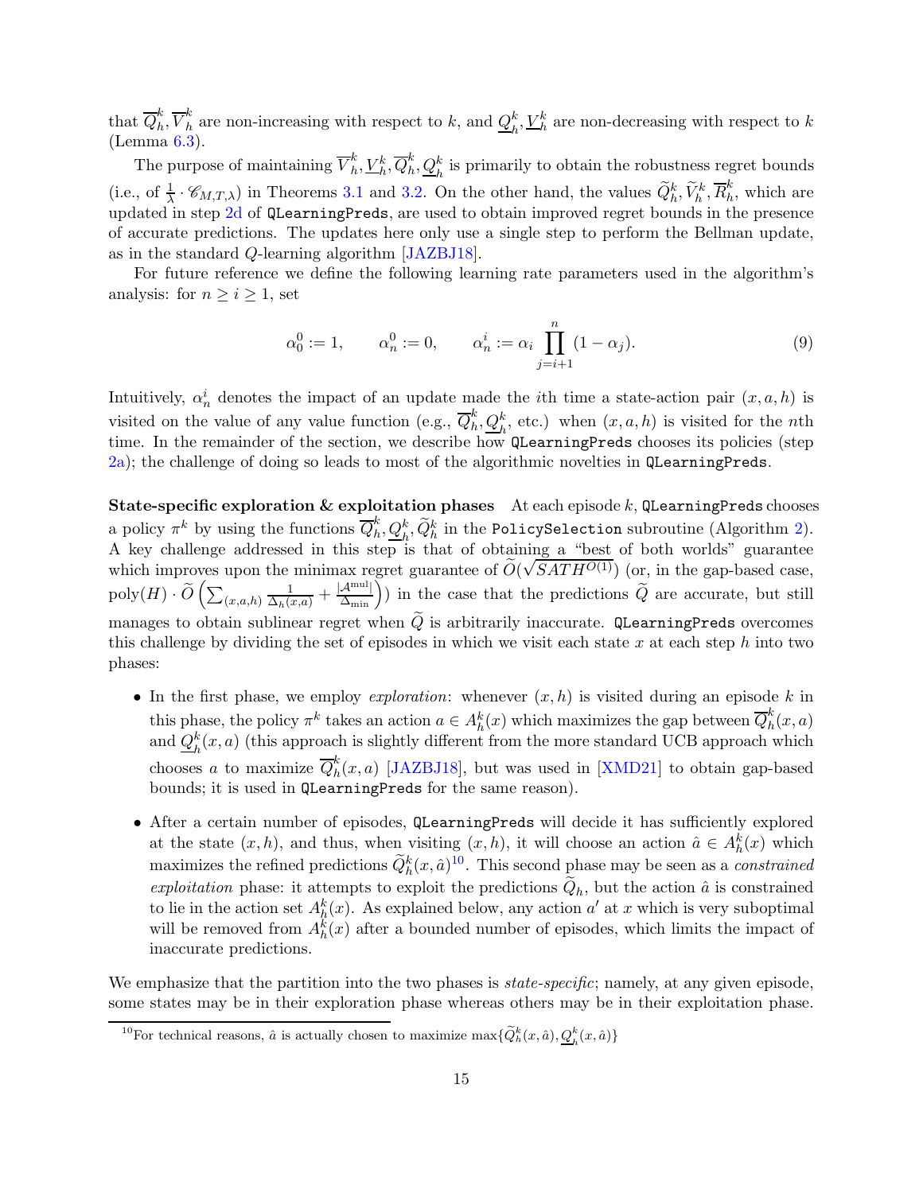that $\overline{Q}_h^k, \overline{V}_h^k$ are non-increasing with respect to $k$, and $\underline{Q}_h^k, \underline{V}_h^k$ are non-decreasing with respect to $k$ (Lemma 6.3).

The purpose of maintaining $\overline{V}_h^k, \underline{V}_h^k, \overline{Q}_h^k, \underline{Q}_h^k$ is primarily to obtain the robustness regret bounds (i.e., of $\frac{1}{\lambda} \cdot \mathscr{C}_{M,T,\lambda}$) in Theorems 3.1 and 3.2. On the other hand, the values $\widetilde{Q}_h^k, \widetilde{V}_h^k, \overline{R}_h^k$, which are updated in step 2d of `QLearningPreds`, are used to obtain improved regret bounds in the presence of accurate predictions. The updates here only use a single step to perform the Bellman update, as in the standard $Q$-learning algorithm [JAZBJ18].

For future reference we define the following learning rate parameters used in the algorithm's analysis: for $n \geq i \geq 1$, set

$$\alpha_0^0 := 1, \qquad \alpha_n^0 := 0, \qquad \alpha_n^i := \alpha_i \prod_{j=i+1}^{n} (1 - \alpha_j). \tag{9}$$

Intuitively, $\alpha_n^i$ denotes the impact of an update made the $i$th time a state-action pair $(x, a, h)$ is visited on the value of any value function (e.g., $\overline{Q}_h^k, \underline{Q}_h^k$, etc.) when $(x, a, h)$ is visited for the $n$th time. In the remainder of the section, we describe how `QLearningPreds` chooses its policies (step 2a); the challenge of doing so leads to most of the algorithmic novelties in `QLearningPreds`.

**State-specific exploration & exploitation phases** At each episode $k$, `QLearningPreds` chooses a policy $\pi^k$ by using the functions $\overline{Q}_h^k, \underline{Q}_h^k, \widetilde{Q}_h^k$ in the `PolicySelection` subroutine (Algorithm 2). A key challenge addressed in this step is that of obtaining a "best of both worlds" guarantee which improves upon the minimax regret guarantee of $\widetilde{O}(\sqrt{SATH^{O(1)}})$ (or, in the gap-based case, $\mathrm{poly}(H) \cdot \widetilde{O}\left(\sum_{(x,a,h)} \frac{1}{\Delta_h(x,a)} + \frac{|\mathcal{A}^{\mathrm{mul}}|}{\Delta_{\min}}\right)$) in the case that the predictions $\widetilde{Q}$ are accurate, but still manages to obtain sublinear regret when $\widetilde{Q}$ is arbitrarily inaccurate. `QLearningPreds` overcomes this challenge by dividing the set of episodes in which we visit each state $x$ at each step $h$ into two phases:

- In the first phase, we employ *exploration*: whenever $(x, h)$ is visited during an episode $k$ in this phase, the policy $\pi^k$ takes an action $a \in A_h^k(x)$ which maximizes the gap between $\overline{Q}_h^k(x, a)$ and $\underline{Q}_h^k(x, a)$ (this approach is slightly different from the more standard UCB approach which chooses $a$ to maximize $\overline{Q}_h^k(x, a)$ [JAZBJ18], but was used in [XMD21] to obtain gap-based bounds; it is used in `QLearningPreds` for the same reason).
- After a certain number of episodes, `QLearningPreds` will decide it has sufficiently explored at the state $(x, h)$, and thus, when visiting $(x, h)$, it will choose an action $\hat{a} \in A_h^k(x)$ which maximizes the refined predictions $\widetilde{Q}_h^k(x, \hat{a})$[10]. This second phase may be seen as a *constrained exploitation* phase: it attempts to exploit the predictions $\widetilde{Q}_h$, but the action $\hat{a}$ is constrained to lie in the action set $A_h^k(x)$. As explained below, any action $a'$ at $x$ which is very suboptimal will be removed from $A_h^k(x)$ after a bounded number of episodes, which limits the impact of inaccurate predictions.

We emphasize that the partition into the two phases is *state-specific*; namely, at any given episode, some states may be in their exploration phase whereas others may be in their exploitation phase.

[10] For technical reasons, $\hat{a}$ is actually chosen to maximize $\max\{\widetilde{Q}_h^k(x, \hat{a}), \underline{Q}_h^k(x, \hat{a})\}$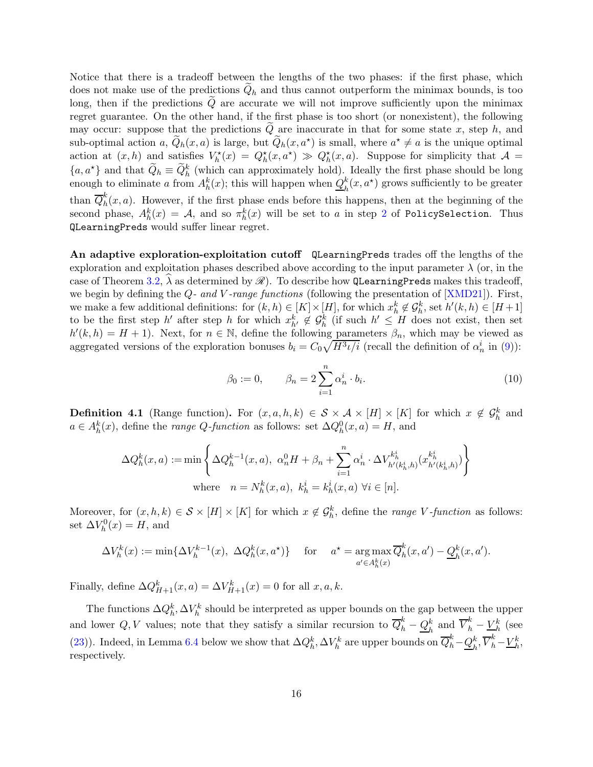Notice that there is a tradeoff between the lengths of the two phases: if the first phase, which does not make use of the predictions $\widetilde{Q}_h$ and thus cannot outperform the minimax bounds, is too long, then if the predictions $\widetilde{Q}$ are accurate we will not improve sufficiently upon the minimax regret guarantee. On the other hand, if the first phase is too short (or nonexistent), the following may occur: suppose that the predictions $\widetilde{Q}$ are inaccurate in that for some state $x$, step $h$, and sub-optimal action $a$, $\widetilde{Q}_h(x,a)$ is large, but $\widetilde{Q}_h(x,a^\star)$ is small, where $a^\star \neq a$ is the unique optimal action at $(x,h)$ and satisfies $V_h^\star(x) = Q_h^\star(x,a^\star) \gg Q_h^\star(x,a)$. Suppose for simplicity that $\mathcal{A} = \{a, a^\star\}$ and that $\widetilde{Q}_h \equiv \widehat{Q}_h^k$ (which can approximately hold). Ideally the first phase should be long enough to eliminate $a$ from $A_h^k(x)$; this will happen when $\underline{Q}_h^k(x,a^\star)$ grows sufficiently to be greater than $\overline{Q}_h^k(x,a)$. However, if the first phase ends before this happens, then at the beginning of the second phase, $A_h^k(x) = \mathcal{A}$, and so $\pi_h^k(x)$ will be set to $a$ in step 2 of `PolicySelection`. Thus `QLearningPreds` would suffer linear regret.

**An adaptive exploration-exploitation cutoff** `QLearningPreds` trades off the lengths of the exploration and exploitation phases described above according to the input parameter $\lambda$ (or, in the case of Theorem 3.2, $\widehat{\lambda}$ as determined by $\mathscr{R}$). To describe how `QLearningPreds` makes this tradeoff, we begin by defining the *Q- and V-range functions* (following the presentation of [XMD21]). First, we make a few additional definitions: for $(k,h) \in [K] \times [H]$, for which $x_h^k \notin \mathcal{G}_h^k$, set $h'(k,h) \in [H+1]$ to be the first step $h'$ after step $h$ for which $x_{h'}^k \notin \mathcal{G}_h^k$ (if such $h' \le H$ does not exist, then set $h'(k,h) = H+1$). Next, for $n \in \mathbb{N}$, define the following parameters $\beta_n$, which may be viewed as aggregated versions of the exploration bonuses $b_i = C_0\sqrt{H^3\iota/i}$ (recall the definition of $\alpha_n^i$ in (9)):

$$\beta_0 := 0, \qquad \beta_n = 2\sum_{i=1}^n \alpha_n^i \cdot b_i. \tag{10}$$

**Definition 4.1** (Range function)**.** For $(x,a,h,k) \in \mathcal{S} \times \mathcal{A} \times [H] \times [K]$ for which $x \notin \mathcal{G}_h^k$ and $a \in A_h^k(x)$, define the *range Q-function* as follows: set $\Delta Q_h^0(x,a) = H$, and

$$\Delta Q_h^k(x,a) := \min\left\{ \Delta Q_h^{k-1}(x,a),\ \alpha_n^0 H + \beta_n + \sum_{i=1}^n \alpha_n^i \cdot \Delta V_{h'(k_h^i,h)}^{k_h^i}(x_{h'(k_h^i,h)}^{k_h^i}) \right\}$$
$$\text{where} \quad n = N_h^k(x,a),\ k_h^i = k_h^i(x,a)\ \forall i \in [n].$$

Moreover, for $(x,h,k) \in \mathcal{S} \times [H] \times [K]$ for which $x \notin \mathcal{G}_h^k$, define the *range V-function* as follows: set $\Delta V_h^0(x) = H$, and

$$\Delta V_h^k(x) := \min\{\Delta V_h^{k-1}(x),\ \Delta Q_h^k(x,a^\star)\} \quad \text{ for } \quad a^\star = \operatorname*{arg\,max}_{a' \in A_h^k(x)} \overline{Q}_h^k(x,a') - \underline{Q}_h^k(x,a').$$

Finally, define $\Delta Q_{H+1}^k(x,a) = \Delta V_{H+1}^k(x) = 0$ for all $x, a, k$.

The functions $\Delta Q_h^k, \Delta V_h^k$ should be interpreted as upper bounds on the gap between the upper and lower $Q, V$ values; note that they satisfy a similar recursion to $\overline{Q}_h^k - \underline{Q}_h^k$ and $\overline{V}_h^k - \underline{V}_h^k$ (see (23)). Indeed, in Lemma 6.4 below we show that $\Delta Q_h^k, \Delta V_h^k$ are upper bounds on $\overline{Q}_h^k - \underline{Q}_h^k, \overline{V}_h^k - \underline{V}_h^k$, respectively.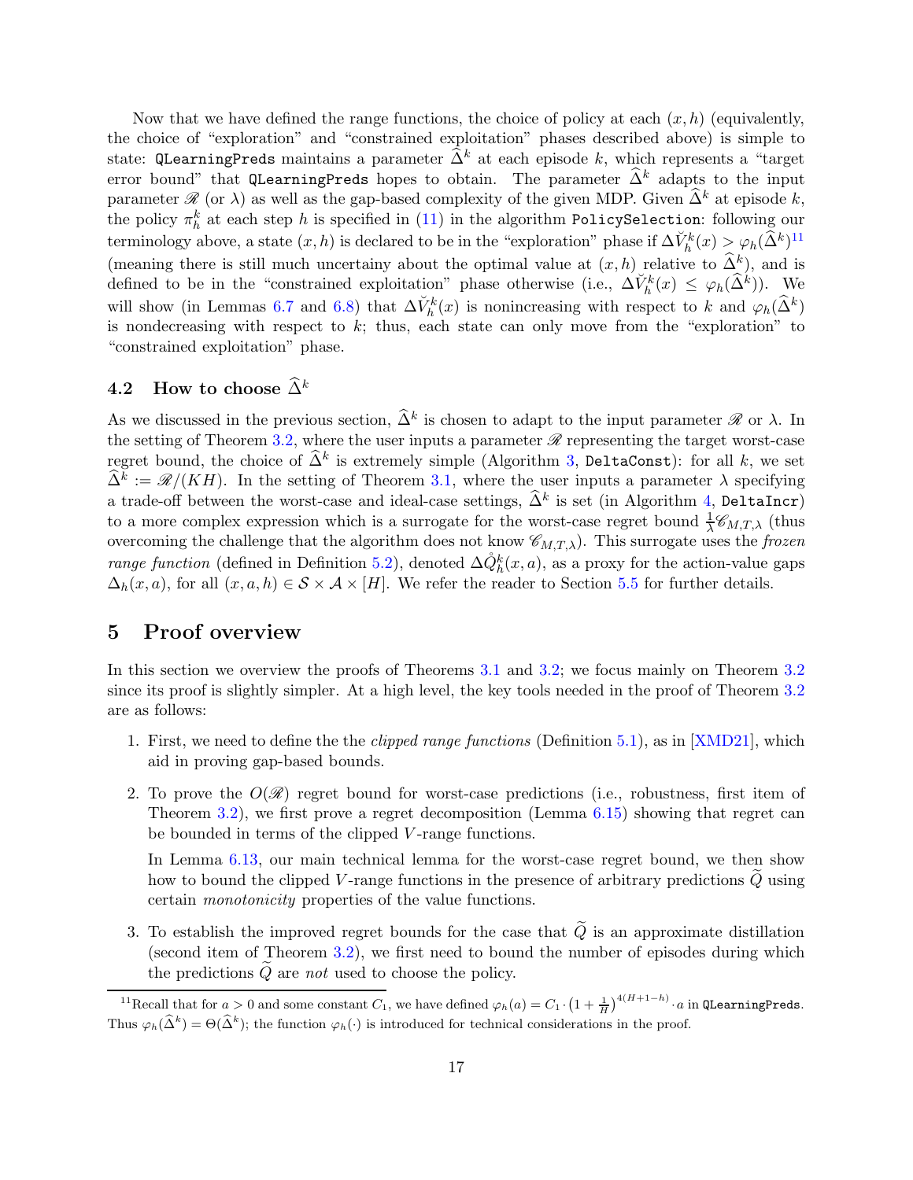Now that we have defined the range functions, the choice of policy at each $(x, h)$ (equivalently, the choice of "exploration" and "constrained exploitation" phases described above) is simple to state: `QLearningPreds` maintains a parameter $\widehat{\Delta}^k$ at each episode $k$, which represents a "target error bound" that `QLearningPreds` hopes to obtain. The parameter $\widehat{\Delta}^k$ adapts to the input parameter $\mathscr{R}$ (or $\lambda$) as well as the gap-based complexity of the given MDP. Given $\widehat{\Delta}^k$ at episode $k$, the policy $\pi_h^k$ at each step $h$ is specified in (11) in the algorithm `PolicySelection`: following our terminology above, a state $(x, h)$ is declared to be in the "exploration" phase if $\Delta\check{V}_h^k(x) > \varphi_h(\widehat{\Delta}^k)$[11] (meaning there is still much uncertainty about the optimal value at $(x, h)$ relative to $\widehat{\Delta}^k$), and is defined to be in the "constrained exploitation" phase otherwise (i.e., $\Delta\check{V}_h^k(x) \leq \varphi_h(\widehat{\Delta}^k)$). We will show (in Lemmas 6.7 and 6.8) that $\Delta\check{V}_h^k(x)$ is nonincreasing with respect to $k$ and $\varphi_h(\widehat{\Delta}^k)$ is nondecreasing with respect to $k$; thus, each state can only move from the "exploration" to "constrained exploitation" phase.

## 4.2 How to choose $\widehat{\Delta}^k$

As we discussed in the previous section, $\widehat{\Delta}^k$ is chosen to adapt to the input parameter $\mathscr{R}$ or $\lambda$. In the setting of Theorem 3.2, where the user inputs a parameter $\mathscr{R}$ representing the target worst-case regret bound, the choice of $\widehat{\Delta}^k$ is extremely simple (Algorithm 3, `DeltaConst`): for all $k$, we set $\widehat{\Delta}^k := \mathscr{R}/(KH)$. In the setting of Theorem 3.1, where the user inputs a parameter $\lambda$ specifying a trade-off between the worst-case and ideal-case settings, $\widehat{\Delta}^k$ is set (in Algorithm 4, `DeltaIncr`) to a more complex expression which is a surrogate for the worst-case regret bound $\frac{1}{\lambda}\mathscr{C}_{M,T,\lambda}$ (thus overcoming the challenge that the algorithm does not know $\mathscr{C}_{M,T,\lambda}$). This surrogate uses the *frozen range function* (defined in Definition 5.2), denoted $\Delta\mathring{Q}_h^k(x, a)$, as a proxy for the action-value gaps $\Delta_h(x, a)$, for all $(x, a, h) \in \mathcal{S} \times \mathcal{A} \times [H]$. We refer the reader to Section 5.5 for further details.

# 5 Proof overview

In this section we overview the proofs of Theorems 3.1 and 3.2; we focus mainly on Theorem 3.2 since its proof is slightly simpler. At a high level, the key tools needed in the proof of Theorem 3.2 are as follows:

1. First, we need to define the the *clipped range functions* (Definition 5.1), as in [XMD21], which aid in proving gap-based bounds.

2. To prove the $O(\mathscr{R})$ regret bound for worst-case predictions (i.e., robustness, first item of Theorem 3.2), we first prove a regret decomposition (Lemma 6.15) showing that regret can be bounded in terms of the clipped $V$-range functions.

   In Lemma 6.13, our main technical lemma for the worst-case regret bound, we then show how to bound the clipped $V$-range functions in the presence of arbitrary predictions $\widetilde{Q}$ using certain *monotonicity* properties of the value functions.

3. To establish the improved regret bounds for the case that $\widetilde{Q}$ is an approximate distillation (second item of Theorem 3.2), we first need to bound the number of episodes during which the predictions $\widetilde{Q}$ are *not* used to choose the policy.

[11] Recall that for $a > 0$ and some constant $C_1$, we have defined $\varphi_h(a) = C_1 \cdot \left(1 + \frac{1}{H}\right)^{4(H+1-h)} \cdot a$ in `QLearningPreds`. Thus $\varphi_h(\widehat{\Delta}^k) = \Theta(\widehat{\Delta}^k)$; the function $\varphi_h(\cdot)$ is introduced for technical considerations in the proof.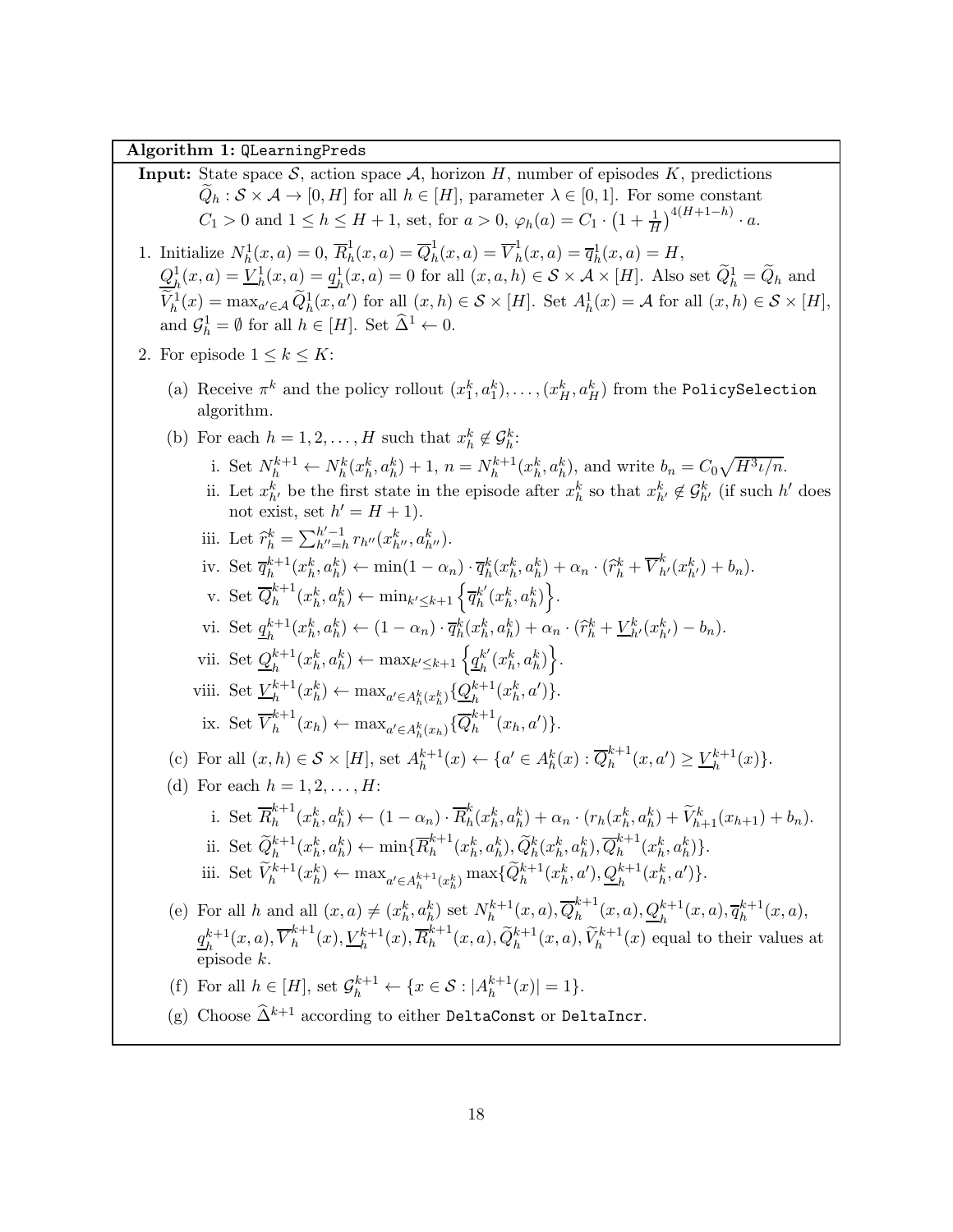**Algorithm 1:** `QLearningPreds`

**Input:** State space $\mathcal{S}$, action space $\mathcal{A}$, horizon $H$, number of episodes $K$, predictions $\widetilde{Q}_h : \mathcal{S} \times \mathcal{A} \to [0, H]$ for all $h \in [H]$, parameter $\lambda \in [0, 1]$. For some constant $C_1 > 0$ and $1 \le h \le H + 1$, set, for $a > 0$, $\varphi_h(a) = C_1 \cdot \left(1 + \frac{1}{H}\right)^{4(H+1-h)} \cdot a$.

1. Initialize $N_h^1(x, a) = 0$, $\overline{R}_h^1(x, a) = \overline{Q}_h^1(x, a) = \overline{V}_h^1(x, a) = \overline{q}_h^1(x, a) = H$, $\underline{Q}_h^1(x, a) = \underline{V}_h^1(x, a) = \underline{q}_h^1(x, a) = 0$ for all $(x, a, h) \in \mathcal{S} \times \mathcal{A} \times [H]$. Also set $\widetilde{Q}_h^1 = \widetilde{Q}_h$ and $\widetilde{V}_h^1(x) = \max_{a' \in \mathcal{A}} \widetilde{Q}_h^1(x, a')$ for all $(x, h) \in \mathcal{S} \times [H]$. Set $A_h^1(x) = \mathcal{A}$ for all $(x, h) \in \mathcal{S} \times [H]$, and $\mathcal{G}_h^1 = \emptyset$ for all $h \in [H]$. Set $\widehat{\Delta}^1 \leftarrow 0$.
2. For episode $1 \le k \le K$:
   (a) Receive $\pi^k$ and the policy rollout $(x_1^k, a_1^k), \ldots, (x_H^k, a_H^k)$ from the `PolicySelection` algorithm.
   (b) For each $h = 1, 2, \ldots, H$ such that $x_h^k \notin \mathcal{G}_h^k$:
      i. Set $N_h^{k+1} \leftarrow N_h^k(x_h^k, a_h^k) + 1$, $n = N_h^{k+1}(x_h^k, a_h^k)$, and write $b_n = C_0\sqrt{H^3\iota/n}$.
      ii. Let $x_{h'}^k$ be the first state in the episode after $x_h^k$ so that $x_{h'}^k \notin \mathcal{G}_{h'}^k$ (if such $h'$ does not exist, set $h' = H + 1$).
      iii. Let $\widehat{r}_h^k = \sum_{h''=h}^{h'-1} r_{h''}(x_{h''}^k, a_{h''}^k)$.
      iv. Set $\overline{q}_h^{k+1}(x_h^k, a_h^k) \leftarrow \min(1 - \alpha_n) \cdot \overline{q}_h^k(x_h^k, a_h^k) + \alpha_n \cdot (\widehat{r}_h^k + \overline{V}_{h'}^k(x_{h'}^k) + b_n)$.
      v. Set $\overline{Q}_h^{k+1}(x_h^k, a_h^k) \leftarrow \min_{k' \le k+1} \left\{ \overline{q}_h^{k'}(x_h^k, a_h^k) \right\}$.
      vi. Set $\underline{q}_h^{k+1}(x_h^k, a_h^k) \leftarrow (1 - \alpha_n) \cdot \overline{q}_h^k(x_h^k, a_h^k) + \alpha_n \cdot (\widehat{r}_h^k + \underline{V}_{h'}^k(x_{h'}^k) - b_n)$.
      vii. Set $\underline{Q}_h^{k+1}(x_h^k, a_h^k) \leftarrow \max_{k' \le k+1} \left\{ \underline{q}_h^{k'}(x_h^k, a_h^k) \right\}$.
      viii. Set $\underline{V}_h^{k+1}(x_h^k) \leftarrow \max_{a' \in A_h^k(x_h^k)} \{ \underline{Q}_h^{k+1}(x_h^k, a') \}$.
      ix. Set $\overline{V}_h^{k+1}(x_h) \leftarrow \max_{a' \in A_h^k(x_h)} \{ \overline{Q}_h^{k+1}(x_h, a') \}$.
   (c) For all $(x, h) \in \mathcal{S} \times [H]$, set $A_h^{k+1}(x) \leftarrow \{ a' \in A_h^k(x) : \overline{Q}_h^{k+1}(x, a') \ge \underline{V}_h^{k+1}(x) \}$.
   (d) For each $h = 1, 2, \ldots, H$:
      i. Set $\overline{R}_h^{k+1}(x_h^k, a_h^k) \leftarrow (1 - \alpha_n) \cdot \overline{R}_h^k(x_h^k, a_h^k) + \alpha_n \cdot (r_h(x_h^k, a_h^k) + \widetilde{V}_{h+1}^k(x_{h+1}) + b_n)$.
      ii. Set $\widetilde{Q}_h^{k+1}(x_h^k, a_h^k) \leftarrow \min\{ \overline{R}_h^{k+1}(x_h^k, a_h^k), \widetilde{Q}_h^k(x_h^k, a_h^k), \overline{Q}_h^{k+1}(x_h^k, a_h^k) \}$.
      iii. Set $\widetilde{V}_h^{k+1}(x_h^k) \leftarrow \max_{a' \in A_h^{k+1}(x_h^k)} \max\{ \widetilde{Q}_h^{k+1}(x_h^k, a'), \underline{Q}_h^{k+1}(x_h^k, a') \}$.
   (e) For all $h$ and all $(x, a) \neq (x_h^k, a_h^k)$ set $N_h^{k+1}(x, a), \overline{Q}_h^{k+1}(x, a), \underline{Q}_h^{k+1}(x, a), \overline{q}_h^{k+1}(x, a)$, $\underline{q}_h^{k+1}(x, a), \overline{V}_h^{k+1}(x), \underline{V}_h^{k+1}(x), \overline{R}_h^{k+1}(x, a), \widetilde{Q}_h^{k+1}(x, a), \widetilde{V}_h^{k+1}(x)$ equal to their values at episode $k$.
   (f) For all $h \in [H]$, set $\mathcal{G}_h^{k+1} \leftarrow \{ x \in \mathcal{S} : |A_h^{k+1}(x)| = 1 \}$.
   (g) Choose $\widehat{\Delta}^{k+1}$ according to either `DeltaConst` or `DeltaIncr`.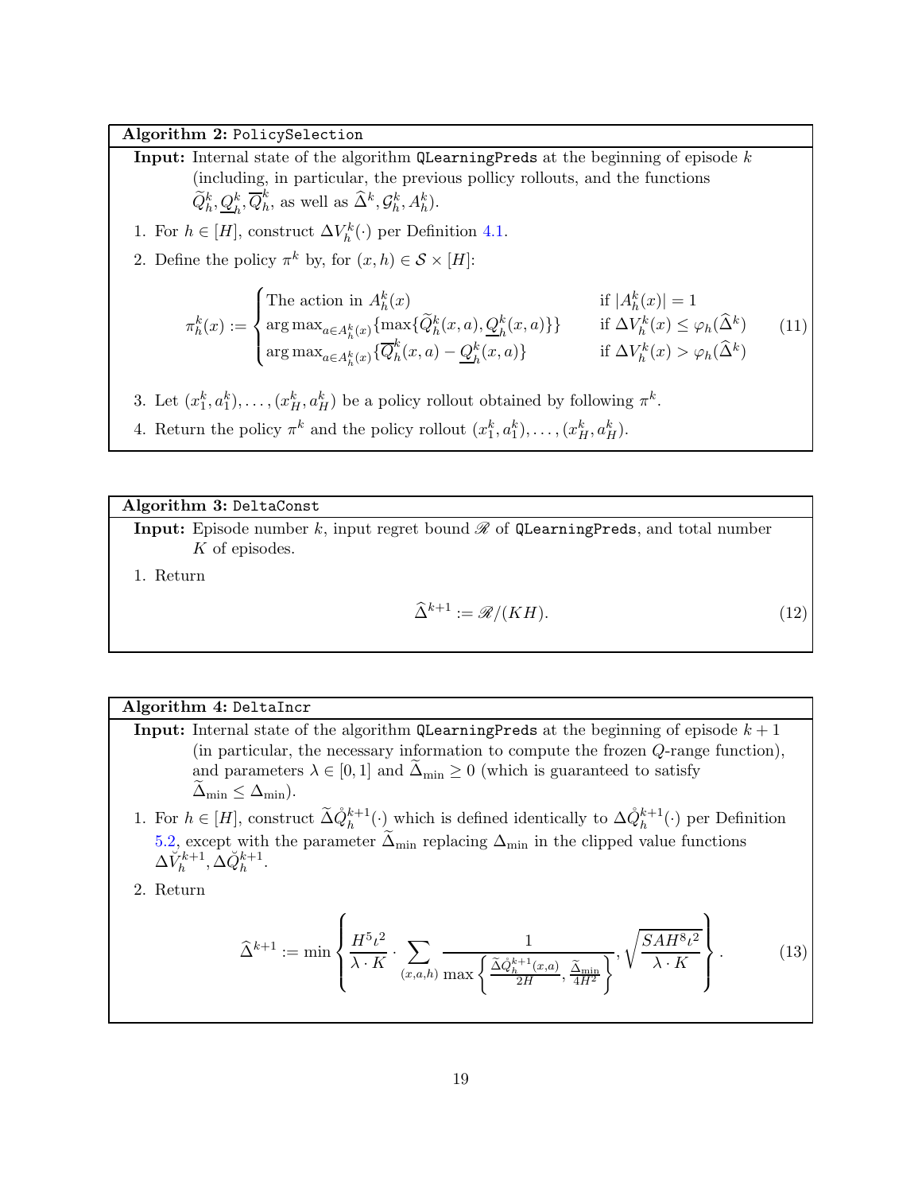**Algorithm 2:** `PolicySelection`

**Input:** Internal state of the algorithm `QLearningPreds` at the beginning of episode $k$ (including, in particular, the previous pollicy rollouts, and the functions $\widetilde{Q}_h^k, \underline{Q}_h^k, \overline{Q}_h^k$, as well as $\widehat{\Delta}^k, \mathcal{G}_h^k, A_h^k$).

1. For $h \in [H]$, construct $\Delta V_h^k(\cdot)$ per Definition 4.1.
2. Define the policy $\pi^k$ by, for $(x,h) \in \mathcal{S} \times [H]$:

$$\pi_h^k(x) := \begin{cases} \text{The action in } A_h^k(x) & \text{if } |A_h^k(x)| = 1 \\ \arg\max_{a \in A_h^k(x)} \{\max\{\widetilde{Q}_h^k(x,a), \underline{Q}_h^k(x,a)\}\} & \text{if } \Delta V_h^k(x) \le \varphi_h(\widehat{\Delta}^k) \\ \arg\max_{a \in A_h^k(x)} \{\overline{Q}_h^k(x,a) - \underline{Q}_h^k(x,a)\} & \text{if } \Delta V_h^k(x) > \varphi_h(\widehat{\Delta}^k) \end{cases} \tag{11}$$

3. Let $(x_1^k, a_1^k), \ldots, (x_H^k, a_H^k)$ be a policy rollout obtained by following $\pi^k$.
4. Return the policy $\pi^k$ and the policy rollout $(x_1^k, a_1^k), \ldots, (x_H^k, a_H^k)$.

**Algorithm 3:** `DeltaConst`

**Input:** Episode number $k$, input regret bound $\mathscr{R}$ of `QLearningPreds`, and total number $K$ of episodes.

1. Return

$$\widehat{\Delta}^{k+1} := \mathscr{R}/(KH). \tag{12}$$

**Algorithm 4:** `DeltaIncr`

**Input:** Internal state of the algorithm `QLearningPreds` at the beginning of episode $k+1$ (in particular, the necessary information to compute the frozen $Q$-range function), and parameters $\lambda \in [0,1]$ and $\widetilde{\Delta}_{\min} \ge 0$ (which is guaranteed to satisfy $\widetilde{\Delta}_{\min} \le \Delta_{\min}$).

1. For $h \in [H]$, construct $\widetilde{\Delta}\mathring{Q}_h^{k+1}(\cdot)$ which is defined identically to $\Delta\mathring{Q}_h^{k+1}(\cdot)$ per Definition 5.2, except with the parameter $\widetilde{\Delta}_{\min}$ replacing $\Delta_{\min}$ in the clipped value functions $\Delta\breve{V}_h^{k+1}, \Delta\breve{Q}_h^{k+1}$.
2. Return

$$\widehat{\Delta}^{k+1} := \min \left\{ \frac{H^5 \iota^2}{\lambda \cdot K} \cdot \sum_{(x,a,h)} \frac{1}{\max\left\{ \frac{\widetilde{\Delta}\mathring{Q}_h^{k+1}(x,a)}{2H}, \frac{\widetilde{\Delta}_{\min}}{4H^2} \right\}}, \sqrt{\frac{SAH^8\iota^2}{\lambda \cdot K}} \right\}. \tag{13}$$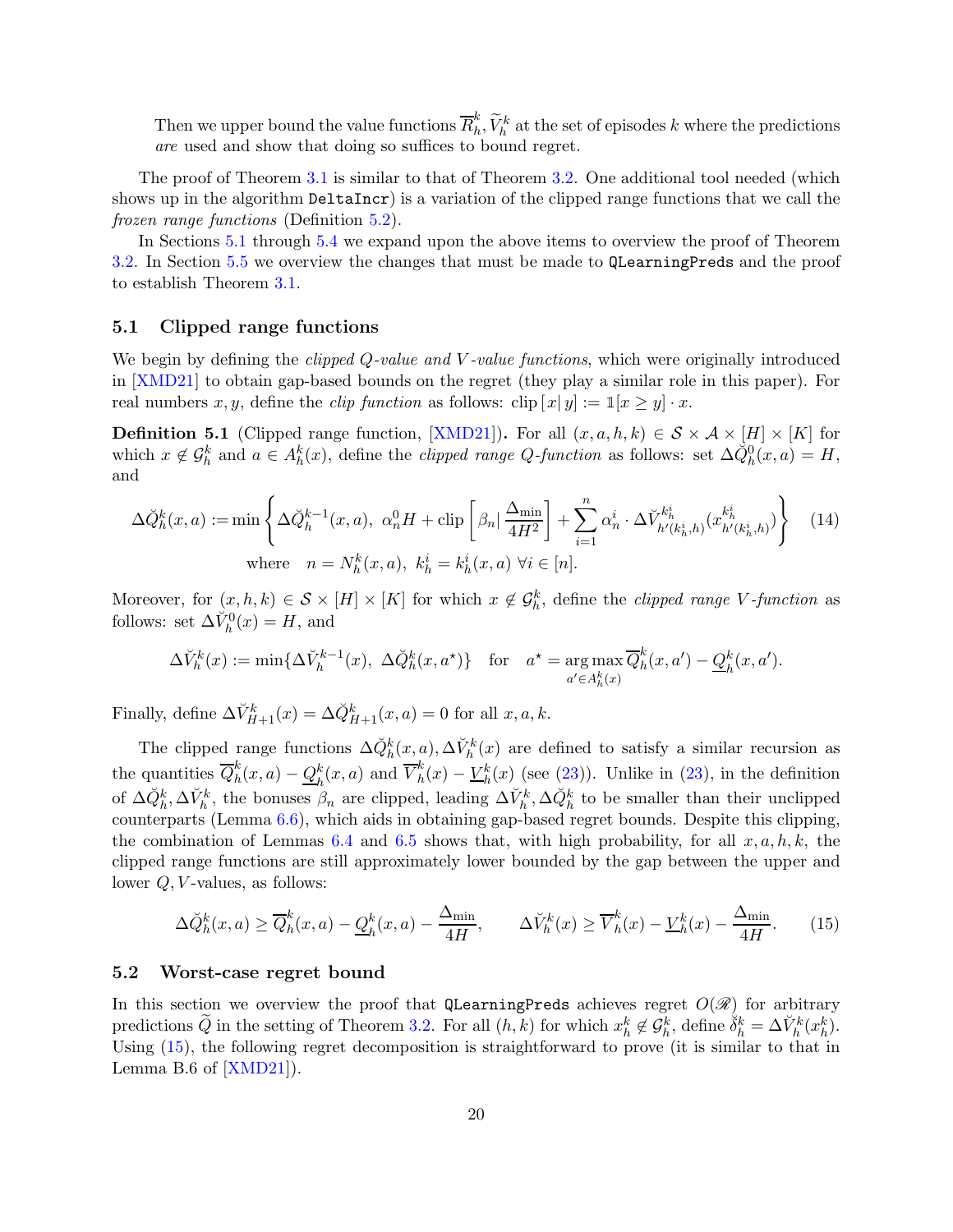Then we upper bound the value functions $\overline{R}_h^k, \widetilde{V}_h^k$ at the set of episodes $k$ where the predictions *are* used and show that doing so suffices to bound regret.

The proof of Theorem 3.1 is similar to that of Theorem 3.2. One additional tool needed (which shows up in the algorithm `DeltaIncr`) is a variation of the clipped range functions that we call the *frozen range functions* (Definition 5.2).

In Sections 5.1 through 5.4 we expand upon the above items to overview the proof of Theorem 3.2. In Section 5.5 we overview the changes that must be made to `QLearningPreds` and the proof to establish Theorem 3.1.

## 5.1 Clipped range functions

We begin by defining the *clipped Q-value and V-value functions*, which were originally introduced in [XMD21] to obtain gap-based bounds on the regret (they play a similar role in this paper). For real numbers $x, y$, define the *clip function* as follows: $\text{clip}\left[x|\, y\right] := \mathbb{1}[x \geq y] \cdot x$.

**Definition 5.1** (Clipped range function, [XMD21]). For all $(x, a, h, k) \in \mathcal{S} \times \mathcal{A} \times [H] \times [K]$ for which $x \notin \mathcal{G}_h^k$ and $a \in A_h^k(x)$, define the *clipped range Q-function* as follows: set $\Delta\check{Q}_h^0(x, a) = H$, and

$$\Delta\check{Q}_h^k(x,a) := \min\left\{\Delta\check{Q}_h^{k-1}(x,a),\ \alpha_n^0 H + \text{clip}\left[\beta_n \middle| \frac{\Delta_{\min}}{4H^2}\right] + \sum_{i=1}^n \alpha_n^i \cdot \Delta\check{V}_{h'(k_h^i,h)}^{k_h^i}(x_{h'(k_h^i,h)}^{k_h^i})\right\} \quad (14)$$
$$\text{where} \quad n = N_h^k(x,a),\ k_h^i = k_h^i(x,a)\ \forall i \in [n].$$

Moreover, for $(x, h, k) \in \mathcal{S} \times [H] \times [K]$ for which $x \notin \mathcal{G}_h^k$, define the *clipped range V-function* as follows: set $\Delta\check{V}_h^0(x) = H$, and

$$\Delta\check{V}_h^k(x) := \min\{\Delta\check{V}_h^{k-1}(x),\ \Delta\check{Q}_h^k(x, a^\star)\} \quad \text{for} \quad a^\star = \underset{a' \in A_h^k(x)}{\arg\max}\, \overline{Q}_h^k(x,a') - \underline{Q}_h^k(x,a').$$

Finally, define $\Delta\check{V}_{H+1}^k(x) = \Delta\check{Q}_{H+1}^k(x,a) = 0$ for all $x, a, k$.

The clipped range functions $\Delta\check{Q}_h^k(x,a), \Delta\check{V}_h^k(x)$ are defined to satisfy a similar recursion as the quantities $\overline{Q}_h^k(x,a) - \underline{Q}_h^k(x,a)$ and $\overline{V}_h^k(x) - \underline{V}_h^k(x)$ (see (23)). Unlike in (23), in the definition of $\Delta\check{Q}_h^k, \Delta\check{V}_h^k$, the bonuses $\beta_n$ are clipped, leading $\Delta\check{V}_h^k, \Delta\check{Q}_h^k$ to be smaller than their unclipped counterparts (Lemma 6.6), which aids in obtaining gap-based regret bounds. Despite this clipping, the combination of Lemmas 6.4 and 6.5 shows that, with high probability, for all $x, a, h, k$, the clipped range functions are still approximately lower bounded by the gap between the upper and lower $Q, V$-values, as follows:

$$\Delta\check{Q}_h^k(x,a) \geq \overline{Q}_h^k(x,a) - \underline{Q}_h^k(x,a) - \frac{\Delta_{\min}}{4H}, \qquad \Delta\check{V}_h^k(x) \geq \overline{V}_h^k(x) - \underline{V}_h^k(x) - \frac{\Delta_{\min}}{4H}. \quad (15)$$

## 5.2 Worst-case regret bound

In this section we overview the proof that `QLearningPreds` achieves regret $O(\mathscr{R})$ for arbitrary predictions $\widetilde{Q}$ in the setting of Theorem 3.2. For all $(h, k)$ for which $x_h^k \notin \mathcal{G}_h^k$, define $\check{\delta}_h^k = \Delta\check{V}_h^k(x_h^k)$. Using (15), the following regret decomposition is straightforward to prove (it is similar to that in Lemma B.6 of [XMD21]).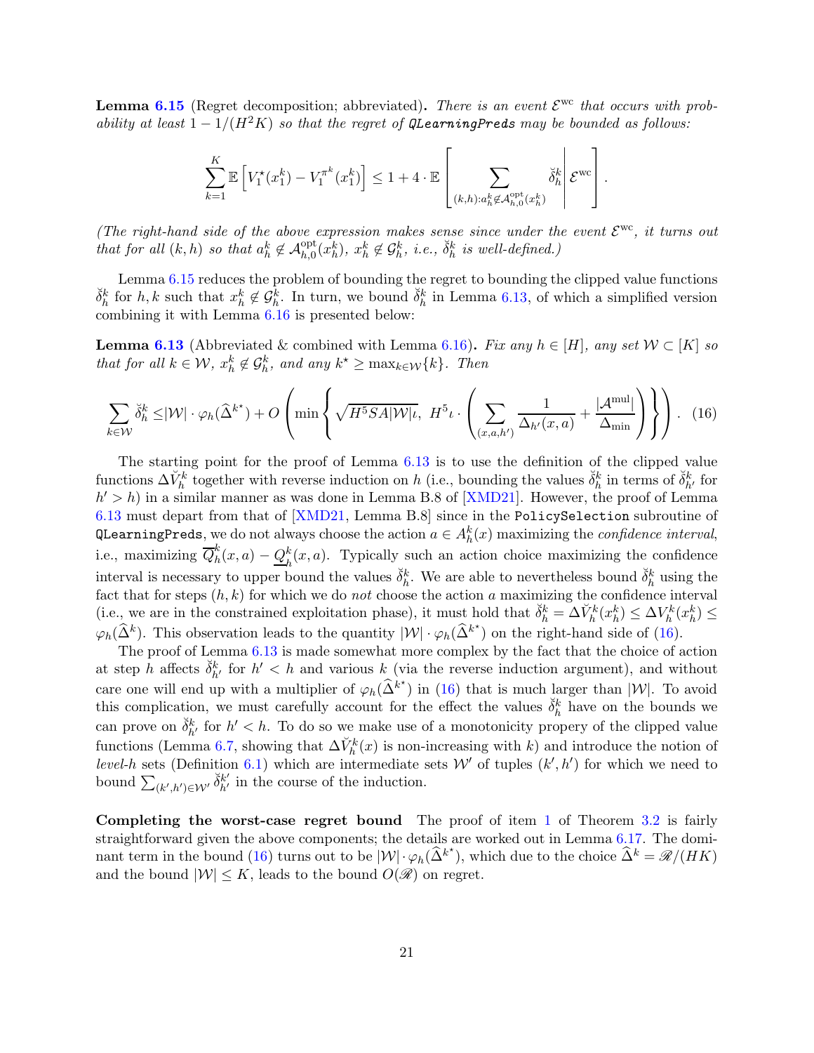**Lemma 6.15** (Regret decomposition; abbreviated)**.** *There is an event $\mathcal{E}^{\rm wc}$ that occurs with probability at least $1 - 1/(H^2K)$ so that the regret of* `QLearningPreds` *may be bounded as follows:*

$$\sum_{k=1}^K \mathbb{E}\left[V_1^\star(x_1^k) - V_1^{\pi^k}(x_1^k)\right] \leq 1 + 4 \cdot \mathbb{E}\left[\left.\sum_{(k,h): a_h^k \not\in \mathcal{A}_{h,0}^{\rm opt}(x_h^k)} \check{\delta}_h^k \right| \mathcal{E}^{\rm wc}\right].$$

*(The right-hand side of the above expression makes sense since under the event $\mathcal{E}^{\rm wc}$, it turns out that for all $(k,h)$ so that $a_h^k \not\in \mathcal{A}_{h,0}^{\rm opt}(x_h^k)$, $x_h^k \not\in \mathcal{G}_h^k$, i.e., $\check{\delta}_h^k$ is well-defined.)*

Lemma 6.15 reduces the problem of bounding the regret to bounding the clipped value functions $\check{\delta}_h^k$ for $h, k$ such that $x_h^k \not\in \mathcal{G}_h^k$. In turn, we bound $\check{\delta}_h^k$ in Lemma 6.13, of which a simplified version combining it with Lemma 6.16 is presented below:

**Lemma 6.13** (Abbreviated & combined with Lemma 6.16)**.** *Fix any $h \in [H]$, any set $\mathcal{W} \subset [K]$ so that for all $k \in \mathcal{W}$, $x_h^k \not\in \mathcal{G}_h^k$, and any $k^\star \geq \max_{k \in \mathcal{W}}\{k\}$. Then*

$$\sum_{k \in \mathcal{W}} \check{\delta}_h^k \leq |\mathcal{W}| \cdot \varphi_h(\widehat{\Delta}^{k^\star}) + O\left(\min\left\{\sqrt{H^5SA|\mathcal{W}|\iota},\ H^5\iota \cdot \left(\sum_{(x,a,h')} \frac{1}{\Delta_{h'}(x,a)} + \frac{|\mathcal{A}^{\rm mul}|}{\Delta_{\min}}\right)\right\}\right). \quad (16)$$

The starting point for the proof of Lemma 6.13 is to use the definition of the clipped value functions $\Delta\check{V}_h^k$ together with reverse induction on $h$ (i.e., bounding the values $\check{\delta}_h^k$ in terms of $\check{\delta}_{h'}^k$ for $h' > h$) in a similar manner as was done in Lemma B.8 of [XMD21]. However, the proof of Lemma 6.13 must depart from that of [XMD21, Lemma B.8] since in the `PolicySelection` subroutine of `QLearningPreds`, we do not always choose the action $a \in A_h^k(x)$ maximizing the *confidence interval*, i.e., maximizing $\overline{Q}_h^k(x,a) - \underline{Q}_h^k(x,a)$. Typically such an action choice maximizing the confidence interval is necessary to upper bound the values $\check{\delta}_h^k$. We are able to nevertheless bound $\check{\delta}_h^k$ using the fact that for steps $(h,k)$ for which we do *not* choose the action $a$ maximizing the confidence interval (i.e., we are in the constrained exploitation phase), it must hold that $\check{\delta}_h^k = \Delta\check{V}_h^k(x_h^k) \leq \Delta V_h^k(x_h^k) \leq \varphi_h(\widehat{\Delta}^k)$. This observation leads to the quantity $|\mathcal{W}| \cdot \varphi_h(\widehat{\Delta}^{k^\star})$ on the right-hand side of (16).

The proof of Lemma 6.13 is made somewhat more complex by the fact that the choice of action at step $h$ affects $\check{\delta}_{h'}^k$ for $h' < h$ and various $k$ (via the reverse induction argument), and without care one will end up with a multiplier of $\varphi_h(\widehat{\Delta}^{k^\star})$ in (16) that is much larger than $|\mathcal{W}|$. To avoid this complication, we must carefully account for the effect the values $\check{\delta}_h^k$ have on the bounds we can prove on $\check{\delta}_{h'}^k$ for $h' < h$. To do so we make use of a monotonicity propery of the clipped value functions (Lemma 6.7, showing that $\Delta\check{V}_h^k(x)$ is non-increasing with $k$) and introduce the notion of *level-$h$* sets (Definition 6.1) which are intermediate sets $\mathcal{W}'$ of tuples $(k',h')$ for which we need to bound $\sum_{(k',h') \in \mathcal{W}'} \check{\delta}_{h'}^{k'}$ in the course of the induction.

**Completing the worst-case regret bound** The proof of item 1 of Theorem 3.2 is fairly straightforward given the above components; the details are worked out in Lemma 6.17. The dominant term in the bound (16) turns out to be $|\mathcal{W}| \cdot \varphi_h(\widehat{\Delta}^{k^\star})$, which due to the choice $\widehat{\Delta}^k = \mathscr{R}/(HK)$ and the bound $|\mathcal{W}| \leq K$, leads to the bound $O(\mathscr{R})$ on regret.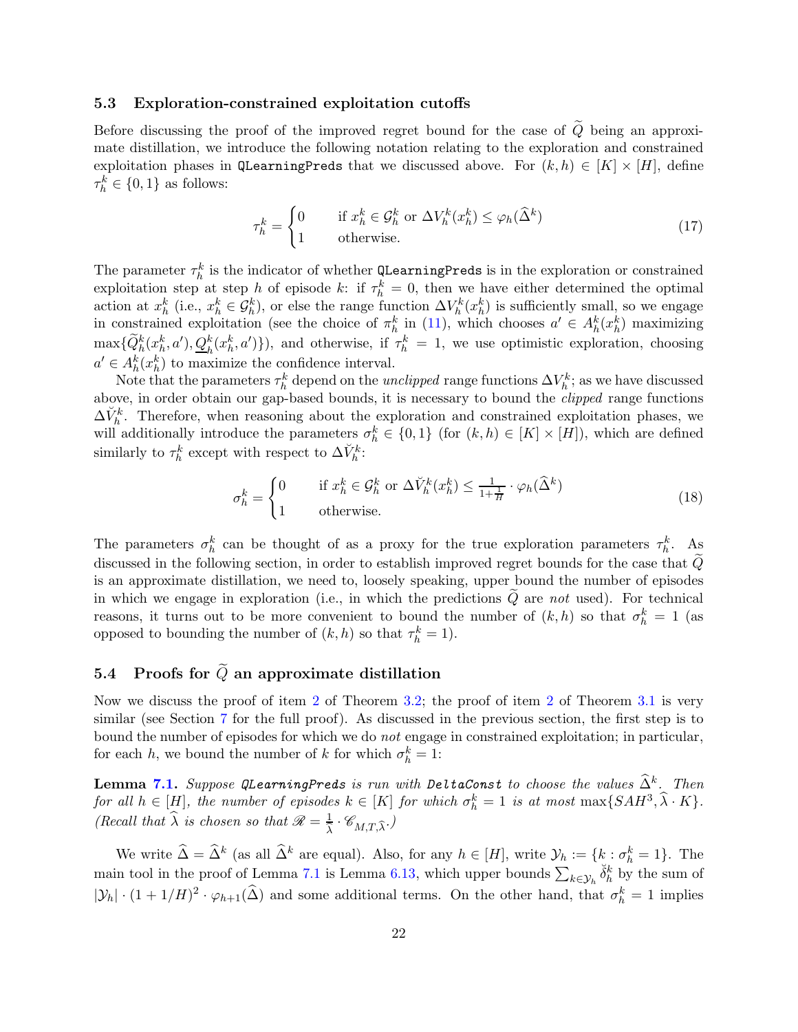### 5.3 Exploration-constrained exploitation cutoffs

Before discussing the proof of the improved regret bound for the case of $\widetilde{Q}$ being an approximate distillation, we introduce the following notation relating to the exploration and constrained exploitation phases in `QLearningPreds` that we discussed above. For $(k,h) \in [K] \times [H]$, define $\tau_h^k \in \{0,1\}$ as follows:

$$\tau_h^k = \begin{cases} 0 & \text{if } x_h^k \in \mathcal{G}_h^k \text{ or } \Delta V_h^k(x_h^k) \le \varphi_h(\widehat{\Delta}^k) \\ 1 & \text{otherwise.} \end{cases} \tag{17}$$

The parameter $\tau_h^k$ is the indicator of whether `QLearningPreds` is in the exploration or constrained exploitation step at step $h$ of episode $k$: if $\tau_h^k = 0$, then we have either determined the optimal action at $x_h^k$ (i.e., $x_h^k \in \mathcal{G}_h^k$), or else the range function $\Delta V_h^k(x_h^k)$ is sufficiently small, so we engage in constrained exploitation (see the choice of $\pi_h^k$ in (11), which chooses $a' \in A_h^k(x_h^k)$ maximizing $\max\{\widetilde{Q}_h^k(x_h^k, a'), \underline{Q}_h^k(x_h^k, a')\}$), and otherwise, if $\tau_h^k = 1$, we use optimistic exploration, choosing $a' \in A_h^k(x_h^k)$ to maximize the confidence interval.

Note that the parameters $\tau_h^k$ depend on the *unclipped* range functions $\Delta V_h^k$; as we have discussed above, in order obtain our gap-based bounds, it is necessary to bound the *clipped* range functions $\Delta \breve{V}_h^k$. Therefore, when reasoning about the exploration and constrained exploitation phases, we will additionally introduce the parameters $\sigma_h^k \in \{0,1\}$ (for $(k,h) \in [K] \times [H]$), which are defined similarly to $\tau_h^k$ except with respect to $\Delta \breve{V}_h^k$:

$$\sigma_h^k = \begin{cases} 0 & \text{if } x_h^k \in \mathcal{G}_h^k \text{ or } \Delta \breve{V}_h^k(x_h^k) \le \frac{1}{1+\frac{1}{H}} \cdot \varphi_h(\widehat{\Delta}^k) \\ 1 & \text{otherwise.} \end{cases} \tag{18}$$

The parameters $\sigma_h^k$ can be thought of as a proxy for the true exploration parameters $\tau_h^k$. As discussed in the following section, in order to establish improved regret bounds for the case that $\widetilde{Q}$ is an approximate distillation, we need to, loosely speaking, upper bound the number of episodes in which we engage in exploration (i.e., in which the predictions $\widetilde{Q}$ are *not* used). For technical reasons, it turns out to be more convenient to bound the number of $(k,h)$ so that $\sigma_h^k = 1$ (as opposed to bounding the number of $(k,h)$ so that $\tau_h^k = 1$).

### 5.4 Proofs for $\widetilde{Q}$ an approximate distillation

Now we discuss the proof of item 2 of Theorem 3.2; the proof of item 2 of Theorem 3.1 is very similar (see Section 7 for the full proof). As discussed in the previous section, the first step is to bound the number of episodes for which we do *not* engage in constrained exploitation; in particular, for each $h$, we bound the number of $k$ for which $\sigma_h^k = 1$:

**Lemma 7.1.** *Suppose `QLearningPreds` is run with `DeltaConst` to choose the values $\widehat{\Delta}^k$. Then for all $h \in [H]$, the number of episodes $k \in [K]$ for which $\sigma_h^k = 1$ is at most $\max\{SAH^3, \widehat{\lambda} \cdot K\}$. (Recall that $\widehat{\lambda}$ is chosen so that $\mathscr{R} = \frac{1}{\widehat{\lambda}} \cdot \mathscr{C}_{M,T,\widehat{\lambda}}$.)*

We write $\widehat{\Delta} = \widehat{\Delta}^k$ (as all $\widehat{\Delta}^k$ are equal). Also, for any $h \in [H]$, write $\mathcal{Y}_h := \{k : \sigma_h^k = 1\}$. The main tool in the proof of Lemma 7.1 is Lemma 6.13, which upper bounds $\sum_{k \in \mathcal{Y}_h} \breve{\delta}_h^k$ by the sum of $|\mathcal{Y}_h| \cdot (1 + 1/H)^2 \cdot \varphi_{h+1}(\widehat{\Delta})$ and some additional terms. On the other hand, that $\sigma_h^k = 1$ implies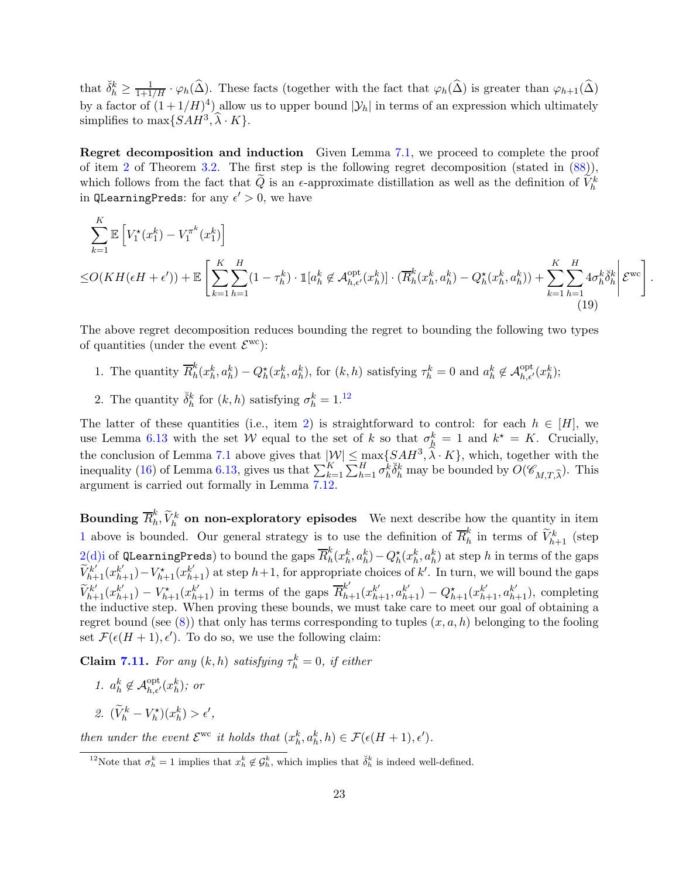that $\breve{\delta}_h^k \geq \frac{1}{1+1/H} \cdot \varphi_h(\widehat{\Delta})$. These facts (together with the fact that $\varphi_h(\widehat{\Delta})$ is greater than $\varphi_{h+1}(\widehat{\Delta})$ by a factor of $(1+1/H)^4$) allow us to upper bound $|\mathcal{Y}_h|$ in terms of an expression which ultimately simplifies to $\max\{SAH^3, \widehat{\lambda} \cdot K\}$.

**Regret decomposition and induction** Given Lemma 7.1, we proceed to complete the proof of item 2 of Theorem 3.2. The first step is the following regret decomposition (stated in (88)), which follows from the fact that $\widetilde{Q}$ is an $\epsilon$-approximate distillation as well as the definition of $\widetilde{V}_h^k$ in `QLearningPreds`: for any $\epsilon' > 0$, we have

$$
\begin{aligned}
&\sum_{k=1}^K \mathbb{E}\left[V_1^\star(x_1^k) - V_1^{\pi^k}(x_1^k)\right] \\
\leq & O(KH(\epsilon H + \epsilon')) + \mathbb{E}\left[\sum_{k=1}^K \sum_{h=1}^H (1-\tau_h^k) \cdot \mathbb{1}[a_h^k \notin \mathcal{A}_{h,\epsilon'}^{\mathrm{opt}}(x_h^k)] \cdot (\overline{R}_h^k(x_h^k, a_h^k) - Q_h^\star(x_h^k, a_h^k)) + \sum_{k=1}^K \sum_{h=1}^H 4\sigma_h^k \breve{\delta}_h^k \middle| \mathcal{E}^{\mathrm{wc}}\right].
\end{aligned}
\tag{19}
$$

The above regret decomposition reduces bounding the regret to bounding the following two types of quantities (under the event $\mathcal{E}^{\mathrm{wc}}$):

1. The quantity $\overline{R}_h^k(x_h^k, a_h^k) - Q_h^\star(x_h^k, a_h^k)$, for $(k,h)$ satisfying $\tau_h^k = 0$ and $a_h^k \notin \mathcal{A}_{h,\epsilon'}^{\mathrm{opt}}(x_h^k)$;
2. The quantity $\breve{\delta}_h^k$ for $(k,h)$ satisfying $\sigma_h^k = 1$.[12]

The latter of these quantities (i.e., item 2) is straightforward to control: for each $h \in [H]$, we use Lemma 6.13 with the set $\mathcal{W}$ equal to the set of $k$ so that $\sigma_h^k = 1$ and $k^\star = K$. Crucially, the conclusion of Lemma 7.1 above gives that $|\mathcal{W}| \leq \max\{SAH^3, \widehat{\lambda} \cdot K\}$, which, together with the inequality (16) of Lemma 6.13, gives us that $\sum_{k=1}^K \sum_{h=1}^H \sigma_h^k \breve{\delta}_h^k$ may be bounded by $O(\mathscr{C}_{M,T,\widehat{\lambda}})$. This argument is carried out formally in Lemma 7.12.

**Bounding $\overline{R}_h^k, \widetilde{V}_h^k$ on non-exploratory episodes** We next describe how the quantity in item 1 above is bounded. Our general strategy is to use the definition of $\overline{R}_h^k$ in terms of $\widetilde{V}_{h+1}^k$ (step 2(d)i of `QLearningPreds`) to bound the gaps $\overline{R}_h^k(x_h^k, a_h^k) - Q_h^\star(x_h^k, a_h^k)$ at step $h$ in terms of the gaps $\widetilde{V}_{h+1}^{k'}(x_{h+1}^{k'}) - V_{h+1}^\star(x_{h+1}^{k'})$ at step $h+1$, for appropriate choices of $k'$. In turn, we will bound the gaps $\widetilde{V}_{h+1}^{k'}(x_{h+1}^{k'}) - V_{h+1}^\star(x_{h+1}^{k'})$ in terms of the gaps $\overline{R}_{h+1}^{k'}(x_{h+1}^{k'}, a_{h+1}^{k'}) - Q_{h+1}^\star(x_{h+1}^{k'}, a_{h+1}^{k'})$, completing the inductive step. When proving these bounds, we must take care to meet our goal of obtaining a regret bound (see (8)) that only has terms corresponding to tuples $(x, a, h)$ belonging to the fooling set $\mathcal{F}(\epsilon(H+1), \epsilon')$. To do so, we use the following claim:

**Claim 7.11.** *For any $(k,h)$ satisfying $\tau_h^k = 0$, if either*

1. $a_h^k \notin \mathcal{A}_{h,\epsilon'}^{\mathrm{opt}}(x_h^k)$*; or*
2. $(\widetilde{V}_h^k - V_h^\star)(x_h^k) > \epsilon'$,

*then under the event $\mathcal{E}^{\mathrm{wc}}$ it holds that $(x_h^k, a_h^k, h) \in \mathcal{F}(\epsilon(H+1), \epsilon')$.*

[12] Note that $\sigma_h^k = 1$ implies that $x_h^k \notin \mathcal{G}_h^k$, which implies that $\breve{\delta}_h^k$ is indeed well-defined.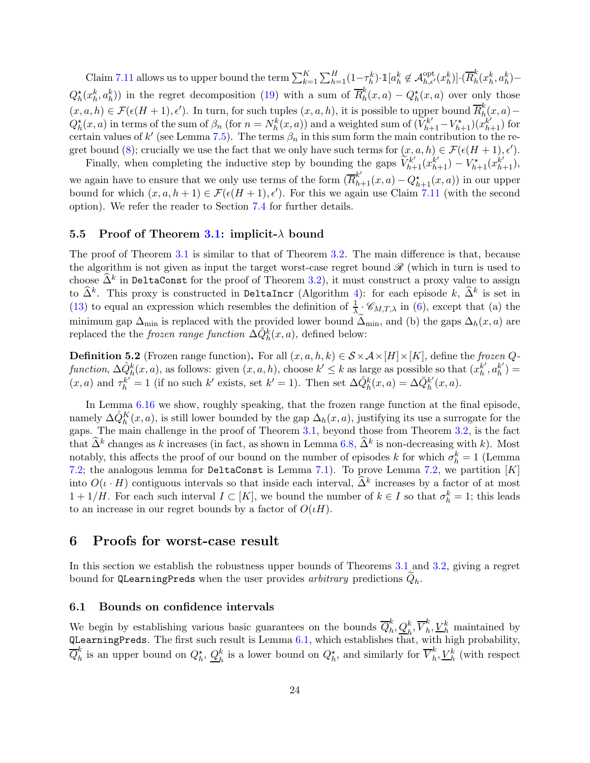Claim 7.11 allows us to upper bound the term $\sum_{k=1}^K \sum_{h=1}^H (1-\tau_h^k) \cdot \mathbb{1}[a_h^k \not\in \mathcal{A}_{h,\epsilon'}^{\mathrm{opt}}(x_h^k)] \cdot (\overline{R}_h^k(x_h^k, a_h^k) - Q_h^\star(x_h^k, a_h^k))$ in the regret decomposition (19) with a sum of $\overline{R}_h^k(x,a) - Q_h^\star(x,a)$ over only those $(x,a,h) \in \mathcal{F}(\epsilon(H+1), \epsilon')$. In turn, for such tuples $(x,a,h)$, it is possible to upper bound $\overline{R}_h^k(x,a) - Q_h^\star(x,a)$ in terms of the sum of $\beta_n$ (for $n = N_h^k(x,a)$) and a weighted sum of $(\widetilde{V}_{h+1}^{k'} - V_{h+1}^\star)(x_{h+1}^{k'})$ for certain values of $k'$ (see Lemma 7.5). The terms $\beta_n$ in this sum form the main contribution to the regret bound (8); crucially we use the fact that we only have such terms for $(x,a,h) \in \mathcal{F}(\epsilon(H+1), \epsilon')$.

Finally, when completing the inductive step by bounding the gaps $\widetilde{V}_{h+1}^{k'}(x_{h+1}^{k'}) - V_{h+1}^\star(x_{h+1}^{k'})$, we again have to ensure that we only use terms of the form $(\overline{R}_{h+1}^{k'}(x,a) - Q_{h+1}^\star(x,a))$ in our upper bound for which $(x,a,h+1) \in \mathcal{F}(\epsilon(H+1), \epsilon')$. For this we again use Claim 7.11 (with the second option). We refer the reader to Section 7.4 for further details.

### 5.5 Proof of Theorem 3.1: implicit-$\lambda$ bound

The proof of Theorem 3.1 is similar to that of Theorem 3.2. The main difference is that, because the algorithm is not given as input the target worst-case regret bound $\mathscr{R}$ (which in turn is used to choose $\widehat{\Delta}^k$ in `DeltaConst` for the proof of Theorem 3.2), it must construct a proxy value to assign to $\widehat{\Delta}^k$. This proxy is constructed in `DeltaIncr` (Algorithm 4): for each episode $k$, $\widehat{\Delta}^k$ is set in (13) to equal an expression which resembles the definition of $\frac{1}{\lambda} \cdot \mathscr{C}_{M,T,\lambda}$ in (6), except that (a) the minimum gap $\Delta_{\min}$ is replaced with the provided lower bound $\widetilde{\Delta}_{\min}$, and (b) the gaps $\Delta_h(x,a)$ are replaced the the *frozen range function* $\Delta\mathring{Q}_h^k(x,a)$, defined below:

**Definition 5.2** (Frozen range function)**.** For all $(x,a,h,k) \in \mathcal{S} \times \mathcal{A} \times [H] \times [K]$, define the *frozen Q-function*, $\Delta\mathring{Q}_h^k(x,a)$, as follows: given $(x,a,h)$, choose $k' \leq k$ as large as possible so that $(x_h^{k'}, a_h^{k'}) = (x,a)$ and $\tau_h^{k'} = 1$ (if no such $k'$ exists, set $k' = 1$). Then set $\Delta\mathring{Q}_h^k(x,a) = \Delta\breve{Q}_h^{k'}(x,a)$.

In Lemma 6.16 we show, roughly speaking, that the frozen range function at the final episode, namely $\Delta\mathring{Q}_h^K(x,a)$, is still lower bounded by the gap $\Delta_h(x,a)$, justifying its use a surrogate for the gaps. The main challenge in the proof of Theorem 3.1, beyond those from Theorem 3.2, is the fact that $\widehat{\Delta}^k$ changes as $k$ increases (in fact, as shown in Lemma 6.8, $\widehat{\Delta}^k$ is non-decreasing with $k$). Most notably, this affects the proof of our bound on the number of episodes $k$ for which $\sigma_h^k = 1$ (Lemma 7.2; the analogous lemma for `DeltaConst` is Lemma 7.1). To prove Lemma 7.2, we partition $[K]$ into $O(\iota \cdot H)$ contiguous intervals so that inside each interval, $\widehat{\Delta}^k$ increases by a factor of at most $1 + 1/H$. For each such interval $I \subset [K]$, we bound the number of $k \in I$ so that $\sigma_h^k = 1$; this leads to an increase in our regret bounds by a factor of $O(\iota H)$.

## 6 Proofs for worst-case result

In this section we establish the robustness upper bounds of Theorems 3.1 and 3.2, giving a regret bound for `QLearningPreds` when the user provides *arbitrary* predictions $\widetilde{Q}_h$.

### 6.1 Bounds on confidence intervals

We begin by establishing various basic guarantees on the bounds $\overline{Q}_h^k, \underline{Q}_h^k, \overline{V}_h^k, \underline{V}_h^k$ maintained by `QLearningPreds`. The first such result is Lemma 6.1, which establishes that, with high probability, $\overline{Q}_h^k$ is an upper bound on $Q_h^\star$, $\underline{Q}_h^k$ is a lower bound on $Q_h^\star$, and similarly for $\overline{V}_h^k, \underline{V}_h^k$ (with respect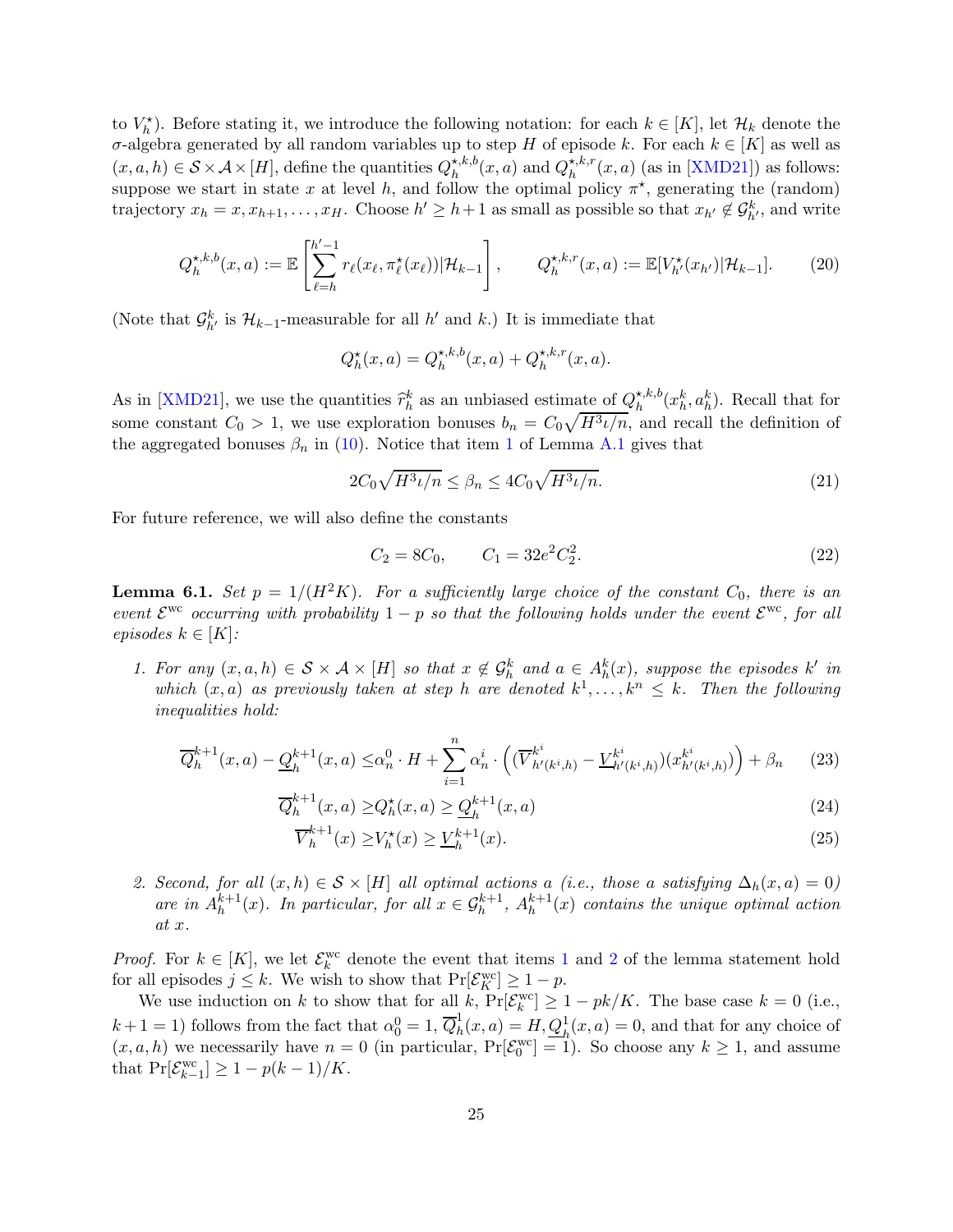to $V_h^\star$). Before stating it, we introduce the following notation: for each $k \in [K]$, let $\mathcal{H}_k$ denote the $\sigma$-algebra generated by all random variables up to step $H$ of episode $k$. For each $k \in [K]$ as well as $(x, a, h) \in \mathcal{S} \times \mathcal{A} \times [H]$, define the quantities $Q_h^{\star,k,b}(x, a)$ and $Q_h^{\star,k,r}(x, a)$ (as in [XMD21]) as follows: suppose we start in state $x$ at level $h$, and follow the optimal policy $\pi^\star$, generating the (random) trajectory $x_h = x, x_{h+1}, \ldots, x_H$. Choose $h' \geq h+1$ as small as possible so that $x_{h'} \notin \mathcal{G}_{h'}^k$, and write

$$Q_h^{\star,k,b}(x, a) := \mathbb{E}\left[\sum_{\ell=h}^{h'-1} r_\ell(x_\ell, \pi_\ell^\star(x_\ell)) | \mathcal{H}_{k-1}\right], \qquad Q_h^{\star,k,r}(x, a) := \mathbb{E}[V_{h'}^\star(x_{h'}) | \mathcal{H}_{k-1}]. \tag{20}$$

(Note that $\mathcal{G}_{h'}^k$ is $\mathcal{H}_{k-1}$-measurable for all $h'$ and $k$.) It is immediate that

$$Q_h^\star(x, a) = Q_h^{\star,k,b}(x, a) + Q_h^{\star,k,r}(x, a).$$

As in [XMD21], we use the quantities $\widehat{r}_h^k$ as an unbiased estimate of $Q_h^{\star,k,b}(x_h^k, a_h^k)$. Recall that for some constant $C_0 > 1$, we use exploration bonuses $b_n = C_0\sqrt{H^3\iota/n}$, and recall the definition of the aggregated bonuses $\beta_n$ in (10). Notice that item 1 of Lemma A.1 gives that

$$2C_0\sqrt{H^3\iota/n} \leq \beta_n \leq 4C_0\sqrt{H^3\iota/n}. \tag{21}$$

For future reference, we will also define the constants

$$C_2 = 8C_0, \qquad C_1 = 32e^2C_2^2. \tag{22}$$

**Lemma 6.1.** *Set $p = 1/(H^2K)$. For a sufficiently large choice of the constant $C_0$, there is an event $\mathcal{E}^{\mathrm{wc}}$ occurring with probability $1-p$ so that the following holds under the event $\mathcal{E}^{\mathrm{wc}}$, for all episodes $k \in [K]$:*

1. *For any $(x, a, h) \in \mathcal{S} \times \mathcal{A} \times [H]$ so that $x \notin \mathcal{G}_h^k$ and $a \in A_h^k(x)$, suppose the episodes $k'$ in which $(x, a)$ as previously taken at step $h$ are denoted $k^1, \ldots, k^n \leq k$. Then the following inequalities hold:*

$$\overline{Q}_h^{k+1}(x, a) - \underline{Q}_h^{k+1}(x, a) \leq \alpha_n^0 \cdot H + \sum_{i=1}^n \alpha_n^i \cdot \left((\overline{V}_{h'(k^i,h)}^{k^i} - \underline{V}_{h'(k^i,h)}^{k^i})(x_{h'(k^i,h)}^{k^i})\right) + \beta_n \tag{23}$$

$$\overline{Q}_h^{k+1}(x, a) \geq Q_h^\star(x, a) \geq \underline{Q}_h^{k+1}(x, a) \tag{24}$$

$$\overline{V}_h^{k+1}(x) \geq V_h^\star(x) \geq \underline{V}_h^{k+1}(x). \tag{25}$$

2. *Second, for all $(x, h) \in \mathcal{S} \times [H]$ all optimal actions $a$ (i.e., those $a$ satisfying $\Delta_h(x, a) = 0$) are in $A_h^{k+1}(x)$. In particular, for all $x \in \mathcal{G}_h^{k+1}$, $A_h^{k+1}(x)$ contains the unique optimal action at $x$.*

*Proof.* For $k \in [K]$, we let $\mathcal{E}_k^{\mathrm{wc}}$ denote the event that items 1 and 2 of the lemma statement hold for all episodes $j \leq k$. We wish to show that $\Pr[\mathcal{E}_K^{\mathrm{wc}}] \geq 1 - p$.

We use induction on $k$ to show that for all $k$, $\Pr[\mathcal{E}_k^{\mathrm{wc}}] \geq 1 - pk/K$. The base case $k = 0$ (i.e., $k+1 = 1$) follows from the fact that $\alpha_0^0 = 1$, $\overline{Q}_h^1(x, a) = H$, $\underline{Q}_h^1(x, a) = 0$, and that for any choice of $(x, a, h)$ we necessarily have $n = 0$ (in particular, $\Pr[\mathcal{E}_0^{\mathrm{wc}}] = 1$). So choose any $k \geq 1$, and assume that $\Pr[\mathcal{E}_{k-1}^{\mathrm{wc}}] \geq 1 - p(k-1)/K$.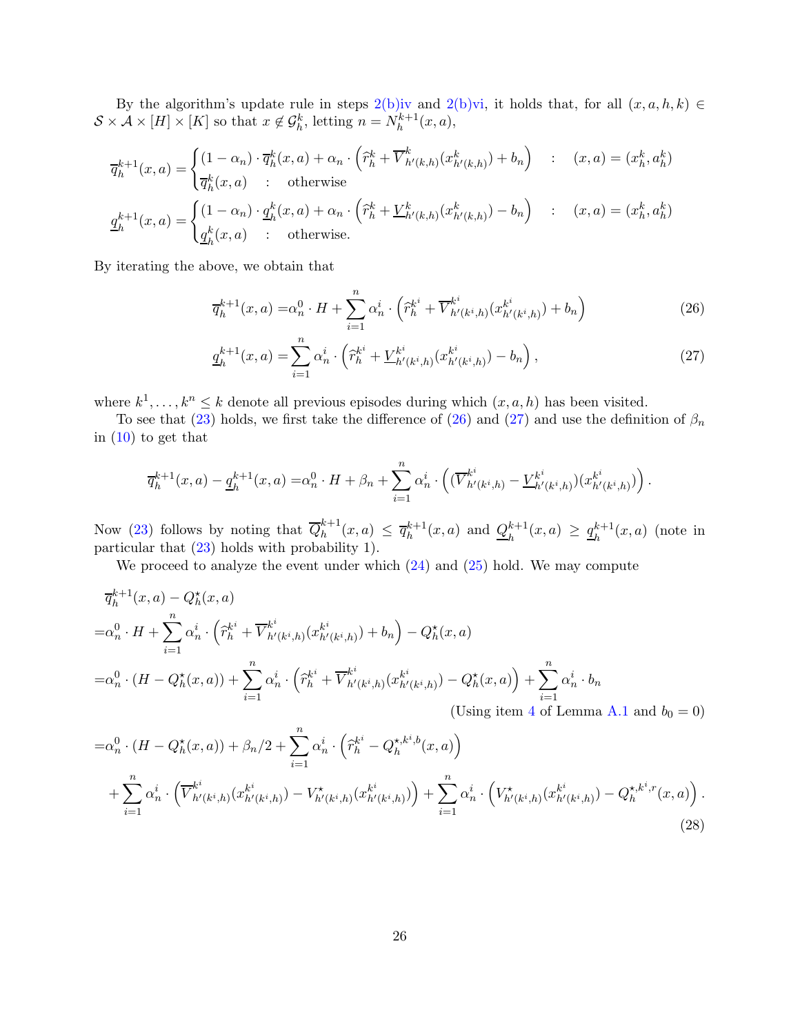By the algorithm's update rule in steps 2(b)iv and 2(b)vi, it holds that, for all $(x, a, h, k) \in \mathcal{S} \times \mathcal{A} \times [H] \times [K]$ so that $x \notin \mathcal{G}_h^k$, letting $n = N_h^{k+1}(x, a)$,

$$\overline{q}_h^{k+1}(x,a) = \begin{cases} (1-\alpha_n) \cdot \overline{q}_h^k(x,a) + \alpha_n \cdot \left( \widehat{r}_h^k + \overline{V}_{h'(k,h)}^k (x_{h'(k,h)}^k) + b_n \right) & : \quad (x,a) = (x_h^k, a_h^k) \\ \overline{q}_h^k(x,a) & : \quad \text{otherwise} \end{cases}$$

$$\underline{q}_h^{k+1}(x,a) = \begin{cases} (1-\alpha_n) \cdot \underline{q}_h^k(x,a) + \alpha_n \cdot \left( \widehat{r}_h^k + \underline{V}_{h'(k,h)}^k (x_{h'(k,h)}^k) - b_n \right) & : \quad (x,a) = (x_h^k, a_h^k) \\ \underline{q}_h^k(x,a) & : \quad \text{otherwise.} \end{cases}$$

By iterating the above, we obtain that

$$\overline{q}_h^{k+1}(x,a) = \alpha_n^0 \cdot H + \sum_{i=1}^n \alpha_n^i \cdot \left( \widehat{r}_h^{k^i} + \overline{V}_{h'(k^i,h)}^{k^i} (x_{h'(k^i,h)}^{k^i}) + b_n \right) \tag{26}$$

$$\underline{q}_h^{k+1}(x,a) = \sum_{i=1}^n \alpha_n^i \cdot \left( \widehat{r}_h^{k^i} + \underline{V}_{h'(k^i,h)}^{k^i} (x_{h'(k^i,h)}^{k^i}) - b_n \right), \tag{27}$$

where $k^1, \ldots, k^n \leq k$ denote all previous episodes during which $(x, a, h)$ has been visited.

To see that (23) holds, we first take the difference of (26) and (27) and use the definition of $\beta_n$ in (10) to get that

$$\overline{q}_h^{k+1}(x,a) - \underline{q}_h^{k+1}(x,a) = \alpha_n^0 \cdot H + \beta_n + \sum_{i=1}^n \alpha_n^i \cdot \left( (\overline{V}_{h'(k^i,h)}^{k^i} - \underline{V}_{h'(k^i,h)}^{k^i})(x_{h'(k^i,h)}^{k^i}) \right).$$

Now (23) follows by noting that $\overline{Q}_h^{k+1}(x,a) \leq \overline{q}_h^{k+1}(x,a)$ and $\underline{Q}_h^{k+1}(x,a) \geq \underline{q}_h^{k+1}(x,a)$ (note in particular that (23) holds with probability 1).

We proceed to analyze the event under which (24) and (25) hold. We may compute

$$\begin{aligned}
&\overline{q}_h^{k+1}(x,a) - Q_h^\star(x,a) \\
=& \alpha_n^0 \cdot H + \sum_{i=1}^n \alpha_n^i \cdot \left( \widehat{r}_h^{k^i} + \overline{V}_{h'(k^i,h)}^{k^i} (x_{h'(k^i,h)}^{k^i}) + b_n \right) - Q_h^\star(x,a) \\
=& \alpha_n^0 \cdot (H - Q_h^\star(x,a)) + \sum_{i=1}^n \alpha_n^i \cdot \left( \widehat{r}_h^{k^i} + \overline{V}_{h'(k^i,h)}^{k^i} (x_{h'(k^i,h)}^{k^i}) - Q_h^\star(x,a) \right) + \sum_{i=1}^n \alpha_n^i \cdot b_n \\
& \hspace{20em} \text{(Using item 4 of Lemma A.1 and } b_0 = 0\text{)} \\
=& \alpha_n^0 \cdot (H - Q_h^\star(x,a)) + \beta_n/2 + \sum_{i=1}^n \alpha_n^i \cdot \left( \widehat{r}_h^{k^i} - Q_h^{\star,k^i,b}(x,a) \right) \\
& + \sum_{i=1}^n \alpha_n^i \cdot \left( \overline{V}_{h'(k^i,h)}^{k^i} (x_{h'(k^i,h)}^{k^i}) - V_{h'(k^i,h)}^\star (x_{h'(k^i,h)}^{k^i}) \right) + \sum_{i=1}^n \alpha_n^i \cdot \left( V_{h'(k^i,h)}^\star (x_{h'(k^i,h)}^{k^i}) - Q_h^{\star,k^i,r}(x,a) \right).
\end{aligned} \tag{28}$$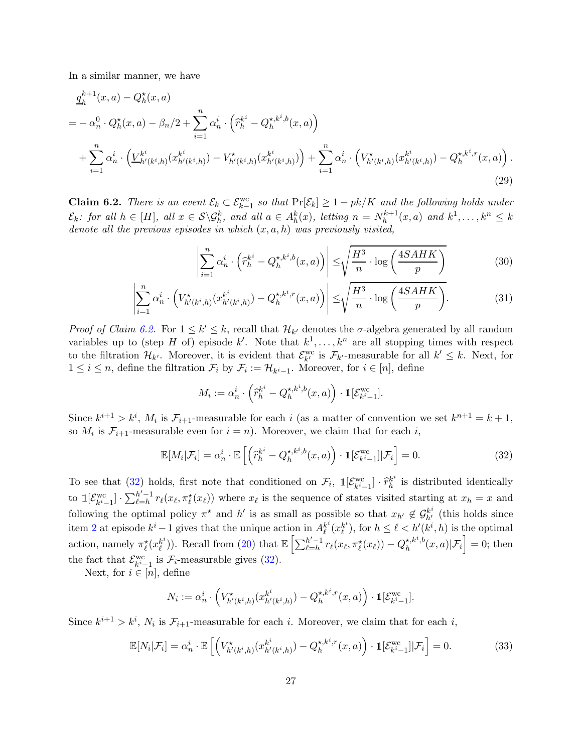In a similar manner, we have

$$
\begin{aligned}
&\underline{q}_h^{k+1}(x,a) - Q_h^\star(x,a) \\
&= -\alpha_n^0 \cdot Q_h^\star(x,a) - \beta_n/2 + \sum_{i=1}^n \alpha_n^i \cdot \left( \widehat{r}_h^{k^i} - Q_h^{\star,k^i,b}(x,a) \right) \\
&\quad + \sum_{i=1}^n \alpha_n^i \cdot \left( \underline{V}_{h'(k^i,h)}^{k^i}(x_{h'(k^i,h)}^{k^i}) - V_{h'(k^i,h)}^\star(x_{h'(k^i,h)}^{k^i}) \right) + \sum_{i=1}^n \alpha_n^i \cdot \left( V_{h'(k^i,h)}^\star(x_{h'(k^i,h)}^{k^i}) - Q_h^{\star,k^i,r}(x,a) \right).
\end{aligned}
\tag{29}
$$

**Claim 6.2.** *There is an event $\mathcal{E}_k \subset \mathcal{E}_{k-1}^{\mathrm{wc}}$ so that $\Pr[\mathcal{E}_k] \geq 1 - pk/K$ and the following holds under $\mathcal{E}_k$: for all $h \in [H]$, all $x \in \mathcal{S} \backslash \mathcal{G}_h^k$, and all $a \in A_h^k(x)$, letting $n = N_h^{k+1}(x,a)$ and $k^1, \ldots, k^n \leq k$ denote all the previous episodes in which $(x,a,h)$ was previously visited,*

$$
\left| \sum_{i=1}^n \alpha_n^i \cdot \left( \widehat{r}_h^{k^i} - Q_h^{\star,k^i,b}(x,a) \right) \right| \leq \sqrt{\frac{H^3}{n} \cdot \log\left( \frac{4SAHK}{p} \right)} \tag{30}
$$

$$
\left| \sum_{i=1}^n \alpha_n^i \cdot \left( V_{h'(k^i,h)}^\star(x_{h'(k^i,h)}^{k^i}) - Q_h^{\star,k^i,r}(x,a) \right) \right| \leq \sqrt{\frac{H^3}{n} \cdot \log\left( \frac{4SAHK}{p} \right)}. \tag{31}
$$

*Proof of Claim 6.2.* For $1 \leq k' \leq k$, recall that $\mathcal{H}_{k'}$ denotes the $\sigma$-algebra generated by all random variables up to (step $H$ of) episode $k'$. Note that $k^1, \ldots, k^n$ are all stopping times with respect to the filtration $\mathcal{H}_{k'}$. Moreover, it is evident that $\mathcal{E}_{k'}^{\mathrm{wc}}$ is $\mathcal{F}_{k'}$-measurable for all $k' \leq k$. Next, for $1 \leq i \leq n$, define the filtration $\mathcal{F}_i$ by $\mathcal{F}_i := \mathcal{H}_{k^i-1}$. Moreover, for $i \in [n]$, define

$$
M_i := \alpha_n^i \cdot \left( \widehat{r}_h^{k^i} - Q_h^{\star,k^i,b}(x,a) \right) \cdot \mathbb{1}[\mathcal{E}_{k^i-1}^{\mathrm{wc}}].
$$

Since $k^{i+1} > k^i$, $M_i$ is $\mathcal{F}_{i+1}$-measurable for each $i$ (as a matter of convention we set $k^{n+1} = k+1$, so $M_i$ is $\mathcal{F}_{i+1}$-measurable even for $i = n$). Moreover, we claim that for each $i$,

$$
\mathbb{E}[M_i | \mathcal{F}_i] = \alpha_n^i \cdot \mathbb{E}\left[ \left( \widehat{r}_h^{k^i} - Q_h^{\star,k^i,b}(x,a) \right) \cdot \mathbb{1}[\mathcal{E}_{k^i-1}^{\mathrm{wc}}] | \mathcal{F}_i \right] = 0. \tag{32}
$$

To see that (32) holds, first note that conditioned on $\mathcal{F}_i$, $\mathbb{1}[\mathcal{E}_{k^i-1}^{\mathrm{wc}}] \cdot \widehat{r}_h^{k^i}$ is distributed identically to $\mathbb{1}[\mathcal{E}_{k^i-1}^{\mathrm{wc}}] \cdot \sum_{\ell=h}^{h'-1} r_\ell(x_\ell, \pi_\ell^\star(x_\ell))$ where $x_\ell$ is the sequence of states visited starting at $x_h = x$ and following the optimal policy $\pi^\star$ and $h'$ is as small as possible so that $x_{h'} \notin \mathcal{G}_{h'}^{k^i}$ (this holds since item 2 at episode $k^i - 1$ gives that the unique action in $A_\ell^{k^i}(x_\ell^{k^i})$, for $h \leq \ell < h'(k^i, h)$ is the optimal action, namely $\pi_\ell^\star(x_\ell^{k^i})$). Recall from (20) that $\mathbb{E}\left[ \sum_{\ell=h}^{h'-1} r_\ell(x_\ell, \pi_\ell^\star(x_\ell)) - Q_h^{\star,k^i,b}(x,a) | \mathcal{F}_i \right] = 0$; then the fact that $\mathcal{E}_{k^i-1}^{\mathrm{wc}}$ is $\mathcal{F}_i$-measurable gives (32).

Next, for $i \in [n]$, define

$$
N_i := \alpha_n^i \cdot \left( V_{h'(k^i,h)}^\star(x_{h'(k^i,h)}^{k^i}) - Q_h^{\star,k^i,r}(x,a) \right) \cdot \mathbb{1}[\mathcal{E}_{k^i-1}^{\mathrm{wc}}].
$$

Since $k^{i+1} > k^i$, $N_i$ is $\mathcal{F}_{i+1}$-measurable for each $i$. Moreover, we claim that for each $i$,

$$
\mathbb{E}[N_i | \mathcal{F}_i] = \alpha_n^i \cdot \mathbb{E}\left[ \left( V_{h'(k^i,h)}^\star(x_{h'(k^i,h)}^{k^i}) - Q_h^{\star,k^i,r}(x,a) \right) \cdot \mathbb{1}[\mathcal{E}_{k^i-1}^{\mathrm{wc}}] | \mathcal{F}_i \right] = 0. \tag{33}
$$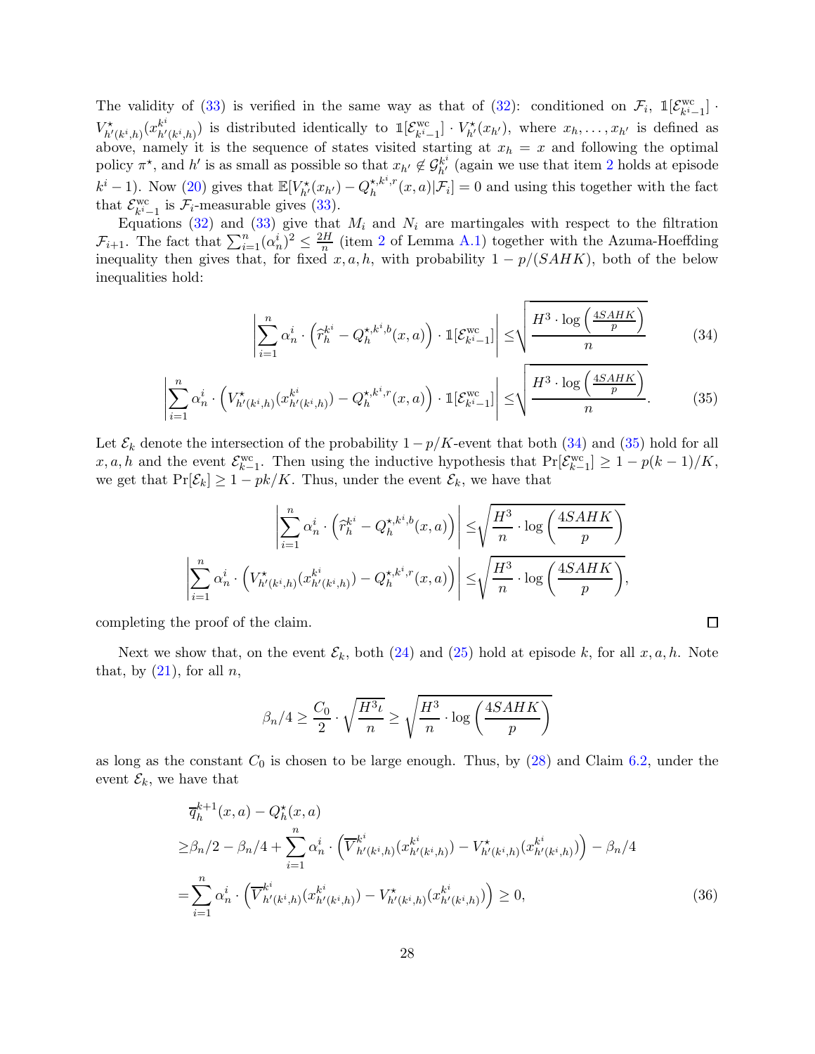The validity of (33) is verified in the same way as that of (32): conditioned on $\mathcal{F}_i$, $\mathbb{1}[\mathcal{E}^{\rm wc}_{k^i-1}] \cdot V^\star_{h'(k^i,h)}(x^{k^i}_{h'(k^i,h)})$ is distributed identically to $\mathbb{1}[\mathcal{E}^{\rm wc}_{k^i-1}] \cdot V^\star_{h'}(x_{h'})$, where $x_h, \ldots, x_{h'}$ is defined as above, namely it is the sequence of states visited starting at $x_h = x$ and following the optimal policy $\pi^\star$, and $h'$ is as small as possible so that $x_{h'} \notin \mathcal{G}^{k^i}_{h'}$ (again we use that item 2 holds at episode $k^i - 1$). Now (20) gives that $\mathbb{E}[V^\star_{h'}(x_{h'}) - Q^{\star,k^i,r}_h(x,a)|\mathcal{F}_i] = 0$ and using this together with the fact that $\mathcal{E}^{\rm wc}_{k^i-1}$ is $\mathcal{F}_i$-measurable gives (33).

Equations (32) and (33) give that $M_i$ and $N_i$ are martingales with respect to the filtration $\mathcal{F}_{i+1}$. The fact that $\sum_{i=1}^n (\alpha^i_n)^2 \leq \frac{2H}{n}$ (item 2 of Lemma A.1) together with the Azuma-Hoeffding inequality then gives that, for fixed $x, a, h$, with probability $1 - p/(SAHK)$, both of the below inequalities hold:

$$\left| \sum_{i=1}^n \alpha^i_n \cdot \left( \widehat{r}^{k^i}_h - Q^{\star,k^i,b}_h(x,a) \right) \cdot \mathbb{1}[\mathcal{E}^{\rm wc}_{k^i-1}] \right| \leq \sqrt{\frac{H^3 \cdot \log\left(\frac{4SAHK}{p}\right)}{n}} \tag{34}$$

$$\left| \sum_{i=1}^n \alpha^i_n \cdot \left( V^\star_{h'(k^i,h)}(x^{k^i}_{h'(k^i,h)}) - Q^{\star,k^i,r}_h(x,a) \right) \cdot \mathbb{1}[\mathcal{E}^{\rm wc}_{k^i-1}] \right| \leq \sqrt{\frac{H^3 \cdot \log\left(\frac{4SAHK}{p}\right)}{n}}. \tag{35}$$

Let $\mathcal{E}_k$ denote the intersection of the probability $1 - p/K$-event that both (34) and (35) hold for all $x, a, h$ and the event $\mathcal{E}^{\rm wc}_{k-1}$. Then using the inductive hypothesis that $\Pr[\mathcal{E}^{\rm wc}_{k-1}] \geq 1 - p(k-1)/K$, we get that $\Pr[\mathcal{E}_k] \geq 1 - pk/K$. Thus, under the event $\mathcal{E}_k$, we have that

$$\left| \sum_{i=1}^n \alpha^i_n \cdot \left( \widehat{r}^{k^i}_h - Q^{\star,k^i,b}_h(x,a) \right) \right| \leq \sqrt{\frac{H^3}{n} \cdot \log\left(\frac{4SAHK}{p}\right)}$$

$$\left| \sum_{i=1}^n \alpha^i_n \cdot \left( V^\star_{h'(k^i,h)}(x^{k^i}_{h'(k^i,h)}) - Q^{\star,k^i,r}_h(x,a) \right) \right| \leq \sqrt{\frac{H^3}{n} \cdot \log\left(\frac{4SAHK}{p}\right)},$$

completing the proof of the claim. $\square$

Next we show that, on the event $\mathcal{E}_k$, both (24) and (25) hold at episode $k$, for all $x, a, h$. Note that, by (21), for all $n$,

$$\beta_n/4 \geq \frac{C_0}{2} \cdot \sqrt{\frac{H^3 \iota}{n}} \geq \sqrt{\frac{H^3}{n} \cdot \log\left(\frac{4SAHK}{p}\right)}$$

as long as the constant $C_0$ is chosen to be large enough. Thus, by (28) and Claim 6.2, under the event $\mathcal{E}_k$, we have that

$$\begin{aligned}
&\overline{q}^{k+1}_h(x,a) - Q^\star_h(x,a) \\
\geq& \beta_n/2 - \beta_n/4 + \sum_{i=1}^n \alpha^i_n \cdot \left( \overline{V}^{k^i}_{h'(k^i,h)}(x^{k^i}_{h'(k^i,h)}) - V^\star_{h'(k^i,h)}(x^{k^i}_{h'(k^i,h)}) \right) - \beta_n/4 \\
=& \sum_{i=1}^n \alpha^i_n \cdot \left( \overline{V}^{k^i}_{h'(k^i,h)}(x^{k^i}_{h'(k^i,h)}) - V^\star_{h'(k^i,h)}(x^{k^i}_{h'(k^i,h)}) \right) \geq 0,
\end{aligned} \tag{36}$$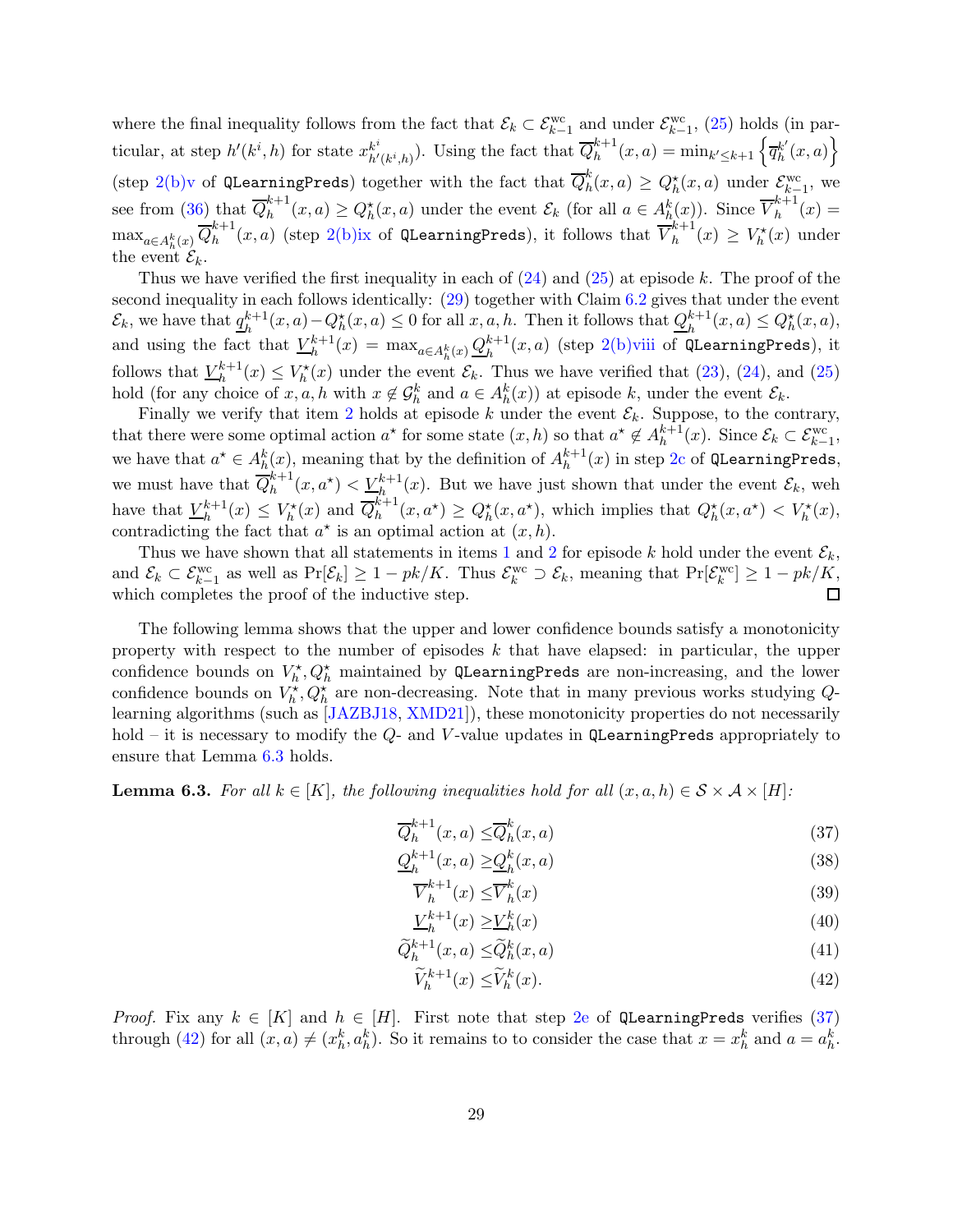where the final inequality follows from the fact that $\mathcal{E}_k \subset \mathcal{E}^{\rm wc}_{k-1}$ and under $\mathcal{E}^{\rm wc}_{k-1}$, (25) holds (in particular, at step $h'(k^i, h)$ for state $x^{k^i}_{h'(k^i,h)}$). Using the fact that $\overline{Q}^{k+1}_h(x,a) = \min_{k' \leq k+1} \left\{ \overline{q}^{k'}_h(x,a) \right\}$ (step 2(b)v of `QLearningPreds`) together with the fact that $\overline{Q}^k_h(x,a) \geq Q^\star_h(x,a)$ under $\mathcal{E}^{\rm wc}_{k-1}$, we see from (36) that $\overline{Q}^{k+1}_h(x,a) \geq Q^\star_h(x,a)$ under the event $\mathcal{E}_k$ (for all $a \in A^k_h(x)$). Since $\overline{V}^{k+1}_h(x) = \max_{a \in A^k_h(x)} \overline{Q}^{k+1}_h(x,a)$ (step 2(b)ix of `QLearningPreds`), it follows that $\overline{V}^{k+1}_h(x) \geq V^\star_h(x)$ under the event $\mathcal{E}_k$.

Thus we have verified the first inequality in each of (24) and (25) at episode $k$. The proof of the second inequality in each follows identically: (29) together with Claim 6.2 gives that under the event $\mathcal{E}_k$, we have that $\underline{q}^{k+1}_h(x,a) - Q^\star_h(x,a) \leq 0$ for all $x, a, h$. Then it follows that $\underline{Q}^{k+1}_h(x,a) \leq Q^\star_h(x,a)$, and using the fact that $\underline{V}^{k+1}_h(x) = \max_{a \in A^k_h(x)} \underline{Q}^{k+1}_h(x,a)$ (step 2(b)viii of `QLearningPreds`), it follows that $\underline{V}^{k+1}_h(x) \leq V^\star_h(x)$ under the event $\mathcal{E}_k$. Thus we have verified that (23), (24), and (25) hold (for any choice of $x, a, h$ with $x \notin \mathcal{G}^k_h$ and $a \in A^k_h(x)$) at episode $k$, under the event $\mathcal{E}_k$.

Finally we verify that item 2 holds at episode $k$ under the event $\mathcal{E}_k$. Suppose, to the contrary, that there were some optimal action $a^\star$ for some state $(x,h)$ so that $a^\star \notin A^{k+1}_h(x)$. Since $\mathcal{E}_k \subset \mathcal{E}^{\rm wc}_{k-1}$, we have that $a^\star \in A^k_h(x)$, meaning that by the definition of $A^{k+1}_h(x)$ in step 2c of `QLearningPreds`, we must have that $\overline{Q}^{k+1}_h(x,a^\star) < \underline{V}^{k+1}_h(x)$. But we have just shown that under the event $\mathcal{E}_k$, weh have that $\underline{V}^{k+1}_h(x) \leq V^\star_h(x)$ and $\overline{Q}^{k+1}_h(x,a^\star) \geq Q^\star_h(x,a^\star)$, which implies that $Q^\star_h(x,a^\star) < V^\star_h(x)$, contradicting the fact that $a^\star$ is an optimal action at $(x,h)$.

Thus we have shown that all statements in items 1 and 2 for episode $k$ hold under the event $\mathcal{E}_k$, and $\mathcal{E}_k \subset \mathcal{E}^{\rm wc}_{k-1}$ as well as $\Pr[\mathcal{E}_k] \geq 1 - pk/K$. Thus $\mathcal{E}^{\rm wc}_k \supset \mathcal{E}_k$, meaning that $\Pr[\mathcal{E}^{\rm wc}_k] \geq 1 - pk/K$, which completes the proof of the inductive step. □

The following lemma shows that the upper and lower confidence bounds satisfy a monotonicity property with respect to the number of episodes $k$ that have elapsed: in particular, the upper confidence bounds on $V^\star_h, Q^\star_h$ maintained by `QLearningPreds` are non-increasing, and the lower confidence bounds on $V^\star_h, Q^\star_h$ are non-decreasing. Note that in many previous works studying $Q$-learning algorithms (such as [JAZBJ18, XMD21]), these monotonicity properties do not necessarily hold – it is necessary to modify the $Q$- and $V$-value updates in `QLearningPreds` appropriately to ensure that Lemma 6.3 holds.

**Lemma 6.3.** *For all $k \in [K]$, the following inequalities hold for all $(x,a,h) \in \mathcal{S} \times \mathcal{A} \times [H]$:*

$$\overline{Q}^{k+1}_h(x,a) \leq \overline{Q}^k_h(x,a) \tag{37}$$

$$\underline{Q}^{k+1}_h(x,a) \geq \underline{Q}^k_h(x,a) \tag{38}$$

$$\overline{V}^{k+1}_h(x) \leq \overline{V}^k_h(x) \tag{39}$$

$$\underline{V}^{k+1}_h(x) \geq \underline{V}^k_h(x) \tag{40}$$

$$\widetilde{Q}^{k+1}_h(x,a) \leq \widetilde{Q}^k_h(x,a) \tag{41}$$

$$\widetilde{V}^{k+1}_h(x) \leq \widetilde{V}^k_h(x). \tag{42}$$

*Proof.* Fix any $k \in [K]$ and $h \in [H]$. First note that step 2e of `QLearningPreds` verifies (37) through (42) for all $(x,a) \neq (x^k_h, a^k_h)$. So it remains to to consider the case that $x = x^k_h$ and $a = a^k_h$.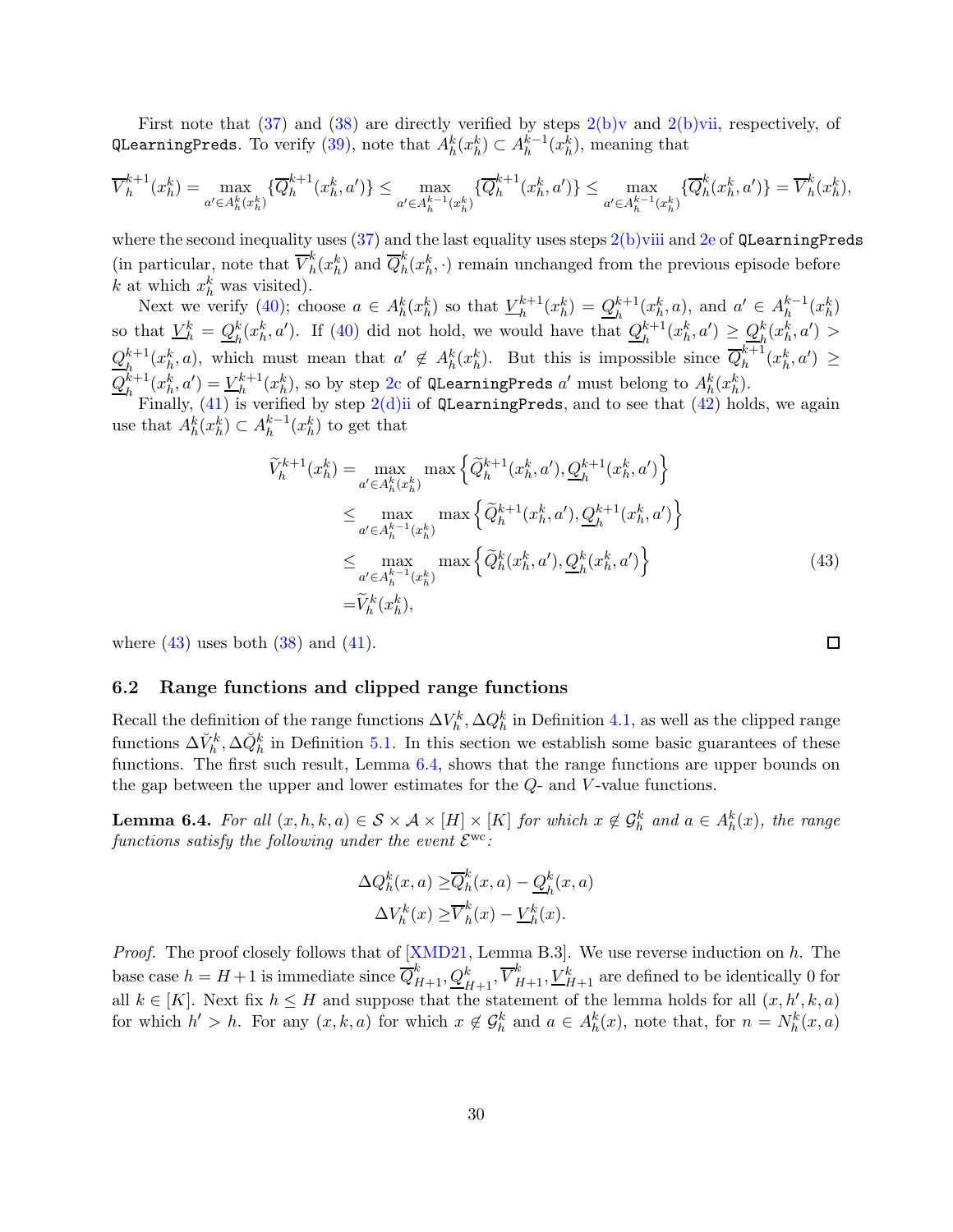First note that (37) and (38) are directly verified by steps 2(b)v and 2(b)vii, respectively, of `QLearningPreds`. To verify (39), note that $A_h^k(x_h^k) \subset A_h^{k-1}(x_h^k)$, meaning that

$$\overline{V}_h^{k+1}(x_h^k) = \max_{a' \in A_h^k(x_h^k)} \{\overline{Q}_h^{k+1}(x_h^k, a')\} \le \max_{a' \in A_h^{k-1}(x_h^k)} \{\overline{Q}_h^{k+1}(x_h^k, a')\} \le \max_{a' \in A_h^{k-1}(x_h^k)} \{\overline{Q}_h^{k}(x_h^k, a')\} = \overline{V}_h^k(x_h^k),$$

where the second inequality uses (37) and the last equality uses steps 2(b)viii and 2e of `QLearningPreds` (in particular, note that $\overline{V}_h^k(x_h^k)$ and $\overline{Q}_h^k(x_h^k, \cdot)$ remain unchanged from the previous episode before $k$ at which $x_h^k$ was visited).

Next we verify (40); choose $a \in A_h^k(x_h^k)$ so that $\underline{V}_h^{k+1}(x_h^k) = \underline{Q}_h^{k+1}(x_h^k, a)$, and $a' \in A_h^{k-1}(x_h^k)$ so that $\underline{V}_h^k = \underline{Q}_h^k(x_h^k, a')$. If (40) did not hold, we would have that $\underline{Q}_h^{k+1}(x_h^k, a') \ge \underline{Q}_h^k(x_h^k, a') > \underline{Q}_h^{k+1}(x_h^k, a)$, which must mean that $a' \notin A_h^k(x_h^k)$. But this is impossible since $\overline{Q}_h^{k+1}(x_h^k, a') \ge \underline{Q}_h^{k+1}(x_h^k, a') = \underline{V}_h^{k+1}(x_h^k)$, so by step 2c of `QLearningPreds` $a'$ must belong to $A_h^k(x_h^k)$.

Finally, (41) is verified by step 2(d)ii of `QLearningPreds`, and to see that (42) holds, we again use that $A_h^k(x_h^k) \subset A_h^{k-1}(x_h^k)$ to get that

$$\begin{aligned}
\widetilde{V}_h^{k+1}(x_h^k) =& \max_{a' \in A_h^k(x_h^k)} \max\left\{\widetilde{Q}_h^{k+1}(x_h^k, a'), \underline{Q}_h^{k+1}(x_h^k, a')\right\} \\
\le& \max_{a' \in A_h^{k-1}(x_h^k)} \max\left\{\widetilde{Q}_h^{k+1}(x_h^k, a'), \underline{Q}_h^{k+1}(x_h^k, a')\right\} \\
\le& \max_{a' \in A_h^{k-1}(x_h^k)} \max\left\{\widetilde{Q}_h^{k}(x_h^k, a'), \underline{Q}_h^{k}(x_h^k, a')\right\} \qquad (43) \\
=& \widetilde{V}_h^k(x_h^k),
\end{aligned}$$

where (43) uses both (38) and (41). □

## 6.2 Range functions and clipped range functions

Recall the definition of the range functions $\Delta V_h^k, \Delta Q_h^k$ in Definition 4.1, as well as the clipped range functions $\Delta \breve{V}_h^k, \Delta \breve{Q}_h^k$ in Definition 5.1. In this section we establish some basic guarantees of these functions. The first such result, Lemma 6.4, shows that the range functions are upper bounds on the gap between the upper and lower estimates for the $Q$- and $V$-value functions.

**Lemma 6.4.** *For all $(x, h, k, a) \in \mathcal{S} \times \mathcal{A} \times [H] \times [K]$ for which $x \notin \mathcal{G}_h^k$ and $a \in A_h^k(x)$, the range functions satisfy the following under the event $\mathcal{E}^{\mathrm{wc}}$:*

$$\begin{aligned}
\Delta Q_h^k(x, a) \ge& \overline{Q}_h^k(x, a) - \underline{Q}_h^k(x, a) \\
\Delta V_h^k(x) \ge& \overline{V}_h^k(x) - \underline{V}_h^k(x).
\end{aligned}$$

*Proof.* The proof closely follows that of [XMD21, Lemma B.3]. We use reverse induction on $h$. The base case $h = H+1$ is immediate since $\overline{Q}_{H+1}^k, \underline{Q}_{H+1}^k, \overline{V}_{H+1}^k, \underline{V}_{H+1}^k$ are defined to be identically 0 for all $k \in [K]$. Next fix $h \le H$ and suppose that the statement of the lemma holds for all $(x, h', k, a)$ for which $h' > h$. For any $(x, k, a)$ for which $x \notin \mathcal{G}_h^k$ and $a \in A_h^k(x)$, note that, for $n = N_h^k(x, a)$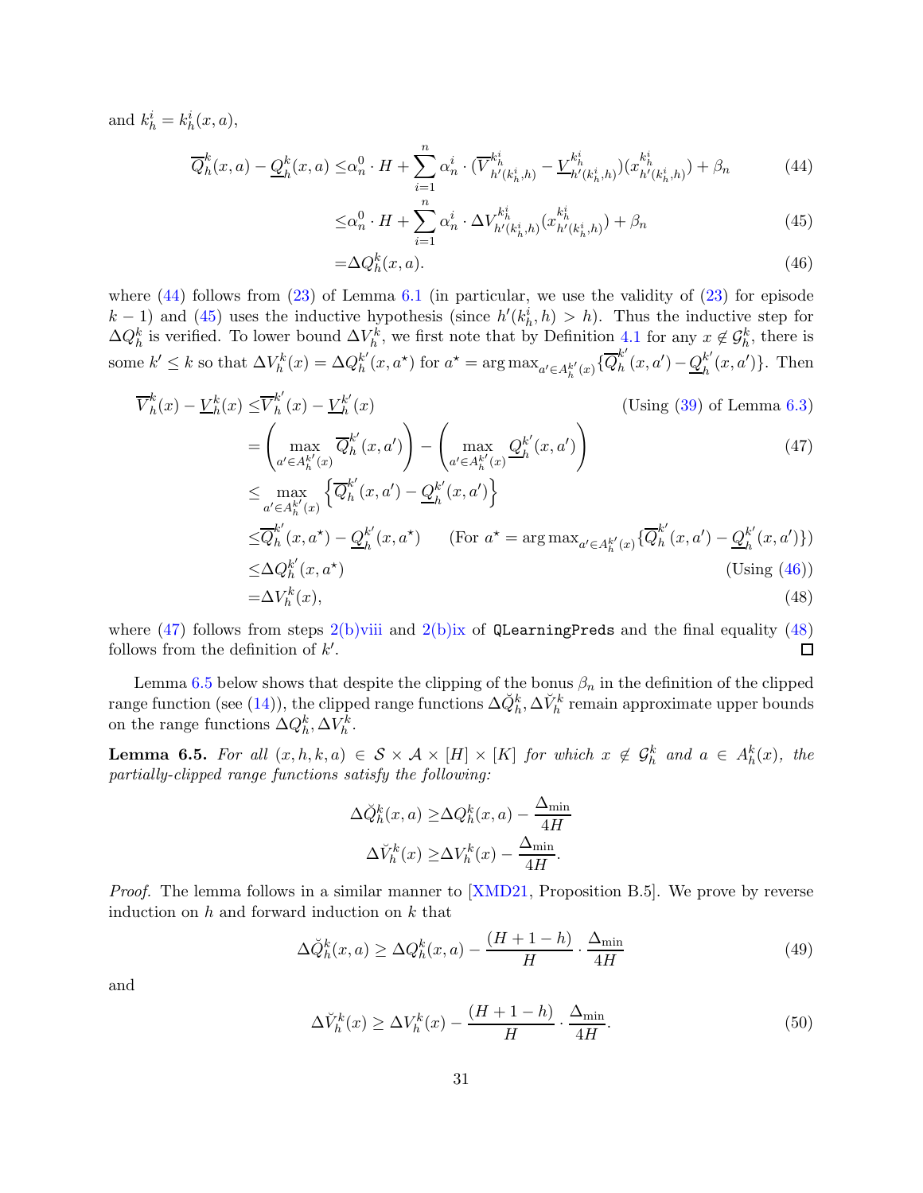and $k_h^i = k_h^i(x,a)$,

$$
\begin{aligned}
\overline{Q}_h^k(x,a) - \underline{Q}_h^k(x,a) \leq & \alpha_n^0 \cdot H + \sum_{i=1}^n \alpha_n^i \cdot (\overline{V}_{h'(k_h^i,h)}^{k_h^i} - \underline{V}_{h'(k_h^i,h)}^{k_h^i})(x_{h'(k_h^i,h)}^{k_h^i}) + \beta_n & (44) \\
\leq & \alpha_n^0 \cdot H + \sum_{i=1}^n \alpha_n^i \cdot \Delta V_{h'(k_h^i,h)}^{k_h^i}(x_{h'(k_h^i,h)}^{k_h^i}) + \beta_n & (45) \\
= & \Delta Q_h^k(x,a). & (46)
\end{aligned}
$$

where (44) follows from (23) of Lemma 6.1 (in particular, we use the validity of (23) for episode $k-1$) and (45) uses the inductive hypothesis (since $h'(k_h^i, h) > h$). Thus the inductive step for $\Delta Q_h^k$ is verified. To lower bound $\Delta V_h^k$, we first note that by Definition 4.1 for any $x \notin \mathcal{G}_h^k$, there is some $k' \leq k$ so that $\Delta V_h^k(x) = \Delta Q_h^{k'}(x, a^\star)$ for $a^\star = \arg\max_{a' \in A_h^{k'}(x)} \{\overline{Q}_h^{k'}(x,a') - \underline{Q}_h^{k'}(x,a')\}$. Then

$$
\begin{aligned}
\overline{V}_h^k(x) - \underline{V}_h^k(x) \leq & \overline{V}_h^{k'}(x) - \underline{V}_h^{k'}(x) & \text{(Using (39) of Lemma 6.3)} \\
= & \left( \max_{a' \in A_h^{k'}(x)} \overline{Q}_h^{k'}(x,a') \right) - \left( \max_{a' \in A_h^{k'}(x)} \underline{Q}_h^{k'}(x,a') \right) & (47) \\
\leq & \max_{a' \in A_h^{k'}(x)} \left\{ \overline{Q}_h^{k'}(x,a') - \underline{Q}_h^{k'}(x,a') \right\} & \\
\leq & \overline{Q}_h^{k'}(x,a^\star) - \underline{Q}_h^{k'}(x,a^\star) \qquad \text{(For } a^\star = \arg\max_{a' \in A_h^{k'}(x)} \{\overline{Q}_h^{k'}(x,a') - \underline{Q}_h^{k'}(x,a')\}) & \\
\leq & \Delta Q_h^{k'}(x,a^\star) & \text{(Using (46))} \\
= & \Delta V_h^k(x), & (48)
\end{aligned}
$$

where (47) follows from steps 2(b)viii and 2(b)ix of `QLearningPreds` and the final equality (48) follows from the definition of $k'$. ◻

Lemma 6.5 below shows that despite the clipping of the bonus $\beta_n$ in the definition of the clipped range function (see (14)), the clipped range functions $\Delta \breve{Q}_h^k, \Delta \breve{V}_h^k$ remain approximate upper bounds on the range functions $\Delta Q_h^k, \Delta V_h^k$.

**Lemma 6.5.** *For all $(x,h,k,a) \in \mathcal{S} \times \mathcal{A} \times [H] \times [K]$ for which $x \notin \mathcal{G}_h^k$ and $a \in A_h^k(x)$, the partially-clipped range functions satisfy the following:*

$$
\begin{aligned}
\Delta \breve{Q}_h^k(x,a) \geq & \Delta Q_h^k(x,a) - \frac{\Delta_{\min}}{4H} \\
\Delta \breve{V}_h^k(x) \geq & \Delta V_h^k(x) - \frac{\Delta_{\min}}{4H}.
\end{aligned}
$$

*Proof.* The lemma follows in a similar manner to [XMD21, Proposition B.5]. We prove by reverse induction on $h$ and forward induction on $k$ that

$$
\Delta \breve{Q}_h^k(x,a) \geq \Delta Q_h^k(x,a) - \frac{(H+1-h)}{H} \cdot \frac{\Delta_{\min}}{4H} \tag{49}
$$

and

$$
\Delta \breve{V}_h^k(x) \geq \Delta V_h^k(x) - \frac{(H+1-h)}{H} \cdot \frac{\Delta_{\min}}{4H}. \tag{50}
$$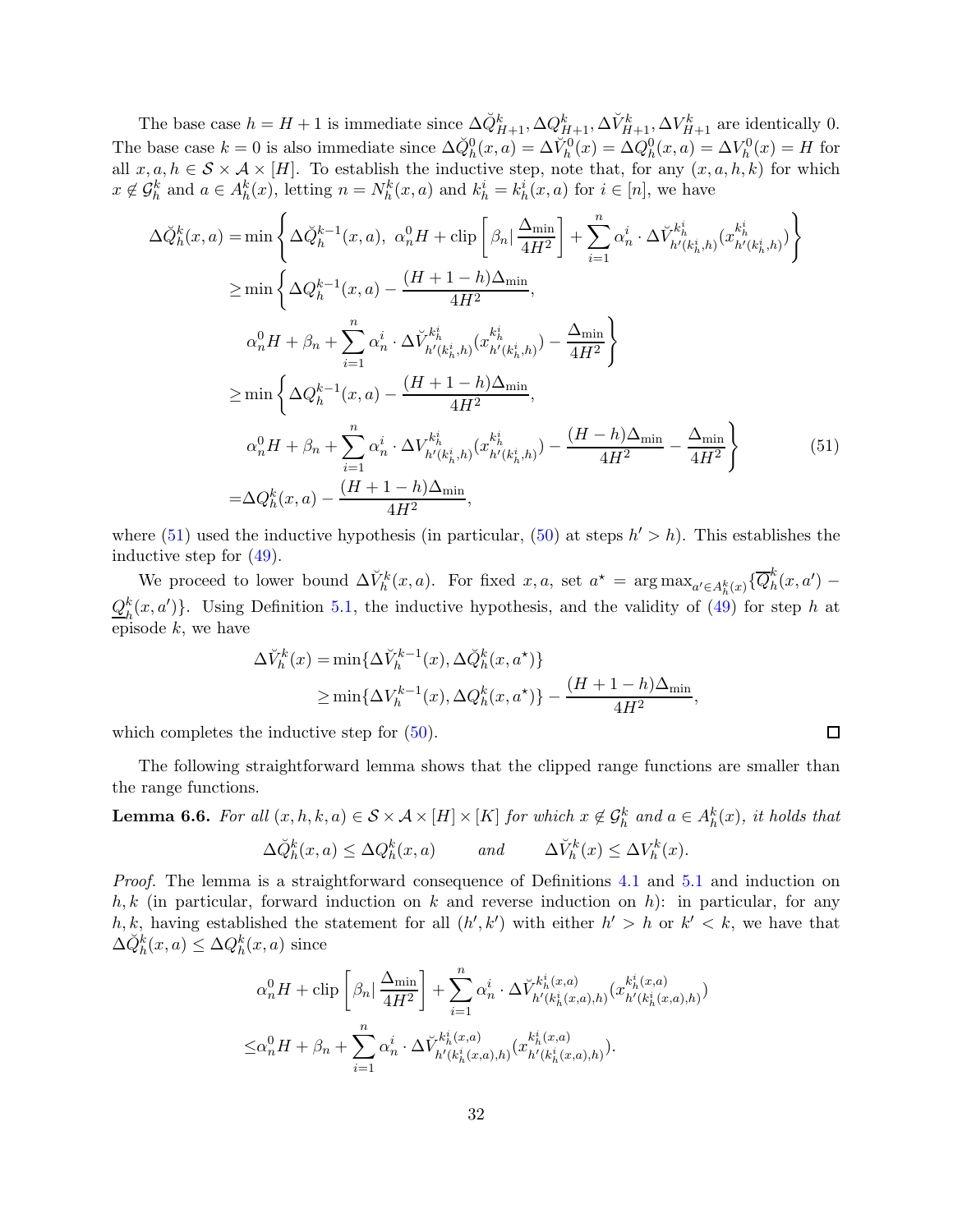The base case $h = H + 1$ is immediate since $\Delta\breve{Q}^k_{H+1}, \Delta Q^k_{H+1}, \Delta\breve{V}^k_{H+1}, \Delta V^k_{H+1}$ are identically 0. The base case $k = 0$ is also immediate since $\Delta\breve{Q}^0_h(x,a) = \Delta\breve{V}^0_h(x) = \Delta Q^0_h(x,a) = \Delta V^0_h(x) = H$ for all $x, a, h \in \mathcal{S} \times \mathcal{A} \times [H]$. To establish the inductive step, note that, for any $(x, a, h, k)$ for which $x \notin \mathcal{G}^k_h$ and $a \in A^k_h(x)$, letting $n = N^k_h(x,a)$ and $k^i_h = k^i_h(x,a)$ for $i \in [n]$, we have

$$
\begin{aligned}
\Delta\breve{Q}^k_h(x,a) =& \min\left\{ \Delta\breve{Q}^{k-1}_h(x,a),\ \alpha^0_n H + \mathrm{clip}\left[\beta_n \middle| \frac{\Delta_{\min}}{4H^2}\right] + \sum_{i=1}^n \alpha^i_n \cdot \Delta\breve{V}^{k^i_h}_{h'(k^i_h,h)}(x^{k^i_h}_{h'(k^i_h,h)}) \right\} \\
\geq& \min\Bigg\{ \Delta Q^{k-1}_h(x,a) - \frac{(H+1-h)\Delta_{\min}}{4H^2}, \\
& \alpha^0_n H + \beta_n + \sum_{i=1}^n \alpha^i_n \cdot \Delta\breve{V}^{k^i_h}_{h'(k^i_h,h)}(x^{k^i_h}_{h'(k^i_h,h)}) - \frac{\Delta_{\min}}{4H^2} \Bigg\} \\
\geq& \min\Bigg\{ \Delta Q^{k-1}_h(x,a) - \frac{(H+1-h)\Delta_{\min}}{4H^2}, \\
& \alpha^0_n H + \beta_n + \sum_{i=1}^n \alpha^i_n \cdot \Delta V^{k^i_h}_{h'(k^i_h,h)}(x^{k^i_h}_{h'(k^i_h,h)}) - \frac{(H-h)\Delta_{\min}}{4H^2} - \frac{\Delta_{\min}}{4H^2} \Bigg\} \qquad (51) \\
=& \Delta Q^k_h(x,a) - \frac{(H+1-h)\Delta_{\min}}{4H^2},
\end{aligned}
$$

where (51) used the inductive hypothesis (in particular, (50) at steps $h' > h$). This establishes the inductive step for (49).

We proceed to lower bound $\Delta\breve{V}^k_h(x,a)$. For fixed $x, a$, set $a^\star = \arg\max_{a' \in A^k_h(x)} \{\overline{Q}^k_h(x,a') - \underline{Q}^k_h(x,a')\}$. Using Definition 5.1, the inductive hypothesis, and the validity of (49) for step $h$ at episode $k$, we have

$$
\begin{aligned}
\Delta\breve{V}^k_h(x) =& \min\{\Delta\breve{V}^{k-1}_h(x), \Delta\breve{Q}^k_h(x,a^\star)\} \\
\geq& \min\{\Delta V^{k-1}_h(x), \Delta Q^k_h(x,a^\star)\} - \frac{(H+1-h)\Delta_{\min}}{4H^2},
\end{aligned}
$$

which completes the inductive step for (50). $\square$

The following straightforward lemma shows that the clipped range functions are smaller than the range functions.

**Lemma 6.6.** *For all $(x, h, k, a) \in \mathcal{S} \times \mathcal{A} \times [H] \times [K]$ for which $x \notin \mathcal{G}^k_h$ and $a \in A^k_h(x)$, it holds that*

$$
\Delta\breve{Q}^k_h(x,a) \leq \Delta Q^k_h(x,a) \qquad \text{and} \qquad \Delta\breve{V}^k_h(x) \leq \Delta V^k_h(x).
$$

*Proof.* The lemma is a straightforward consequence of Definitions 4.1 and 5.1 and induction on $h, k$ (in particular, forward induction on $k$ and reverse induction on $h$): in particular, for any $h, k$, having established the statement for all $(h', k')$ with either $h' > h$ or $k' < k$, we have that $\Delta\breve{Q}^k_h(x,a) \leq \Delta Q^k_h(x,a)$ since

$$
\begin{aligned}
& \alpha^0_n H + \mathrm{clip}\left[\beta_n \middle| \frac{\Delta_{\min}}{4H^2}\right] + \sum_{i=1}^n \alpha^i_n \cdot \Delta\breve{V}^{k^i_h(x,a)}_{h'(k^i_h(x,a),h)}(x^{k^i_h(x,a)}_{h'(k^i_h(x,a),h)}) \\
\leq& \alpha^0_n H + \beta_n + \sum_{i=1}^n \alpha^i_n \cdot \Delta\breve{V}^{k^i_h(x,a)}_{h'(k^i_h(x,a),h)}(x^{k^i_h(x,a)}_{h'(k^i_h(x,a),h)}).
\end{aligned}
$$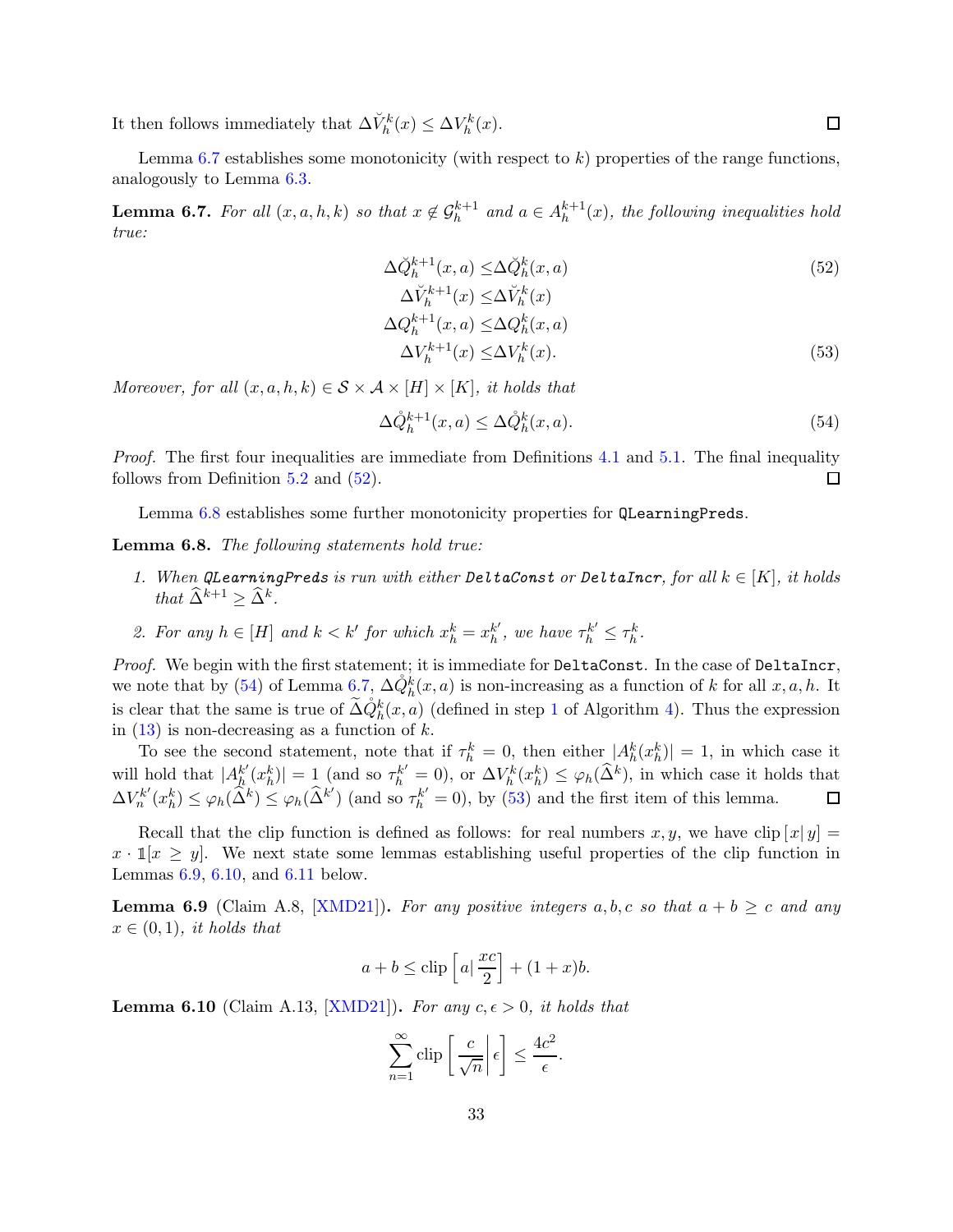It then follows immediately that $\Delta \breve{V}_h^k(x) \leq \Delta V_h^k(x)$. $\square$

Lemma 6.7 establishes some monotonicity (with respect to $k$) properties of the range functions, analogously to Lemma 6.3.

**Lemma 6.7.** *For all $(x, a, h, k)$ so that $x \notin \mathcal{G}_h^{k+1}$ and $a \in A_h^{k+1}(x)$, the following inequalities hold true:*

$$
\begin{aligned}
\Delta \breve{Q}_h^{k+1}(x,a) &\leq \Delta \breve{Q}_h^k(x,a) && (52)\\
\Delta \breve{V}_h^{k+1}(x) &\leq \Delta \breve{V}_h^k(x)\\
\Delta Q_h^{k+1}(x,a) &\leq \Delta Q_h^k(x,a)\\
\Delta V_h^{k+1}(x) &\leq \Delta V_h^k(x). && (53)
\end{aligned}
$$

*Moreover, for all $(x, a, h, k) \in \mathcal{S} \times \mathcal{A} \times [H] \times [K]$, it holds that*

$$
\Delta \mathring{Q}_h^{k+1}(x,a) \leq \Delta \mathring{Q}_h^k(x,a). \tag{54}
$$

*Proof.* The first four inequalities are immediate from Definitions 4.1 and 5.1. The final inequality follows from Definition 5.2 and (52). $\square$

Lemma 6.8 establishes some further monotonicity properties for `QLearningPreds`.

**Lemma 6.8.** *The following statements hold true:*

1. *When `QLearningPreds` is run with either `DeltaConst` or `DeltaIncr`, for all $k \in [K]$, it holds that $\widehat{\Delta}^{k+1} \geq \widehat{\Delta}^k$.*
2. *For any $h \in [H]$ and $k < k'$ for which $x_h^k = x_h^{k'}$, we have $\tau_h^{k'} \leq \tau_h^k$.*

*Proof.* We begin with the first statement; it is immediate for `DeltaConst`. In the case of `DeltaIncr`, we note that by (54) of Lemma 6.7, $\Delta \mathring{Q}_h^k(x,a)$ is non-increasing as a function of $k$ for all $x, a, h$. It is clear that the same is true of $\widetilde{\Delta}\mathring{Q}_h^k(x,a)$ (defined in step 1 of Algorithm 4). Thus the expression in (13) is non-decreasing as a function of $k$.

To see the second statement, note that if $\tau_h^k = 0$, then either $|A_h^k(x_h^k)| = 1$, in which case it will hold that $|A_h^{k'}(x_h^k)| = 1$ (and so $\tau_h^{k'} = 0$), or $\Delta V_h^k(x_h^k) \leq \varphi_h(\widehat{\Delta}^k)$, in which case it holds that $\Delta V_n^{k'}(x_h^k) \leq \varphi_h(\widehat{\Delta}^k) \leq \varphi_h(\widehat{\Delta}^{k'})$ (and so $\tau_h^{k'} = 0$), by (53) and the first item of this lemma. $\square$

Recall that the clip function is defined as follows: for real numbers $x, y$, we have $\mathrm{clip}\left[x|\, y\right] = x \cdot \mathbb{1}[x \geq y]$. We next state some lemmas establishing useful properties of the clip function in Lemmas 6.9, 6.10, and 6.11 below.

**Lemma 6.9** (Claim A.8, [XMD21])**.** *For any positive integers $a, b, c$ so that $a + b \geq c$ and any $x \in (0, 1)$, it holds that*

$$
a + b \leq \mathrm{clip}\left[a|\, \frac{xc}{2}\right] + (1+x)b.
$$

**Lemma 6.10** (Claim A.13, [XMD21])**.** *For any $c, \epsilon > 0$, it holds that*

$$
\sum_{n=1}^{\infty} \mathrm{clip}\left[\frac{c}{\sqrt{n}}\middle|\, \epsilon\right] \leq \frac{4c^2}{\epsilon}.
$$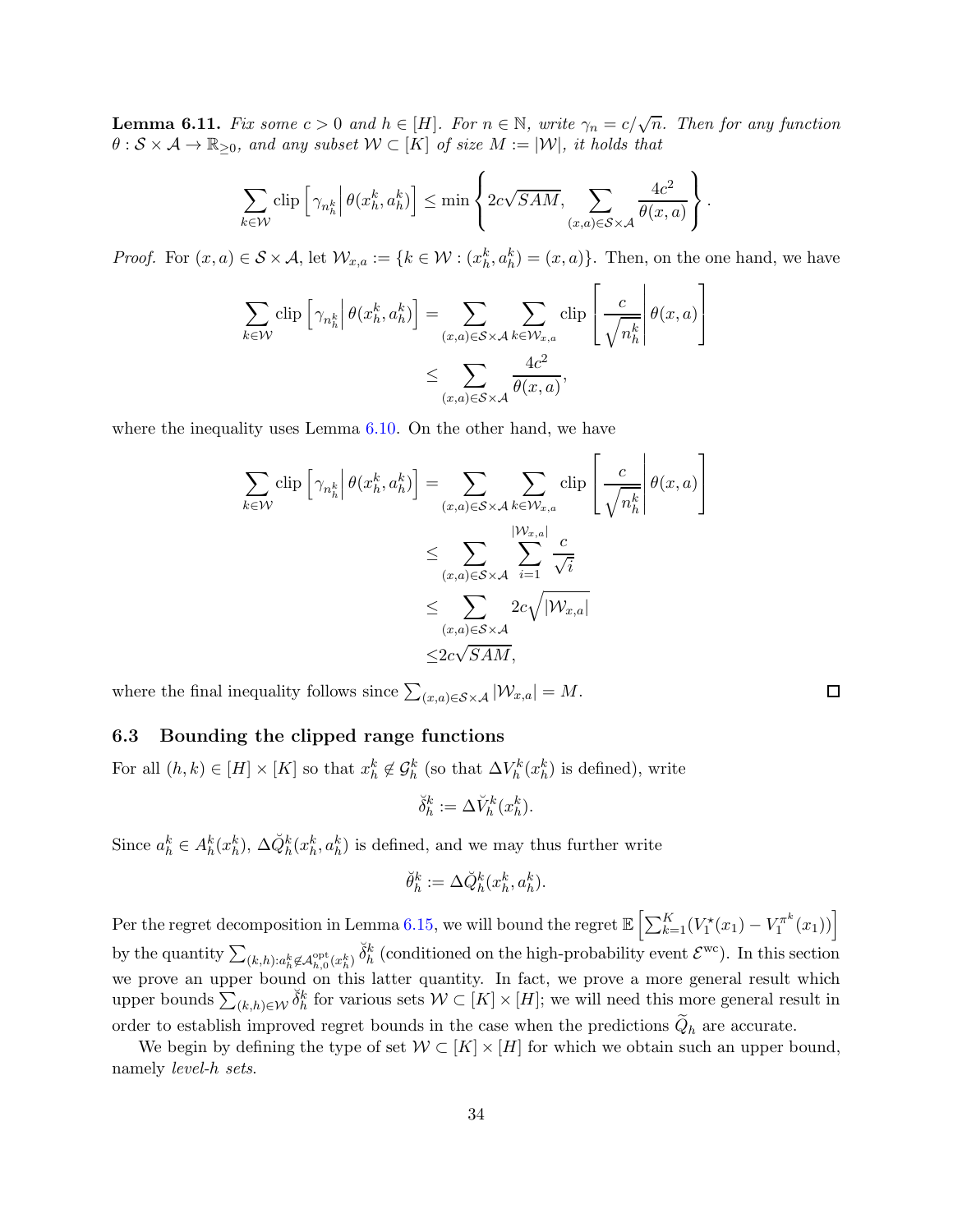**Lemma 6.11.** *Fix some $c > 0$ and $h \in [H]$. For $n \in \mathbb{N}$, write $\gamma_n = c/\sqrt{n}$. Then for any function $\theta : \mathcal{S} \times \mathcal{A} \to \mathbb{R}_{\geq 0}$, and any subset $\mathcal{W} \subset [K]$ of size $M := |\mathcal{W}|$, it holds that*

$$\sum_{k \in \mathcal{W}} \text{clip}\left[\gamma_{n_h^k} \middle| \theta(x_h^k, a_h^k)\right] \leq \min\left\{2c\sqrt{SAM}, \sum_{(x,a) \in \mathcal{S} \times \mathcal{A}} \frac{4c^2}{\theta(x,a)}\right\}.$$

*Proof.* For $(x, a) \in \mathcal{S} \times \mathcal{A}$, let $\mathcal{W}_{x,a} := \{k \in \mathcal{W} : (x_h^k, a_h^k) = (x, a)\}$. Then, on the one hand, we have

$$\begin{aligned}
\sum_{k \in \mathcal{W}} \text{clip}\left[\gamma_{n_h^k} \middle| \theta(x_h^k, a_h^k)\right] &= \sum_{(x,a) \in \mathcal{S} \times \mathcal{A}} \sum_{k \in \mathcal{W}_{x,a}} \text{clip}\left[\frac{c}{\sqrt{n_h^k}} \middle| \theta(x,a)\right] \\
&\leq \sum_{(x,a) \in \mathcal{S} \times \mathcal{A}} \frac{4c^2}{\theta(x,a)},
\end{aligned}$$

where the inequality uses Lemma 6.10. On the other hand, we have

$$\begin{aligned}
\sum_{k \in \mathcal{W}} \text{clip}\left[\gamma_{n_h^k} \middle| \theta(x_h^k, a_h^k)\right] &= \sum_{(x,a) \in \mathcal{S} \times \mathcal{A}} \sum_{k \in \mathcal{W}_{x,a}} \text{clip}\left[\frac{c}{\sqrt{n_h^k}} \middle| \theta(x,a)\right] \\
&\leq \sum_{(x,a) \in \mathcal{S} \times \mathcal{A}} \sum_{i=1}^{|\mathcal{W}_{x,a}|} \frac{c}{\sqrt{i}} \\
&\leq \sum_{(x,a) \in \mathcal{S} \times \mathcal{A}} 2c\sqrt{|\mathcal{W}_{x,a}|} \\
&\leq 2c\sqrt{SAM},
\end{aligned}$$

where the final inequality follows since $\sum_{(x,a) \in \mathcal{S} \times \mathcal{A}} |\mathcal{W}_{x,a}| = M$. $\square$

### 6.3 Bounding the clipped range functions

For all $(h, k) \in [H] \times [K]$ so that $x_h^k \notin \mathcal{G}_h^k$ (so that $\Delta V_h^k(x_h^k)$ is defined), write

$$\check{\delta}_h^k := \Delta \check{V}_h^k(x_h^k).$$

Since $a_h^k \in A_h^k(x_h^k)$, $\Delta \check{Q}_h^k(x_h^k, a_h^k)$ is defined, and we may thus further write

$$\check{\theta}_h^k := \Delta \check{Q}_h^k(x_h^k, a_h^k).$$

Per the regret decomposition in Lemma 6.15, we will bound the regret $\mathbb{E}\left[\sum_{k=1}^K (V_1^\star(x_1) - V_1^{\pi^k}(x_1))\right]$ by the quantity $\sum_{(k,h): a_h^k \notin \mathcal{A}_{h,0}^{\text{opt}}(x_h^k)} \check{\delta}_h^k$ (conditioned on the high-probability event $\mathcal{E}^{\text{wc}}$). In this section we prove an upper bound on this latter quantity. In fact, we prove a more general result which upper bounds $\sum_{(k,h) \in \mathcal{W}} \check{\delta}_h^k$ for various sets $\mathcal{W} \subset [K] \times [H]$; we will need this more general result in order to establish improved regret bounds in the case when the predictions $\widetilde{Q}_h$ are accurate.

We begin by defining the type of set $\mathcal{W} \subset [K] \times [H]$ for which we obtain such an upper bound, namely *level-$h$ sets*.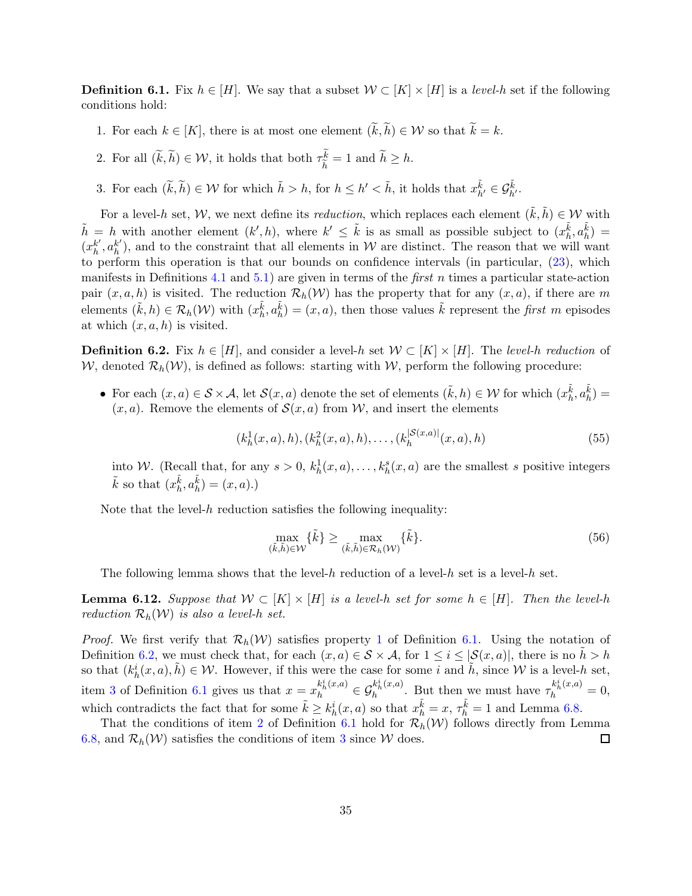**Definition 6.1.** Fix $h \in [H]$. We say that a subset $\mathcal{W} \subset [K] \times [H]$ is a *level-$h$* set if the following conditions hold:

1. For each $k \in [K]$, there is at most one element $(\widetilde{k}, \widetilde{h}) \in \mathcal{W}$ so that $\widetilde{k} = k$.
2. For all $(\widetilde{k}, \widetilde{h}) \in \mathcal{W}$, it holds that both $\tau_{\widetilde{h}}^{\widetilde{k}} = 1$ and $\widetilde{h} \geq h$.
3. For each $(\widetilde{k}, \widetilde{h}) \in \mathcal{W}$ for which $\tilde{h} > h$, for $h \leq h' < \tilde{h}$, it holds that $x_{h'}^{\tilde{k}} \in \mathcal{G}_{h'}^{\tilde{k}}$.

For a level-$h$ set, $\mathcal{W}$, we next define its *reduction*, which replaces each element $(\tilde{k}, \tilde{h}) \in \mathcal{W}$ with $\tilde{h} = h$ with another element $(k', h)$, where $k' \leq \tilde{k}$ is as small as possible subject to $(x_h^{\tilde{k}}, a_h^{\tilde{k}}) = (x_h^{k'}, a_h^{k'})$, and to the constraint that all elements in $\mathcal{W}$ are distinct. The reason that we will want to perform this operation is that our bounds on confidence intervals (in particular, (23), which manifests in Definitions 4.1 and 5.1) are given in terms of the *first* $n$ times a particular state-action pair $(x, a, h)$ is visited. The reduction $\mathcal{R}_h(\mathcal{W})$ has the property that for any $(x, a)$, if there are $m$ elements $(\tilde{k}, h) \in \mathcal{R}_h(\mathcal{W})$ with $(x_h^{\tilde{k}}, a_h^{\tilde{k}}) = (x, a)$, then those values $\tilde{k}$ represent the *first* $m$ episodes at which $(x, a, h)$ is visited.

**Definition 6.2.** Fix $h \in [H]$, and consider a level-$h$ set $\mathcal{W} \subset [K] \times [H]$. The *level-$h$ reduction* of $\mathcal{W}$, denoted $\mathcal{R}_h(\mathcal{W})$, is defined as follows: starting with $\mathcal{W}$, perform the following procedure:

- For each $(x, a) \in \mathcal{S} \times \mathcal{A}$, let $\mathcal{S}(x, a)$ denote the set of elements $(\tilde{k}, h) \in \mathcal{W}$ for which $(x_h^{\tilde{k}}, a_h^{\tilde{k}}) = (x, a)$. Remove the elements of $\mathcal{S}(x, a)$ from $\mathcal{W}$, and insert the elements

$$(k_h^1(x, a), h), (k_h^2(x, a), h), \ldots, (k_h^{|\mathcal{S}(x,a)|}(x, a), h) \tag{55}$$

into $\mathcal{W}$. (Recall that, for any $s > 0$, $k_h^1(x, a), \ldots, k_h^s(x, a)$ are the smallest $s$ positive integers $\tilde{k}$ so that $(x_h^{\tilde{k}}, a_h^{\tilde{k}}) = (x, a)$.)

Note that the level-$h$ reduction satisfies the following inequality:

$$\max_{(\tilde{k}, \tilde{h}) \in \mathcal{W}} \{\tilde{k}\} \geq \max_{(\tilde{k}, \tilde{h}) \in \mathcal{R}_h(\mathcal{W})} \{\tilde{k}\}. \tag{56}$$

The following lemma shows that the level-$h$ reduction of a level-$h$ set is a level-$h$ set.

**Lemma 6.12.** *Suppose that $\mathcal{W} \subset [K] \times [H]$ is a level-$h$ set for some $h \in [H]$. Then the level-$h$ reduction $\mathcal{R}_h(\mathcal{W})$ is also a level-$h$ set.*

*Proof.* We first verify that $\mathcal{R}_h(\mathcal{W})$ satisfies property 1 of Definition 6.1. Using the notation of Definition 6.2, we must check that, for each $(x, a) \in \mathcal{S} \times \mathcal{A}$, for $1 \leq i \leq |\mathcal{S}(x, a)|$, there is no $\tilde{h} > h$ so that $(k_h^i(x, a), \tilde{h}) \in \mathcal{W}$. However, if this were the case for some $i$ and $\tilde{h}$, since $\mathcal{W}$ is a level-$h$ set, item 3 of Definition 6.1 gives us that $x = x_h^{k_h^i(x,a)} \in \mathcal{G}_h^{k_h^i(x,a)}$. But then we must have $\tau_h^{k_h^i(x,a)} = 0$, which contradicts the fact that for some $\tilde{k} \geq k_h^i(x, a)$ so that $x_h^{\tilde{k}} = x$, $\tau_h^{\tilde{k}} = 1$ and Lemma 6.8.

That the conditions of item 2 of Definition 6.1 hold for $\mathcal{R}_h(\mathcal{W})$ follows directly from Lemma 6.8, and $\mathcal{R}_h(\mathcal{W})$ satisfies the conditions of item 3 since $\mathcal{W}$ does. $\square$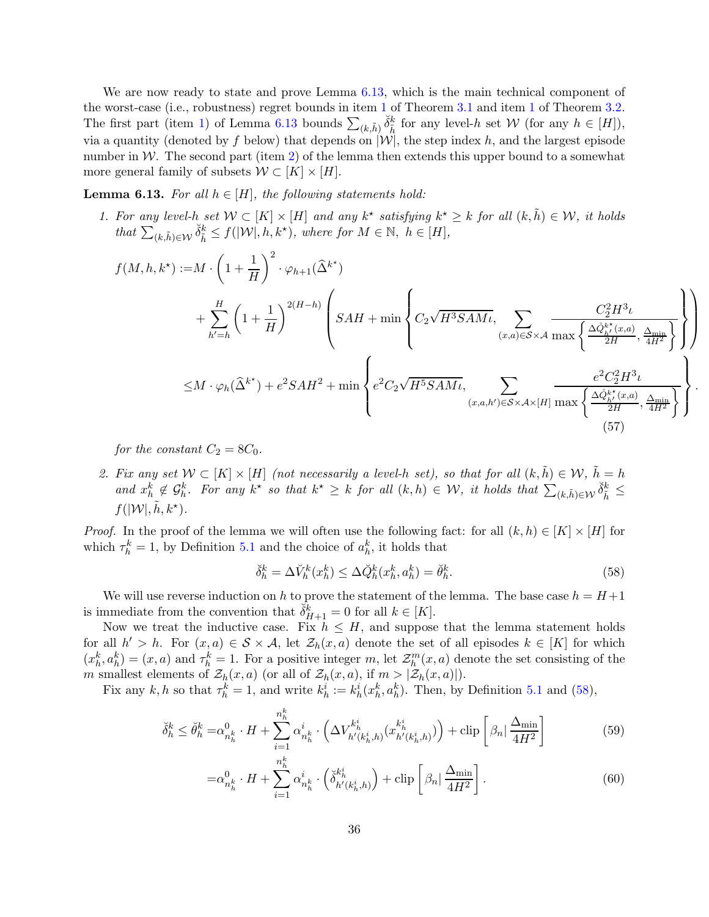We are now ready to state and prove Lemma 6.13, which is the main technical component of the worst-case (i.e., robustness) regret bounds in item 1 of Theorem 3.1 and item 1 of Theorem 3.2. The first part (item 1) of Lemma 6.13 bounds $\sum_{(k,\tilde{h})} \check{\delta}_{\tilde{h}}^k$ for any level-$h$ set $\mathcal{W}$ (for any $h \in [H]$), via a quantity (denoted by $f$ below) that depends on $|\mathcal{W}|$, the step index $h$, and the largest episode number in $\mathcal{W}$. The second part (item 2) of the lemma then extends this upper bound to a somewhat more general family of subsets $\mathcal{W} \subset [K] \times [H]$.

**Lemma 6.13.** *For all $h \in [H]$, the following statements hold:*

1. *For any level-$h$ set $\mathcal{W} \subset [K] \times [H]$ and any $k^\star$ satisfying $k^\star \geq k$ for all $(k, \tilde{h}) \in \mathcal{W}$, it holds that $\sum_{(k,\tilde{h}) \in \mathcal{W}} \check{\delta}_{\tilde{h}}^k \leq f(|\mathcal{W}|, h, k^\star)$, where for $M \in \mathbb{N}$, $h \in [H]$,*

$$
\begin{aligned}
f(M, h, k^\star) :=& M \cdot \left(1 + \frac{1}{H}\right)^2 \cdot \varphi_{h+1}(\widehat{\Delta}^{k^\star}) \\
&+ \sum_{h'=h}^{H} \left(1 + \frac{1}{H}\right)^{2(H-h)} \left( SAH + \min\left\{ C_2\sqrt{H^3 SAM\iota}, \sum_{(x,a) \in \mathcal{S}\times\mathcal{A}} \frac{C_2^2 H^3 \iota}{\max\left\{ \frac{\Delta \mathring{Q}_{h'}^{k^\star}(x,a)}{2H}, \frac{\Delta_{\min}}{4H^2} \right\}} \right\} \right) \\
\leq& M \cdot \varphi_h(\widehat{\Delta}^{k^\star}) + e^2 SAH^2 + \min\left\{ e^2 C_2 \sqrt{H^5 SAM\iota}, \sum_{(x,a,h') \in \mathcal{S}\times\mathcal{A}\times[H]} \frac{e^2 C_2^2 H^3 \iota}{\max\left\{ \frac{\Delta \mathring{Q}_{h'}^{k^\star}(x,a)}{2H}, \frac{\Delta_{\min}}{4H^2} \right\}} \right\}.
\end{aligned}
\tag{57}
$$

   *for the constant $C_2 = 8C_0$.*

2. *Fix any set $\mathcal{W} \subset [K] \times [H]$ (not necessarily a level-$h$ set), so that for all $(k, \tilde{h}) \in \mathcal{W}$, $\tilde{h} = h$ and $x_h^k \notin \mathcal{G}_h^k$. For any $k^\star$ so that $k^\star \geq k$ for all $(k, h) \in \mathcal{W}$, it holds that $\sum_{(k,\tilde{h}) \in \mathcal{W}} \check{\delta}_{\tilde{h}}^k \leq f(|\mathcal{W}|, \tilde{h}, k^\star)$.*

*Proof.* In the proof of the lemma we will often use the following fact: for all $(k, h) \in [K] \times [H]$ for which $\tau_h^k = 1$, by Definition 5.1 and the choice of $a_h^k$, it holds that

$$
\check{\delta}_h^k = \Delta \check{V}_h^k(x_h^k) \leq \Delta \check{Q}_h^k(x_h^k, a_h^k) = \check{\theta}_h^k. \tag{58}
$$

We will use reverse induction on $h$ to prove the statement of the lemma. The base case $h = H+1$ is immediate from the convention that $\check{\delta}_{H+1}^k = 0$ for all $k \in [K]$.

Now we treat the inductive case. Fix $h \leq H$, and suppose that the lemma statement holds for all $h' > h$. For $(x, a) \in \mathcal{S} \times \mathcal{A}$, let $\mathcal{Z}_h(x, a)$ denote the set of all episodes $k \in [K]$ for which $(x_h^k, a_h^k) = (x, a)$ and $\tau_h^k = 1$. For a positive integer $m$, let $\mathcal{Z}_h^m(x, a)$ denote the set consisting of the $m$ smallest elements of $\mathcal{Z}_h(x, a)$ (or all of $\mathcal{Z}_h(x, a)$, if $m > |\mathcal{Z}_h(x, a)|$).

Fix any $k, h$ so that $\tau_h^k = 1$, and write $k_h^i := k_h^i(x_h^k, a_h^k)$. Then, by Definition 5.1 and (58),

$$
\begin{aligned}
\check{\delta}_h^k \leq \check{\theta}_h^k =& \alpha_{n_h^k}^0 \cdot H + \sum_{i=1}^{n_h^k} \alpha_{n_h^k}^i \cdot \left( \Delta V_{h'(k_h^i,h)}^{k_h^i}(x_{h'(k_h^i,h)}^{k_h^i}) \right) + \operatorname{clip}\left[ \beta_n \middle| \frac{\Delta_{\min}}{4H^2} \right] && (59) \\
=& \alpha_{n_h^k}^0 \cdot H + \sum_{i=1}^{n_h^k} \alpha_{n_h^k}^i \cdot \left( \check{\delta}_{h'(k_h^i,h)}^{k_h^i} \right) + \operatorname{clip}\left[ \beta_n \middle| \frac{\Delta_{\min}}{4H^2} \right]. && (60)
\end{aligned}
$$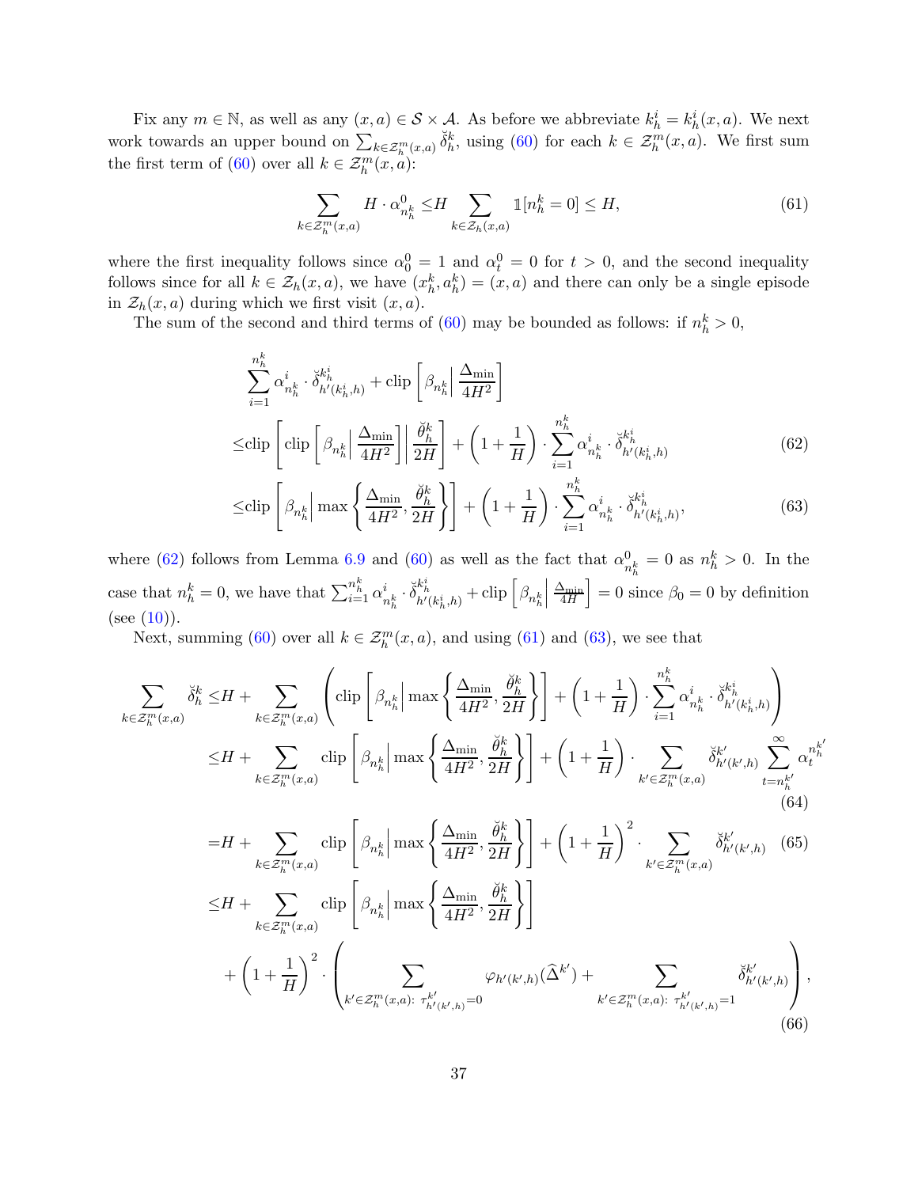Fix any $m \in \mathbb{N}$, as well as any $(x,a) \in \mathcal{S} \times \mathcal{A}$. As before we abbreviate $k_h^i = k_h^i(x,a)$. We next work towards an upper bound on $\sum_{k \in \mathcal{Z}_h^m(x,a)} \breve{\delta}_h^k$, using (60) for each $k \in \mathcal{Z}_h^m(x,a)$. We first sum the first term of (60) over all $k \in \mathcal{Z}_h^m(x,a)$:

$$\sum_{k \in \mathcal{Z}_h^m(x,a)} H \cdot \alpha_{n_h^k}^0 \leq H \sum_{k \in \mathcal{Z}_h(x,a)} \mathbb{1}[n_h^k = 0] \leq H, \tag{61}$$

where the first inequality follows since $\alpha_0^0 = 1$ and $\alpha_t^0 = 0$ for $t > 0$, and the second inequality follows since for all $k \in \mathcal{Z}_h(x,a)$, we have $(x_h^k, a_h^k) = (x,a)$ and there can only be a single episode in $\mathcal{Z}_h(x,a)$ during which we first visit $(x,a)$.

The sum of the second and third terms of (60) may be bounded as follows: if $n_h^k > 0$,

$$\begin{aligned}
&\sum_{i=1}^{n_h^k} \alpha_{n_h^k}^i \cdot \breve{\delta}_{h'(k_h^i,h)}^{k_h^i} + \mathrm{clip}\left[\beta_{n_h^k} \middle| \frac{\Delta_{\min}}{4H^2}\right] \\
\leq &\mathrm{clip}\left[\mathrm{clip}\left[\beta_{n_h^k} \middle| \frac{\Delta_{\min}}{4H^2}\right] \middle| \frac{\breve{\theta}_h^k}{2H}\right] + \left(1 + \frac{1}{H}\right) \cdot \sum_{i=1}^{n_h^k} \alpha_{n_h^k}^i \cdot \breve{\delta}_{h'(k_h^i,h)}^{k_h^i} \qquad (62) \\
\leq &\mathrm{clip}\left[\beta_{n_h^k} \middle| \max\left\{\frac{\Delta_{\min}}{4H^2}, \frac{\breve{\theta}_h^k}{2H}\right\}\right] + \left(1 + \frac{1}{H}\right) \cdot \sum_{i=1}^{n_h^k} \alpha_{n_h^k}^i \cdot \breve{\delta}_{h'(k_h^i,h)}^{k_h^i}, \qquad (63)
\end{aligned}$$

where (62) follows from Lemma 6.9 and (60) as well as the fact that $\alpha_{n_h^k}^0 = 0$ as $n_h^k > 0$. In the case that $n_h^k = 0$, we have that $\sum_{i=1}^{n_h^k} \alpha_{n_h^k}^i \cdot \breve{\delta}_{h'(k_h^i,h)}^{k_h^i} + \mathrm{clip}\left[\beta_{n_h^k} \middle| \frac{\Delta_{\min}}{4H}\right] = 0$ since $\beta_0 = 0$ by definition (see (10)).

Next, summing (60) over all $k \in \mathcal{Z}_h^m(x,a)$, and using (61) and (63), we see that

$$\begin{aligned}
\sum_{k \in \mathcal{Z}_h^m(x,a)} \breve{\delta}_h^k \leq &H + \sum_{k \in \mathcal{Z}_h^m(x,a)} \left(\mathrm{clip}\left[\beta_{n_h^k} \middle| \max\left\{\frac{\Delta_{\min}}{4H^2}, \frac{\breve{\theta}_h^k}{2H}\right\}\right] + \left(1 + \frac{1}{H}\right) \cdot \sum_{i=1}^{n_h^k} \alpha_{n_h^k}^i \cdot \breve{\delta}_{h'(k_h^i,h)}^{k_h^i}\right) \\
\leq &H + \sum_{k \in \mathcal{Z}_h^m(x,a)} \mathrm{clip}\left[\beta_{n_h^k} \middle| \max\left\{\frac{\Delta_{\min}}{4H^2}, \frac{\breve{\theta}_h^k}{2H}\right\}\right] + \left(1 + \frac{1}{H}\right) \cdot \sum_{k' \in \mathcal{Z}_h^m(x,a)} \breve{\delta}_{h'(k',h)}^{k'} \sum_{t=n_h^{k'}}^{\infty} \alpha_t^{n_h^{k'}} \qquad (64) \\
= &H + \sum_{k \in \mathcal{Z}_h^m(x,a)} \mathrm{clip}\left[\beta_{n_h^k} \middle| \max\left\{\frac{\Delta_{\min}}{4H^2}, \frac{\breve{\theta}_h^k}{2H}\right\}\right] + \left(1 + \frac{1}{H}\right)^2 \cdot \sum_{k' \in \mathcal{Z}_h^m(x,a)} \breve{\delta}_{h'(k',h)}^{k'} \qquad (65) \\
\leq &H + \sum_{k \in \mathcal{Z}_h^m(x,a)} \mathrm{clip}\left[\beta_{n_h^k} \middle| \max\left\{\frac{\Delta_{\min}}{4H^2}, \frac{\breve{\theta}_h^k}{2H}\right\}\right] \\
&+ \left(1 + \frac{1}{H}\right)^2 \cdot \left(\sum_{k' \in \mathcal{Z}_h^m(x,a):\ \tau_{h'(k',h)}^{k'} = 0} \varphi_{h'(k',h)}(\widehat{\Delta}^{k'}) + \sum_{k' \in \mathcal{Z}_h^m(x,a):\ \tau_{h'(k',h)}^{k'} = 1} \breve{\delta}_{h'(k',h)}^{k'}\right), \qquad (66)
\end{aligned}$$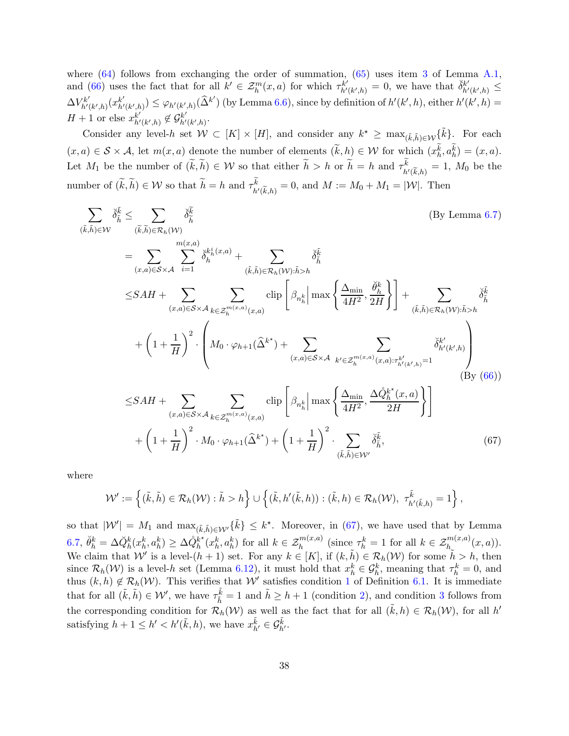where (64) follows from exchanging the order of summation, (65) uses item 3 of Lemma A.1, and (66) uses the fact that for all $k' \in \mathcal{Z}_h^m(x,a)$ for which $\tau^{k'}_{h'(k',h)} = 0$, we have that $\check{\delta}^{k'}_{h'(k',h)} \leq \Delta V^{k'}_{h'(k',h)}(x^{k'}_{h'(k',h)}) \leq \varphi_{h'(k',h)}(\widehat{\Delta}^{k'})$ (by Lemma 6.6), since by definition of $h'(k',h)$, either $h'(k',h) = H+1$ or else $x^{k'}_{h'(k',h)} \notin \mathcal{G}^{k'}_{h'(k',h)}$.

Consider any level-$h$ set $\mathcal{W} \subset [K] \times [H]$, and consider any $k^\star \geq \max_{(\tilde{k},\tilde{h}) \in \mathcal{W}} \{\tilde{k}\}$. For each $(x,a) \in \mathcal{S} \times \mathcal{A}$, let $m(x,a)$ denote the number of elements $(\widetilde{k},h) \in \mathcal{W}$ for which $(x^{\widetilde{k}}_h, a^{\widetilde{k}}_h) = (x,a)$. Let $M_1$ be the number of $(\widetilde{k},\widetilde{h}) \in \mathcal{W}$ so that either $\widetilde{h} > h$ or $\widetilde{h} = h$ and $\tau^{\widetilde{k}}_{h'(\widetilde{k},h)} = 1$, $M_0$ be the number of $(\widetilde{k},\widetilde{h}) \in \mathcal{W}$ so that $\widetilde{h} = h$ and $\tau^{\widetilde{k}}_{h'(\widetilde{k},h)} = 0$, and $M := M_0 + M_1 = |\mathcal{W}|$. Then

$$
\begin{aligned}
\sum_{(\tilde{k},\tilde{h}) \in \mathcal{W}} \check{\delta}^{\tilde{k}}_{\tilde{h}} &\leq \sum_{(\widetilde{k},\widetilde{h}) \in \mathcal{R}_h(\mathcal{W})} \check{\delta}^{\widetilde{k}}_{\widetilde{h}} && \text{(By Lemma 6.7)} \\
&= \sum_{(x,a) \in \mathcal{S}\times\mathcal{A}} \sum_{i=1}^{m(x,a)} \check{\delta}^{k^i_h(x,a)}_h + \sum_{(\tilde{k},\tilde{h}) \in \mathcal{R}_h(\mathcal{W}) : \tilde{h} > h} \check{\delta}^{\tilde{k}}_{\tilde{h}} \\
&\leq SAH + \sum_{(x,a) \in \mathcal{S}\times\mathcal{A}} \sum_{k \in \mathcal{Z}_h^{m(x,a)}(x,a)} \mathrm{clip}\left[\beta_{n^k_h} \,\middle|\, \max\left\{\frac{\Delta_{\min}}{4H^2}, \frac{\breve{\theta}^k_h}{2H}\right\}\right] + \sum_{(\tilde{k},\tilde{h}) \in \mathcal{R}_h(\mathcal{W}) : \tilde{h} > h} \check{\delta}^{\tilde{k}}_{\tilde{h}} \\
&\quad + \left(1 + \frac{1}{H}\right)^2 \cdot \left( M_0 \cdot \varphi_{h+1}(\widehat{\Delta}^{k^\star}) + \sum_{(x,a) \in \mathcal{S}\times\mathcal{A}} \sum_{k' \in \mathcal{Z}_h^{m(x,a)}(x,a) : \tau^{k'}_{h'(k',h)} = 1} \check{\delta}^{k'}_{h'(k',h)} \right) \\
& && \text{(By (66))} \\
&\leq SAH + \sum_{(x,a) \in \mathcal{S}\times\mathcal{A}} \sum_{k \in \mathcal{Z}_h^{m(x,a)}(x,a)} \mathrm{clip}\left[\beta_{n^k_h} \,\middle|\, \max\left\{\frac{\Delta_{\min}}{4H^2}, \frac{\Delta\mathring{Q}^{k^\star}_h(x,a)}{2H}\right\}\right] \\
&\quad + \left(1 + \frac{1}{H}\right)^2 \cdot M_0 \cdot \varphi_{h+1}(\widehat{\Delta}^{k^\star}) + \left(1 + \frac{1}{H}\right)^2 \cdot \sum_{(\tilde{k},\tilde{h}) \in \mathcal{W}'} \check{\delta}^{\tilde{k}}_{\tilde{h}}, \qquad (67)
\end{aligned}
$$

where

$$
\mathcal{W}' := \left\{ (\tilde{k},\tilde{h}) \in \mathcal{R}_h(\mathcal{W}) : \tilde{h} > h \right\} \cup \left\{ (\tilde{k}, h'(\tilde{k},h)) : (\tilde{k},h) \in \mathcal{R}_h(\mathcal{W}),\ \tau^{\tilde{k}}_{h'(\tilde{k},h)} = 1 \right\},
$$

so that $|\mathcal{W}'| = M_1$ and $\max_{(\tilde{k},\tilde{h}) \in \mathcal{W}'} \{\tilde{k}\} \leq k^\star$. Moreover, in (67), we have used that by Lemma 6.7, $\breve{\theta}^k_h = \Delta\check{Q}^k_h(x^k_h, a^k_h) \geq \Delta\mathring{Q}^{k^\star}_h(x^k_h, a^k_h)$ for all $k \in \mathcal{Z}_h^{m(x,a)}$ (since $\tau^k_h = 1$ for all $k \in \mathcal{Z}_h^{m(x,a)}(x,a)$). We claim that $\mathcal{W}'$ is a level-$(h+1)$ set. For any $k \in [K]$, if $(k,\tilde{h}) \in \mathcal{R}_h(\mathcal{W})$ for some $\tilde{h} > h$, then since $\mathcal{R}_h(\mathcal{W})$ is a level-$h$ set (Lemma 6.12), it must hold that $x^k_h \in \mathcal{G}^k_h$, meaning that $\tau^k_h = 0$, and thus $(k,h) \notin \mathcal{R}_h(\mathcal{W})$. This verifies that $\mathcal{W}'$ satisfies condition 1 of Definition 6.1. It is immediate that for all $(\tilde{k},\tilde{h}) \in \mathcal{W}'$, we have $\tau^{\tilde{k}}_{\tilde{h}} = 1$ and $\tilde{h} \geq h+1$ (condition 2), and condition 3 follows from the corresponding condition for $\mathcal{R}_h(\mathcal{W})$ as well as the fact that for all $(\tilde{k},h) \in \mathcal{R}_h(\mathcal{W})$, for all $h'$ satisfying $h+1 \leq h' < h'(\tilde{k},h)$, we have $x^{\tilde{k}}_{h'} \in \mathcal{G}^{\tilde{k}}_{h'}$.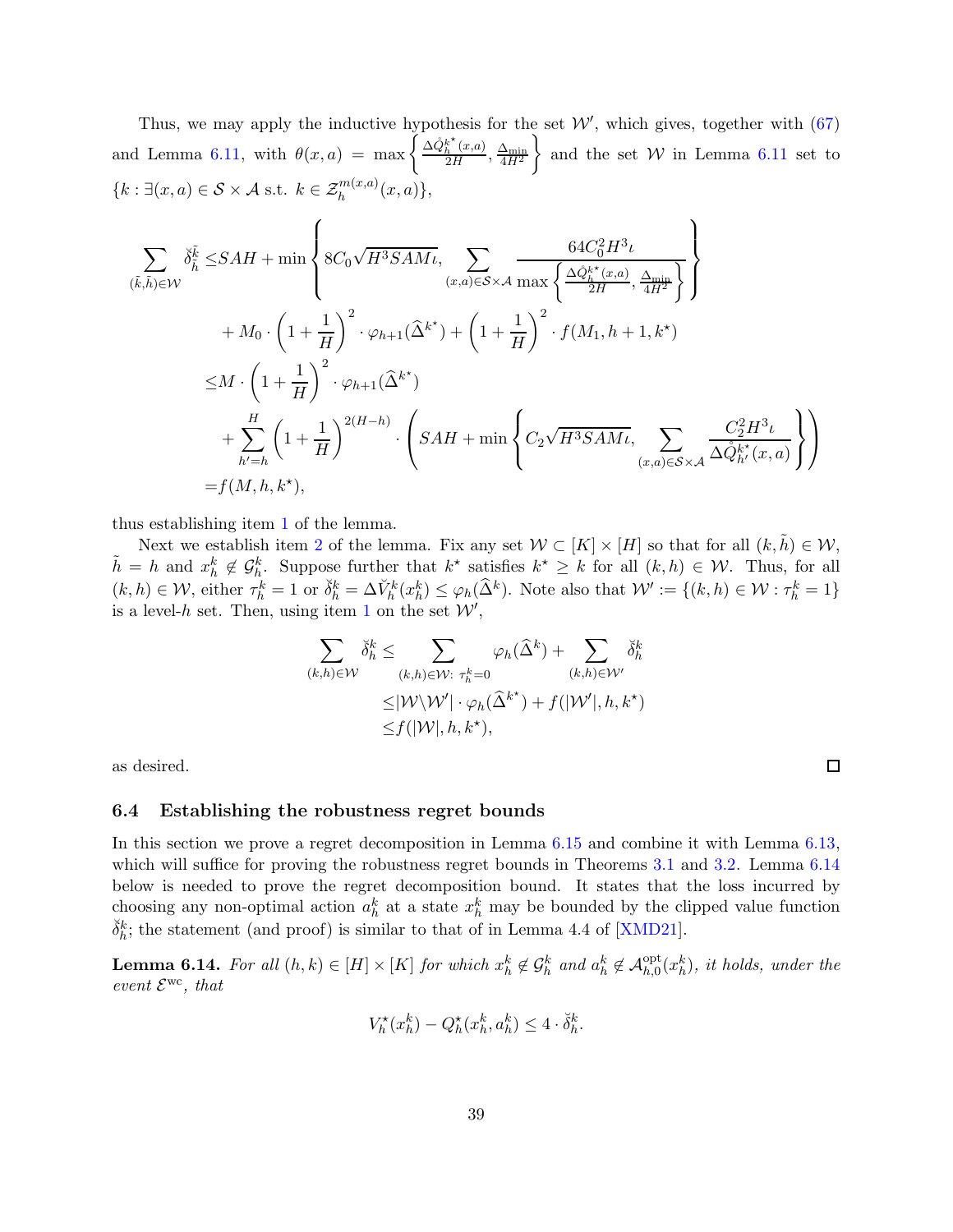Thus, we may apply the inductive hypothesis for the set $\mathcal{W}'$, which gives, together with (67) and Lemma 6.11, with $\theta(x,a) = \max\left\{\frac{\Delta \mathring{Q}_h^{k^\star}(x,a)}{2H}, \frac{\Delta_{\min}}{4H^2}\right\}$ and the set $\mathcal{W}$ in Lemma 6.11 set to $\{k : \exists (x,a) \in \mathcal{S} \times \mathcal{A} \text{ s.t. } k \in \mathcal{Z}_h^{m(x,a)}(x,a)\}$,

$$
\begin{aligned}
\sum_{(\tilde{k},\tilde{h}) \in \mathcal{W}} \check{\delta}_{\tilde{h}}^{\tilde{k}} \leq & SAH + \min\left\{ 8C_0\sqrt{H^3 SAM\iota}, \sum_{(x,a)\in\mathcal{S}\times\mathcal{A}} \frac{64C_0^2 H^3 \iota}{\max\left\{\frac{\Delta \mathring{Q}_h^{k^\star}(x,a)}{2H}, \frac{\Delta_{\min}}{4H^2}\right\}} \right\} \\
& + M_0 \cdot \left(1 + \frac{1}{H}\right)^2 \cdot \varphi_{h+1}(\widehat{\Delta}^{k^\star}) + \left(1+\frac{1}{H}\right)^2 \cdot f(M_1, h+1, k^\star) \\
\leq & M \cdot \left(1+\frac{1}{H}\right)^2 \cdot \varphi_{h+1}(\widehat{\Delta}^{k^\star}) \\
& + \sum_{h'=h}^{H} \left(1+\frac{1}{H}\right)^{2(H-h)} \cdot \left( SAH + \min\left\{ C_2\sqrt{H^3 SAM\iota}, \sum_{(x,a)\in\mathcal{S}\times\mathcal{A}} \frac{C_2^2 H^3 \iota}{\Delta \mathring{Q}_{h'}^{k^\star}(x,a)} \right\} \right) \\
= & f(M, h, k^\star),
\end{aligned}
$$

thus establishing item 1 of the lemma.

Next we establish item 2 of the lemma. Fix any set $\mathcal{W} \subset [K] \times [H]$ so that for all $(k, \tilde{h}) \in \mathcal{W}$, $\tilde{h} = h$ and $x_h^k \notin \mathcal{G}_h^k$. Suppose further that $k^\star$ satisfies $k^\star \geq k$ for all $(k,h) \in \mathcal{W}$. Thus, for all $(k,h) \in \mathcal{W}$, either $\tau_h^k = 1$ or $\check{\delta}_h^k = \Delta \check{V}_h^k(x_h^k) \leq \varphi_h(\widehat{\Delta}^k)$. Note also that $\mathcal{W}' := \{(k,h) \in \mathcal{W} : \tau_h^k = 1\}$ is a level-$h$ set. Then, using item 1 on the set $\mathcal{W}'$,

$$
\begin{aligned}
\sum_{(k,h)\in\mathcal{W}} \check{\delta}_h^k \leq & \sum_{(k,h)\in\mathcal{W}:\ \tau_h^k = 0} \varphi_h(\widehat{\Delta}^k) + \sum_{(k,h)\in\mathcal{W}'} \check{\delta}_h^k \\
\leq & |\mathcal{W} \backslash \mathcal{W}'| \cdot \varphi_h(\widehat{\Delta}^{k^\star}) + f(|\mathcal{W}'|, h, k^\star) \\
\leq & f(|\mathcal{W}|, h, k^\star),
\end{aligned}
$$

as desired. □

### 6.4 Establishing the robustness regret bounds

In this section we prove a regret decomposition in Lemma 6.15 and combine it with Lemma 6.13, which will suffice for proving the robustness regret bounds in Theorems 3.1 and 3.2. Lemma 6.14 below is needed to prove the regret decomposition bound. It states that the loss incurred by choosing any non-optimal action $a_h^k$ at a state $x_h^k$ may be bounded by the clipped value function $\check{\delta}_h^k$; the statement (and proof) is similar to that of in Lemma 4.4 of [XMD21].

**Lemma 6.14.** *For all $(h,k) \in [H] \times [K]$ for which $x_h^k \notin \mathcal{G}_h^k$ and $a_h^k \notin \mathcal{A}_{h,0}^{\mathrm{opt}}(x_h^k)$, it holds, under the event $\mathcal{E}^{\mathrm{wc}}$, that*

$$
V_h^\star(x_h^k) - Q_h^\star(x_h^k, a_h^k) \leq 4 \cdot \check{\delta}_h^k.
$$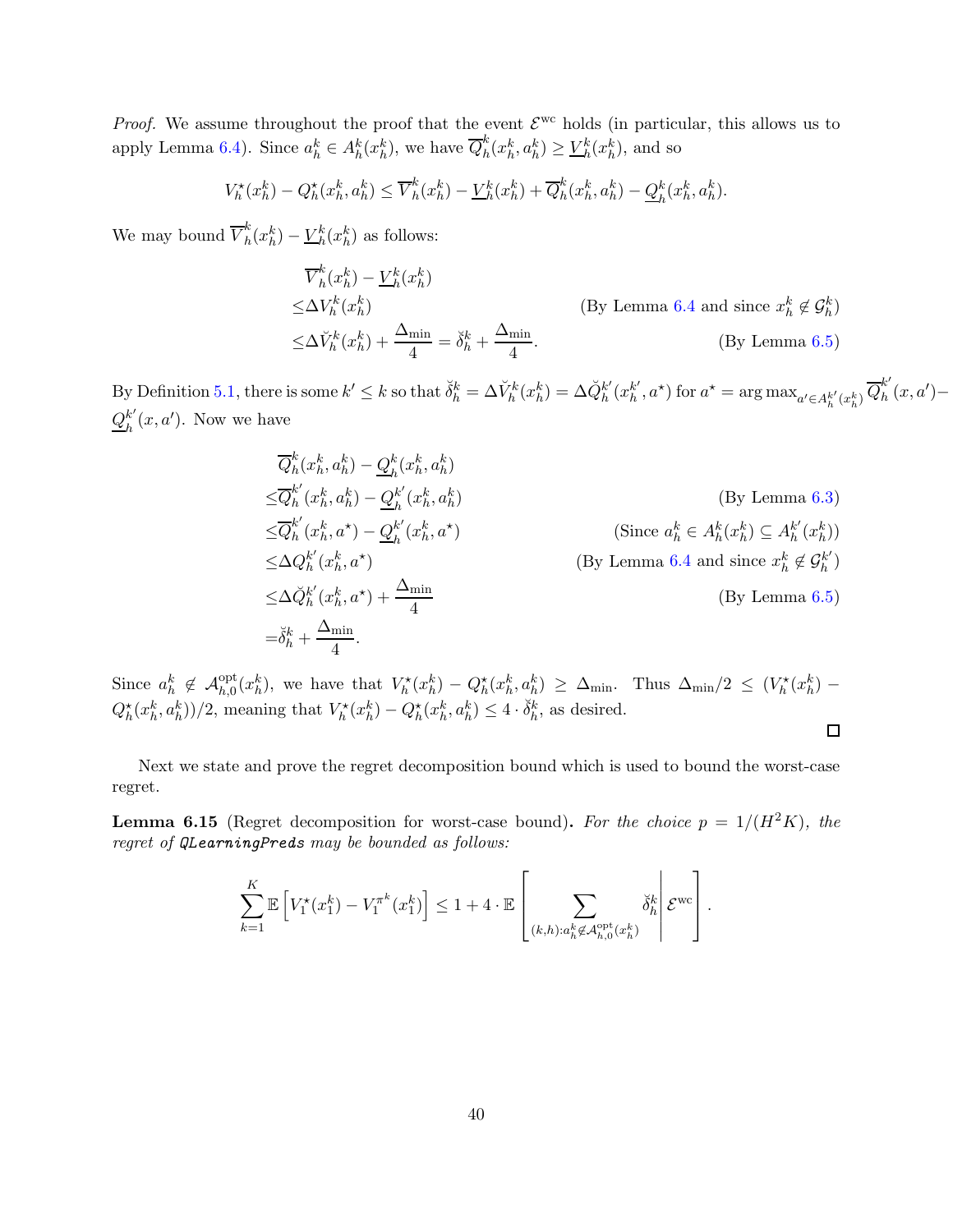*Proof.* We assume throughout the proof that the event $\mathcal{E}^{\text{wc}}$ holds (in particular, this allows us to apply Lemma 6.4). Since $a_h^k \in A_h^k(x_h^k)$, we have $\overline{Q}_h^k(x_h^k, a_h^k) \geq \underline{V}_h^k(x_h^k)$, and so

$$V_h^\star(x_h^k) - Q_h^\star(x_h^k, a_h^k) \leq \overline{V}_h^k(x_h^k) - \underline{V}_h^k(x_h^k) + \overline{Q}_h^k(x_h^k, a_h^k) - \underline{Q}_h^k(x_h^k, a_h^k).$$

We may bound $\overline{V}_h^k(x_h^k) - \underline{V}_h^k(x_h^k)$ as follows:

$$\begin{aligned}
&\overline{V}_h^k(x_h^k) - \underline{V}_h^k(x_h^k) \\
\leq &\Delta V_h^k(x_h^k) && \text{(By Lemma 6.4 and since } x_h^k \notin \mathcal{G}_h^k) \\
\leq &\Delta \breve{V}_h^k(x_h^k) + \frac{\Delta_{\min}}{4} = \breve{\delta}_h^k + \frac{\Delta_{\min}}{4}. && \text{(By Lemma 6.5)}
\end{aligned}$$

By Definition 5.1, there is some $k' \leq k$ so that $\breve{\delta}_h^k = \Delta \breve{V}_h^k(x_h^k) = \Delta \breve{Q}_h^{k'}(x_h^{k'}, a^\star)$ for $a^\star = \arg\max_{a' \in A_h^{k'}(x_h^k)} \overline{Q}_h^{k'}(x, a') - \underline{Q}_h^{k'}(x, a')$. Now we have

$$\begin{aligned}
&\overline{Q}_h^k(x_h^k, a_h^k) - \underline{Q}_h^k(x_h^k, a_h^k) \\
\leq &\overline{Q}_h^{k'}(x_h^k, a_h^k) - \underline{Q}_h^{k'}(x_h^k, a_h^k) && \text{(By Lemma 6.3)} \\
\leq &\overline{Q}_h^{k'}(x_h^k, a^\star) - \underline{Q}_h^{k'}(x_h^k, a^\star) && \text{(Since } a_h^k \in A_h^k(x_h^k) \subseteq A_h^{k'}(x_h^k)) \\
\leq &\Delta Q_h^{k'}(x_h^k, a^\star) && \text{(By Lemma 6.4 and since } x_h^k \notin \mathcal{G}_h^{k'}) \\
\leq &\Delta \breve{Q}_h^{k'}(x_h^k, a^\star) + \frac{\Delta_{\min}}{4} && \text{(By Lemma 6.5)} \\
= &\breve{\delta}_h^k + \frac{\Delta_{\min}}{4}.
\end{aligned}$$

Since $a_h^k \notin \mathcal{A}_{h,0}^{\text{opt}}(x_h^k)$, we have that $V_h^\star(x_h^k) - Q_h^\star(x_h^k, a_h^k) \geq \Delta_{\min}$. Thus $\Delta_{\min}/2 \leq (V_h^\star(x_h^k) - Q_h^\star(x_h^k, a_h^k))/2$, meaning that $V_h^\star(x_h^k) - Q_h^\star(x_h^k, a_h^k) \leq 4 \cdot \breve{\delta}_h^k$, as desired. ◻

Next we state and prove the regret decomposition bound which is used to bound the worst-case regret.

**Lemma 6.15** (Regret decomposition for worst-case bound)**.** *For the choice $p = 1/(H^2K)$, the regret of `QLearningPreds` may be bounded as follows:*

$$\sum_{k=1}^K \mathbb{E}\left[V_1^\star(x_1^k) - V_1^{\pi^k}(x_1^k)\right] \leq 1 + 4 \cdot \mathbb{E}\left[\sum_{(k,h): a_h^k \notin \mathcal{A}_{h,0}^{\text{opt}}(x_h^k)} \breve{\delta}_h^k \middle| \mathcal{E}^{\text{wc}}\right].$$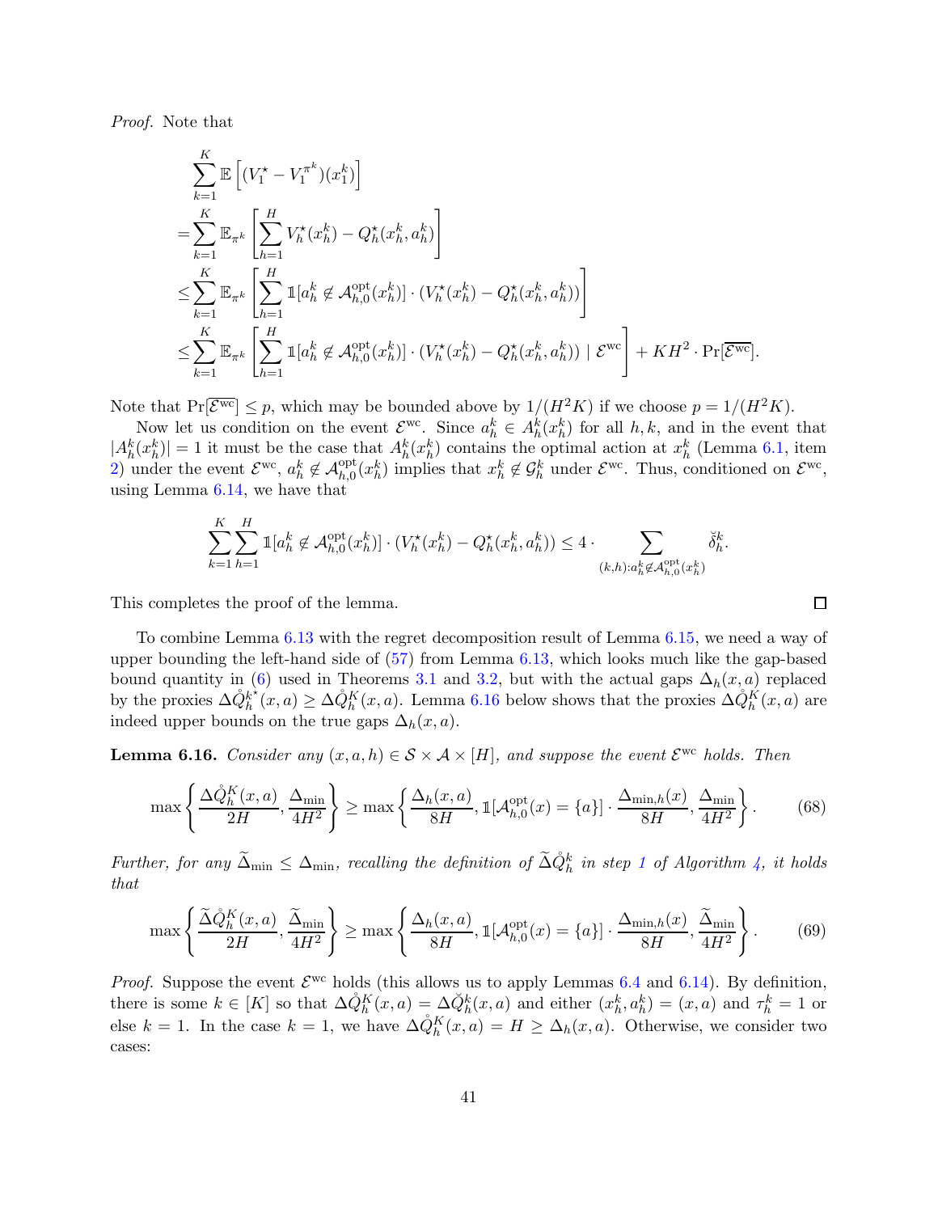*Proof.* Note that

$$
\begin{aligned}
&\sum_{k=1}^{K} \mathbb{E}\left[(V_1^\star - V_1^{\pi^k})(x_1^k)\right] \\
=&\sum_{k=1}^{K} \mathbb{E}_{\pi^k}\left[\sum_{h=1}^{H} V_h^\star(x_h^k) - Q_h^\star(x_h^k, a_h^k)\right] \\
\leq&\sum_{k=1}^{K} \mathbb{E}_{\pi^k}\left[\sum_{h=1}^{H} \mathbb{1}[a_h^k \notin \mathcal{A}_{h,0}^{\rm opt}(x_h^k)] \cdot (V_h^\star(x_h^k) - Q_h^\star(x_h^k, a_h^k))\right] \\
\leq&\sum_{k=1}^{K} \mathbb{E}_{\pi^k}\left[\sum_{h=1}^{H} \mathbb{1}[a_h^k \notin \mathcal{A}_{h,0}^{\rm opt}(x_h^k)] \cdot (V_h^\star(x_h^k) - Q_h^\star(x_h^k, a_h^k)) \mid \mathcal{E}^{\rm wc}\right] + KH^2 \cdot \Pr[\overline{\mathcal{E}^{\rm wc}}].
\end{aligned}
$$

Note that $\Pr[\overline{\mathcal{E}^{\rm wc}}] \leq p$, which may be bounded above by $1/(H^2K)$ if we choose $p = 1/(H^2K)$.

Now let us condition on the event $\mathcal{E}^{\rm wc}$. Since $a_h^k \in A_h^k(x_h^k)$ for all $h, k$, and in the event that $|A_h^k(x_h^k)| = 1$ it must be the case that $A_h^k(x_h^k)$ contains the optimal action at $x_h^k$ (Lemma 6.1, item 2) under the event $\mathcal{E}^{\rm wc}$, $a_h^k \notin \mathcal{A}_{h,0}^{\rm opt}(x_h^k)$ implies that $x_h^k \notin \mathcal{G}_h^k$ under $\mathcal{E}^{\rm wc}$. Thus, conditioned on $\mathcal{E}^{\rm wc}$, using Lemma 6.14, we have that

$$
\sum_{k=1}^{K}\sum_{h=1}^{H} \mathbb{1}[a_h^k \notin \mathcal{A}_{h,0}^{\rm opt}(x_h^k)] \cdot (V_h^\star(x_h^k) - Q_h^\star(x_h^k, a_h^k)) \leq 4 \cdot \sum_{(k,h): a_h^k \notin \mathcal{A}_{h,0}^{\rm opt}(x_h^k)} \breve{\delta}_h^k.
$$

This completes the proof of the lemma. □

To combine Lemma 6.13 with the regret decomposition result of Lemma 6.15, we need a way of upper bounding the left-hand side of (57) from Lemma 6.13, which looks much like the gap-based bound quantity in (6) used in Theorems 3.1 and 3.2, but with the actual gaps $\Delta_h(x,a)$ replaced by the proxies $\Delta\mathring{Q}_h^{k^\star}(x,a) \geq \Delta\mathring{Q}_h^K(x,a)$. Lemma 6.16 below shows that the proxies $\Delta\mathring{Q}_h^K(x,a)$ are indeed upper bounds on the true gaps $\Delta_h(x,a)$.

**Lemma 6.16.** *Consider any $(x, a, h) \in \mathcal{S} \times \mathcal{A} \times [H]$, and suppose the event $\mathcal{E}^{\rm wc}$ holds. Then*

$$
\max\left\{\frac{\Delta\mathring{Q}_h^K(x,a)}{2H}, \frac{\Delta_{\min}}{4H^2}\right\} \geq \max\left\{\frac{\Delta_h(x,a)}{8H}, \mathbb{1}[\mathcal{A}_{h,0}^{\rm opt}(x) = \{a\}] \cdot \frac{\Delta_{\min,h}(x)}{8H}, \frac{\Delta_{\min}}{4H^2}\right\}. \tag{68}
$$

*Further, for any $\widetilde{\Delta}_{\min} \leq \Delta_{\min}$, recalling the definition of $\widetilde{\Delta}\mathring{Q}_h^k$ in step 1 of Algorithm 4, it holds that*

$$
\max\left\{\frac{\widetilde{\Delta}\mathring{Q}_h^K(x,a)}{2H}, \frac{\widetilde{\Delta}_{\min}}{4H^2}\right\} \geq \max\left\{\frac{\Delta_h(x,a)}{8H}, \mathbb{1}[\mathcal{A}_{h,0}^{\rm opt}(x) = \{a\}] \cdot \frac{\Delta_{\min,h}(x)}{8H}, \frac{\widetilde{\Delta}_{\min}}{4H^2}\right\}. \tag{69}
$$

*Proof.* Suppose the event $\mathcal{E}^{\rm wc}$ holds (this allows us to apply Lemmas 6.4 and 6.14). By definition, there is some $k \in [K]$ so that $\Delta\mathring{Q}_h^K(x,a) = \Delta\check{Q}_h^k(x,a)$ and either $(x_h^k, a_h^k) = (x,a)$ and $\tau_h^k = 1$ or else $k = 1$. In the case $k = 1$, we have $\Delta\mathring{Q}_h^K(x,a) = H \geq \Delta_h(x,a)$. Otherwise, we consider two cases: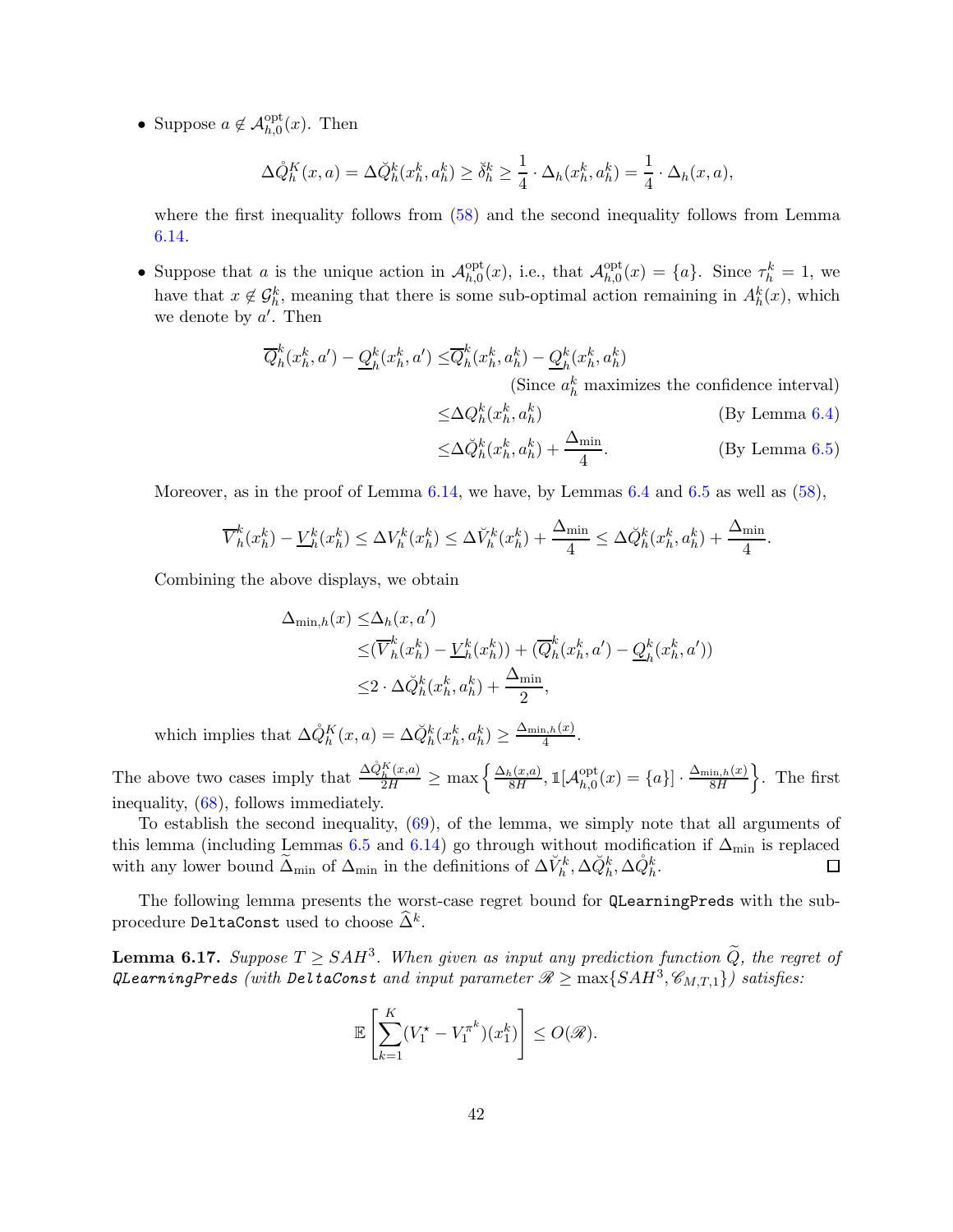- Suppose $a \notin \mathcal{A}^{\text{opt}}_{h,0}(x)$. Then

$$\Delta \mathring{Q}^K_h(x,a) = \Delta \breve{Q}^k_h(x^k_h, a^k_h) \geq \breve{\delta}^k_h \geq \frac{1}{4} \cdot \Delta_h(x^k_h, a^k_h) = \frac{1}{4} \cdot \Delta_h(x,a),$$

where the first inequality follows from (58) and the second inequality follows from Lemma 6.14.

- Suppose that $a$ is the unique action in $\mathcal{A}^{\text{opt}}_{h,0}(x)$, i.e., that $\mathcal{A}^{\text{opt}}_{h,0}(x) = \{a\}$. Since $\tau^k_h = 1$, we have that $x \notin \mathcal{G}^k_h$, meaning that there is some sub-optimal action remaining in $A^k_h(x)$, which we denote by $a'$. Then

$$\begin{aligned}
\overline{Q}^k_h(x^k_h, a') - \underline{Q}^k_h(x^k_h, a') \leq & \overline{Q}^k_h(x^k_h, a^k_h) - \underline{Q}^k_h(x^k_h, a^k_h) \\
& \text{(Since } a^k_h \text{ maximizes the confidence interval)} \\
\leq & \Delta Q^k_h(x^k_h, a^k_h) \qquad \text{(By Lemma 6.4)} \\
\leq & \Delta \breve{Q}^k_h(x^k_h, a^k_h) + \frac{\Delta_{\min}}{4}. \qquad \text{(By Lemma 6.5)}
\end{aligned}$$

Moreover, as in the proof of Lemma 6.14, we have, by Lemmas 6.4 and 6.5 as well as (58),

$$\overline{V}^k_h(x^k_h) - \underline{V}^k_h(x^k_h) \leq \Delta V^k_h(x^k_h) \leq \Delta \breve{V}^k_h(x^k_h) + \frac{\Delta_{\min}}{4} \leq \Delta \breve{Q}^k_h(x^k_h, a^k_h) + \frac{\Delta_{\min}}{4}.$$

Combining the above displays, we obtain

$$\begin{aligned}
\Delta_{\min,h}(x) \leq & \Delta_h(x, a') \\
\leq & (\overline{V}^k_h(x^k_h) - \underline{V}^k_h(x^k_h)) + (\overline{Q}^k_h(x^k_h, a') - \underline{Q}^k_h(x^k_h, a')) \\
\leq & 2 \cdot \Delta \breve{Q}^k_h(x^k_h, a^k_h) + \frac{\Delta_{\min}}{2},
\end{aligned}$$

which implies that $\Delta \mathring{Q}^K_h(x,a) = \Delta \breve{Q}^k_h(x^k_h, a^k_h) \geq \frac{\Delta_{\min,h}(x)}{4}$.

The above two cases imply that $\frac{\Delta \mathring{Q}^K_h(x,a)}{2H} \geq \max\left\{ \frac{\Delta_h(x,a)}{8H}, \mathbb{1}[\mathcal{A}^{\text{opt}}_{h,0}(x) = \{a\}] \cdot \frac{\Delta_{\min,h}(x)}{8H} \right\}$. The first inequality, (68), follows immediately.

To establish the second inequality, (69), of the lemma, we simply note that all arguments of this lemma (including Lemmas 6.5 and 6.14) go through without modification if $\Delta_{\min}$ is replaced with any lower bound $\widetilde{\Delta}_{\min}$ of $\Delta_{\min}$ in the definitions of $\Delta \breve{V}^k_h, \Delta \breve{Q}^k_h, \Delta \mathring{Q}^k_h$. $\square$

The following lemma presents the worst-case regret bound for `QLearningPreds` with the sub-procedure `DeltaConst` used to choose $\widehat{\Delta}^k$.

**Lemma 6.17.** *Suppose $T \geq SAH^3$. When given as input any prediction function $\widetilde{Q}$, the regret of* `QLearningPreds` *(with* `DeltaConst` *and input parameter $\mathscr{R} \geq \max\{SAH^3, \mathscr{C}_{M,T,1}\}$) satisfies:*

$$\mathbb{E}\left[\sum_{k=1}^K (V^\star_1 - V^{\pi^k}_1)(x^k_1)\right] \leq O(\mathscr{R}).$$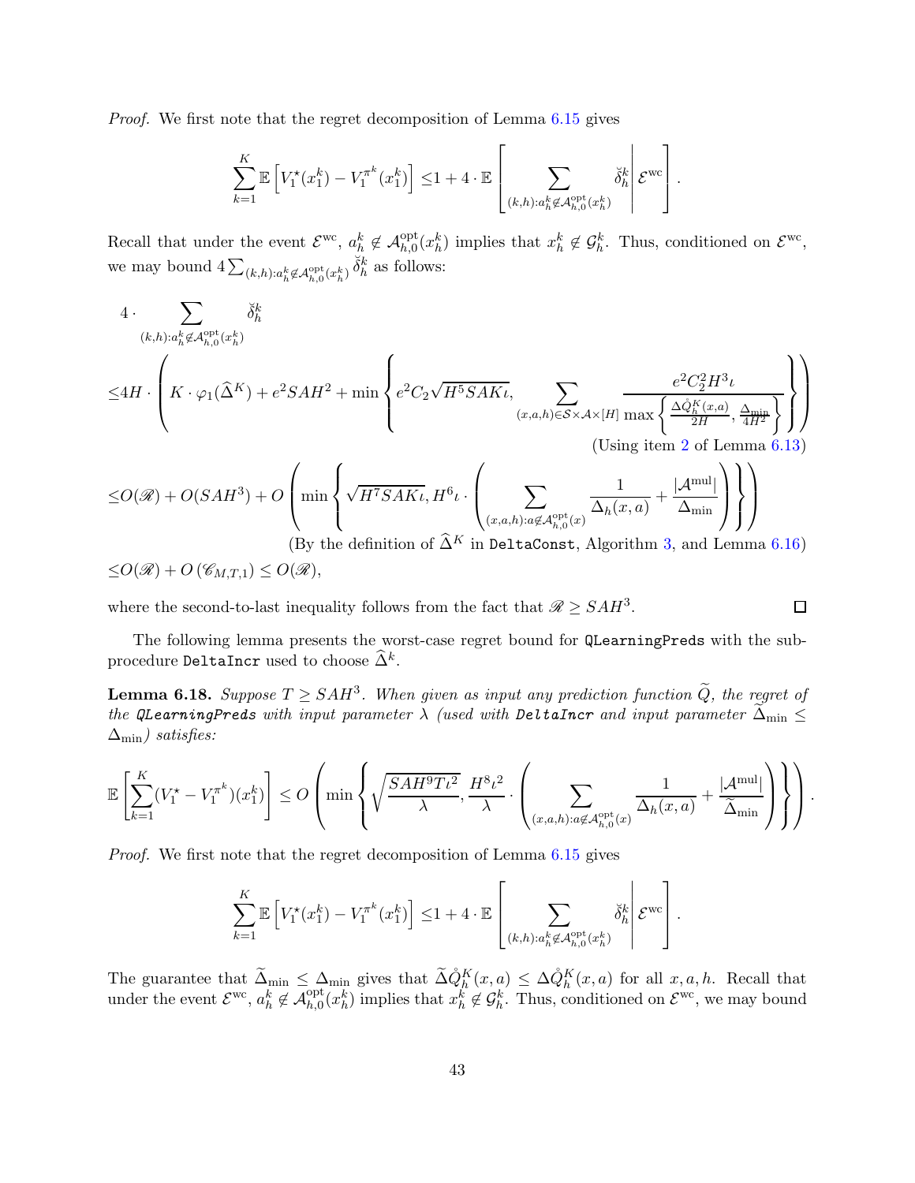*Proof.* We first note that the regret decomposition of Lemma 6.15 gives

$$\sum_{k=1}^{K} \mathbb{E}\left[V_1^\star(x_1^k) - V_1^{\pi^k}(x_1^k)\right] \leq 1 + 4 \cdot \mathbb{E}\left[\sum_{(k,h):a_h^k \notin \mathcal{A}_{h,0}^{\mathrm{opt}}(x_h^k)} \breve{\delta}_h^k \,\middle|\, \mathcal{E}^{\mathrm{wc}}\right].$$

Recall that under the event $\mathcal{E}^{\mathrm{wc}}$, $a_h^k \notin \mathcal{A}_{h,0}^{\mathrm{opt}}(x_h^k)$ implies that $x_h^k \notin \mathcal{G}_h^k$. Thus, conditioned on $\mathcal{E}^{\mathrm{wc}}$, we may bound $4\sum_{(k,h):a_h^k \notin \mathcal{A}_{h,0}^{\mathrm{opt}}(x_h^k)} \breve{\delta}_h^k$ as follows:

$$\begin{aligned}
&4 \cdot \sum_{(k,h):a_h^k \notin \mathcal{A}_{h,0}^{\mathrm{opt}}(x_h^k)} \breve{\delta}_h^k \\
\leq& 4H \cdot \left( K \cdot \varphi_1(\widehat{\Delta}^K) + e^2 SAH^2 + \min\left\{ e^2 C_2 \sqrt{H^5 SAK\iota}, \sum_{(x,a,h) \in \mathcal{S} \times \mathcal{A} \times [H]} \frac{e^2 C_2^2 H^3 \iota}{\max\left\{ \frac{\Delta \mathring{Q}_h^K(x,a)}{2H}, \frac{\Delta_{\min}}{4H^2} \right\}} \right\} \right) \\
& \hfill \text{(Using item 2 of Lemma 6.13)} \\
\leq& O(\mathscr{R}) + O(SAH^3) + O\left( \min\left\{ \sqrt{H^7 SAK\iota}, H^6\iota \cdot \left( \sum_{(x,a,h):a \notin \mathcal{A}_{h,0}^{\mathrm{opt}}(x)} \frac{1}{\Delta_h(x,a)} + \frac{|\mathcal{A}^{\mathrm{mul}}|}{\Delta_{\min}} \right) \right\} \right) \\
& \hfill \text{(By the definition of } \widehat{\Delta}^K \text{ in DeltaConst, Algorithm 3, and Lemma 6.16)} \\
\leq& O(\mathscr{R}) + O\left(\mathscr{C}_{M,T,1}\right) \leq O(\mathscr{R}),
\end{aligned}$$

where the second-to-last inequality follows from the fact that $\mathscr{R} \geq SAH^3$. $\square$

The following lemma presents the worst-case regret bound for `QLearningPreds` with the sub-procedure `DeltaIncr` used to choose $\widehat{\Delta}^k$.

**Lemma 6.18.** *Suppose $T \geq SAH^3$. When given as input any prediction function $\widetilde{Q}$, the regret of the `QLearningPreds` with input parameter $\lambda$ (used with `DeltaIncr` and input parameter $\widetilde{\Delta}_{\min} \leq \Delta_{\min}$) satisfies:*

$$\mathbb{E}\left[\sum_{k=1}^{K} (V_1^\star - V_1^{\pi^k})(x_1^k)\right] \leq O\left( \min\left\{ \sqrt{\frac{SAH^9 T\iota^2}{\lambda}}, \frac{H^8\iota^2}{\lambda} \cdot \left( \sum_{(x,a,h):a \notin \mathcal{A}_{h,0}^{\mathrm{opt}}(x)} \frac{1}{\Delta_h(x,a)} + \frac{|\mathcal{A}^{\mathrm{mul}}|}{\widetilde{\Delta}_{\min}} \right) \right\} \right).$$

*Proof.* We first note that the regret decomposition of Lemma 6.15 gives

$$\sum_{k=1}^{K} \mathbb{E}\left[V_1^\star(x_1^k) - V_1^{\pi^k}(x_1^k)\right] \leq 1 + 4 \cdot \mathbb{E}\left[\sum_{(k,h):a_h^k \notin \mathcal{A}_{h,0}^{\mathrm{opt}}(x_h^k)} \breve{\delta}_h^k \,\middle|\, \mathcal{E}^{\mathrm{wc}}\right].$$

The guarantee that $\widetilde{\Delta}_{\min} \leq \Delta_{\min}$ gives that $\widetilde{\Delta}\mathring{Q}_h^K(x,a) \leq \Delta\mathring{Q}_h^K(x,a)$ for all $x, a, h$. Recall that under the event $\mathcal{E}^{\mathrm{wc}}$, $a_h^k \notin \mathcal{A}_{h,0}^{\mathrm{opt}}(x_h^k)$ implies that $x_h^k \notin \mathcal{G}_h^k$. Thus, conditioned on $\mathcal{E}^{\mathrm{wc}}$, we may bound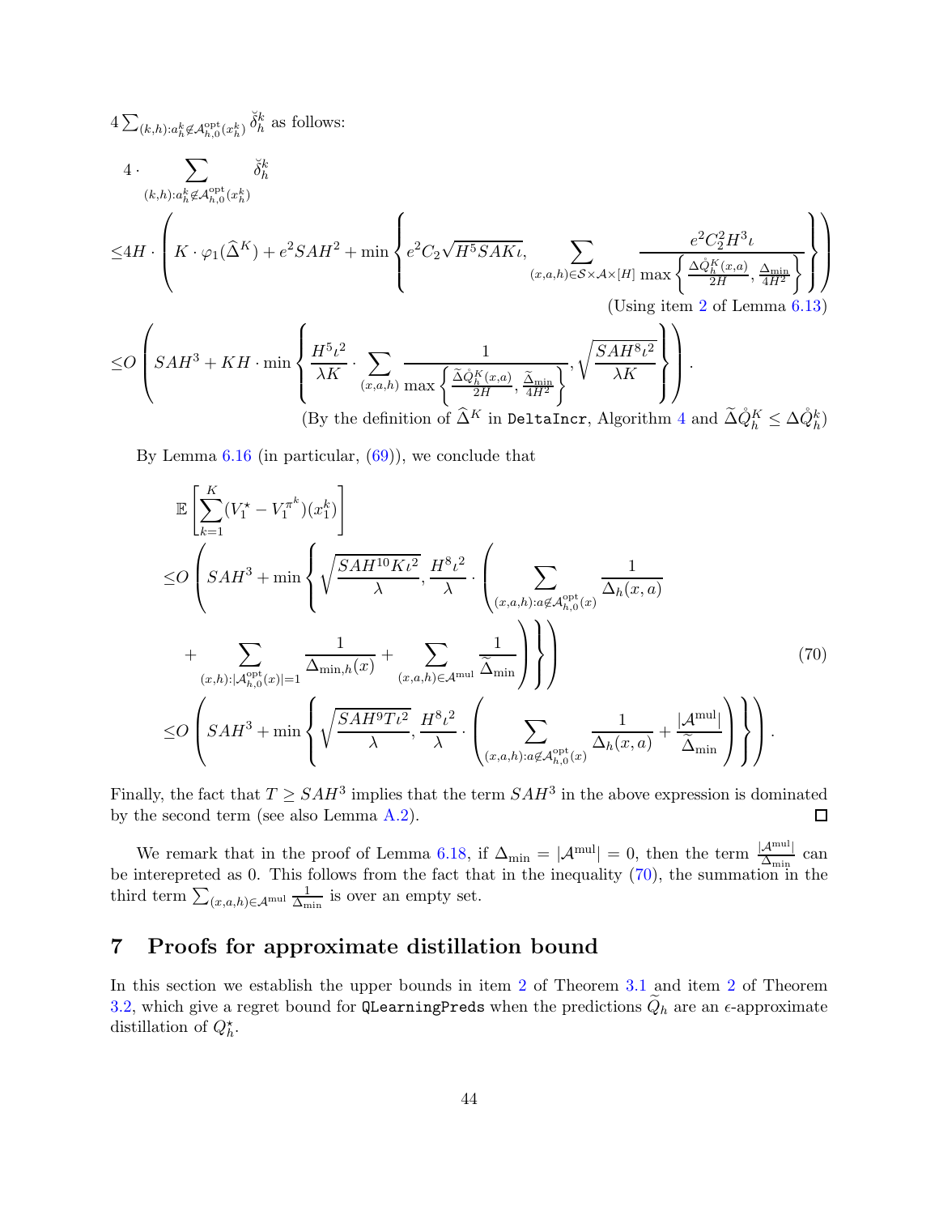$4\sum_{(k,h):a_h^k \notin \mathcal{A}_{h,0}^{\text{opt}}(x_h^k)} \breve{\delta}_h^k$ as follows:

$$
\begin{aligned}
&4 \cdot \sum_{(k,h):a_h^k \notin \mathcal{A}_{h,0}^{\text{opt}}(x_h^k)} \breve{\delta}_h^k \\
\leq & 4H \cdot \left( K \cdot \varphi_1(\widehat{\Delta}^K) + e^2 SAH^2 + \min\left\{ e^2 C_2 \sqrt{H^5 SAK\iota}, \sum_{(x,a,h)\in\mathcal{S}\times\mathcal{A}\times[H]} \frac{e^2 C_2^2 H^3 \iota}{\max\left\{\frac{\Delta \mathring{Q}_h^K(x,a)}{2H}, \frac{\Delta_{\min}}{4H^2}\right\}} \right\} \right) \\
& \hfill \text{(Using item 2 of Lemma 6.13)} \\
\leq & O\left( SAH^3 + KH \cdot \min\left\{ \frac{H^5 \iota^2}{\lambda K} \cdot \sum_{(x,a,h)} \frac{1}{\max\left\{\frac{\widetilde{\Delta}\mathring{Q}_h^K(x,a)}{2H}, \frac{\widetilde{\Delta}_{\min}}{4H^2}\right\}}, \sqrt{\frac{SAH^8\iota^2}{\lambda K}} \right\} \right). \\
& \hfill \text{(By the definition of } \widehat{\Delta}^K \text{ in DeltaIncr, Algorithm 4 and } \widetilde{\Delta}\mathring{Q}_h^K \leq \Delta\mathring{Q}_h^k\text{)}
\end{aligned}
$$

By Lemma 6.16 (in particular, (69)), we conclude that

$$
\begin{aligned}
&\mathbb{E}\left[\sum_{k=1}^K (V_1^\star - V_1^{\pi^k})(x_1^k)\right] \\
\leq & O\left( SAH^3 + \min\left\{ \sqrt{\frac{SAH^{10}K\iota^2}{\lambda}}, \frac{H^8\iota^2}{\lambda} \cdot \left( \sum_{(x,a,h):a\notin\mathcal{A}_{h,0}^{\text{opt}}(x)} \frac{1}{\Delta_h(x,a)} \right.\right.\right. \\
& \left.\left.\left. + \sum_{(x,h):|\mathcal{A}_{h,0}^{\text{opt}}(x)|=1} \frac{1}{\Delta_{\min,h}(x)} + \sum_{(x,a,h)\in\mathcal{A}^{\text{mul}}} \frac{1}{\widetilde{\Delta}_{\min}} \right) \right\} \right) \qquad (70) \\
\leq & O\left( SAH^3 + \min\left\{ \sqrt{\frac{SAH^9 T\iota^2}{\lambda}}, \frac{H^8\iota^2}{\lambda} \cdot \left( \sum_{(x,a,h):a\notin\mathcal{A}_{h,0}^{\text{opt}}(x)} \frac{1}{\Delta_h(x,a)} + \frac{|\mathcal{A}^{\text{mul}}|}{\widetilde{\Delta}_{\min}} \right) \right\} \right).
\end{aligned}
$$

Finally, the fact that $T \geq SAH^3$ implies that the term $SAH^3$ in the above expression is dominated by the second term (see also Lemma A.2). □

We remark that in the proof of Lemma 6.18, if $\Delta_{\min} = |\mathcal{A}^{\text{mul}}| = 0$, then the term $\frac{|\mathcal{A}^{\text{mul}}|}{\Delta_{\min}}$ can be interepreted as 0. This follows from the fact that in the inequality (70), the summation in the third term $\sum_{(x,a,h)\in\mathcal{A}^{\text{mul}}} \frac{1}{\Delta_{\min}}$ is over an empty set.

# 7 Proofs for approximate distillation bound

In this section we establish the upper bounds in item 2 of Theorem 3.1 and item 2 of Theorem 3.2, which give a regret bound for QLearningPreds when the predictions $\widetilde{Q}_h$ are an $\epsilon$-approximate distillation of $Q_h^\star$.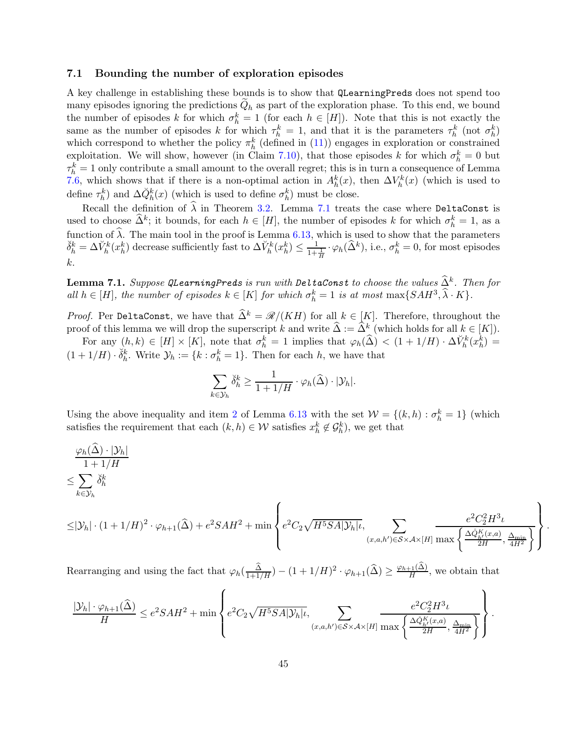### 7.1 Bounding the number of exploration episodes

A key challenge in establishing these bounds is to show that `QLearningPreds` does not spend too many episodes ignoring the predictions $\widetilde{Q}_h$ as part of the exploration phase. To this end, we bound the number of episodes $k$ for which $\sigma_h^k = 1$ (for each $h \in [H]$). Note that this is not exactly the same as the number of episodes $k$ for which $\tau_h^k = 1$, and that it is the parameters $\tau_h^k$ (not $\sigma_h^k$) which correspond to whether the policy $\pi_h^k$ (defined in (11)) engages in exploration or constrained exploitation. We will show, however (in Claim 7.10), that those episodes $k$ for which $\sigma_h^k = 0$ but $\tau_h^k = 1$ only contribute a small amount to the overall regret; this is in turn a consequence of Lemma 7.6, which shows that if there is a non-optimal action in $A_h^k(x)$, then $\Delta V_h^k(x)$ (which is used to define $\tau_h^k$) and $\Delta \breve{Q}_h^k(x)$ (which is used to define $\sigma_h^k$) must be close.

Recall the definition of $\widehat{\lambda}$ in Theorem 3.2. Lemma 7.1 treats the case where `DeltaConst` is used to choose $\widehat{\Delta}^k$; it bounds, for each $h \in [H]$, the number of episodes $k$ for which $\sigma_h^k = 1$, as a function of $\widehat{\lambda}$. The main tool in the proof is Lemma 6.13, which is used to show that the parameters $\breve{\delta}_h^k = \Delta \breve{V}_h^k(x_h^k)$ decrease sufficiently fast to $\Delta \breve{V}_h^k(x_h^k) \leq \frac{1}{1+\frac{1}{H}} \cdot \varphi_h(\widehat{\Delta}^k)$, i.e., $\sigma_h^k = 0$, for most episodes $k$.

**Lemma 7.1.** *Suppose `QLearningPreds` is run with `DeltaConst` to choose the values $\widehat{\Delta}^k$. Then for all $h \in [H]$, the number of episodes $k \in [K]$ for which $\sigma_h^k = 1$ is at most $\max\{SAH^3, \widehat{\lambda} \cdot K\}$.*

*Proof.* Per `DeltaConst`, we have that $\widehat{\Delta}^k = \mathscr{R}/(KH)$ for all $k \in [K]$. Therefore, throughout the proof of this lemma we will drop the superscript $k$ and write $\widehat{\Delta} := \widehat{\Delta}^k$ (which holds for all $k \in [K]$).

For any $(h, k) \in [H] \times [K]$, note that $\sigma_h^k = 1$ implies that $\varphi_h(\widehat{\Delta}) < (1 + 1/H) \cdot \Delta \breve{V}_h^k(x_h^k) = (1 + 1/H) \cdot \breve{\delta}_h^k$. Write $\mathcal{Y}_h := \{k : \sigma_h^k = 1\}$. Then for each $h$, we have that

$$\sum_{k \in \mathcal{Y}_h} \breve{\delta}_h^k \geq \frac{1}{1 + 1/H} \cdot \varphi_h(\widehat{\Delta}) \cdot |\mathcal{Y}_h|.$$

Using the above inequality and item 2 of Lemma 6.13 with the set $\mathcal{W} = \{(k, h) : \sigma_h^k = 1\}$ (which satisfies the requirement that each $(k, h) \in \mathcal{W}$ satisfies $x_h^k \notin \mathcal{G}_h^k$), we get that

$$\begin{aligned}
&\frac{\varphi_h(\widehat{\Delta}) \cdot |\mathcal{Y}_h|}{1 + 1/H} \\
\leq &\sum_{k \in \mathcal{Y}_h} \breve{\delta}_h^k \\
\leq &|\mathcal{Y}_h| \cdot (1 + 1/H)^2 \cdot \varphi_{h+1}(\widehat{\Delta}) + e^2 SAH^2 + \min\left\{ e^2 C_2 \sqrt{H^5 SA |\mathcal{Y}_h| \iota}, \sum_{(x,a,h') \in \mathcal{S} \times \mathcal{A} \times [H]} \frac{e^2 C_2^2 H^3 \iota}{\max\left\{ \frac{\Delta \mathring{Q}_{h'}^K(x,a)}{2H}, \frac{\Delta_{\min}}{4H^2} \right\}} \right\}.
\end{aligned}$$

Rearranging and using the fact that $\varphi_h(\frac{\widehat{\Delta}}{1+1/H}) - (1 + 1/H)^2 \cdot \varphi_{h+1}(\widehat{\Delta}) \geq \frac{\varphi_{h+1}(\widehat{\Delta})}{H}$, we obtain that

$$\frac{|\mathcal{Y}_h| \cdot \varphi_{h+1}(\widehat{\Delta})}{H} \leq e^2 SAH^2 + \min\left\{ e^2 C_2 \sqrt{H^5 SA |\mathcal{Y}_h| \iota}, \sum_{(x,a,h') \in \mathcal{S} \times \mathcal{A} \times [H]} \frac{e^2 C_2^2 H^3 \iota}{\max\left\{ \frac{\Delta \mathring{Q}_{h'}^K(x,a)}{2H}, \frac{\Delta_{\min}}{4H^2} \right\}} \right\}.$$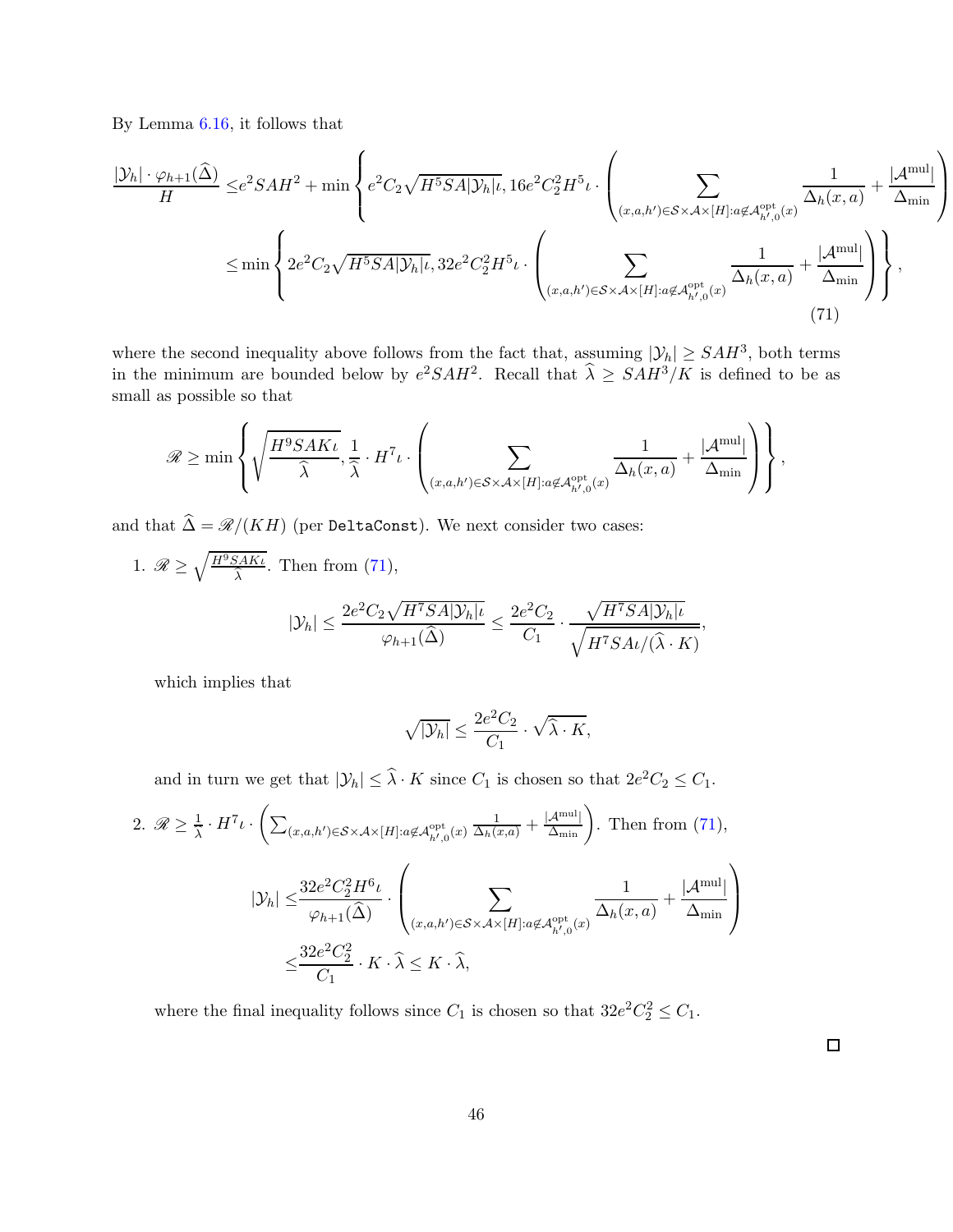By Lemma 6.16, it follows that

$$
\begin{aligned}
\frac{|\mathcal{Y}_h| \cdot \varphi_{h+1}(\widehat{\Delta})}{H} \leq & e^2 SAH^2 + \min\left\{ e^2 C_2 \sqrt{H^5 SA |\mathcal{Y}_h| \iota}, 16 e^2 C_2^2 H^5 \iota \cdot \left( \sum_{(x,a,h') \in \mathcal{S} \times \mathcal{A} \times [H] : a \notin \mathcal{A}^{\mathrm{opt}}_{h',0}(x)} \frac{1}{\Delta_h(x,a)} + \frac{|\mathcal{A}^{\mathrm{mul}}|}{\Delta_{\min}} \right) \right. \\
\leq & \min\left\{ 2e^2 C_2 \sqrt{H^5 SA |\mathcal{Y}_h| \iota}, 32 e^2 C_2^2 H^5 \iota \cdot \left( \sum_{(x,a,h') \in \mathcal{S} \times \mathcal{A} \times [H] : a \notin \mathcal{A}^{\mathrm{opt}}_{h',0}(x)} \frac{1}{\Delta_h(x,a)} + \frac{|\mathcal{A}^{\mathrm{mul}}|}{\Delta_{\min}} \right) \right\},
\end{aligned}
\tag{71}
$$

where the second inequality above follows from the fact that, assuming $|\mathcal{Y}_h| \geq SAH^3$, both terms in the minimum are bounded below by $e^2 SAH^2$. Recall that $\widehat{\lambda} \geq SAH^3/K$ is defined to be as small as possible so that

$$
\mathscr{R} \geq \min\left\{ \sqrt{\frac{H^9 SAK\iota}{\widehat{\lambda}}}, \frac{1}{\widehat{\lambda}} \cdot H^7 \iota \cdot \left( \sum_{(x,a,h') \in \mathcal{S} \times \mathcal{A} \times [H] : a \notin \mathcal{A}^{\mathrm{opt}}_{h',0}(x)} \frac{1}{\Delta_h(x,a)} + \frac{|\mathcal{A}^{\mathrm{mul}}|}{\Delta_{\min}} \right) \right\},
$$

and that $\widehat{\Delta} = \mathscr{R}/(KH)$ (per DeltaConst). We next consider two cases:

1. $\mathscr{R} \geq \sqrt{\frac{H^9 SAK\iota}{\widehat{\lambda}}}$. Then from (71),

$$
|\mathcal{Y}_h| \leq \frac{2e^2 C_2 \sqrt{H^7 SA |\mathcal{Y}_h| \iota}}{\varphi_{h+1}(\widehat{\Delta})} \leq \frac{2e^2 C_2}{C_1} \cdot \frac{\sqrt{H^7 SA |\mathcal{Y}_h| \iota}}{\sqrt{H^7 SA \iota / (\widehat{\lambda} \cdot K)}},
$$

   which implies that

$$
\sqrt{|\mathcal{Y}_h|} \leq \frac{2e^2 C_2}{C_1} \cdot \sqrt{\widehat{\lambda} \cdot K},
$$

   and in turn we get that $|\mathcal{Y}_h| \leq \widehat{\lambda} \cdot K$ since $C_1$ is chosen so that $2e^2 C_2 \leq C_1$.

2. $\mathscr{R} \geq \frac{1}{\widehat{\lambda}} \cdot H^7 \iota \cdot \left( \sum_{(x,a,h') \in \mathcal{S} \times \mathcal{A} \times [H] : a \notin \mathcal{A}^{\mathrm{opt}}_{h',0}(x)} \frac{1}{\Delta_h(x,a)} + \frac{|\mathcal{A}^{\mathrm{mul}}|}{\Delta_{\min}} \right)$. Then from (71),

$$
\begin{aligned}
|\mathcal{Y}_h| \leq & \frac{32 e^2 C_2^2 H^6 \iota}{\varphi_{h+1}(\widehat{\Delta})} \cdot \left( \sum_{(x,a,h') \in \mathcal{S} \times \mathcal{A} \times [H] : a \notin \mathcal{A}^{\mathrm{opt}}_{h',0}(x)} \frac{1}{\Delta_h(x,a)} + \frac{|\mathcal{A}^{\mathrm{mul}}|}{\Delta_{\min}} \right) \\
\leq & \frac{32 e^2 C_2^2}{C_1} \cdot K \cdot \widehat{\lambda} \leq K \cdot \widehat{\lambda},
\end{aligned}
$$

   where the final inequality follows since $C_1$ is chosen so that $32 e^2 C_2^2 \leq C_1$.

□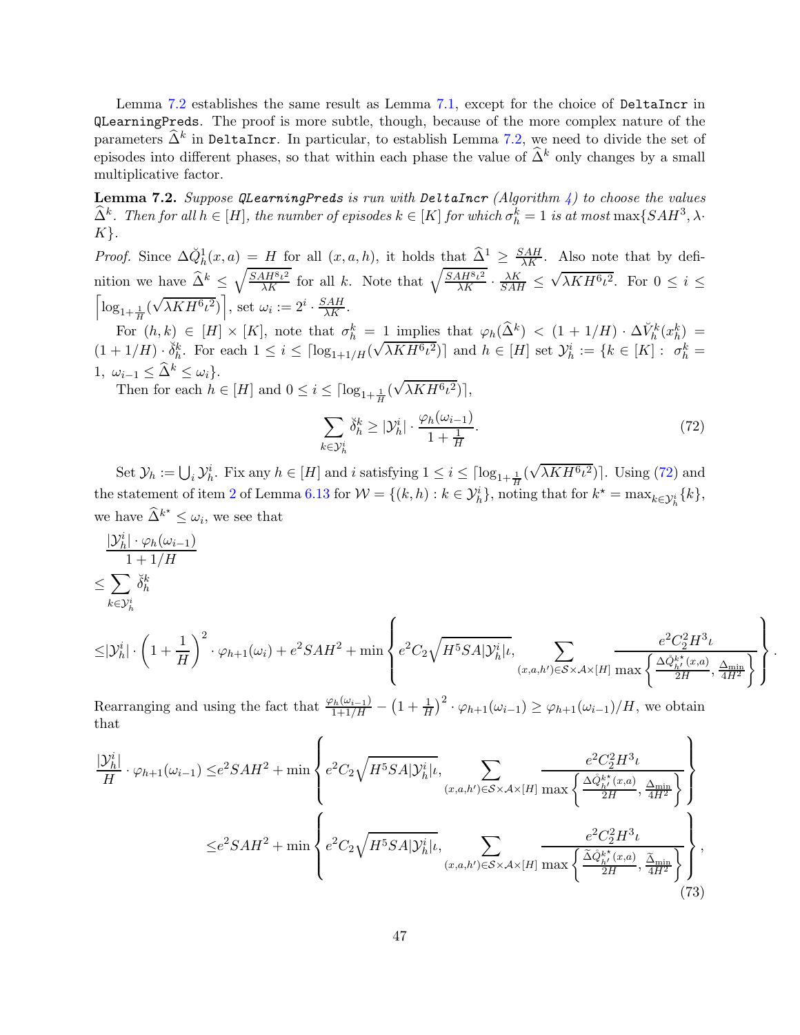Lemma 7.2 establishes the same result as Lemma 7.1, except for the choice of `DeltaIncr` in `QLearningPreds`. The proof is more subtle, though, because of the more complex nature of the parameters $\widehat{\Delta}^k$ in `DeltaIncr`. In particular, to establish Lemma 7.2, we need to divide the set of episodes into different phases, so that within each phase the value of $\widehat{\Delta}^k$ only changes by a small multiplicative factor.

**Lemma 7.2.** *Suppose `QLearningPreds` is run with `DeltaIncr` (Algorithm 4) to choose the values $\widehat{\Delta}^k$. Then for all $h \in [H]$, the number of episodes $k \in [K]$ for which $\sigma_h^k = 1$ is at most $\max\{SAH^3, \lambda \cdot K\}$.*

*Proof.* Since $\Delta\check{Q}_h^1(x,a) = H$ for all $(x,a,h)$, it holds that $\widehat{\Delta}^1 \geq \frac{SAH}{\lambda K}$. Also note that by definition we have $\widehat{\Delta}^k \leq \sqrt{\frac{SAH^8\iota^2}{\lambda K}}$ for all $k$. Note that $\sqrt{\frac{SAH^8\iota^2}{\lambda K}} \cdot \frac{\lambda K}{SAH} \leq \sqrt{\lambda K H^6 \iota^2}$. For $0 \leq i \leq \left\lceil \log_{1+\frac{1}{H}}(\sqrt{\lambda K H^6 \iota^2}) \right\rceil$, set $\omega_i := 2^i \cdot \frac{SAH}{\lambda K}$.

For $(h,k) \in [H] \times [K]$, note that $\sigma_h^k = 1$ implies that $\varphi_h(\widehat{\Delta}^k) < (1 + 1/H) \cdot \Delta\check{V}_h^k(x_h^k) = (1+1/H) \cdot \check{\delta}_h^k$. For each $1 \leq i \leq \lceil \log_{1+1/H}(\sqrt{\lambda K H^6 \iota^2}) \rceil$ and $h \in [H]$ set $\mathcal{Y}_h^i := \{k \in [K] : \sigma_h^k = 1, \ \omega_{i-1} \leq \widehat{\Delta}^k \leq \omega_i\}$.

Then for each $h \in [H]$ and $0 \leq i \leq \lceil \log_{1+\frac{1}{H}}(\sqrt{\lambda K H^6 \iota^2}) \rceil$,

$$\sum_{k \in \mathcal{Y}_h^i} \check{\delta}_h^k \geq |\mathcal{Y}_h^i| \cdot \frac{\varphi_h(\omega_{i-1})}{1 + \frac{1}{H}}. \tag{72}$$

Set $\mathcal{Y}_h := \bigcup_i \mathcal{Y}_h^i$. Fix any $h \in [H]$ and $i$ satisfying $1 \leq i \leq \lceil \log_{1+\frac{1}{H}}(\sqrt{\lambda K H^6 \iota^2}) \rceil$. Using (72) and the statement of item 2 of Lemma 6.13 for $\mathcal{W} = \{(k,h) : k \in \mathcal{Y}_h^i\}$, noting that for $k^\star = \max_{k \in \mathcal{Y}_h^i}\{k\}$, we have $\widehat{\Delta}^{k^\star} \leq \omega_i$, we see that

$$
\begin{aligned}
&\frac{|\mathcal{Y}_h^i| \cdot \varphi_h(\omega_{i-1})}{1 + 1/H} \\
\leq& \sum_{k \in \mathcal{Y}_h^i} \check{\delta}_h^k \\
\leq& |\mathcal{Y}_h^i| \cdot \left(1 + \frac{1}{H}\right)^2 \cdot \varphi_{h+1}(\omega_i) + e^2 SAH^2 + \min\left\{ e^2 C_2 \sqrt{H^5 SA |\mathcal{Y}_h^i| \iota}, \sum_{(x,a,h') \in \mathcal{S} \times \mathcal{A} \times [H]} \frac{e^2 C_2^2 H^3 \iota}{\max\left\{ \frac{\Delta\mathring{Q}_{h'}^{k^\star}(x,a)}{2H}, \frac{\Delta_{\min}}{4H^2} \right\}} \right\}.
\end{aligned}
$$

Rearranging and using the fact that $\frac{\varphi_h(\omega_{i-1})}{1+1/H} - \left(1 + \frac{1}{H}\right)^2 \cdot \varphi_{h+1}(\omega_{i-1}) \geq \varphi_{h+1}(\omega_{i-1})/H$, we obtain that

$$
\begin{aligned}
\frac{|\mathcal{Y}_h^i|}{H} \cdot \varphi_{h+1}(\omega_{i-1}) \leq& e^2 SAH^2 + \min\left\{ e^2 C_2 \sqrt{H^5 SA |\mathcal{Y}_h^i| \iota}, \sum_{(x,a,h') \in \mathcal{S} \times \mathcal{A} \times [H]} \frac{e^2 C_2^2 H^3 \iota}{\max\left\{ \frac{\Delta\mathring{Q}_{h'}^{k^\star}(x,a)}{2H}, \frac{\Delta_{\min}}{4H^2} \right\}} \right\} \\
\leq& e^2 SAH^2 + \min\left\{ e^2 C_2 \sqrt{H^5 SA |\mathcal{Y}_h^i| \iota}, \sum_{(x,a,h') \in \mathcal{S} \times \mathcal{A} \times [H]} \frac{e^2 C_2^2 H^3 \iota}{\max\left\{ \frac{\widetilde{\Delta}\mathring{Q}_{h'}^{k^\star}(x,a)}{2H}, \frac{\widetilde{\Delta}_{\min}}{4H^2} \right\}} \right\},
\end{aligned} \tag{73}
$$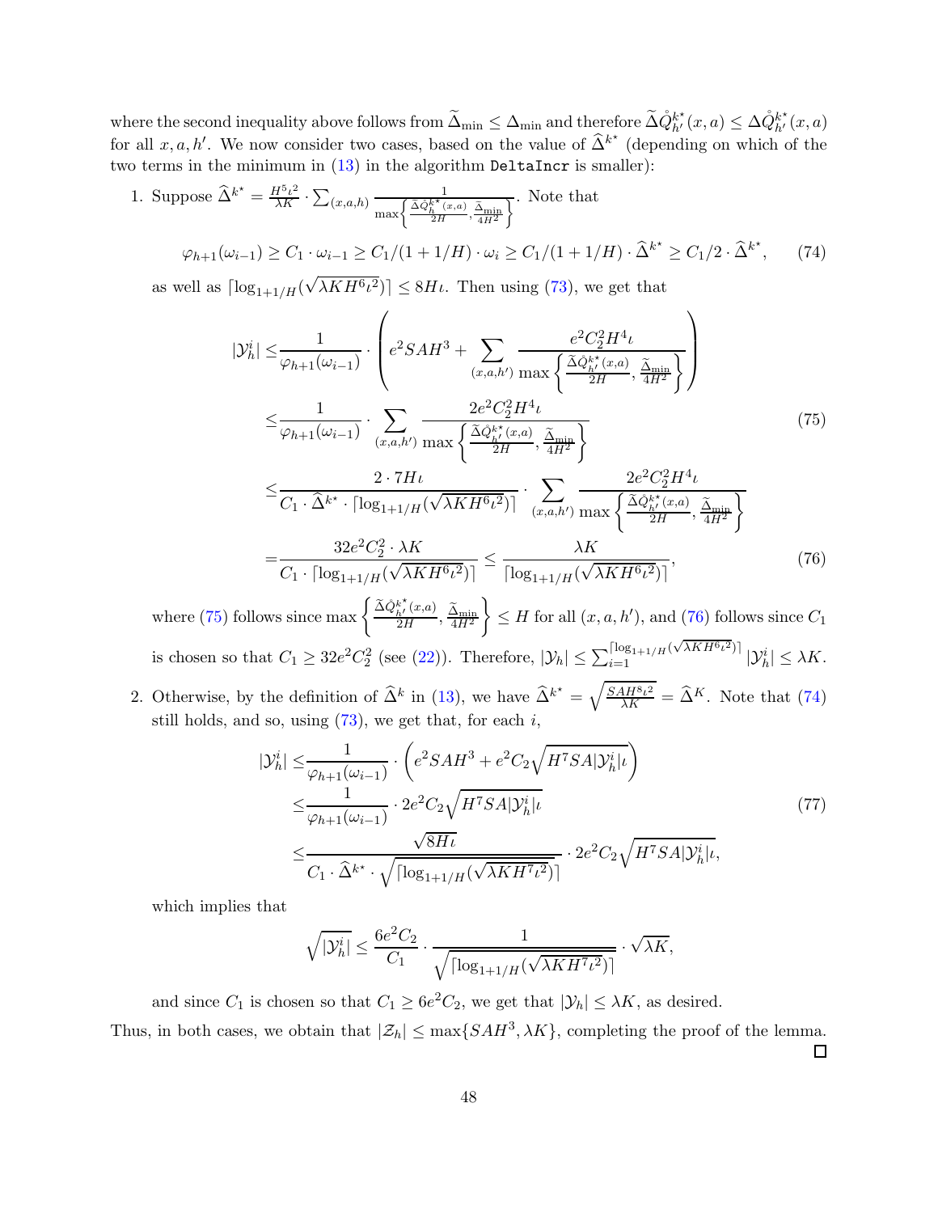where the second inequality above follows from $\widetilde{\Delta}_{\min} \le \Delta_{\min}$ and therefore $\widetilde{\Delta}\mathring{Q}^{k^\star}_{h'}(x,a) \le \Delta\mathring{Q}^{k^\star}_{h'}(x,a)$ for all $x, a, h'$. We now consider two cases, based on the value of $\widehat{\Delta}^{k^\star}$ (depending on which of the two terms in the minimum in (13) in the algorithm `DeltaIncr` is smaller):

1. Suppose $\widehat{\Delta}^{k^\star} = \frac{H^5\iota^2}{\lambda K} \cdot \sum_{(x,a,h)} \frac{1}{\max\left\{\frac{\widetilde{\Delta}\mathring{Q}^{k^\star}_h(x,a)}{2H}, \frac{\widetilde{\Delta}_{\min}}{4H^2}\right\}}$. Note that

$$\varphi_{h+1}(\omega_{i-1}) \ge C_1 \cdot \omega_{i-1} \ge C_1/(1+1/H) \cdot \omega_i \ge C_1/(1+1/H) \cdot \widehat{\Delta}^{k^\star} \ge C_1/2 \cdot \widehat{\Delta}^{k^\star}, \tag{74}$$

as well as $\lceil \log_{1+1/H}(\sqrt{\lambda K H^6 \iota^2}) \rceil \le 8H\iota$. Then using (73), we get that

$$\begin{aligned}
|\mathcal{Y}^i_h| \le & \frac{1}{\varphi_{h+1}(\omega_{i-1})} \cdot \left( e^2 SAH^3 + \sum_{(x,a,h')} \frac{e^2 C_2^2 H^4 \iota}{\max\left\{\frac{\widetilde{\Delta}\mathring{Q}^{k^\star}_{h'}(x,a)}{2H}, \frac{\widetilde{\Delta}_{\min}}{4H^2}\right\}} \right) \\
\le & \frac{1}{\varphi_{h+1}(\omega_{i-1})} \cdot \sum_{(x,a,h')} \frac{2e^2 C_2^2 H^4 \iota}{\max\left\{\frac{\widetilde{\Delta}\mathring{Q}^{k^\star}_{h'}(x,a)}{2H}, \frac{\widetilde{\Delta}_{\min}}{4H^2}\right\}} \qquad (75) \\
\le & \frac{2 \cdot 7H\iota}{C_1 \cdot \widehat{\Delta}^{k^\star} \cdot \lceil \log_{1+1/H}(\sqrt{\lambda K H^6 \iota^2}) \rceil} \cdot \sum_{(x,a,h')} \frac{2e^2 C_2^2 H^4 \iota}{\max\left\{\frac{\widetilde{\Delta}\mathring{Q}^{k^\star}_{h'}(x,a)}{2H}, \frac{\widetilde{\Delta}_{\min}}{4H^2}\right\}} \\
= & \frac{32 e^2 C_2^2 \cdot \lambda K}{C_1 \cdot \lceil \log_{1+1/H}(\sqrt{\lambda K H^6 \iota^2}) \rceil} \le \frac{\lambda K}{\lceil \log_{1+1/H}(\sqrt{\lambda K H^6 \iota^2}) \rceil}, \qquad (76)
\end{aligned}$$

where (75) follows since $\max\left\{\frac{\widetilde{\Delta}\mathring{Q}^{k^\star}_{h'}(x,a)}{2H}, \frac{\widetilde{\Delta}_{\min}}{4H^2}\right\} \le H$ for all $(x,a,h')$, and (76) follows since $C_1$ is chosen so that $C_1 \ge 32e^2C_2^2$ (see (22)). Therefore, $|\mathcal{Y}_h| \le \sum_{i=1}^{\lceil \log_{1+1/H}(\sqrt{\lambda K H^6 \iota^2}) \rceil} |\mathcal{Y}^i_h| \le \lambda K$.

2. Otherwise, by the definition of $\widehat{\Delta}^k$ in (13), we have $\widehat{\Delta}^{k^\star} = \sqrt{\frac{SAH^8\iota^2}{\lambda K}} = \widehat{\Delta}^K$. Note that (74) still holds, and so, using (73), we get that, for each $i$,

$$\begin{aligned}
|\mathcal{Y}^i_h| \le & \frac{1}{\varphi_{h+1}(\omega_{i-1})} \cdot \left( e^2 SAH^3 + e^2 C_2 \sqrt{H^7 SA |\mathcal{Y}^i_h| \iota} \right) \\
\le & \frac{1}{\varphi_{h+1}(\omega_{i-1})} \cdot 2e^2 C_2 \sqrt{H^7 SA |\mathcal{Y}^i_h| \iota} \qquad (77) \\
\le & \frac{\sqrt{8H\iota}}{C_1 \cdot \widehat{\Delta}^{k^\star} \cdot \sqrt{\lceil \log_{1+1/H}(\sqrt{\lambda K H^7 \iota^2}) \rceil}} \cdot 2e^2 C_2 \sqrt{H^7 SA |\mathcal{Y}^i_h| \iota},
\end{aligned}$$

which implies that

$$\sqrt{|\mathcal{Y}^i_h|} \le \frac{6e^2 C_2}{C_1} \cdot \frac{1}{\sqrt{\lceil \log_{1+1/H}(\sqrt{\lambda K H^7 \iota^2}) \rceil}} \cdot \sqrt{\lambda K},$$

and since $C_1$ is chosen so that $C_1 \ge 6e^2 C_2$, we get that $|\mathcal{Y}_h| \le \lambda K$, as desired.

Thus, in both cases, we obtain that $|\mathcal{Z}_h| \le \max\{SAH^3, \lambda K\}$, completing the proof of the lemma. □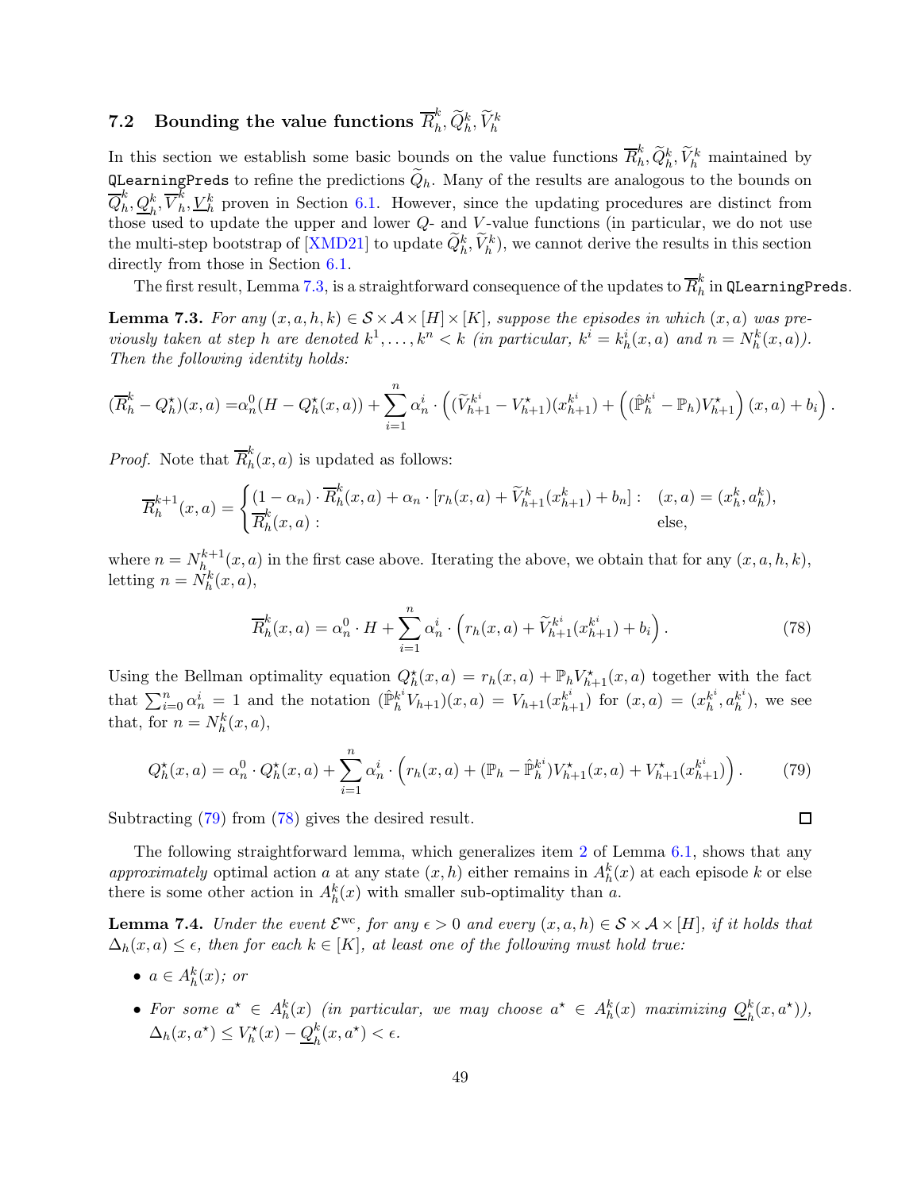### 7.2 Bounding the value functions $\overline{R}_h^k, \widetilde{Q}_h^k, \widetilde{V}_h^k$

In this section we establish some basic bounds on the value functions $\overline{R}_h^k, \widetilde{Q}_h^k, \widetilde{V}_h^k$ maintained by `QLearningPreds` to refine the predictions $\widetilde{Q}_h$. Many of the results are analogous to the bounds on $\overline{Q}_h^k, \underline{Q}_h^k, \overline{V}_h^k, \underline{V}_h^k$ proven in Section 6.1. However, since the updating procedures are distinct from those used to update the upper and lower $Q$- and $V$-value functions (in particular, we do not use the multi-step bootstrap of [XMD21] to update $\widetilde{Q}_h^k, \widetilde{V}_h^k$), we cannot derive the results in this section directly from those in Section 6.1.

The first result, Lemma 7.3, is a straightforward consequence of the updates to $\overline{R}_h^k$ in `QLearningPreds`.

**Lemma 7.3.** *For any $(x, a, h, k) \in \mathcal{S} \times \mathcal{A} \times [H] \times [K]$, suppose the episodes in which $(x, a)$ was previously taken at step $h$ are denoted $k^1, \ldots, k^n < k$ (in particular, $k^i = k_h^i(x, a)$ and $n = N_h^k(x, a)$). Then the following identity holds:*

$$(\overline{R}_h^k - Q_h^\star)(x, a) = \alpha_n^0 (H - Q_h^\star(x, a)) + \sum_{i=1}^n \alpha_n^i \cdot \left( (\widetilde{V}_{h+1}^{k^i} - V_{h+1}^\star)(x_{h+1}^{k^i}) + \left( (\hat{\mathbb{P}}_h^{k^i} - \mathbb{P}_h) V_{h+1}^\star \right)(x, a) + b_i \right).$$

*Proof.* Note that $\overline{R}_h^k(x, a)$ is updated as follows:

$$\overline{R}_h^{k+1}(x, a) = \begin{cases} (1 - \alpha_n) \cdot \overline{R}_h^k(x, a) + \alpha_n \cdot [r_h(x, a) + \widetilde{V}_{h+1}^k(x_{h+1}^k) + b_n] : & (x, a) = (x_h^k, a_h^k), \\ \overline{R}_h^k(x, a) : & \text{else}, \end{cases}$$

where $n = N_h^{k+1}(x, a)$ in the first case above. Iterating the above, we obtain that for any $(x, a, h, k)$, letting $n = N_h^k(x, a)$,

$$\overline{R}_h^k(x, a) = \alpha_n^0 \cdot H + \sum_{i=1}^n \alpha_n^i \cdot \left( r_h(x, a) + \widetilde{V}_{h+1}^{k^i}(x_{h+1}^{k^i}) + b_i \right). \tag{78}$$

Using the Bellman optimality equation $Q_h^\star(x, a) = r_h(x, a) + \mathbb{P}_h V_{h+1}^\star(x, a)$ together with the fact that $\sum_{i=0}^n \alpha_n^i = 1$ and the notation $(\hat{\mathbb{P}}_h^{k^i} V_{h+1})(x, a) = V_{h+1}(x_{h+1}^{k^i})$ for $(x, a) = (x_h^{k^i}, a_h^{k^i})$, we see that, for $n = N_h^k(x, a)$,

$$Q_h^\star(x, a) = \alpha_n^0 \cdot Q_h^\star(x, a) + \sum_{i=1}^n \alpha_n^i \cdot \left( r_h(x, a) + (\mathbb{P}_h - \hat{\mathbb{P}}_h^{k^i}) V_{h+1}^\star(x, a) + V_{h+1}^\star(x_{h+1}^{k^i}) \right). \tag{79}$$

Subtracting (79) from (78) gives the desired result. ◻

The following straightforward lemma, which generalizes item 2 of Lemma 6.1, shows that any *approximately* optimal action $a$ at any state $(x, h)$ either remains in $A_h^k(x)$ at each episode $k$ or else there is some other action in $A_h^k(x)$ with smaller sub-optimality than $a$.

**Lemma 7.4.** *Under the event $\mathcal{E}^{\mathrm{wc}}$, for any $\epsilon > 0$ and every $(x, a, h) \in \mathcal{S} \times \mathcal{A} \times [H]$, if it holds that $\Delta_h(x, a) \le \epsilon$, then for each $k \in [K]$, at least one of the following must hold true:*

- *$a \in A_h^k(x)$; or*
- *For some $a^\star \in A_h^k(x)$ (in particular, we may choose $a^\star \in A_h^k(x)$ maximizing $\underline{Q}_h^k(x, a^\star)$), $\Delta_h(x, a^\star) \le V_h^\star(x) - \underline{Q}_h^k(x, a^\star) < \epsilon$.*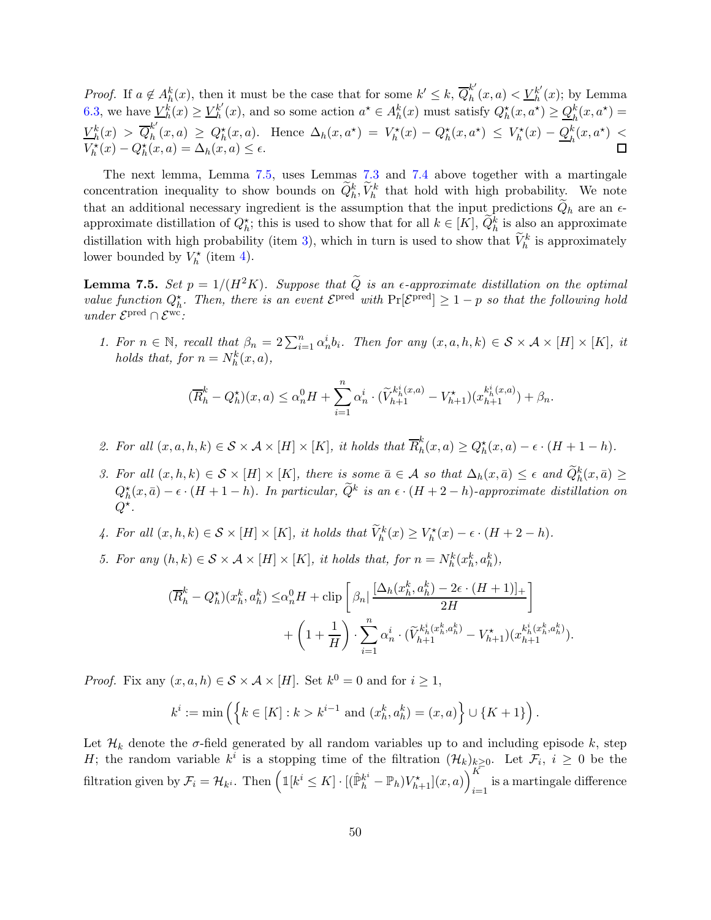*Proof.* If $a \notin A_h^k(x)$, then it must be the case that for some $k' \le k$, $\overline{Q}_h^{k'}(x,a) < \underline{V}_h^{k'}(x)$; by Lemma 6.3, we have $\underline{V}_h^k(x) \ge \underline{V}_h^{k'}(x)$, and so some action $a^\star \in A_h^k(x)$ must satisfy $Q_h^\star(x,a^\star) \ge \underline{Q}_h^k(x,a^\star) = \underline{V}_h^k(x) > \overline{Q}_h^{k'}(x,a) \ge Q_h^\star(x,a)$. Hence $\Delta_h(x,a^\star) = V_h^\star(x) - Q_h^\star(x,a^\star) \le V_h^\star(x) - \underline{Q}_h^k(x,a^\star) < V_h^\star(x) - Q_h^\star(x,a) = \Delta_h(x,a) \le \epsilon$. $\square$

The next lemma, Lemma 7.5, uses Lemmas 7.3 and 7.4 above together with a martingale concentration inequality to show bounds on $\widetilde{Q}_h^k, \widetilde{V}_h^k$ that hold with high probability. We note that an additional necessary ingredient is the assumption that the input predictions $\widetilde{Q}_h$ are an $\epsilon$-approximate distillation of $Q_h^\star$; this is used to show that for all $k \in [K]$, $\widetilde{Q}_h^k$ is also an approximate distillation with high probability (item 3), which in turn is used to show that $\widetilde{V}_h^k$ is approximately lower bounded by $V_h^\star$ (item 4).

**Lemma 7.5.** *Set $p = 1/(H^2K)$. Suppose that $\widetilde{Q}$ is an $\epsilon$-approximate distillation on the optimal value function $Q_h^\star$. Then, there is an event $\mathcal{E}^{\text{pred}}$ with $\Pr[\mathcal{E}^{\text{pred}}] \ge 1-p$ so that the following hold under $\mathcal{E}^{\text{pred}} \cap \mathcal{E}^{\text{wc}}$:*

1. *For $n \in \mathbb{N}$, recall that $\beta_n = 2\sum_{i=1}^n \alpha_n^i b_i$. Then for any $(x,a,h,k) \in \mathcal{S} \times \mathcal{A} \times [H] \times [K]$, it holds that, for $n = N_h^k(x,a)$,*
$$(\overline{R}_h^k - Q_h^\star)(x,a) \le \alpha_n^0 H + \sum_{i=1}^n \alpha_n^i \cdot (\widetilde{V}_{h+1}^{k_h^i(x,a)} - V_{h+1}^\star)(x_{h+1}^{k_h^i(x,a)}) + \beta_n.$$
2. *For all $(x,a,h,k) \in \mathcal{S} \times \mathcal{A} \times [H] \times [K]$, it holds that $\overline{R}_h^k(x,a) \ge Q_h^\star(x,a) - \epsilon \cdot (H+1-h)$.*
3. *For all $(x,h,k) \in \mathcal{S} \times [H] \times [K]$, there is some $\bar{a} \in \mathcal{A}$ so that $\Delta_h(x,\bar{a}) \le \epsilon$ and $\widetilde{Q}_h^k(x,\bar{a}) \ge Q_h^\star(x,\bar{a}) - \epsilon \cdot (H+1-h)$. In particular, $\widetilde{Q}^k$ is an $\epsilon \cdot (H+2-h)$-approximate distillation on $Q^\star$.*
4. *For all $(x,h,k) \in \mathcal{S} \times [H] \times [K]$, it holds that $\widetilde{V}_h^k(x) \ge V_h^\star(x) - \epsilon \cdot (H+2-h)$.*
5. *For any $(h,k) \in \mathcal{S} \times \mathcal{A} \times [H] \times [K]$, it holds that, for $n = N_h^k(x_h^k, a_h^k)$,*
$$\begin{aligned}(\overline{R}_h^k - Q_h^\star)(x_h^k, a_h^k) \le &\alpha_n^0 H + \operatorname{clip}\left[\beta_n \middle| \frac{[\Delta_h(x_h^k,a_h^k) - 2\epsilon\cdot(H+1)]_+}{2H}\right] \\ &+ \left(1 + \frac{1}{H}\right) \cdot \sum_{i=1}^n \alpha_n^i \cdot (\widetilde{V}_{h+1}^{k_h^i(x_h^k,a_h^k)} - V_{h+1}^\star)(x_{h+1}^{k_h^i(x_h^k,a_h^k)}).\end{aligned}$$

*Proof.* Fix any $(x,a,h) \in \mathcal{S} \times \mathcal{A} \times [H]$. Set $k^0 = 0$ and for $i \ge 1$,
$$k^i := \min\left(\left\{k \in [K] : k > k^{i-1} \text{ and } (x_h^k, a_h^k) = (x,a)\right\} \cup \{K+1\}\right).$$
Let $\mathcal{H}_k$ denote the $\sigma$-field generated by all random variables up to and including episode $k$, step $H$; the random variable $k^i$ is a stopping time of the filtration $(\mathcal{H}_k)_{k\ge 0}$. Let $\mathcal{F}_i$, $i \ge 0$ be the filtration given by $\mathcal{F}_i = \mathcal{H}_{k^i}$. Then $\left(\mathbb{1}[k^i \le K] \cdot [(\hat{\mathbb{P}}_h^{k^i} - \mathbb{P}_h)V_{h+1}^\star](x,a)\right)_{i=1}^K$ is a martingale difference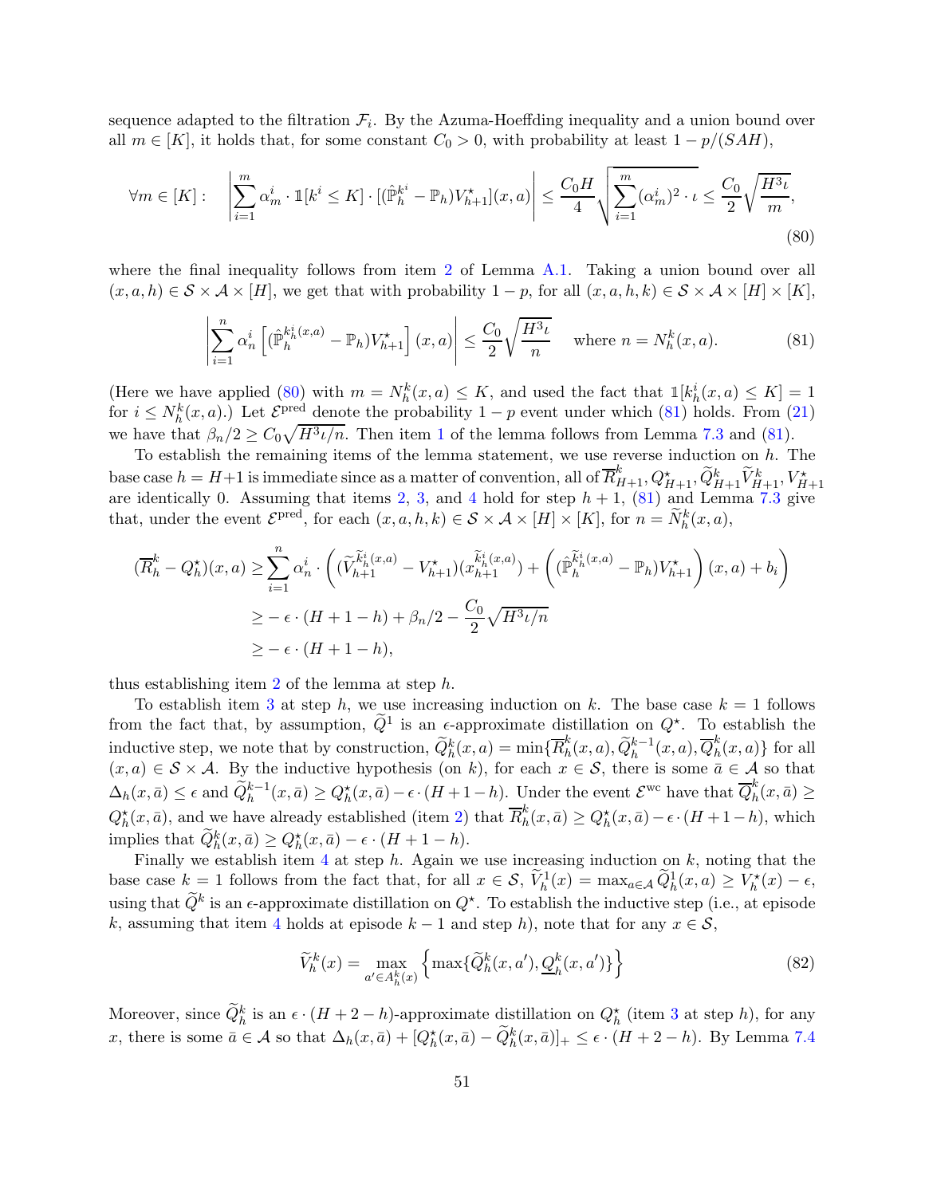sequence adapted to the filtration $\mathcal{F}_i$. By the Azuma-Hoeffding inequality and a union bound over all $m \in [K]$, it holds that, for some constant $C_0 > 0$, with probability at least $1 - p/(SAH)$,

$$\forall m \in [K]: \quad \left| \sum_{i=1}^{m} \alpha_m^i \cdot \mathbb{1}[k^i \leq K] \cdot [(\hat{\mathbb{P}}_h^{k^i} - \mathbb{P}_h) V_{h+1}^\star](x,a) \right| \leq \frac{C_0 H}{4} \sqrt{\sum_{i=1}^{m} (\alpha_m^i)^2 \cdot \iota} \leq \frac{C_0}{2} \sqrt{\frac{H^3 \iota}{m}}, \tag{80}$$

where the final inequality follows from item 2 of Lemma A.1. Taking a union bound over all $(x,a,h) \in \mathcal{S} \times \mathcal{A} \times [H]$, we get that with probability $1-p$, for all $(x,a,h,k) \in \mathcal{S} \times \mathcal{A} \times [H] \times [K]$,

$$\left| \sum_{i=1}^{n} \alpha_n^i \left[ (\hat{\mathbb{P}}_h^{k_h^i(x,a)} - \mathbb{P}_h) V_{h+1}^\star \right](x,a) \right| \leq \frac{C_0}{2} \sqrt{\frac{H^3 \iota}{n}} \quad \text{where } n = N_h^k(x,a). \tag{81}$$

(Here we have applied (80) with $m = N_h^k(x,a) \leq K$, and used the fact that $\mathbb{1}[k_h^i(x,a) \leq K] = 1$ for $i \leq N_h^k(x,a)$.) Let $\mathcal{E}^{\text{pred}}$ denote the probability $1-p$ event under which (81) holds. From (21) we have that $\beta_n/2 \geq C_0 \sqrt{H^3 \iota / n}$. Then item 1 of the lemma follows from Lemma 7.3 and (81).

To establish the remaining items of the lemma statement, we use reverse induction on $h$. The base case $h = H+1$ is immediate since as a matter of convention, all of $\overline{R}_{H+1}^k, Q_{H+1}^\star, \widetilde{Q}_{H+1}^k \widetilde{V}_{H+1}^k, V_{H+1}^\star$ are identically 0. Assuming that items 2, 3, and 4 hold for step $h+1$, (81) and Lemma 7.3 give that, under the event $\mathcal{E}^{\text{pred}}$, for each $(x,a,h,k) \in \mathcal{S} \times \mathcal{A} \times [H] \times [K]$, for $n = \widetilde{N}_h^k(x,a)$,

$$\begin{aligned}
(\overline{R}_h^k - Q_h^\star)(x,a) \geq & \sum_{i=1}^{n} \alpha_n^i \cdot \left( (\widetilde{V}_{h+1}^{\widetilde{k}_h^i(x,a)} - V_{h+1}^\star)(x_{h+1}^{\widetilde{k}_h^i(x,a)}) + \left( (\hat{\mathbb{P}}_h^{\widetilde{k}_h^i(x,a)} - \mathbb{P}_h) V_{h+1}^\star \right)(x,a) + b_i \right) \\
\geq & -\epsilon \cdot (H+1-h) + \beta_n/2 - \frac{C_0}{2} \sqrt{H^3 \iota / n} \\
\geq & -\epsilon \cdot (H+1-h),
\end{aligned}$$

thus establishing item 2 of the lemma at step $h$.

To establish item 3 at step $h$, we use increasing induction on $k$. The base case $k=1$ follows from the fact that, by assumption, $\widetilde{Q}^1$ is an $\epsilon$-approximate distillation on $Q^\star$. To establish the inductive step, we note that by construction, $\widetilde{Q}_h^k(x,a) = \min\{\overline{R}_h^k(x,a), \widetilde{Q}_h^{k-1}(x,a), \overline{Q}_h^k(x,a)\}$ for all $(x,a) \in \mathcal{S} \times \mathcal{A}$. By the inductive hypothesis (on $k$), for each $x \in \mathcal{S}$, there is some $\bar{a} \in \mathcal{A}$ so that $\Delta_h(x,\bar{a}) \leq \epsilon$ and $\widetilde{Q}_h^{k-1}(x,\bar{a}) \geq Q_h^\star(x,\bar{a}) - \epsilon \cdot (H+1-h)$. Under the event $\mathcal{E}^{\text{wc}}$ have that $\overline{Q}_h^k(x,\bar{a}) \geq Q_h^\star(x,\bar{a})$, and we have already established (item 2) that $\overline{R}_h^k(x,\bar{a}) \geq Q_h^\star(x,a) - \epsilon \cdot (H+1-h)$, which implies that $\widetilde{Q}_h^k(x,\bar{a}) \geq Q_h^\star(x,a) - \epsilon \cdot (H+1-h)$.

Finally we establish item 4 at step $h$. Again we use increasing induction on $k$, noting that the base case $k=1$ follows from the fact that, for all $x \in \mathcal{S}$, $\widetilde{V}_h^1(x) = \max_{a \in \mathcal{A}} \widetilde{Q}_h^1(x,a) \geq V_h^\star(x) - \epsilon$, using that $\widetilde{Q}^k$ is an $\epsilon$-approximate distillation on $Q^\star$. To establish the inductive step (i.e., at episode $k$, assuming that item 4 holds at episode $k-1$ and step $h$), note that for any $x \in \mathcal{S}$,

$$\widetilde{V}_h^k(x) = \max_{a' \in A_h^k(x)} \left\{ \max\{\widetilde{Q}_h^k(x,a'), \underline{Q}_h^k(x,a')\} \right\} \tag{82}$$

Moreover, since $\widetilde{Q}_h^k$ is an $\epsilon \cdot (H+2-h)$-approximate distillation on $Q_h^\star$ (item 3 at step $h$), for any $x$, there is some $\bar{a} \in \mathcal{A}$ so that $\Delta_h(x,\bar{a}) + [Q_h^\star(x,\bar{a}) - \widetilde{Q}_h^k(x,\bar{a})]_+ \leq \epsilon \cdot (H+2-h)$. By Lemma 7.4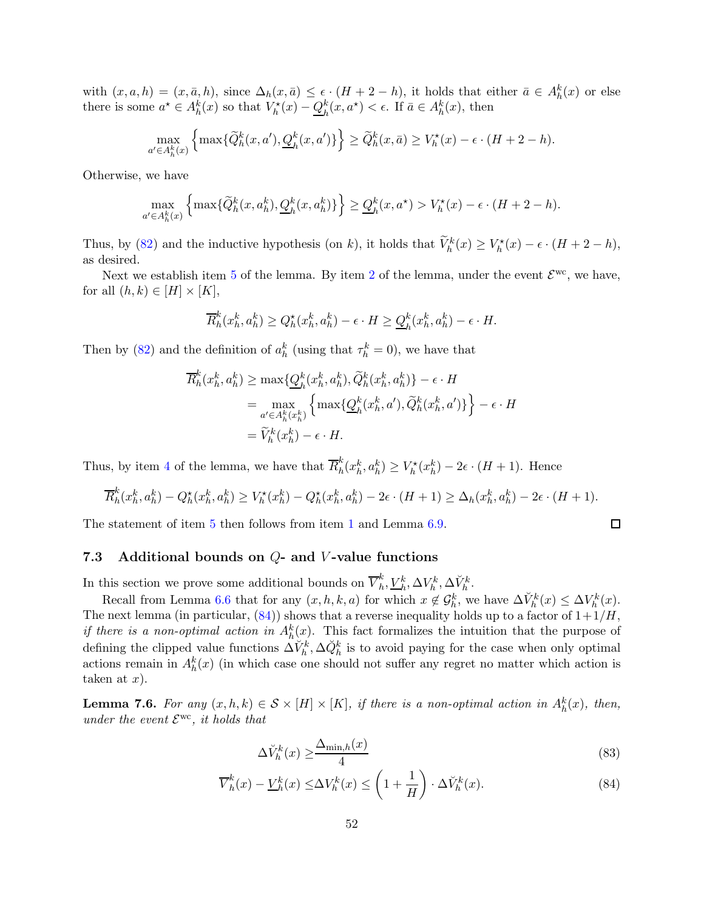with $(x, a, h) = (x, \bar{a}, h)$, since $\Delta_h(x, \bar{a}) \leq \epsilon \cdot (H + 2 - h)$, it holds that either $\bar{a} \in A_h^k(x)$ or else there is some $a^\star \in A_h^k(x)$ so that $V_h^\star(x) - \underline{Q}_h^k(x, a^\star) < \epsilon$. If $\bar{a} \in A_h^k(x)$, then

$$\max_{a' \in A_h^k(x)} \left\{ \max\{\widetilde{Q}_h^k(x, a'), \underline{Q}_h^k(x, a')\} \right\} \geq \widetilde{Q}_h^k(x, \bar{a}) \geq V_h^\star(x) - \epsilon \cdot (H + 2 - h).$$

Otherwise, we have

$$\max_{a' \in A_h^k(x)} \left\{ \max\{\widetilde{Q}_h^k(x, a_h^k), \underline{Q}_h^k(x, a_h^k)\} \right\} \geq \underline{Q}_h^k(x, a^\star) > V_h^\star(x) - \epsilon \cdot (H + 2 - h).$$

Thus, by (82) and the inductive hypothesis (on $k$), it holds that $\widetilde{V}_h^k(x) \geq V_h^\star(x) - \epsilon \cdot (H + 2 - h)$, as desired.

Next we establish item 5 of the lemma. By item 2 of the lemma, under the event $\mathcal{E}^{\text{wc}}$, we have, for all $(h, k) \in [H] \times [K]$,

$$\overline{R}_h^k(x_h^k, a_h^k) \geq Q_h^\star(x_h^k, a_h^k) - \epsilon \cdot H \geq \underline{Q}_h^k(x_h^k, a_h^k) - \epsilon \cdot H.$$

Then by (82) and the definition of $a_h^k$ (using that $\tau_h^k = 0$), we have that

$$\begin{aligned}
\overline{R}_h^k(x_h^k, a_h^k) &\geq \max\{\underline{Q}_h^k(x_h^k, a_h^k), \widetilde{Q}_h^k(x_h^k, a_h^k)\} - \epsilon \cdot H \\
&= \max_{a' \in A_h^k(x_h^k)} \left\{ \max\{\underline{Q}_h^k(x_h^k, a'), \widetilde{Q}_h^k(x_h^k, a')\} \right\} - \epsilon \cdot H \\
&= \widetilde{V}_h^k(x_h^k) - \epsilon \cdot H.
\end{aligned}$$

Thus, by item 4 of the lemma, we have that $\overline{R}_h^k(x_h^k, a_h^k) \geq V_h^\star(x_h^k) - 2\epsilon \cdot (H + 1)$. Hence

$$\overline{R}_h^k(x_h^k, a_h^k) - Q_h^\star(x_h^k, a_h^k) \geq V_h^\star(x_h^k) - Q_h^\star(x_h^k, a_h^k) - 2\epsilon \cdot (H + 1) \geq \Delta_h(x_h^k, a_h^k) - 2\epsilon \cdot (H + 1).$$

The statement of item 5 then follows from item 1 and Lemma 6.9. $\square$

### 7.3 Additional bounds on $Q$- and $V$-value functions

In this section we prove some additional bounds on $\overline{V}_h^k, \underline{V}_h^k, \Delta V_h^k, \Delta \check{V}_h^k$.

Recall from Lemma 6.6 that for any $(x, h, k, a)$ for which $x \notin \mathcal{G}_h^k$, we have $\Delta \check{V}_h^k(x) \leq \Delta V_h^k(x)$. The next lemma (in particular, (84)) shows that a reverse inequality holds up to a factor of $1 + 1/H$, *if there is a non-optimal action in* $A_h^k(x)$. This fact formalizes the intuition that the purpose of defining the clipped value functions $\Delta \check{V}_h^k, \Delta \check{Q}_h^k$ is to avoid paying for the case when only optimal actions remain in $A_h^k(x)$ (in which case one should not suffer any regret no matter which action is taken at $x$).

**Lemma 7.6.** *For any $(x, h, k) \in \mathcal{S} \times [H] \times [K]$, if there is a non-optimal action in $A_h^k(x)$, then, under the event $\mathcal{E}^{\text{wc}}$, it holds that*

$$\Delta \check{V}_h^k(x) \geq \frac{\Delta_{\min,h}(x)}{4} \tag{83}$$

$$\overline{V}_h^k(x) - \underline{V}_h^k(x) \leq \Delta V_h^k(x) \leq \left(1 + \frac{1}{H}\right) \cdot \Delta \check{V}_h^k(x). \tag{84}$$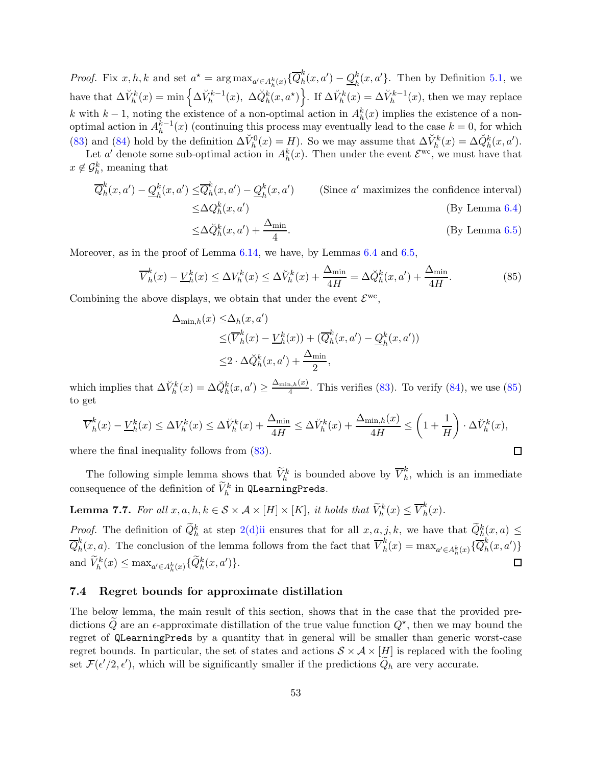*Proof.* Fix $x, h, k$ and set $a^\star = \arg\max_{a' \in A_h^k(x)} \{\overline{Q}_h^k(x, a') - \underline{Q}_h^k(x, a'\}$. Then by Definition 5.1, we have that $\Delta\check{V}_h^k(x) = \min\left\{\Delta\check{V}_h^{k-1}(x),\ \Delta\check{Q}_h^k(x, a^\star)\right\}$. If $\Delta\check{V}_h^k(x) = \Delta\check{V}_h^{k-1}(x)$, then we may replace $k$ with $k-1$, noting the existence of a non-optimal action in $A_h^k(x)$ implies the existence of a non-optimal action in $A_h^{k-1}(x)$ (continuing this process may eventually lead to the case $k = 0$, for which (83) and (84) hold by the definition $\Delta\check{V}_h^0(x) = H$). So we may assume that $\Delta\check{V}_h^k(x) = \Delta\check{Q}_h^k(x, a')$.

Let $a'$ denote some sub-optimal action in $A_h^k(x)$. Then under the event $\mathcal{E}^{\text{wc}}$, we must have that $x \notin \mathcal{G}_h^k$, meaning that

$$
\begin{aligned}
\overline{Q}_h^k(x, a') - \underline{Q}_h^k(x, a') \leq& \overline{Q}_h^k(x, a') - \underline{Q}_h^k(x, a') && \text{(Since } a' \text{ maximizes the confidence interval)}\\
\leq& \Delta Q_h^k(x, a') && \text{(By Lemma 6.4)}\\
\leq& \Delta\check{Q}_h^k(x, a') + \frac{\Delta_{\min}}{4}. && \text{(By Lemma 6.5)}
\end{aligned}
$$

Moreover, as in the proof of Lemma 6.14, we have, by Lemmas 6.4 and 6.5,

$$
\overline{V}_h^k(x) - \underline{V}_h^k(x) \leq \Delta V_h^k(x) \leq \Delta\check{V}_h^k(x) + \frac{\Delta_{\min}}{4H} = \Delta\check{Q}_h^k(x, a') + \frac{\Delta_{\min}}{4H}. \tag{85}
$$

Combining the above displays, we obtain that under the event $\mathcal{E}^{\text{wc}}$,

$$
\begin{aligned}
\Delta_{\min,h}(x) \leq& \Delta_h(x, a')\\
\leq& (\overline{V}_h^k(x) - \underline{V}_h^k(x)) + (\overline{Q}_h^k(x, a') - \underline{Q}_h^k(x, a'))\\
\leq& 2 \cdot \Delta\check{Q}_h^k(x, a') + \frac{\Delta_{\min}}{2},
\end{aligned}
$$

which implies that $\Delta\check{V}_h^k(x) = \Delta\check{Q}_h^k(x, a') \geq \frac{\Delta_{\min,h}(x)}{4}$. This verifies (83). To verify (84), we use (85) to get

$$
\overline{V}_h^k(x) - \underline{V}_h^k(x) \leq \Delta V_h^k(x) \leq \Delta\check{V}_h^k(x) + \frac{\Delta_{\min}}{4H} \leq \Delta\check{V}_h^k(x) + \frac{\Delta_{\min,h}(x)}{4H} \leq \left(1 + \frac{1}{H}\right) \cdot \Delta\check{V}_h^k(x),
$$

where the final inequality follows from (83). $\square$

The following simple lemma shows that $\widetilde{V}_h^k$ is bounded above by $\overline{V}_h^k$, which is an immediate consequence of the definition of $\widetilde{V}_h^k$ in `QLearningPreds`.

**Lemma 7.7.** *For all $x, a, h, k \in \mathcal{S} \times \mathcal{A} \times [H] \times [K]$, it holds that $\widetilde{V}_h^k(x) \leq \overline{V}_h^k(x)$.*

*Proof.* The definition of $\widetilde{Q}_h^k$ at step 2(d)ii ensures that for all $x, a, j, k$, we have that $\widetilde{Q}_h^k(x, a) \leq \overline{Q}_h^k(x, a)$. The conclusion of the lemma follows from the fact that $\overline{V}_h^k(x) = \max_{a' \in A_h^k(x)}\{\overline{Q}_h^k(x, a')\}$ and $\widetilde{V}_h^k(x) \leq \max_{a' \in A_h^k(x)}\{\widetilde{Q}_h^k(x, a')\}$. $\square$

### 7.4 Regret bounds for approximate distillation

The below lemma, the main result of this section, shows that in the case that the provided predictions $\widetilde{Q}$ are an $\epsilon$-approximate distillation of the true value function $Q^\star$, then we may bound the regret of `QLearningPreds` by a quantity that in general will be smaller than generic worst-case regret bounds. In particular, the set of states and actions $\mathcal{S} \times \mathcal{A} \times [H]$ is replaced with the fooling set $\mathcal{F}(\epsilon'/2, \epsilon')$, which will be significantly smaller if the predictions $\widetilde{Q}_h$ are very accurate.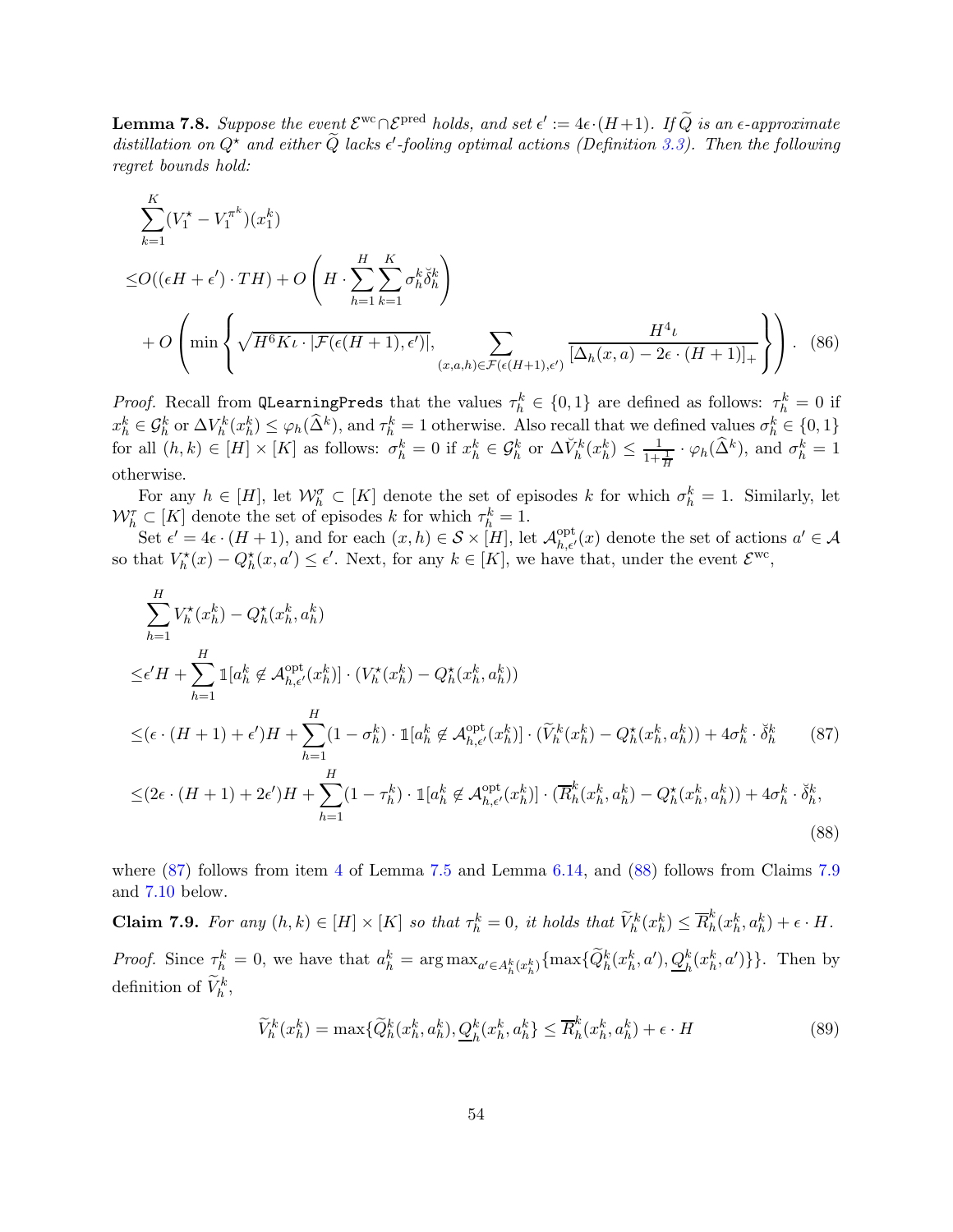**Lemma 7.8.** *Suppose the event $\mathcal{E}^{\rm wc} \cap \mathcal{E}^{\rm pred}$ holds, and set $\epsilon' := 4\epsilon \cdot (H+1)$. If $\widetilde{Q}$ is an $\epsilon$-approximate distillation on $Q^\star$ and either $\widetilde{Q}$ lacks $\epsilon'$-fooling optimal actions (Definition 3.3). Then the following regret bounds hold:*

$$
\begin{aligned}
&\sum_{k=1}^K (V_1^\star - V_1^{\pi^k})(x_1^k) \\
\leq & O((\epsilon H + \epsilon') \cdot TH) + O\left( H \cdot \sum_{h=1}^H \sum_{k=1}^K \sigma_h^k \check{\delta}_h^k \right) \\
&+ O\left( \min \left\{ \sqrt{H^6 K \iota \cdot |\mathcal{F}(\epsilon(H+1), \epsilon')|}, \sum_{(x,a,h) \in \mathcal{F}(\epsilon(H+1),\epsilon')} \frac{H^4 \iota}{[\Delta_h(x,a) - 2\epsilon \cdot (H+1)]_+} \right\} \right). \quad (86)
\end{aligned}
$$

*Proof.* Recall from `QLearningPreds` that the values $\tau_h^k \in \{0, 1\}$ are defined as follows: $\tau_h^k = 0$ if $x_h^k \in \mathcal{G}_h^k$ or $\Delta V_h^k(x_h^k) \leq \varphi_h(\widehat{\Delta}^k)$, and $\tau_h^k = 1$ otherwise. Also recall that we defined values $\sigma_h^k \in \{0, 1\}$ for all $(h, k) \in [H] \times [K]$ as follows: $\sigma_h^k = 0$ if $x_h^k \in \mathcal{G}_h^k$ or $\Delta \check{V}_h^k(x_h^k) \leq \frac{1}{1+\frac{1}{H}} \cdot \varphi_h(\widehat{\Delta}^k)$, and $\sigma_h^k = 1$ otherwise.

For any $h \in [H]$, let $\mathcal{W}_h^\sigma \subset [K]$ denote the set of episodes $k$ for which $\sigma_h^k = 1$. Similarly, let $\mathcal{W}_h^\tau \subset [K]$ denote the set of episodes $k$ for which $\tau_h^k = 1$.

Set $\epsilon' = 4\epsilon \cdot (H+1)$, and for each $(x,h) \in \mathcal{S} \times [H]$, let $\mathcal{A}_{h,\epsilon'}^{\rm opt}(x)$ denote the set of actions $a' \in \mathcal{A}$ so that $V_h^\star(x) - Q_h^\star(x, a') \leq \epsilon'$. Next, for any $k \in [K]$, we have that, under the event $\mathcal{E}^{\rm wc}$,

$$
\begin{aligned}
&\sum_{h=1}^H V_h^\star(x_h^k) - Q_h^\star(x_h^k, a_h^k) \\
\leq & \epsilon' H + \sum_{h=1}^H \mathbb{1}[a_h^k \notin \mathcal{A}_{h,\epsilon'}^{\rm opt}(x_h^k)] \cdot (V_h^\star(x_h^k) - Q_h^\star(x_h^k, a_h^k)) \\
\leq & (\epsilon \cdot (H+1) + \epsilon')H + \sum_{h=1}^H (1 - \sigma_h^k) \cdot \mathbb{1}[a_h^k \notin \mathcal{A}_{h,\epsilon'}^{\rm opt}(x_h^k)] \cdot (\widetilde{V}_h^k(x_h^k) - Q_h^\star(x_h^k, a_h^k)) + 4\sigma_h^k \cdot \check{\delta}_h^k \qquad (87) \\
\leq & (2\epsilon \cdot (H+1) + 2\epsilon')H + \sum_{h=1}^H (1 - \tau_h^k) \cdot \mathbb{1}[a_h^k \notin \mathcal{A}_{h,\epsilon'}^{\rm opt}(x_h^k)] \cdot (\overline{R}_h^k(x_h^k, a_h^k) - Q_h^\star(x_h^k, a_h^k)) + 4\sigma_h^k \cdot \check{\delta}_h^k,
\end{aligned}
$$
$$
(88)
$$

where (87) follows from item 4 of Lemma 7.5 and Lemma 6.14, and (88) follows from Claims 7.9 and 7.10 below.

**Claim 7.9.** *For any $(h, k) \in [H] \times [K]$ so that $\tau_h^k = 0$, it holds that $\widetilde{V}_h^k(x_h^k) \leq \overline{R}_h^k(x_h^k, a_h^k) + \epsilon \cdot H$.*

*Proof.* Since $\tau_h^k = 0$, we have that $a_h^k = \arg\max_{a' \in A_h^k(x_h^k)} \{\max\{\widetilde{Q}_h^k(x_h^k, a'), \underline{Q}_h^k(x_h^k, a')\}\}$. Then by definition of $\widetilde{V}_h^k$,

$$
\widetilde{V}_h^k(x_h^k) = \max\{\widetilde{Q}_h^k(x_h^k, a_h^k), \underline{Q}_h^k(x_h^k, a_h^k\} \leq \overline{R}_h^k(x_h^k, a_h^k) + \epsilon \cdot H \qquad (89)
$$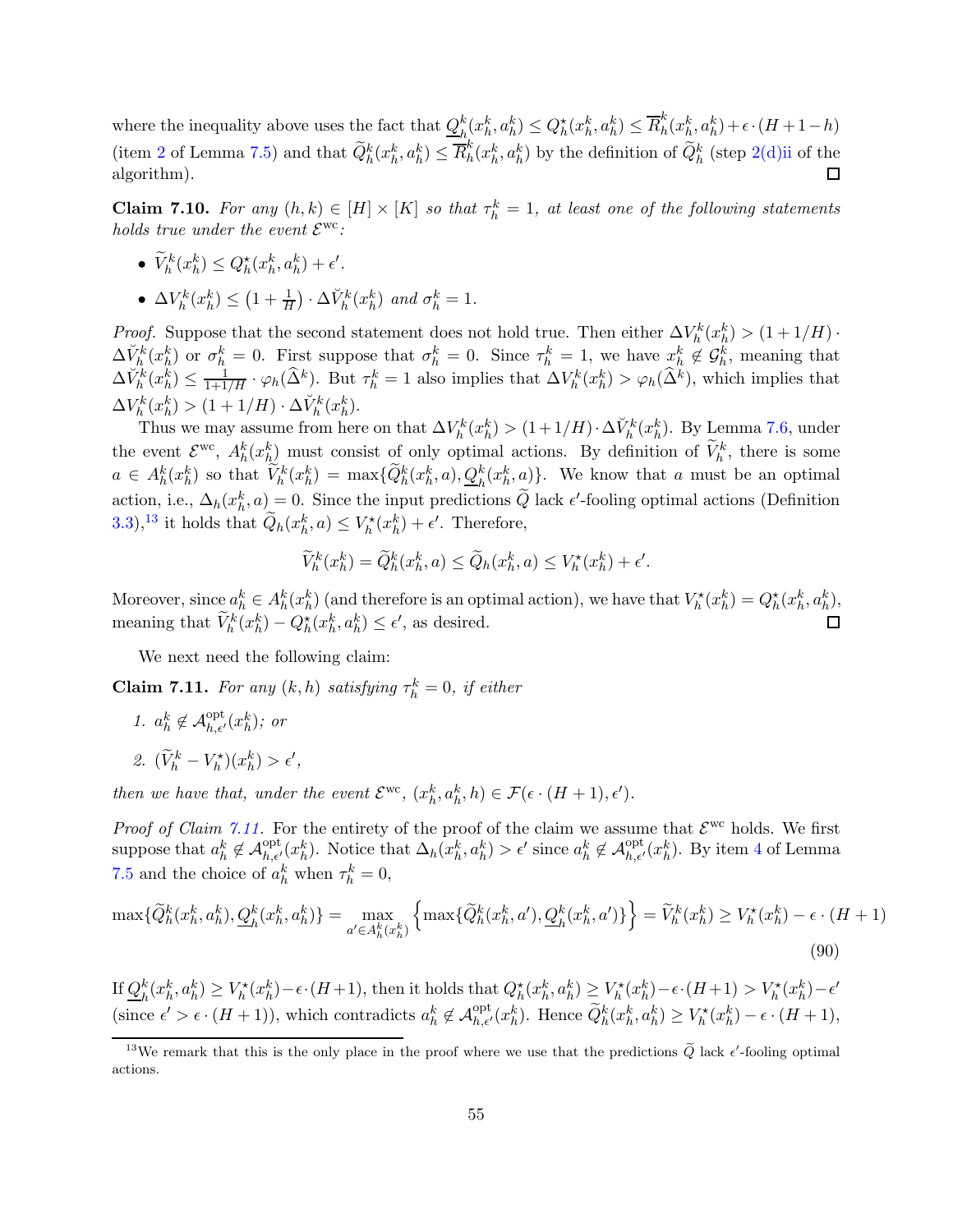where the inequality above uses the fact that $\underline{Q}_h^k(x_h^k, a_h^k) \le Q_h^\star(x_h^k, a_h^k) \le \overline{R}_h^k(x_h^k, a_h^k) + \epsilon \cdot (H+1-h)$ (item 2 of Lemma 7.5) and that $\widetilde{Q}_h^k(x_h^k, a_h^k) \le \overline{R}_h^k(x_h^k, a_h^k)$ by the definition of $\widetilde{Q}_h^k$ (step 2(d)ii of the algorithm). □

**Claim 7.10.** *For any $(h,k) \in [H] \times [K]$ so that $\tau_h^k = 1$, at least one of the following statements holds true under the event $\mathcal{E}^{\mathrm{wc}}$:*

- $\widetilde{V}_h^k(x_h^k) \le Q_h^\star(x_h^k, a_h^k) + \epsilon'$.
- $\Delta V_h^k(x_h^k) \le \left(1 + \frac{1}{H}\right) \cdot \Delta \check{V}_h^k(x_h^k)$ *and* $\sigma_h^k = 1$.

*Proof.* Suppose that the second statement does not hold true. Then either $\Delta V_h^k(x_h^k) > (1 + 1/H) \cdot \Delta \check{V}_h^k(x_h^k)$ or $\sigma_h^k = 0$. First suppose that $\sigma_h^k = 0$. Since $\tau_h^k = 1$, we have $x_h^k \notin \mathcal{G}_h^k$, meaning that $\Delta \check{V}_h^k(x_h^k) \le \frac{1}{1+1/H} \cdot \varphi_h(\widehat{\Delta}^k)$. But $\tau_h^k = 1$ also implies that $\Delta V_h^k(x_h^k) > \varphi_h(\widehat{\Delta}^k)$, which implies that $\Delta V_h^k(x_h^k) > (1 + 1/H) \cdot \Delta \check{V}_h^k(x_h^k)$.

Thus we may assume from here on that $\Delta V_h^k(x_h^k) > (1 + 1/H) \cdot \Delta \check{V}_h^k(x_h^k)$. By Lemma 7.6, under the event $\mathcal{E}^{\mathrm{wc}}$, $A_h^k(x_h^k)$ must consist of only optimal actions. By definition of $\widetilde{V}_h^k$, there is some $a \in A_h^k(x_h^k)$ so that $\widetilde{V}_h^k(x_h^k) = \max\{\widetilde{Q}_h^k(x_h^k, a), \underline{Q}_h^k(x_h^k, a)\}$. We know that $a$ must be an optimal action, i.e., $\Delta_h(x_h^k, a) = 0$. Since the input predictions $\widetilde{Q}$ lack $\epsilon'$-fooling optimal actions (Definition 3.3),[13] it holds that $\widetilde{Q}_h(x_h^k, a) \le V_h^\star(x_h^k) + \epsilon'$. Therefore,

$$\widetilde{V}_h^k(x_h^k) = \widetilde{Q}_h^k(x_h^k, a) \le \widetilde{Q}_h(x_h^k, a) \le V_h^\star(x_h^k) + \epsilon'.$$

Moreover, since $a_h^k \in A_h^k(x_h^k)$ (and therefore is an optimal action), we have that $V_h^\star(x_h^k) = Q_h^\star(x_h^k, a_h^k)$, meaning that $\widetilde{V}_h^k(x_h^k) - Q_h^\star(x_h^k, a_h^k) \le \epsilon'$, as desired. □

We next need the following claim:

**Claim 7.11.** *For any $(k,h)$ satisfying $\tau_h^k = 0$, if either*

1. $a_h^k \notin \mathcal{A}_{h,\epsilon'}^{\mathrm{opt}}(x_h^k)$*; or*
2. $(\widetilde{V}_h^k - V_h^\star)(x_h^k) > \epsilon'$,

*then we have that, under the event $\mathcal{E}^{\mathrm{wc}}$, $(x_h^k, a_h^k, h) \in \mathcal{F}(\epsilon \cdot (H+1), \epsilon')$.*

*Proof of Claim 7.11.* For the entirety of the proof of the claim we assume that $\mathcal{E}^{\mathrm{wc}}$ holds. We first suppose that $a_h^k \notin \mathcal{A}_{h,\epsilon'}^{\mathrm{opt}}(x_h^k)$. Notice that $\Delta_h(x_h^k, a_h^k) > \epsilon'$ since $a_h^k \notin \mathcal{A}_{h,\epsilon'}^{\mathrm{opt}}(x_h^k)$. By item 4 of Lemma 7.5 and the choice of $a_h^k$ when $\tau_h^k = 0$,

$$\max\{\widetilde{Q}_h^k(x_h^k, a_h^k), \underline{Q}_h^k(x_h^k, a_h^k)\} = \max_{a' \in A_h^k(x_h^k)} \left\{ \max\{\widetilde{Q}_h^k(x_h^k, a'), \underline{Q}_h^k(x_h^k, a')\} \right\} = \widetilde{V}_h^k(x_h^k) \ge V_h^\star(x_h^k) - \epsilon \cdot (H+1) \tag{90}$$

If $\underline{Q}_h^k(x_h^k, a_h^k) \ge V_h^\star(x_h^k) - \epsilon \cdot (H+1)$, then it holds that $Q_h^\star(x_h^k, a_h^k) \ge V_h^\star(x_h^k) - \epsilon \cdot (H+1) > V_h^\star(x_h^k) - \epsilon'$ (since $\epsilon' > \epsilon \cdot (H+1)$), which contradicts $a_h^k \notin \mathcal{A}_{h,\epsilon'}^{\mathrm{opt}}(x_h^k)$. Hence $\widetilde{Q}_h^k(x_h^k, a_h^k) \ge V_h^\star(x_h^k) - \epsilon \cdot (H+1)$,

[13] We remark that this is the only place in the proof where we use that the predictions $\widetilde{Q}$ lack $\epsilon'$-fooling optimal actions.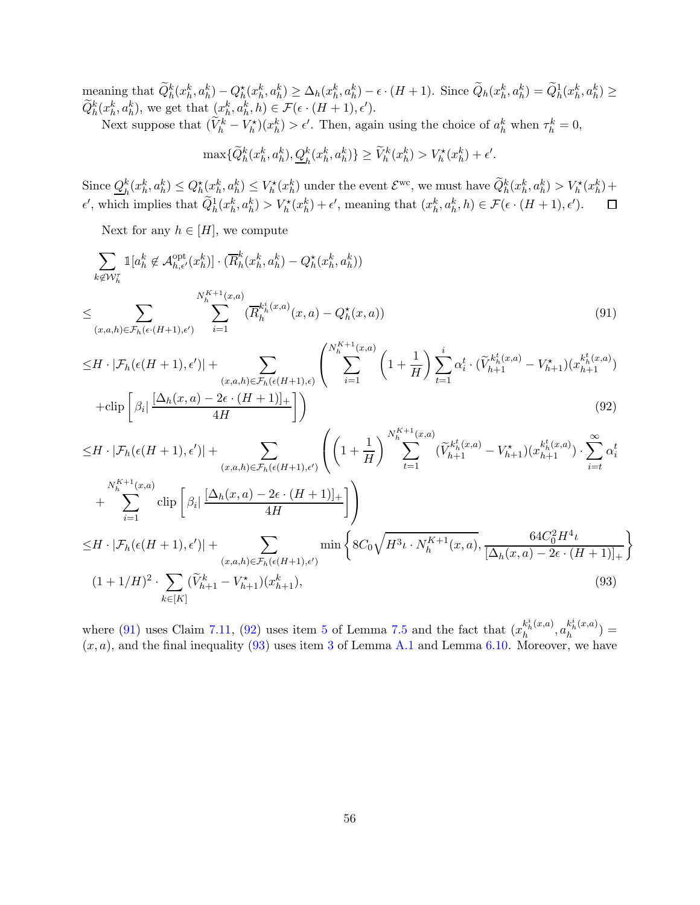meaning that $\widetilde{Q}_h^k(x_h^k, a_h^k) - Q_h^\star(x_h^k, a_h^k) \geq \Delta_h(x_h^k, a_h^k) - \epsilon \cdot (H+1)$. Since $\widetilde{Q}_h(x_h^k, a_h^k) = \widetilde{Q}_h^1(x_h^k, a_h^k) \geq \widetilde{Q}_h^k(x_h^k, a_h^k)$, we get that $(x_h^k, a_h^k, h) \in \mathcal{F}(\epsilon \cdot (H+1), \epsilon')$.

Next suppose that $(\widetilde{V}_h^k - V_h^\star)(x_h^k) > \epsilon'$. Then, again using the choice of $a_h^k$ when $\tau_h^k = 0$,

$$\max\{\widetilde{Q}_h^k(x_h^k, a_h^k), \underline{Q}_h^k(x_h^k, a_h^k)\} \geq \widetilde{V}_h^k(x_h^k) > V_h^\star(x_h^k) + \epsilon'.$$

Since $\underline{Q}_h^k(x_h^k, a_h^k) \leq Q_h^\star(x_h^k, a_h^k) \leq V_h^\star(x_h^k)$ under the event $\mathcal{E}^{\mathrm{wc}}$, we must have $\widetilde{Q}_h^k(x_h^k, a_h^k) > V_h^\star(x_h^k) + \epsilon'$, which implies that $\widetilde{Q}_h^1(x_h^k, a_h^k) > V_h^\star(x_h^k) + \epsilon'$, meaning that $(x_h^k, a_h^k, h) \in \mathcal{F}(\epsilon \cdot (H+1), \epsilon')$. $\square$

Next for any $h \in [H]$, we compute

$$
\begin{aligned}
&\sum_{k \notin \mathcal{W}_h^\tau} \mathbb{1}[a_h^k \notin \mathcal{A}_{h,\epsilon'}^{\mathrm{opt}}(x_h^k)] \cdot (\overline{R}_h^k(x_h^k, a_h^k) - Q_h^\star(x_h^k, a_h^k)) \\
\leq &\sum_{(x,a,h) \in \mathcal{F}_h(\epsilon \cdot (H+1), \epsilon')} \sum_{i=1}^{N_h^{K+1}(x,a)} (\overline{R}_h^{k_h^i(x,a)}(x,a) - Q_h^\star(x,a)) && (91) \\
\leq &H \cdot |\mathcal{F}_h(\epsilon(H+1), \epsilon')| + \sum_{(x,a,h) \in \mathcal{F}_h(\epsilon(H+1), \epsilon)} \left( \sum_{i=1}^{N_h^{K+1}(x,a)} \left(1 + \frac{1}{H}\right) \sum_{t=1}^{i} \alpha_i^t \cdot (\widetilde{V}_{h+1}^{k_h^t(x,a)} - V_{h+1}^\star)(x_{h+1}^{k_h^t(x,a)}) \right. \\
&\left. + \mathrm{clip}\left[ \beta_i \middle| \frac{[\Delta_h(x,a) - 2\epsilon \cdot (H+1)]_+}{4H} \right] \right) && (92) \\
\leq &H \cdot |\mathcal{F}_h(\epsilon(H+1), \epsilon')| + \sum_{(x,a,h) \in \mathcal{F}_h(\epsilon(H+1), \epsilon')} \left( \left(1 + \frac{1}{H}\right) \sum_{t=1}^{N_h^{K+1}(x,a)} (\widetilde{V}_{h+1}^{k_h^t(x,a)} - V_{h+1}^\star)(x_{h+1}^{k_h^t(x,a)}) \cdot \sum_{i=t}^{\infty} \alpha_i^t \right. \\
&\left. + \sum_{i=1}^{N_h^{K+1}(x,a)} \mathrm{clip}\left[ \beta_i \middle| \frac{[\Delta_h(x,a) - 2\epsilon \cdot (H+1)]_+}{4H} \right] \right) \\
\leq &H \cdot |\mathcal{F}_h(\epsilon(H+1), \epsilon')| + \sum_{(x,a,h) \in \mathcal{F}_h(\epsilon(H+1), \epsilon')} \min\left\{ 8C_0\sqrt{H^3\iota \cdot N_h^{K+1}(x,a)}, \frac{64C_0^2 H^4 \iota}{[\Delta_h(x,a) - 2\epsilon \cdot (H+1)]_+} \right\} \\
&(1 + 1/H)^2 \cdot \sum_{k \in [K]} (\widetilde{V}_{h+1}^k - V_{h+1}^\star)(x_{h+1}^k), && (93)
\end{aligned}
$$

where (91) uses Claim 7.11, (92) uses item 5 of Lemma 7.5 and the fact that $(x_h^{k_h^i(x,a)}, a_h^{k_h^i(x,a)}) = (x,a)$, and the final inequality (93) uses item 3 of Lemma A.1 and Lemma 6.10. Moreover, we have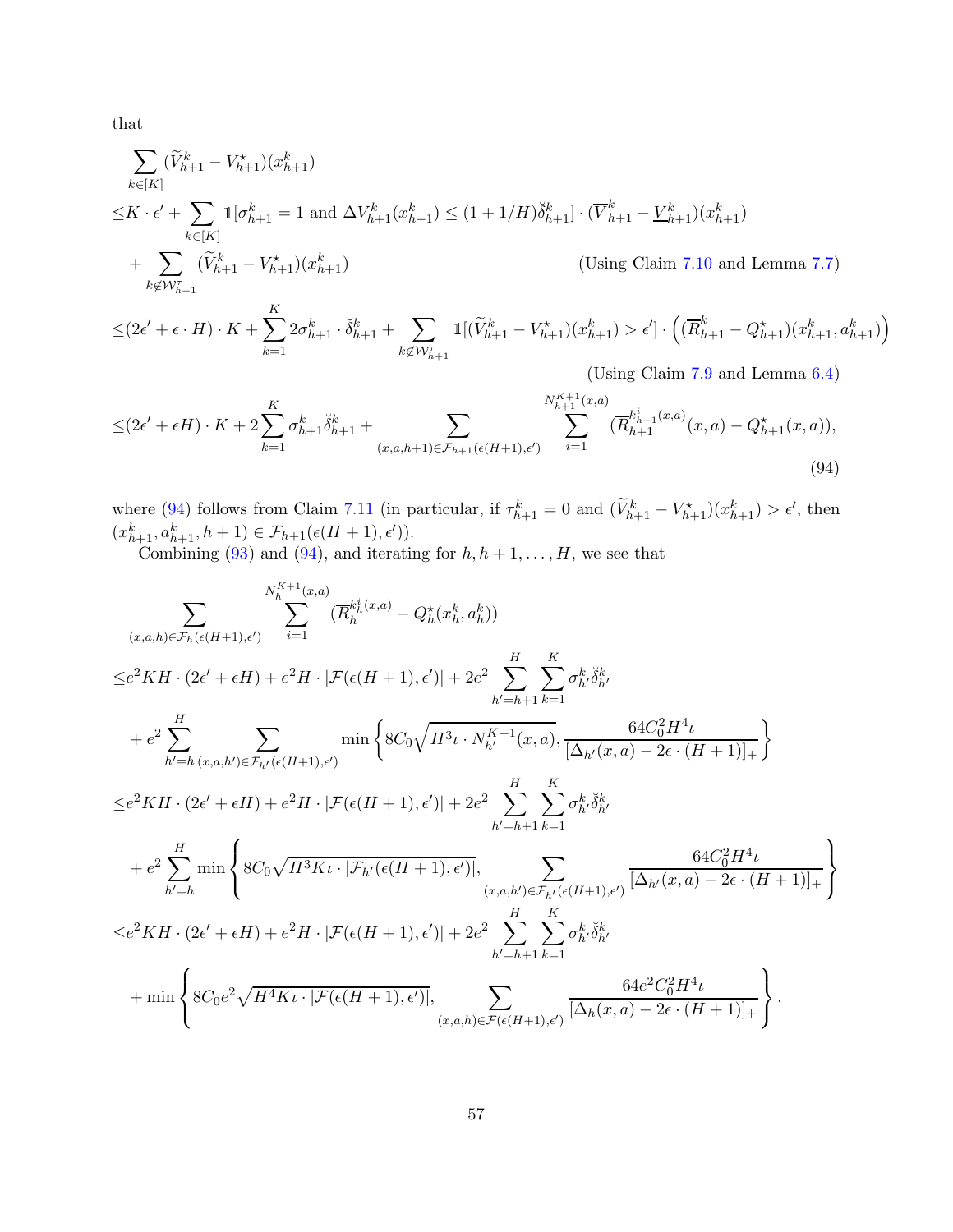that

$$
\begin{aligned}
&\sum_{k\in[K]} (\widetilde{V}_{h+1}^k - V_{h+1}^\star)(x_{h+1}^k) \\
\leq & K\cdot \epsilon' + \sum_{k\in[K]} \mathbb{1}[\sigma_{h+1}^k = 1 \text{ and } \Delta V_{h+1}^k(x_{h+1}^k) \leq (1+1/H)\breve{\delta}_{h+1}^k]\cdot (\overline{V}_{h+1}^k - \underline{V}_{h+1}^k)(x_{h+1}^k) \\
&+ \sum_{k\notin \mathcal{W}_{h+1}^\tau} (\widetilde{V}_{h+1}^k - V_{h+1}^\star)(x_{h+1}^k) \qquad \text{(Using Claim 7.10 and Lemma 7.7)} \\
\leq & (2\epsilon' + \epsilon\cdot H)\cdot K + \sum_{k=1}^K 2\sigma_{h+1}^k \cdot \breve{\delta}_{h+1}^k + \sum_{k\notin \mathcal{W}_{h+1}^\tau} \mathbb{1}[(\widetilde{V}_{h+1}^k - V_{h+1}^\star)(x_{h+1}^k) > \epsilon']\cdot \left( (\overline{R}_{h+1}^k - Q_{h+1}^\star)(x_{h+1}^k, a_{h+1}^k)\right) \\
& \qquad \text{(Using Claim 7.9 and Lemma 6.4)} \\
\leq & (2\epsilon' + \epsilon H)\cdot K + 2\sum_{k=1}^K \sigma_{h+1}^k \breve{\delta}_{h+1}^k + \sum_{(x,a,h+1)\in \mathcal{F}_{h+1}(\epsilon(H+1),\epsilon')} \sum_{i=1}^{N_{h+1}^{K+1}(x,a)} (\overline{R}_{h+1}^{k_{h+1}^i(x,a)}(x,a) - Q_{h+1}^\star(x,a)),
\end{aligned} \tag{94}
$$

where (94) follows from Claim 7.11 (in particular, if $\tau_{h+1}^k = 0$ and $(\widetilde{V}_{h+1}^k - V_{h+1}^\star)(x_{h+1}^k) > \epsilon'$, then $(x_{h+1}^k, a_{h+1}^k, h+1) \in \mathcal{F}_{h+1}(\epsilon(H+1), \epsilon')$).

Combining (93) and (94), and iterating for $h, h+1, \ldots, H$, we see that

$$
\begin{aligned}
&\sum_{(x,a,h)\in \mathcal{F}_h(\epsilon(H+1),\epsilon')} \sum_{i=1}^{N_h^{K+1}(x,a)} (\overline{R}_h^{k_h^i(x,a)} - Q_h^\star(x_h^k, a_h^k)) \\
\leq & e^2 KH\cdot (2\epsilon' + \epsilon H) + e^2 H\cdot |\mathcal{F}(\epsilon(H+1),\epsilon')| + 2e^2 \sum_{h'=h+1}^H \sum_{k=1}^K \sigma_{h'}^k \breve{\delta}_{h'}^k \\
&+ e^2 \sum_{h'=h}^H \sum_{(x,a,h')\in \mathcal{F}_{h'}(\epsilon(H+1),\epsilon')} \min\left\{ 8C_0\sqrt{H^3\iota\cdot N_{h'}^{K+1}(x,a)}, \frac{64C_0^2 H^4\iota}{[\Delta_{h'}(x,a) - 2\epsilon\cdot (H+1)]_+}\right\} \\
\leq & e^2 KH\cdot (2\epsilon' + \epsilon H) + e^2 H\cdot |\mathcal{F}(\epsilon(H+1),\epsilon')| + 2e^2 \sum_{h'=h+1}^H \sum_{k=1}^K \sigma_{h'}^k \breve{\delta}_{h'}^k \\
&+ e^2 \sum_{h'=h}^H \min\left\{ 8C_0\sqrt{H^3 K\iota\cdot |\mathcal{F}_{h'}(\epsilon(H+1),\epsilon')|}, \sum_{(x,a,h')\in \mathcal{F}_{h'}(\epsilon(H+1),\epsilon')} \frac{64C_0^2 H^4\iota}{[\Delta_{h'}(x,a) - 2\epsilon\cdot (H+1)]_+}\right\} \\
\leq & e^2 KH\cdot (2\epsilon' + \epsilon H) + e^2 H\cdot |\mathcal{F}(\epsilon(H+1),\epsilon')| + 2e^2 \sum_{h'=h+1}^H \sum_{k=1}^K \sigma_{h'}^k \breve{\delta}_{h'}^k \\
&+ \min\left\{ 8C_0 e^2\sqrt{H^4 K\iota\cdot |\mathcal{F}(\epsilon(H+1),\epsilon')|}, \sum_{(x,a,h)\in \mathcal{F}(\epsilon(H+1),\epsilon')} \frac{64e^2 C_0^2 H^4\iota}{[\Delta_h(x,a) - 2\epsilon\cdot (H+1)]_+}\right\}.
\end{aligned}
$$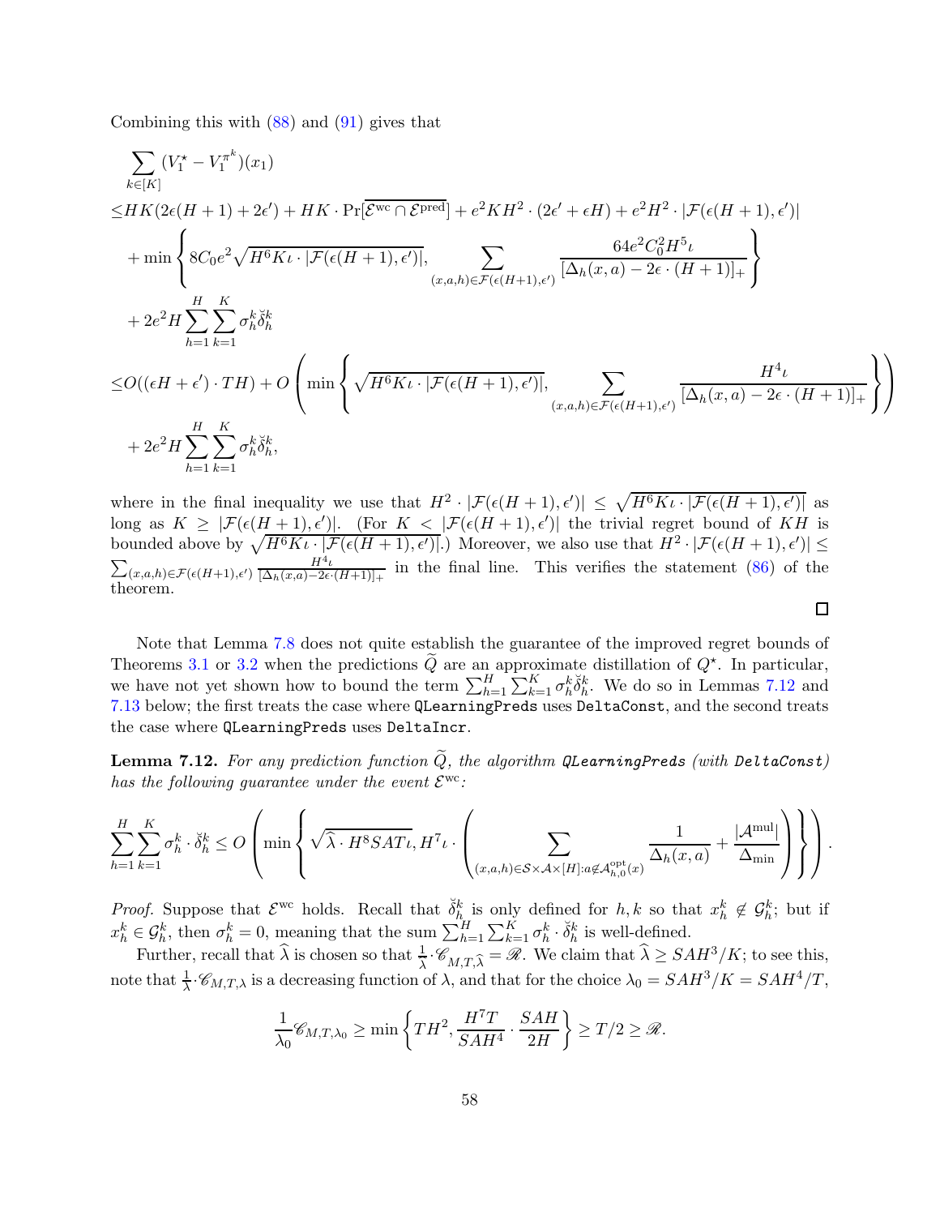Combining this with (88) and (91) gives that

$$
\begin{aligned}
&\sum_{k\in[K]} (V_1^\star - V_1^{\pi^k})(x_1) \\
\leq & HK(2\epsilon(H+1)+2\epsilon') + HK\cdot \Pr[\overline{\mathcal{E}^{\rm wc}\cap\mathcal{E}^{\rm pred}}] + e^2KH^2\cdot(2\epsilon'+\epsilon H) + e^2H^2\cdot|\mathcal{F}(\epsilon(H+1),\epsilon')| \\
&+ \min\left\{ 8C_0e^2\sqrt{H^6K\iota\cdot|\mathcal{F}(\epsilon(H+1),\epsilon')|}, \sum_{(x,a,h)\in\mathcal{F}(\epsilon(H+1),\epsilon')} \frac{64e^2C_0^2H^5\iota}{[\Delta_h(x,a)-2\epsilon\cdot(H+1)]_+} \right\} \\
&+ 2e^2H\sum_{h=1}^H\sum_{k=1}^K \sigma_h^k\breve{\delta}_h^k \\
\leq & O((\epsilon H+\epsilon')\cdot TH) + O\left( \min\left\{ \sqrt{H^6K\iota\cdot|\mathcal{F}(\epsilon(H+1),\epsilon')|}, \sum_{(x,a,h)\in\mathcal{F}(\epsilon(H+1),\epsilon')} \frac{H^4\iota}{[\Delta_h(x,a)-2\epsilon\cdot(H+1)]_+} \right\}\right) \\
&+ 2e^2H\sum_{h=1}^H\sum_{k=1}^K \sigma_h^k\breve{\delta}_h^k,
\end{aligned}
$$

where in the final inequality we use that $H^2\cdot|\mathcal{F}(\epsilon(H+1),\epsilon')| \leq \sqrt{H^6K\iota\cdot|\mathcal{F}(\epsilon(H+1),\epsilon')|}$ as long as $K\geq|\mathcal{F}(\epsilon(H+1),\epsilon')|$. (For $K<|\mathcal{F}(\epsilon(H+1),\epsilon')|$ the trivial regret bound of $KH$ is bounded above by $\sqrt{H^6K\iota\cdot|\mathcal{F}(\epsilon(H+1),\epsilon')|}$.) Moreover, we also use that $H^2\cdot|\mathcal{F}(\epsilon(H+1),\epsilon')|\leq\sum_{(x,a,h)\in\mathcal{F}(\epsilon(H+1),\epsilon')}\frac{H^4\iota}{[\Delta_h(x,a)-2\epsilon\cdot(H+1)]_+}$ in the final line. This verifies the statement (86) of the theorem. ◻

Note that Lemma 7.8 does not quite establish the guarantee of the improved regret bounds of Theorems 3.1 or 3.2 when the predictions $\widetilde{Q}$ are an approximate distillation of $Q^\star$. In particular, we have not yet shown how to bound the term $\sum_{h=1}^H\sum_{k=1}^K\sigma_h^k\breve{\delta}_h^k$. We do so in Lemmas 7.12 and 7.13 below; the first treats the case where `QLearningPreds` uses `DeltaConst`, and the second treats the case where `QLearningPreds` uses `DeltaIncr`.

**Lemma 7.12.** *For any prediction function $\widetilde{Q}$, the algorithm `QLearningPreds` (with `DeltaConst`) has the following guarantee under the event $\mathcal{E}^{\rm wc}$:*

$$
\sum_{h=1}^H\sum_{k=1}^K\sigma_h^k\cdot\breve{\delta}_h^k \leq O\left(\min\left\{\sqrt{\widehat{\lambda}\cdot H^8SAT\iota}, H^7\iota\cdot\left(\sum_{(x,a,h)\in\mathcal{S}\times\mathcal{A}\times[H]:a\notin\mathcal{A}_{h,0}^{\rm opt}(x)}\frac{1}{\Delta_h(x,a)}+\frac{|\mathcal{A}^{\rm mul}|}{\Delta_{\min}}\right)\right\}\right).
$$

*Proof.* Suppose that $\mathcal{E}^{\rm wc}$ holds. Recall that $\breve{\delta}_h^k$ is only defined for $h,k$ so that $x_h^k\notin\mathcal{G}_h^k$; but if $x_h^k\in\mathcal{G}_h^k$, then $\sigma_h^k=0$, meaning that the sum $\sum_{h=1}^H\sum_{k=1}^K\sigma_h^k\cdot\breve{\delta}_h^k$ is well-defined.

Further, recall that $\widehat{\lambda}$ is chosen so that $\frac{1}{\widehat{\lambda}}\cdot\mathscr{C}_{M,T,\widehat{\lambda}}=\mathscr{R}$. We claim that $\widehat{\lambda}\geq SAH^3/K$; to see this, note that $\frac{1}{\lambda}\cdot\mathscr{C}_{M,T,\lambda}$ is a decreasing function of $\lambda$, and that for the choice $\lambda_0=SAH^3/K=SAH^4/T$,

$$
\frac{1}{\lambda_0}\mathscr{C}_{M,T,\lambda_0}\geq\min\left\{TH^2,\frac{H^7T}{SAH^4}\cdot\frac{SAH}{2H}\right\}\geq T/2\geq\mathscr{R}.
$$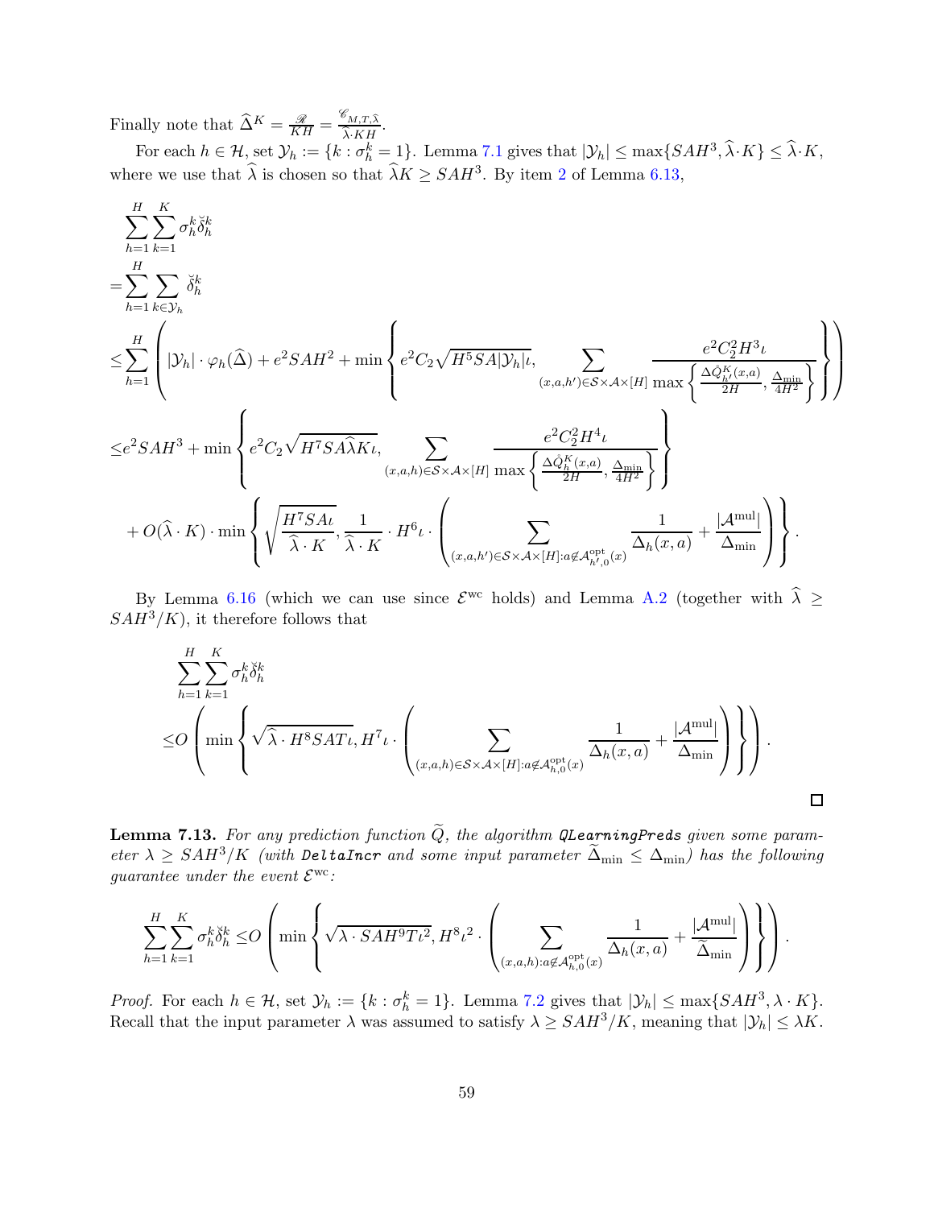Finally note that $\widehat{\Delta}^K = \frac{\mathscr{R}}{KH} = \frac{\mathscr{C}_{M,T,\widehat{\lambda}}}{\widehat{\lambda} \cdot KH}$.

For each $h \in \mathcal{H}$, set $\mathcal{Y}_h := \{k : \sigma_h^k = 1\}$. Lemma 7.1 gives that $|\mathcal{Y}_h| \leq \max\{SAH^3, \widehat{\lambda} \cdot K\} \leq \widehat{\lambda} \cdot K$, where we use that $\widehat{\lambda}$ is chosen so that $\widehat{\lambda} K \geq SAH^3$. By item 2 of Lemma 6.13,

$$
\begin{aligned}
&\sum_{h=1}^H \sum_{k=1}^K \sigma_h^k \breve{\delta}_h^k \\
=& \sum_{h=1}^H \sum_{k \in \mathcal{Y}_h} \breve{\delta}_h^k \\
\leq& \sum_{h=1}^H \left( |\mathcal{Y}_h| \cdot \varphi_h(\widehat{\Delta}) + e^2 SAH^2 + \min\left\{ e^2 C_2 \sqrt{H^5 SA |\mathcal{Y}_h| \iota}, \sum_{(x,a,h') \in \mathcal{S} \times \mathcal{A} \times [H]} \frac{e^2 C_2^2 H^3 \iota}{\max\left\{ \frac{\Delta \mathring{Q}_{h'}^K(x,a)}{2H}, \frac{\Delta_{\min}}{4H^2} \right\}} \right\} \right) \\
\leq& e^2 SAH^3 + \min\left\{ e^2 C_2 \sqrt{H^7 SA \widehat{\lambda} K \iota}, \sum_{(x,a,h) \in \mathcal{S} \times \mathcal{A} \times [H]} \frac{e^2 C_2^2 H^4 \iota}{\max\left\{ \frac{\Delta \mathring{Q}_h^K(x,a)}{2H}, \frac{\Delta_{\min}}{4H^2} \right\}} \right\} \\
&+ O(\widehat{\lambda} \cdot K) \cdot \min\left\{ \sqrt{\frac{H^7 SA\iota}{\widehat{\lambda} \cdot K}}, \frac{1}{\widehat{\lambda} \cdot K} \cdot H^6 \iota \cdot \left( \sum_{(x,a,h') \in \mathcal{S} \times \mathcal{A} \times [H] : a \notin \mathcal{A}_{h',0}^{\mathrm{opt}}(x)} \frac{1}{\Delta_h(x,a)} + \frac{|\mathcal{A}^{\mathrm{mul}}|}{\Delta_{\min}} \right) \right\}.
\end{aligned}
$$

By Lemma 6.16 (which we can use since $\mathcal{E}^{\mathrm{wc}}$ holds) and Lemma A.2 (together with $\widehat{\lambda} \geq SAH^3/K$), it therefore follows that

$$
\begin{aligned}
&\sum_{h=1}^H \sum_{k=1}^K \sigma_h^k \breve{\delta}_h^k \\
\leq& O\left( \min\left\{ \sqrt{\widehat{\lambda} \cdot H^8 SAT \iota}, H^7 \iota \cdot \left( \sum_{(x,a,h) \in \mathcal{S} \times \mathcal{A} \times [H] : a \notin \mathcal{A}_{h,0}^{\mathrm{opt}}(x)} \frac{1}{\Delta_h(x,a)} + \frac{|\mathcal{A}^{\mathrm{mul}}|}{\Delta_{\min}} \right) \right\} \right).
\end{aligned}
$$

□

**Lemma 7.13.** *For any prediction function $\widetilde{Q}$, the algorithm* `QLearningPreds` *given some parameter $\lambda \geq SAH^3/K$ (with* `DeltaIncr` *and some input parameter $\widetilde{\Delta}_{\min} \leq \Delta_{\min}$) has the following guarantee under the event $\mathcal{E}^{\mathrm{wc}}$:*

$$
\sum_{h=1}^H \sum_{k=1}^K \sigma_h^k \breve{\delta}_h^k \leq O\left( \min\left\{ \sqrt{\lambda \cdot SAH^9 T \iota^2}, H^8 \iota^2 \cdot \left( \sum_{(x,a,h) : a \notin \mathcal{A}_{h,0}^{\mathrm{opt}}(x)} \frac{1}{\Delta_h(x,a)} + \frac{|\mathcal{A}^{\mathrm{mul}}|}{\widetilde{\Delta}_{\min}} \right) \right\} \right).
$$

*Proof.* For each $h \in \mathcal{H}$, set $\mathcal{Y}_h := \{k : \sigma_h^k = 1\}$. Lemma 7.2 gives that $|\mathcal{Y}_h| \leq \max\{SAH^3, \lambda \cdot K\}$. Recall that the input parameter $\lambda$ was assumed to satisfy $\lambda \geq SAH^3/K$, meaning that $|\mathcal{Y}_h| \leq \lambda K$.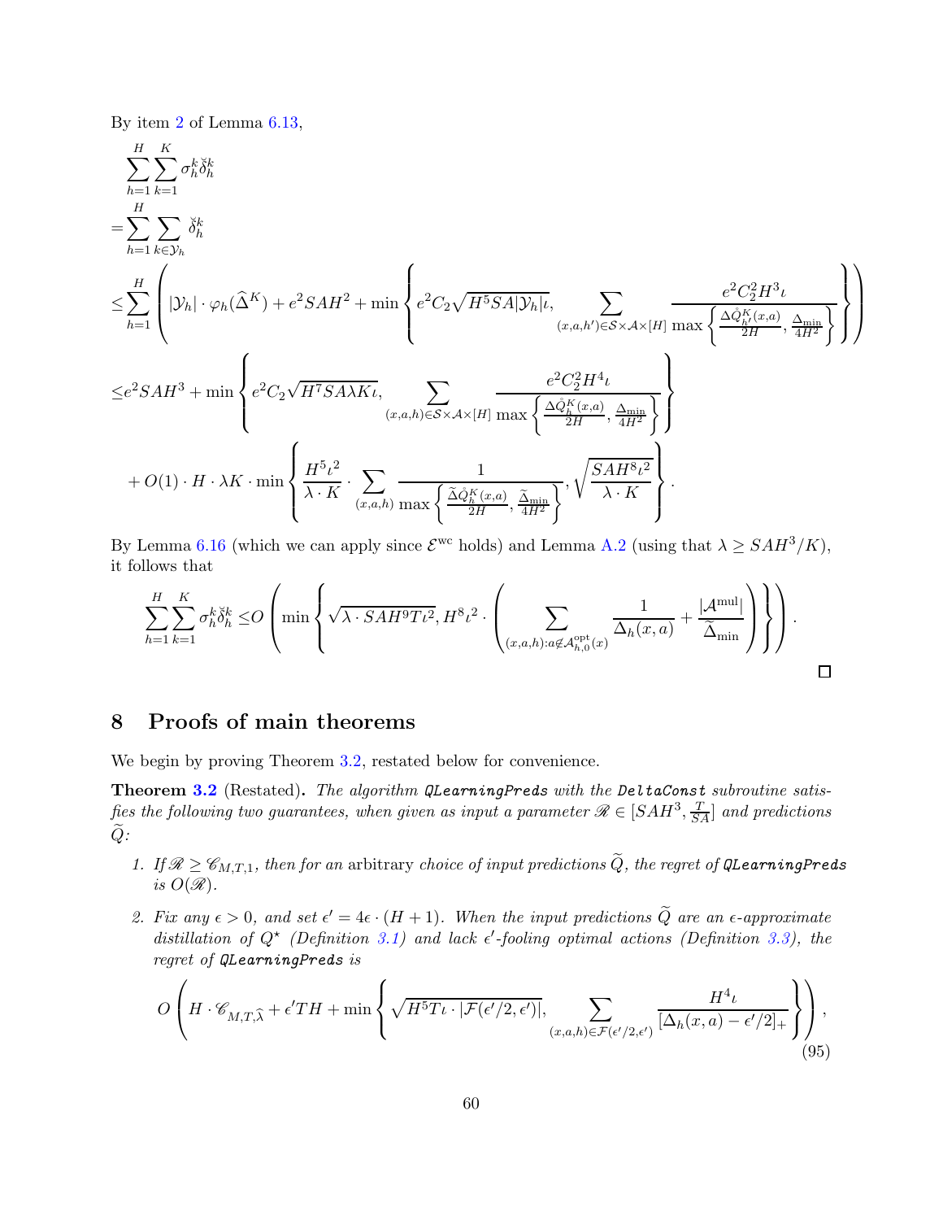By item 2 of Lemma 6.13,

$$
\begin{aligned}
&\sum_{h=1}^{H}\sum_{k=1}^{K}\sigma_h^k\breve{\delta}_h^k \\
=&\sum_{h=1}^{H}\sum_{k\in\mathcal{Y}_h}\breve{\delta}_h^k \\
\leq&\sum_{h=1}^{H}\left(|\mathcal{Y}_h|\cdot\varphi_h(\widehat{\Delta}^K)+e^2SAH^2+\min\left\{e^2C_2\sqrt{H^5SA|\mathcal{Y}_h|}\iota,\sum_{(x,a,h')\in\mathcal{S}\times\mathcal{A}\times[H]}\frac{e^2C_2^2H^3\iota}{\max\left\{\frac{\Delta\mathring{Q}_{h'}^K(x,a)}{2H},\frac{\Delta_{\min}}{4H^2}\right\}}\right\}\right) \\
\leq& e^2SAH^3+\min\left\{e^2C_2\sqrt{H^7SA\lambda K\iota},\sum_{(x,a,h)\in\mathcal{S}\times\mathcal{A}\times[H]}\frac{e^2C_2^2H^4\iota}{\max\left\{\frac{\Delta\mathring{Q}_h^K(x,a)}{2H},\frac{\Delta_{\min}}{4H^2}\right\}}\right\} \\
&+O(1)\cdot H\cdot\lambda K\cdot\min\left\{\frac{H^5\iota^2}{\lambda\cdot K}\cdot\sum_{(x,a,h)}\frac{1}{\max\left\{\frac{\widetilde{\Delta}\mathring{Q}_h^K(x,a)}{2H},\frac{\widetilde{\Delta}_{\min}}{4H^2}\right\}},\sqrt{\frac{SAH^8\iota^2}{\lambda\cdot K}}\right\}.
\end{aligned}
$$

By Lemma 6.16 (which we can apply since $\mathcal{E}^{\mathrm{wc}}$ holds) and Lemma A.2 (using that $\lambda \geq SAH^3/K$), it follows that

$$
\sum_{h=1}^{H}\sum_{k=1}^{K}\sigma_h^k\breve{\delta}_h^k \leq O\left(\min\left\{\sqrt{\lambda\cdot SAH^9T\iota^2},H^8\iota^2\cdot\left(\sum_{(x,a,h):a\notin\mathcal{A}_{h,0}^{\mathrm{opt}}(x)}\frac{1}{\Delta_h(x,a)}+\frac{|\mathcal{A}^{\mathrm{mul}}|}{\widetilde{\Delta}_{\min}}\right)\right\}\right).
$$

□

# 8 Proofs of main theorems

We begin by proving Theorem 3.2, restated below for convenience.

**Theorem 3.2** (Restated). *The algorithm* `QLearningPreds` *with the* `DeltaConst` *subroutine satisfies the following two guarantees, when given as input a parameter $\mathscr{R} \in [SAH^3, \frac{T}{SA}]$ and predictions $\widetilde{Q}$:*

1. *If $\mathscr{R} \geq \mathscr{C}_{M,T,1}$, then for an* arbitrary *choice of input predictions $\widetilde{Q}$, the regret of* `QLearningPreds` *is $O(\mathscr{R})$.*
2. *Fix any $\epsilon > 0$, and set $\epsilon' = 4\epsilon \cdot (H+1)$. When the input predictions $\widetilde{Q}$ are an $\epsilon$-approximate distillation of $Q^\star$ (Definition 3.1) and lack $\epsilon'$-fooling optimal actions (Definition 3.3), the regret of* `QLearningPreds` *is*

$$
O\left(H\cdot\mathscr{C}_{M,T,\widehat{\lambda}}+\epsilon'TH+\min\left\{\sqrt{H^5T\iota\cdot|\mathcal{F}(\epsilon'/2,\epsilon')|},\sum_{(x,a,h)\in\mathcal{F}(\epsilon'/2,\epsilon')}\frac{H^4\iota}{[\Delta_h(x,a)-\epsilon'/2]_+}\right\}\right), \tag{95}
$$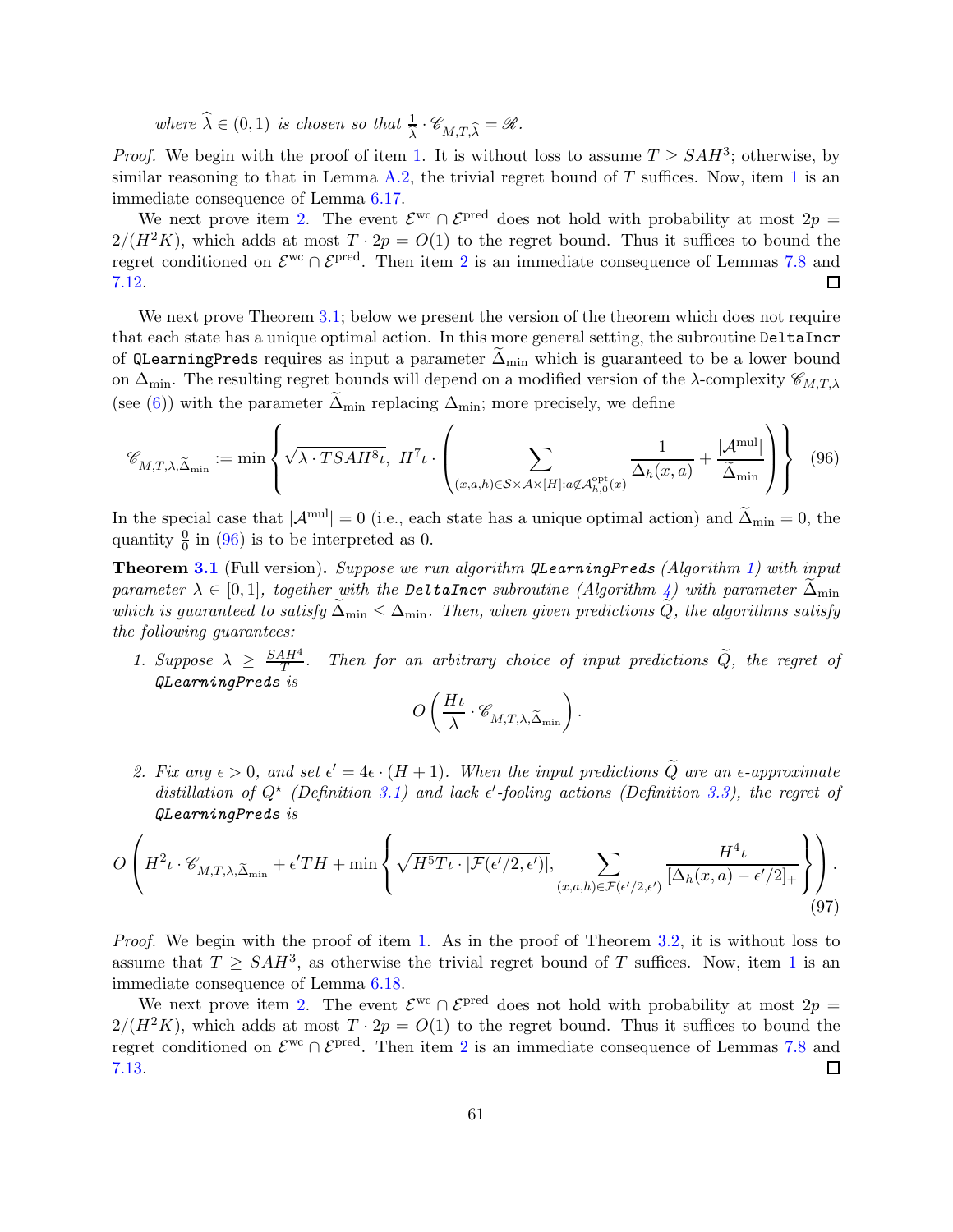*where $\widehat{\lambda} \in (0,1)$ is chosen so that $\frac{1}{\widehat{\lambda}} \cdot \mathscr{C}_{M,T,\widehat{\lambda}} = \mathscr{R}$.*

*Proof.* We begin with the proof of item 1. It is without loss to assume $T \geq SAH^3$; otherwise, by similar reasoning to that in Lemma A.2, the trivial regret bound of $T$ suffices. Now, item 1 is an immediate consequence of Lemma 6.17.

We next prove item 2. The event $\mathcal{E}^{\mathrm{wc}} \cap \mathcal{E}^{\mathrm{pred}}$ does not hold with probability at most $2p = 2/(H^2K)$, which adds at most $T \cdot 2p = O(1)$ to the regret bound. Thus it suffices to bound the regret conditioned on $\mathcal{E}^{\mathrm{wc}} \cap \mathcal{E}^{\mathrm{pred}}$. Then item 2 is an immediate consequence of Lemmas 7.8 and 7.12. ☐

We next prove Theorem 3.1; below we present the version of the theorem which does not require that each state has a unique optimal action. In this more general setting, the subroutine `DeltaIncr` of `QLearningPreds` requires as input a parameter $\widetilde{\Delta}_{\min}$ which is guaranteed to be a lower bound on $\Delta_{\min}$. The resulting regret bounds will depend on a modified version of the $\lambda$-complexity $\mathscr{C}_{M,T,\lambda}$ (see (6)) with the parameter $\widetilde{\Delta}_{\min}$ replacing $\Delta_{\min}$; more precisely, we define

$$\mathscr{C}_{M,T,\lambda,\widetilde{\Delta}_{\min}} := \min \left\{ \sqrt{\lambda \cdot TSAH^8\iota},\ H^7\iota \cdot \left( \sum_{(x,a,h)\in\mathcal{S}\times\mathcal{A}\times[H]: a\notin\mathcal{A}^{\mathrm{opt}}_{h,0}(x)} \frac{1}{\Delta_h(x,a)} + \frac{|\mathcal{A}^{\mathrm{mul}}|}{\widetilde{\Delta}_{\min}} \right) \right\} \tag{96}$$

In the special case that $|\mathcal{A}^{\mathrm{mul}}| = 0$ (i.e., each state has a unique optimal action) and $\widetilde{\Delta}_{\min} = 0$, the quantity $\frac{0}{0}$ in (96) is to be interpreted as 0.

**Theorem 3.1** (Full version)**.** *Suppose we run algorithm `QLearningPreds` (Algorithm 1) with input parameter $\lambda \in [0,1]$, together with the `DeltaIncr` subroutine (Algorithm 4) with parameter $\widetilde{\Delta}_{\min}$ which is guaranteed to satisfy $\widetilde{\Delta}_{\min} \leq \Delta_{\min}$. Then, when given predictions $\widetilde{Q}$, the algorithms satisfy the following guarantees:*

1. *Suppose $\lambda \geq \frac{SAH^4}{T}$. Then for an arbitrary choice of input predictions $\widetilde{Q}$, the regret of `QLearningPreds` is*
$$O\left( \frac{H\iota}{\lambda} \cdot \mathscr{C}_{M,T,\lambda,\widetilde{\Delta}_{\min}} \right).$$

2. *Fix any $\epsilon > 0$, and set $\epsilon' = 4\epsilon \cdot (H+1)$. When the input predictions $\widetilde{Q}$ are an $\epsilon$-approximate distillation of $Q^\star$ (Definition 3.1) and lack $\epsilon'$-fooling actions (Definition 3.3), the regret of `QLearningPreds` is*

$$O\left( H^2\iota \cdot \mathscr{C}_{M,T,\lambda,\widetilde{\Delta}_{\min}} + \epsilon' TH + \min\left\{ \sqrt{H^5 T\iota \cdot |\mathcal{F}(\epsilon'/2,\epsilon')|},\ \sum_{(x,a,h)\in\mathcal{F}(\epsilon'/2,\epsilon')} \frac{H^4\iota}{[\Delta_h(x,a) - \epsilon'/2]_+} \right\} \right). \tag{97}$$

*Proof.* We begin with the proof of item 1. As in the proof of Theorem 3.2, it is without loss to assume that $T \geq SAH^3$, as otherwise the trivial regret bound of $T$ suffices. Now, item 1 is an immediate consequence of Lemma 6.18.

We next prove item 2. The event $\mathcal{E}^{\mathrm{wc}} \cap \mathcal{E}^{\mathrm{pred}}$ does not hold with probability at most $2p = 2/(H^2K)$, which adds at most $T \cdot 2p = O(1)$ to the regret bound. Thus it suffices to bound the regret conditioned on $\mathcal{E}^{\mathrm{wc}} \cap \mathcal{E}^{\mathrm{pred}}$. Then item 2 is an immediate consequence of Lemmas 7.8 and 7.13. ☐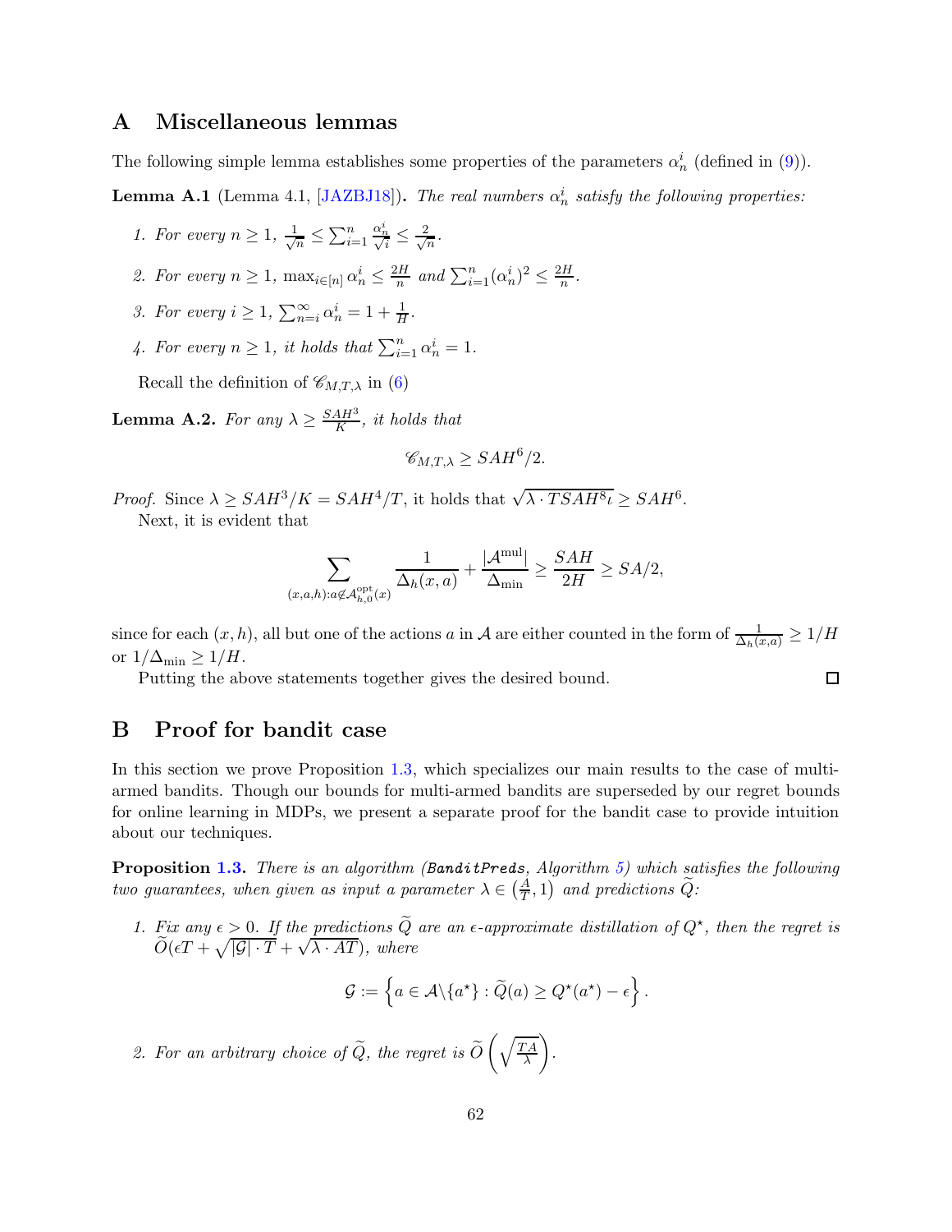# A Miscellaneous lemmas

The following simple lemma establishes some properties of the parameters $\alpha_n^i$ (defined in (9)).

**Lemma A.1** (Lemma 4.1, [JAZBJ18])**.** *The real numbers $\alpha_n^i$ satisfy the following properties:*

1. *For every $n \geq 1$, $\frac{1}{\sqrt{n}} \leq \sum_{i=1}^n \frac{\alpha_n^i}{\sqrt{i}} \leq \frac{2}{\sqrt{n}}$.*
2. *For every $n \geq 1$, $\max_{i \in [n]} \alpha_n^i \leq \frac{2H}{n}$ and $\sum_{i=1}^n (\alpha_n^i)^2 \leq \frac{2H}{n}$.*
3. *For every $i \geq 1$, $\sum_{n=i}^\infty \alpha_n^i = 1 + \frac{1}{H}$.*
4. *For every $n \geq 1$, it holds that $\sum_{i=1}^n \alpha_n^i = 1$.*

Recall the definition of $\mathscr{C}_{M,T,\lambda}$ in (6)

**Lemma A.2.** *For any $\lambda \geq \frac{SAH^3}{K}$, it holds that*

$$\mathscr{C}_{M,T,\lambda} \geq SAH^6/2.$$

*Proof.* Since $\lambda \geq SAH^3/K = SAH^4/T$, it holds that $\sqrt{\lambda \cdot TSAH^8\iota} \geq SAH^6$.

Next, it is evident that

$$\sum_{(x,a,h): a \notin \mathcal{A}_{h,0}^{\text{opt}}(x)} \frac{1}{\Delta_h(x,a)} + \frac{|\mathcal{A}^{\text{mul}}|}{\Delta_{\min}} \geq \frac{SAH}{2H} \geq SA/2,$$

since for each $(x,h)$, all but one of the actions $a$ in $\mathcal{A}$ are either counted in the form of $\frac{1}{\Delta_h(x,a)} \geq 1/H$ or $1/\Delta_{\min} \geq 1/H$.

Putting the above statements together gives the desired bound. □

# B Proof for bandit case

In this section we prove Proposition 1.3, which specializes our main results to the case of multi-armed bandits. Though our bounds for multi-armed bandits are superseded by our regret bounds for online learning in MDPs, we present a separate proof for the bandit case to provide intuition about our techniques.

**Proposition 1.3.** *There is an algorithm (`BanditPreds`, Algorithm 5) which satisfies the following two guarantees, when given as input a parameter $\lambda \in \left(\frac{A}{T}, 1\right)$ and predictions $\widetilde{Q}$:*

1. *Fix any $\epsilon > 0$. If the predictions $\widetilde{Q}$ are an $\epsilon$-approximate distillation of $Q^\star$, then the regret is $\widetilde{O}(\epsilon T + \sqrt{|\mathcal{G}| \cdot T} + \sqrt{\lambda \cdot AT})$, where*

$$\mathcal{G} := \left\{ a \in \mathcal{A} \backslash \{a^\star\} : \widetilde{Q}(a) \geq Q^\star(a^\star) - \epsilon \right\}.$$

2. *For an arbitrary choice of $\widetilde{Q}$, the regret is $\widetilde{O}\left(\sqrt{\frac{TA}{\lambda}}\right)$.*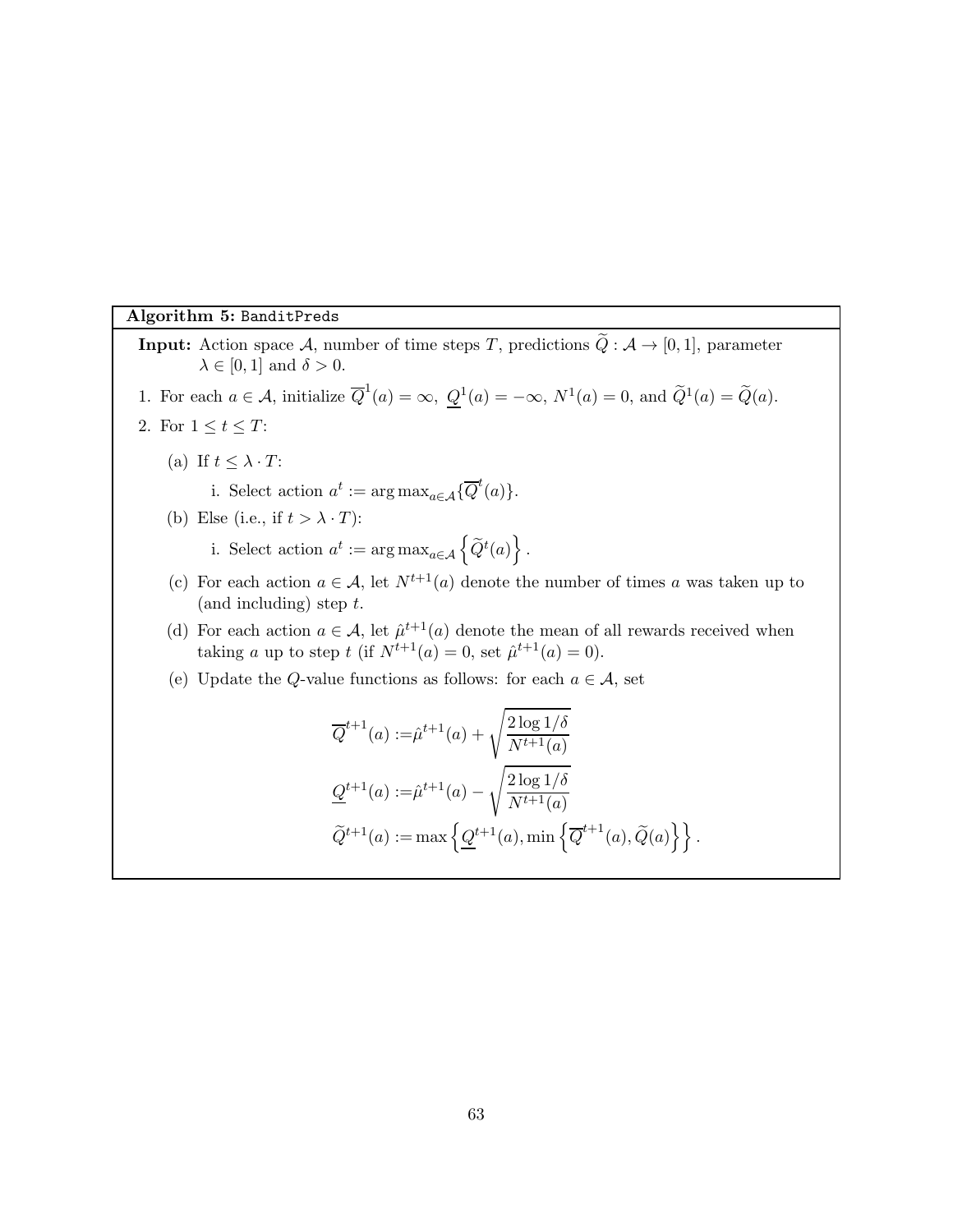**Algorithm 5:** `BanditPreds`

**Input:** Action space $\mathcal{A}$, number of time steps $T$, predictions $\widetilde{Q} : \mathcal{A} \to [0, 1]$, parameter $\lambda \in [0, 1]$ and $\delta > 0$.

1. For each $a \in \mathcal{A}$, initialize $\overline{Q}^1(a) = \infty$, $\underline{Q}^1(a) = -\infty$, $N^1(a) = 0$, and $\widetilde{Q}^1(a) = \widetilde{Q}(a)$.
2. For $1 \le t \le T$:
   (a) If $t \le \lambda \cdot T$:
      i. Select action $a^t := \arg\max_{a \in \mathcal{A}} \{\overline{Q}^t(a)\}$.
   
   (b) Else (i.e., if $t > \lambda \cdot T$):
      i. Select action $a^t := \arg\max_{a \in \mathcal{A}} \left\{ \widetilde{Q}^t(a) \right\}$.
   
   (c) For each action $a \in \mathcal{A}$, let $N^{t+1}(a)$ denote the number of times $a$ was taken up to (and including) step $t$.
   
   (d) For each action $a \in \mathcal{A}$, let $\hat{\mu}^{t+1}(a)$ denote the mean of all rewards received when taking $a$ up to step $t$ (if $N^{t+1}(a) = 0$, set $\hat{\mu}^{t+1}(a) = 0$).
   
   (e) Update the $Q$-value functions as follows: for each $a \in \mathcal{A}$, set

$$
\begin{aligned}
\overline{Q}^{t+1}(a) :=& \hat{\mu}^{t+1}(a) + \sqrt{\frac{2 \log 1/\delta}{N^{t+1}(a)}} \\
\underline{Q}^{t+1}(a) :=& \hat{\mu}^{t+1}(a) - \sqrt{\frac{2 \log 1/\delta}{N^{t+1}(a)}} \\
\widetilde{Q}^{t+1}(a) :=& \max \left\{ \underline{Q}^{t+1}(a), \min \left\{ \overline{Q}^{t+1}(a), \widetilde{Q}(a) \right\} \right\}.
\end{aligned}
$$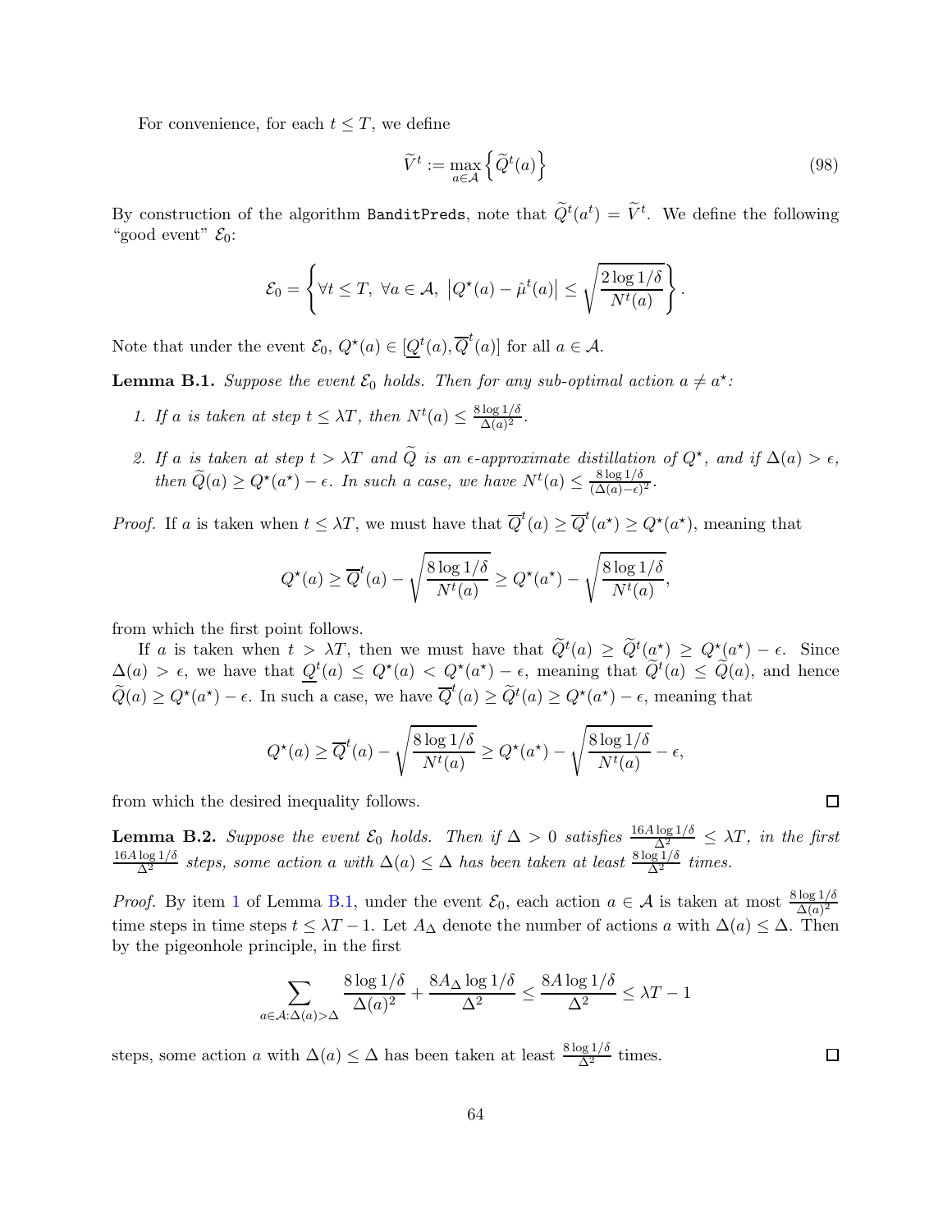For convenience, for each $t \le T$, we define

$$\widetilde{V}^t := \max_{a \in \mathcal{A}} \left\{ \widetilde{Q}^t(a) \right\} \tag{98}$$

By construction of the algorithm BanditPreds, note that $\widetilde{Q}^t(a^t) = \widetilde{V}^t$. We define the following "good event" $\mathcal{E}_0$:

$$\mathcal{E}_0 = \left\{ \forall t \le T,\ \forall a \in \mathcal{A},\ \left| Q^\star(a) - \hat{\mu}^t(a) \right| \le \sqrt{\frac{2 \log 1/\delta}{N^t(a)}} \right\}.$$

Note that under the event $\mathcal{E}_0$, $Q^\star(a) \in [\underline{Q}^t(a), \overline{Q}^t(a)]$ for all $a \in \mathcal{A}$.

**Lemma B.1.** *Suppose the event $\mathcal{E}_0$ holds. Then for any sub-optimal action $a \neq a^\star$:*

1. *If $a$ is taken at step $t \le \lambda T$, then $N^t(a) \le \frac{8 \log 1/\delta}{\Delta(a)^2}$.*
2. *If $a$ is taken at step $t > \lambda T$ and $\widetilde{Q}$ is an $\epsilon$-approximate distillation of $Q^\star$, and if $\Delta(a) > \epsilon$, then $\widetilde{Q}(a) \ge Q^\star(a^\star) - \epsilon$. In such a case, we have $N^t(a) \le \frac{8 \log 1/\delta}{(\Delta(a) - \epsilon)^2}$.*

*Proof.* If $a$ is taken when $t \le \lambda T$, we must have that $\overline{Q}^t(a) \ge \overline{Q}^t(a^\star) \ge Q^\star(a^\star)$, meaning that

$$Q^\star(a) \ge \overline{Q}^t(a) - \sqrt{\frac{8 \log 1/\delta}{N^t(a)}} \ge Q^\star(a^\star) - \sqrt{\frac{8 \log 1/\delta}{N^t(a)}},$$

from which the first point follows.

If $a$ is taken when $t > \lambda T$, then we must have that $\widetilde{Q}^t(a) \ge \widetilde{Q}^t(a^\star) \ge Q^\star(a^\star) - \epsilon$. Since $\Delta(a) > \epsilon$, we have that $\underline{Q}^t(a) \le Q^\star(a) < Q^\star(a^\star) - \epsilon$, meaning that $\widetilde{Q}^t(a) \le \widetilde{Q}(a)$, and hence $\widetilde{Q}(a) \ge Q^\star(a^\star) - \epsilon$. In such a case, we have $\overline{Q}^t(a) \ge \widetilde{Q}^t(a) \ge Q^\star(a^\star) - \epsilon$, meaning that

$$Q^\star(a) \ge \overline{Q}^t(a) - \sqrt{\frac{8 \log 1/\delta}{N^t(a)}} \ge Q^\star(a^\star) - \sqrt{\frac{8 \log 1/\delta}{N^t(a)}} - \epsilon,$$

from which the desired inequality follows. $\square$

**Lemma B.2.** *Suppose the event $\mathcal{E}_0$ holds. Then if $\Delta > 0$ satisfies $\frac{16 A \log 1/\delta}{\Delta^2} \le \lambda T$, in the first $\frac{16 A \log 1/\delta}{\Delta^2}$ steps, some action $a$ with $\Delta(a) \le \Delta$ has been taken at least $\frac{8 \log 1/\delta}{\Delta^2}$ times.*

*Proof.* By item 1 of Lemma B.1, under the event $\mathcal{E}_0$, each action $a \in \mathcal{A}$ is taken at most $\frac{8 \log 1/\delta}{\Delta(a)^2}$ time steps in time steps $t \le \lambda T - 1$. Let $A_\Delta$ denote the number of actions $a$ with $\Delta(a) \le \Delta$. Then by the pigeonhole principle, in the first

$$\sum_{a \in \mathcal{A} : \Delta(a) > \Delta} \frac{8 \log 1/\delta}{\Delta(a)^2} + \frac{8 A_\Delta \log 1/\delta}{\Delta^2} \le \frac{8 A \log 1/\delta}{\Delta^2} \le \lambda T - 1$$

steps, some action $a$ with $\Delta(a) \le \Delta$ has been taken at least $\frac{8 \log 1/\delta}{\Delta^2}$ times. $\square$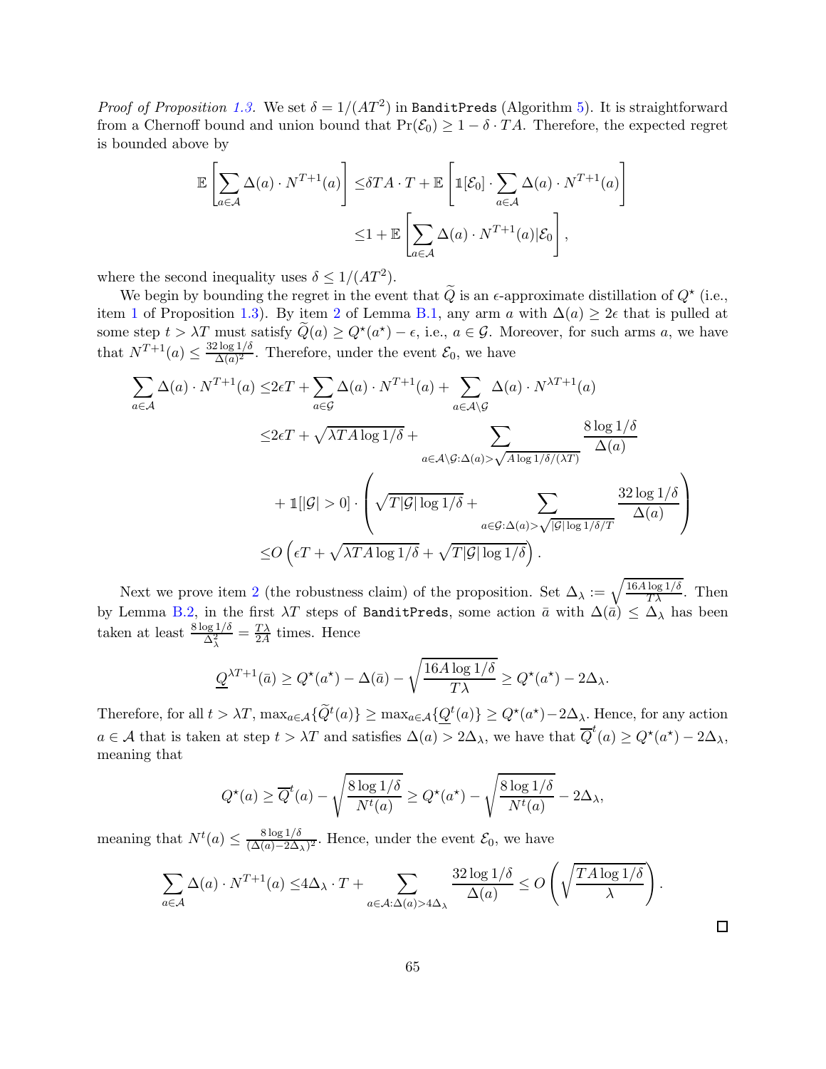*Proof of Proposition 1.3.* We set $\delta = 1/(AT^2)$ in `BanditPreds` (Algorithm 5). It is straightforward from a Chernoff bound and union bound that $\Pr(\mathcal{E}_0) \geq 1 - \delta \cdot TA$. Therefore, the expected regret is bounded above by

$$\begin{aligned}
\mathbb{E}\left[\sum_{a\in\mathcal{A}} \Delta(a) \cdot N^{T+1}(a)\right] \leq& \delta TA \cdot T + \mathbb{E}\left[\mathbb{1}[\mathcal{E}_0] \cdot \sum_{a\in\mathcal{A}} \Delta(a) \cdot N^{T+1}(a)\right] \\
\leq& 1 + \mathbb{E}\left[\sum_{a\in\mathcal{A}} \Delta(a) \cdot N^{T+1}(a) | \mathcal{E}_0\right],
\end{aligned}$$

where the second inequality uses $\delta \leq 1/(AT^2)$.

We begin by bounding the regret in the event that $\widetilde{Q}$ is an $\epsilon$-approximate distillation of $Q^\star$ (i.e., item 1 of Proposition 1.3). By item 2 of Lemma B.1, any arm $a$ with $\Delta(a) \geq 2\epsilon$ that is pulled at some step $t > \lambda T$ must satisfy $\widetilde{Q}(a) \geq Q^\star(a^\star) - \epsilon$, i.e., $a \in \mathcal{G}$. Moreover, for such arms $a$, we have that $N^{T+1}(a) \leq \frac{32 \log 1/\delta}{\Delta(a)^2}$. Therefore, under the event $\mathcal{E}_0$, we have

$$\begin{aligned}
\sum_{a\in\mathcal{A}} \Delta(a) \cdot N^{T+1}(a) \leq& 2\epsilon T + \sum_{a\in\mathcal{G}} \Delta(a) \cdot N^{T+1}(a) + \sum_{a\in\mathcal{A}\setminus\mathcal{G}} \Delta(a) \cdot N^{\lambda T+1}(a) \\
\leq& 2\epsilon T + \sqrt{\lambda TA \log 1/\delta} + \sum_{a\in\mathcal{A}\setminus\mathcal{G}:\Delta(a)>\sqrt{A\log 1/\delta/(\lambda T)}} \frac{8\log 1/\delta}{\Delta(a)} \\
&+ \mathbb{1}[|\mathcal{G}| > 0] \cdot \left(\sqrt{T|\mathcal{G}|\log 1/\delta} + \sum_{a\in\mathcal{G}:\Delta(a)>\sqrt{|\mathcal{G}|\log 1/\delta/T}} \frac{32\log 1/\delta}{\Delta(a)}\right) \\
\leq& O\left(\epsilon T + \sqrt{\lambda TA \log 1/\delta} + \sqrt{T|\mathcal{G}|\log 1/\delta}\right).
\end{aligned}$$

Next we prove item 2 (the robustness claim) of the proposition. Set $\Delta_\lambda := \sqrt{\frac{16A\log 1/\delta}{T\lambda}}$. Then by Lemma B.2, in the first $\lambda T$ steps of `BanditPreds`, some action $\bar{a}$ with $\Delta(\bar{a}) \leq \Delta_\lambda$ has been taken at least $\frac{8\log 1/\delta}{\Delta_\lambda^2} = \frac{T\lambda}{2A}$ times. Hence

$$\underline{Q}^{\lambda T+1}(\bar{a}) \geq Q^\star(a^\star) - \Delta(\bar{a}) - \sqrt{\frac{16A\log 1/\delta}{T\lambda}} \geq Q^\star(a^\star) - 2\Delta_\lambda.$$

Therefore, for all $t > \lambda T$, $\max_{a\in\mathcal{A}}\{\widetilde{Q}^t(a)\} \geq \max_{a\in\mathcal{A}}\{\underline{Q}^t(a)\} \geq Q^\star(a^\star) - 2\Delta_\lambda$. Hence, for any action $a \in \mathcal{A}$ that is taken at step $t > \lambda T$ and satisfies $\Delta(a) > 2\Delta_\lambda$, we have that $\overline{Q}^t(a) \geq Q^\star(a^\star) - 2\Delta_\lambda$, meaning that

$$Q^\star(a) \geq \overline{Q}^t(a) - \sqrt{\frac{8\log 1/\delta}{N^t(a)}} \geq Q^\star(a^\star) - \sqrt{\frac{8\log 1/\delta}{N^t(a)}} - 2\Delta_\lambda,$$

meaning that $N^t(a) \leq \frac{8\log 1/\delta}{(\Delta(a) - 2\Delta_\lambda)^2}$. Hence, under the event $\mathcal{E}_0$, we have

$$\sum_{a\in\mathcal{A}} \Delta(a) \cdot N^{T+1}(a) \leq 4\Delta_\lambda \cdot T + \sum_{a\in\mathcal{A}:\Delta(a)>4\Delta_\lambda} \frac{32\log 1/\delta}{\Delta(a)} \leq O\left(\sqrt{\frac{TA\log 1/\delta}{\lambda}}\right).$$

□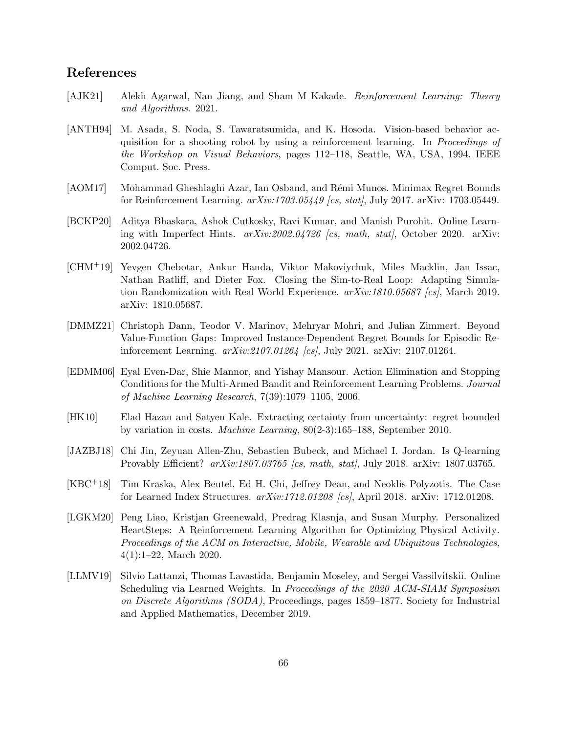## References

[AJK21] Alekh Agarwal, Nan Jiang, and Sham M Kakade. *Reinforcement Learning: Theory and Algorithms*. 2021.

[ANTH94] M. Asada, S. Noda, S. Tawaratsumida, and K. Hosoda. Vision-based behavior acquisition for a shooting robot by using a reinforcement learning. In *Proceedings of the Workshop on Visual Behaviors*, pages 112–118, Seattle, WA, USA, 1994. IEEE Comput. Soc. Press.

[AOM17] Mohammad Gheshlaghi Azar, Ian Osband, and Rémi Munos. Minimax Regret Bounds for Reinforcement Learning. *arXiv:1703.05449 [cs, stat]*, July 2017. arXiv: 1703.05449.

[BCKP20] Aditya Bhaskara, Ashok Cutkosky, Ravi Kumar, and Manish Purohit. Online Learning with Imperfect Hints. *arXiv:2002.04726 [cs, math, stat]*, October 2020. arXiv: 2002.04726.

[CHM+19] Yevgen Chebotar, Ankur Handa, Viktor Makoviychuk, Miles Macklin, Jan Issac, Nathan Ratliff, and Dieter Fox. Closing the Sim-to-Real Loop: Adapting Simulation Randomization with Real World Experience. *arXiv:1810.05687 [cs]*, March 2019. arXiv: 1810.05687.

[DMMZ21] Christoph Dann, Teodor V. Marinov, Mehryar Mohri, and Julian Zimmert. Beyond Value-Function Gaps: Improved Instance-Dependent Regret Bounds for Episodic Reinforcement Learning. *arXiv:2107.01264 [cs]*, July 2021. arXiv: 2107.01264.

[EDMM06] Eyal Even-Dar, Shie Mannor, and Yishay Mansour. Action Elimination and Stopping Conditions for the Multi-Armed Bandit and Reinforcement Learning Problems. *Journal of Machine Learning Research*, 7(39):1079–1105, 2006.

[HK10] Elad Hazan and Satyen Kale. Extracting certainty from uncertainty: regret bounded by variation in costs. *Machine Learning*, 80(2-3):165–188, September 2010.

[JAZBJ18] Chi Jin, Zeyuan Allen-Zhu, Sebastien Bubeck, and Michael I. Jordan. Is Q-learning Provably Efficient? *arXiv:1807.03765 [cs, math, stat]*, July 2018. arXiv: 1807.03765.

[KBC+18] Tim Kraska, Alex Beutel, Ed H. Chi, Jeffrey Dean, and Neoklis Polyzotis. The Case for Learned Index Structures. *arXiv:1712.01208 [cs]*, April 2018. arXiv: 1712.01208.

[LGKM20] Peng Liao, Kristjan Greenewald, Predrag Klasnja, and Susan Murphy. Personalized HeartSteps: A Reinforcement Learning Algorithm for Optimizing Physical Activity. *Proceedings of the ACM on Interactive, Mobile, Wearable and Ubiquitous Technologies*, 4(1):1–22, March 2020.

[LLMV19] Silvio Lattanzi, Thomas Lavastida, Benjamin Moseley, and Sergei Vassilvitskii. Online Scheduling via Learned Weights. In *Proceedings of the 2020 ACM-SIAM Symposium on Discrete Algorithms (SODA)*, Proceedings, pages 1859–1877. Society for Industrial and Applied Mathematics, December 2019.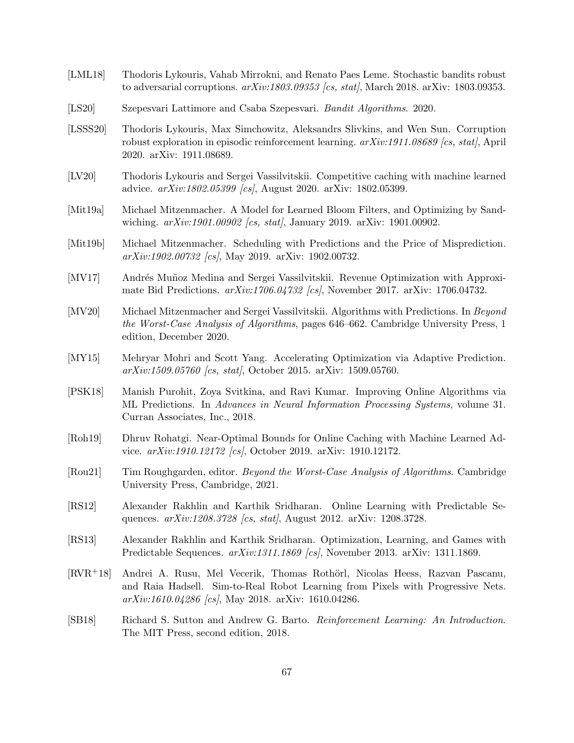[LML18] Thodoris Lykouris, Vahab Mirrokni, and Renato Paes Leme. Stochastic bandits robust to adversarial corruptions. *arXiv:1803.09353 [cs, stat]*, March 2018. arXiv: 1803.09353.

[LS20] Szepesvari Lattimore and Csaba Szepesvari. *Bandit Algorithms*. 2020.

[LSSS20] Thodoris Lykouris, Max Simchowitz, Aleksandrs Slivkins, and Wen Sun. Corruption robust exploration in episodic reinforcement learning. *arXiv:1911.08689 [cs, stat]*, April 2020. arXiv: 1911.08689.

[LV20] Thodoris Lykouris and Sergei Vassilvitskii. Competitive caching with machine learned advice. *arXiv:1802.05399 [cs]*, August 2020. arXiv: 1802.05399.

[Mit19a] Michael Mitzenmacher. A Model for Learned Bloom Filters, and Optimizing by Sandwiching. *arXiv:1901.00902 [cs, stat]*, January 2019. arXiv: 1901.00902.

[Mit19b] Michael Mitzenmacher. Scheduling with Predictions and the Price of Misprediction. *arXiv:1902.00732 [cs]*, May 2019. arXiv: 1902.00732.

[MV17] Andrés Muñoz Medina and Sergei Vassilvitskii. Revenue Optimization with Approximate Bid Predictions. *arXiv:1706.04732 [cs]*, November 2017. arXiv: 1706.04732.

[MV20] Michael Mitzenmacher and Sergei Vassilvitskii. Algorithms with Predictions. In *Beyond the Worst-Case Analysis of Algorithms*, pages 646–662. Cambridge University Press, 1 edition, December 2020.

[MY15] Mehryar Mohri and Scott Yang. Accelerating Optimization via Adaptive Prediction. *arXiv:1509.05760 [cs, stat]*, October 2015. arXiv: 1509.05760.

[PSK18] Manish Purohit, Zoya Svitkina, and Ravi Kumar. Improving Online Algorithms via ML Predictions. In *Advances in Neural Information Processing Systems*, volume 31. Curran Associates, Inc., 2018.

[Roh19] Dhruv Rohatgi. Near-Optimal Bounds for Online Caching with Machine Learned Advice. *arXiv:1910.12172 [cs]*, October 2019. arXiv: 1910.12172.

[Rou21] Tim Roughgarden, editor. *Beyond the Worst-Case Analysis of Algorithms*. Cambridge University Press, Cambridge, 2021.

[RS12] Alexander Rakhlin and Karthik Sridharan. Online Learning with Predictable Sequences. *arXiv:1208.3728 [cs, stat]*, August 2012. arXiv: 1208.3728.

[RS13] Alexander Rakhlin and Karthik Sridharan. Optimization, Learning, and Games with Predictable Sequences. *arXiv:1311.1869 [cs]*, November 2013. arXiv: 1311.1869.

[RVR+18] Andrei A. Rusu, Mel Vecerik, Thomas Rothörl, Nicolas Heess, Razvan Pascanu, and Raia Hadsell. Sim-to-Real Robot Learning from Pixels with Progressive Nets. *arXiv:1610.04286 [cs]*, May 2018. arXiv: 1610.04286.

[SB18] Richard S. Sutton and Andrew G. Barto. *Reinforcement Learning: An Introduction*. The MIT Press, second edition, 2018.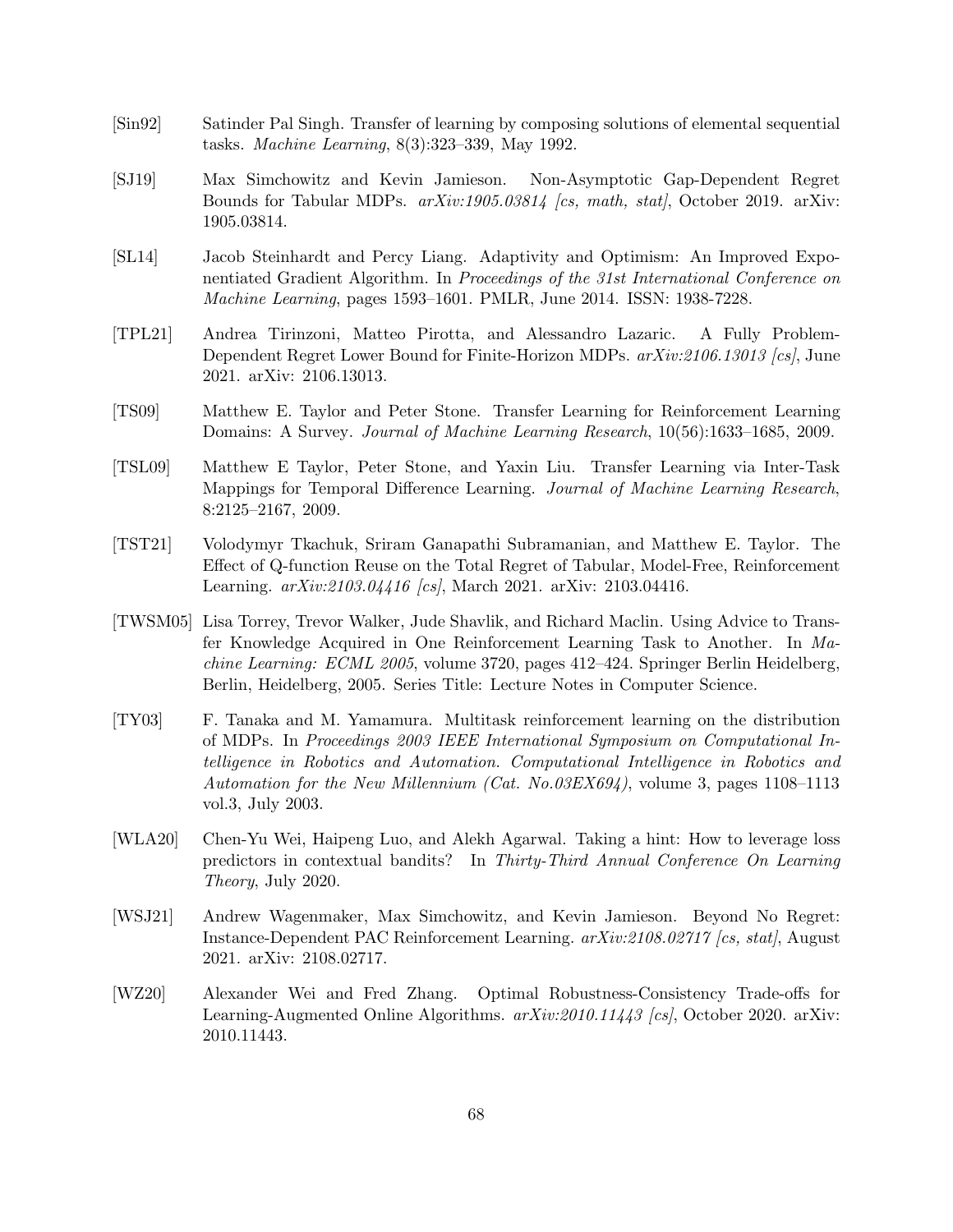[Sin92] Satinder Pal Singh. Transfer of learning by composing solutions of elemental sequential tasks. *Machine Learning*, 8(3):323–339, May 1992.

[SJ19] Max Simchowitz and Kevin Jamieson. Non-Asymptotic Gap-Dependent Regret Bounds for Tabular MDPs. *arXiv:1905.03814 [cs, math, stat]*, October 2019. arXiv: 1905.03814.

[SL14] Jacob Steinhardt and Percy Liang. Adaptivity and Optimism: An Improved Exponentiated Gradient Algorithm. In *Proceedings of the 31st International Conference on Machine Learning*, pages 1593–1601. PMLR, June 2014. ISSN: 1938-7228.

[TPL21] Andrea Tirinzoni, Matteo Pirotta, and Alessandro Lazaric. A Fully Problem-Dependent Regret Lower Bound for Finite-Horizon MDPs. *arXiv:2106.13013 [cs]*, June 2021. arXiv: 2106.13013.

[TS09] Matthew E. Taylor and Peter Stone. Transfer Learning for Reinforcement Learning Domains: A Survey. *Journal of Machine Learning Research*, 10(56):1633–1685, 2009.

[TSL09] Matthew E Taylor, Peter Stone, and Yaxin Liu. Transfer Learning via Inter-Task Mappings for Temporal Difference Learning. *Journal of Machine Learning Research*, 8:2125–2167, 2009.

[TST21] Volodymyr Tkachuk, Sriram Ganapathi Subramanian, and Matthew E. Taylor. The Effect of Q-function Reuse on the Total Regret of Tabular, Model-Free, Reinforcement Learning. *arXiv:2103.04416 [cs]*, March 2021. arXiv: 2103.04416.

[TWSM05] Lisa Torrey, Trevor Walker, Jude Shavlik, and Richard Maclin. Using Advice to Transfer Knowledge Acquired in One Reinforcement Learning Task to Another. In *Machine Learning: ECML 2005*, volume 3720, pages 412–424. Springer Berlin Heidelberg, Berlin, Heidelberg, 2005. Series Title: Lecture Notes in Computer Science.

[TY03] F. Tanaka and M. Yamamura. Multitask reinforcement learning on the distribution of MDPs. In *Proceedings 2003 IEEE International Symposium on Computational Intelligence in Robotics and Automation. Computational Intelligence in Robotics and Automation for the New Millennium (Cat. No.03EX694)*, volume 3, pages 1108–1113 vol.3, July 2003.

[WLA20] Chen-Yu Wei, Haipeng Luo, and Alekh Agarwal. Taking a hint: How to leverage loss predictors in contextual bandits? In *Thirty-Third Annual Conference On Learning Theory*, July 2020.

[WSJ21] Andrew Wagenmaker, Max Simchowitz, and Kevin Jamieson. Beyond No Regret: Instance-Dependent PAC Reinforcement Learning. *arXiv:2108.02717 [cs, stat]*, August 2021. arXiv: 2108.02717.

[WZ20] Alexander Wei and Fred Zhang. Optimal Robustness-Consistency Trade-offs for Learning-Augmented Online Algorithms. *arXiv:2010.11443 [cs]*, October 2020. arXiv: 2010.11443.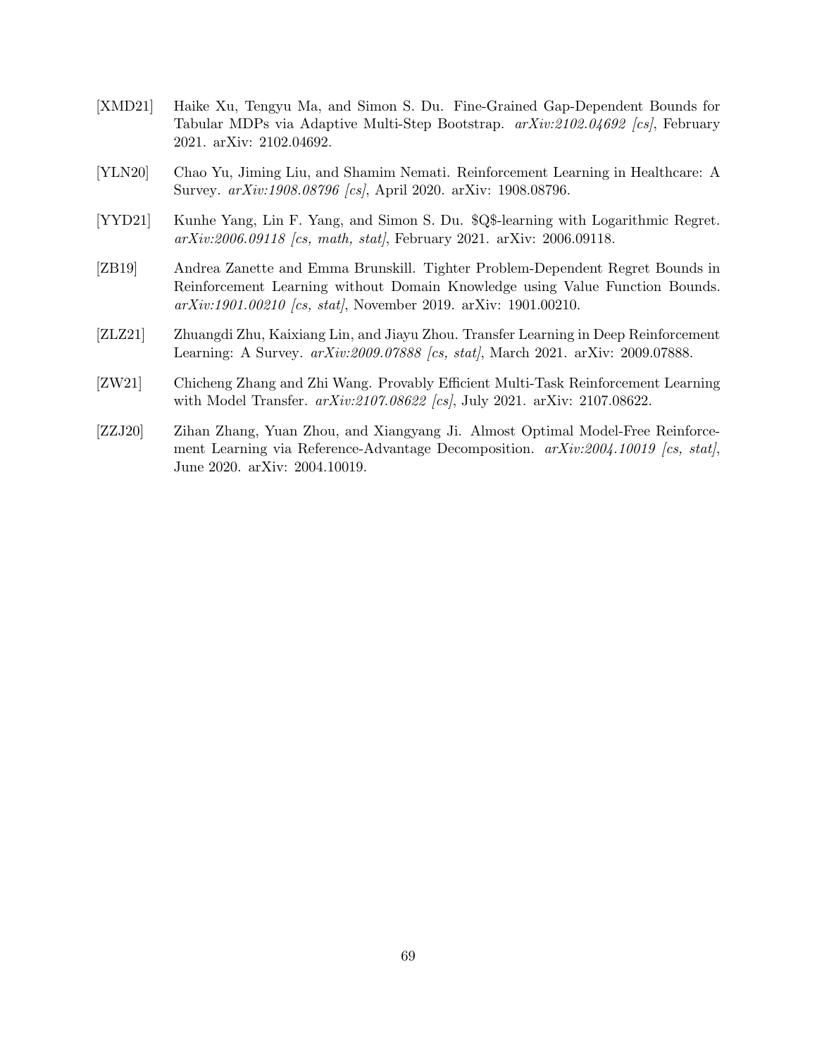[XMD21] Haike Xu, Tengyu Ma, and Simon S. Du. Fine-Grained Gap-Dependent Bounds for Tabular MDPs via Adaptive Multi-Step Bootstrap. *arXiv:2102.04692 [cs]*, February 2021. arXiv: 2102.04692.

[YLN20] Chao Yu, Jiming Liu, and Shamim Nemati. Reinforcement Learning in Healthcare: A Survey. *arXiv:1908.08796 [cs]*, April 2020. arXiv: 1908.08796.

[YYD21] Kunhe Yang, Lin F. Yang, and Simon S. Du. $Q$-learning with Logarithmic Regret. *arXiv:2006.09118 [cs, math, stat]*, February 2021. arXiv: 2006.09118.

[ZB19] Andrea Zanette and Emma Brunskill. Tighter Problem-Dependent Regret Bounds in Reinforcement Learning without Domain Knowledge using Value Function Bounds. *arXiv:1901.00210 [cs, stat]*, November 2019. arXiv: 1901.00210.

[ZLZ21] Zhuangdi Zhu, Kaixiang Lin, and Jiayu Zhou. Transfer Learning in Deep Reinforcement Learning: A Survey. *arXiv:2009.07888 [cs, stat]*, March 2021. arXiv: 2009.07888.

[ZW21] Chicheng Zhang and Zhi Wang. Provably Efficient Multi-Task Reinforcement Learning with Model Transfer. *arXiv:2107.08622 [cs]*, July 2021. arXiv: 2107.08622.

[ZZJ20] Zihan Zhang, Yuan Zhou, and Xiangyang Ji. Almost Optimal Model-Free Reinforcement Learning via Reference-Advantage Decomposition. *arXiv:2004.10019 [cs, stat]*, June 2020. arXiv: 2004.10019.